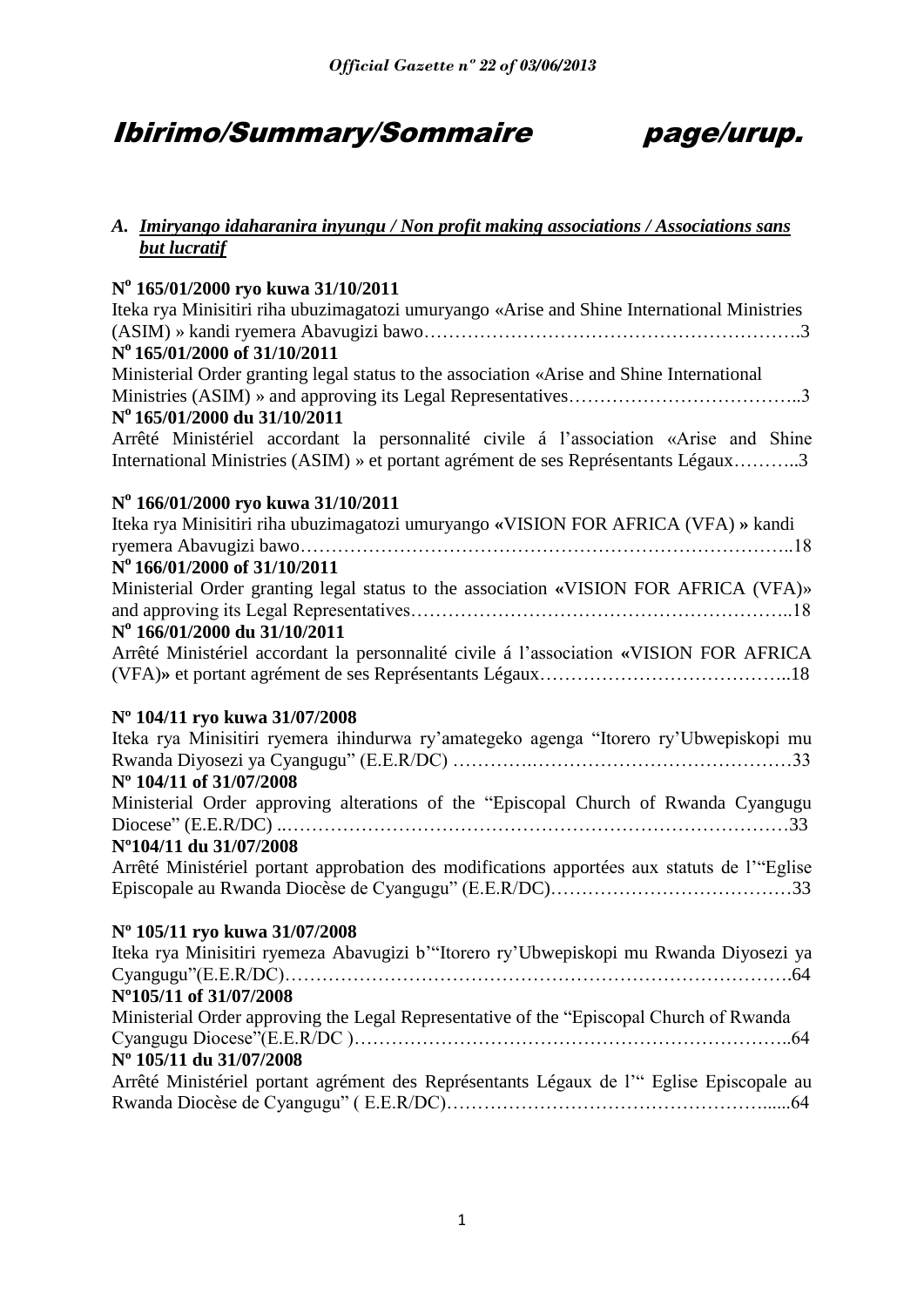# Ibirimo/Summary/Sommaire page/urup.

## A. *Imiryango idaharanira inyungu / Non profit making associations / Associations sans but lucratif*

**N° 165/01/2000 ryo kuwa 31/10/2011**
Iteka rya Minisitiri riha ubuzimagatozi umuryango «Arise and Shine International Ministries (ASIM) » kandi ryemera Abavugizi bawo……………………………………………………….3
**N° 165/01/2000 of 31/10/2011**
Ministerial Order granting legal status to the association «Arise and Shine International Ministries (ASIM) » and approving its Legal Representatives………………………………..3
**N° 165/01/2000 du 31/10/2011**
Arrêté Ministériel accordant la personnalité civile á l'association «Arise and Shine International Ministries (ASIM) » et portant agrément de ses Représentants Légaux………..3

**N° 166/01/2000 ryo kuwa 31/10/2011**
Iteka rya Minisitiri riha ubuzimagatozi umuryango «VISION FOR AFRICA (VFA) » kandi ryemera Abavugizi bawo……………………………………………………………………..18
**N° 166/01/2000 of 31/10/2011**
Ministerial Order granting legal status to the association «VISION FOR AFRICA (VFA)» and approving its Legal Representatives…………………………………………………..18
**N° 166/01/2000 du 31/10/2011**
Arrêté Ministériel accordant la personnalité civile á l'association «VISION FOR AFRICA (VFA)» et portant agrément de ses Représentants Légaux…………………………………..18

**Nº 104/11 ryo kuwa 31/07/2008**
Iteka rya Minisitiri ryemera ihindurwa ry'amategeko agenga "Itorero ry'Ubwepiskopi mu Rwanda Diyosezi ya Cyangugu" (E.E.R/DC) ………….……………………………………33
**Nº 104/11 of 31/07/2008**
Ministerial Order approving alterations of the "Episcopal Church of Rwanda Cyangugu Diocese" (E.E.R/DC) ..…………………………………………………………………….33
**Nº104/11 du 31/07/2008**
Arrêté Ministériel portant approbation des modifications apportées aux statuts de l'"Eglise Episcopale au Rwanda Diocèse de Cyangugu" (E.E.R/DC)…………………………………33

**Nº 105/11 ryo kuwa 31/07/2008**
Iteka rya Minisitiri ryemeza Abavugizi b'"Itorero ry'Ubwepiskopi mu Rwanda Diyosezi ya Cyangugu"(E.E.R/DC)……………………………………………………………………….64
**Nº105/11 of 31/07/2008**
Ministerial Order approving the Legal Representative of the "Episcopal Church of Rwanda Cyangugu Diocese"(E.E.R/DC )…………………………………………………………..64
**Nº 105/11 du 31/07/2008**
Arrêté Ministériel portant agrément des Représentants Légaux de l'" Eglise Episcopale au Rwanda Diocèse de Cyangugu" ( E.E.R/DC)…………………………………………......64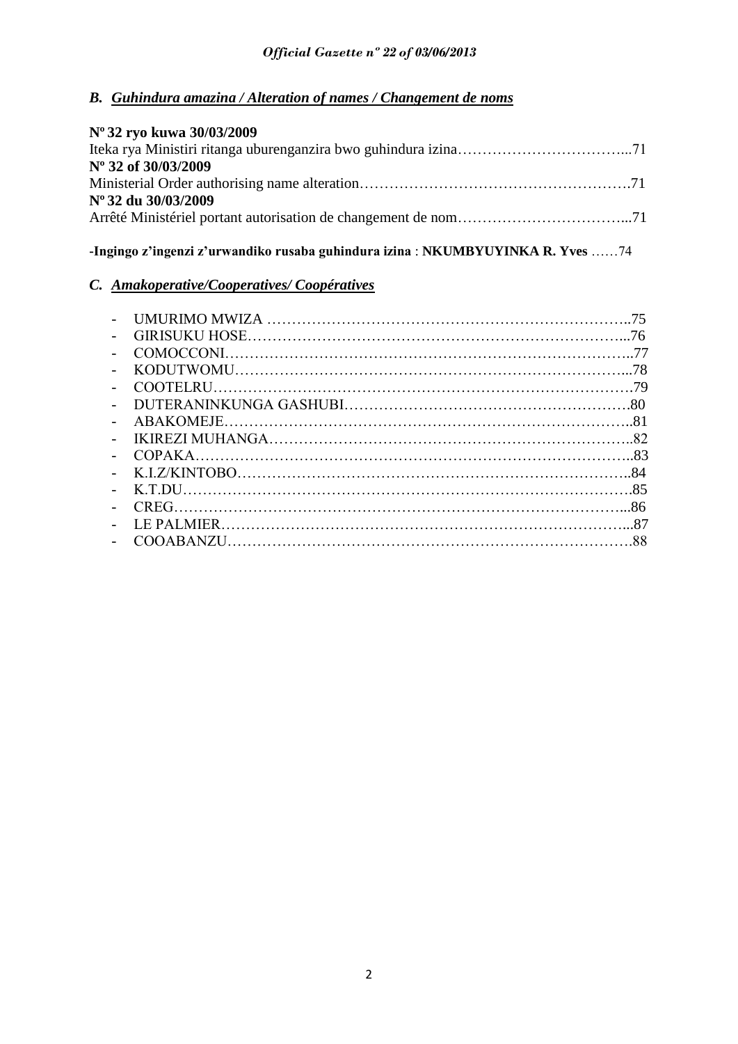### *B. Guhindura amazina / Alteration of names / Changement de noms*

**Nº 32 ryo kuwa 30/03/2009**
Iteka rya Ministiri ritanga uburenganzira bwo guhindura izina……………………………...71
**Nº 32 of 30/03/2009**
Ministerial Order authorising name alteration……………………………………………….71
**Nº 32 du 30/03/2009**
Arrêté Ministériel portant autorisation de changement de nom……………………………...71

**-Ingingo z'ingenzi z'urwandiko rusaba guhindura izina** : **NKUMBYUYINKA R. Yves** ……74

### *C. Amakoperative/Cooperatives/ Coopératives*

- UMURIMO MWIZA ………………………………………………………………..75
- GIRISUKU HOSE………………………………………………………………...76
- COMOCCONI……………….……………………………………………………..77
- KODUTWOMU…………………………………………………………………...78
- COOTELRU……………………………………………………………………….79
- DUTERANINKUNGA GASHUBI………………………………………………….80
- ABAKOMEJE……………………….……………………………………………..81
- IKIREZI MUHANGA……………………………………………………………..82
- COPAKA…………………………………………………………………………..83
- K.I.Z/KINTOBO…………………………………………………………………..84
- K.T.DU…………………………………………….……………………………….85
- CREG……………………………………………………………………………...86
- LE PALMIER……………………………………………………………………...87
- COOABANZU…………………………………………………………………….88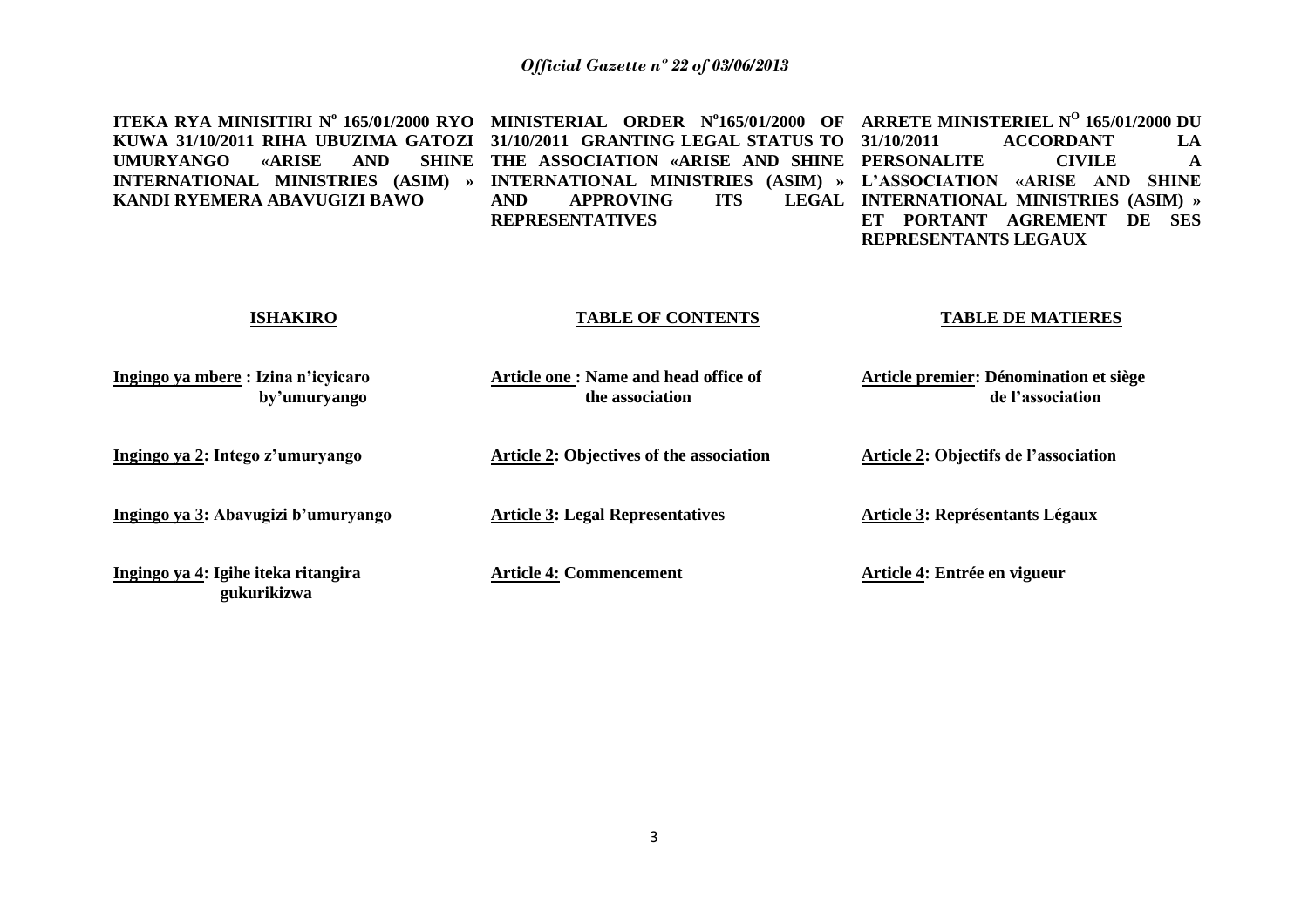**ITEKA RYA MINISITIRI N° 165/01/2000 RYO KUWA 31/10/2011 RIHA UBUZIMA GATOZI UMURYANGO «ARISE AND SHINE INTERNATIONAL MINISTRIES (ASIM) » KANDI RYEMERA ABAVUGIZI BAWO**

**ISHAKIRO**

**Ingingo ya mbere : Izina n'icyicaro by'umuryango**

**Ingingo ya 2: Intego z'umuryango**

**Ingingo ya 3: Abavugizi b'umuryango**

**Ingingo ya 4: Igihe iteka ritangira gukurikizwa**

**MINISTERIAL ORDER N°165/01/2000 OF 31/10/2011 GRANTING LEGAL STATUS TO THE ASSOCIATION «ARISE AND SHINE INTERNATIONAL MINISTRIES (ASIM) » AND APPROVING ITS LEGAL REPRESENTATIVES**

**TABLE OF CONTENTS**

**Article one : Name and head office of the association**

**Article 2: Objectives of the association**

**Article 3: Legal Representatives**

**Article 4: Commencement**

**ARRETE MINISTERIEL N° 165/01/2000 DU 31/10/2011 ACCORDANT LA PERSONALITE CIVILE A L'ASSOCIATION «ARISE AND SHINE INTERNATIONAL MINISTRIES (ASIM) » ET PORTANT AGREMENT DE SES REPRESENTANTS LEGAUX**

**TABLE DE MATIERES**

**Article premier: Dénomination et siège de l'association**

**Article 2: Objectifs de l'association**

**Article 3: Représentants Légaux**

**Article 4: Entrée en vigueur**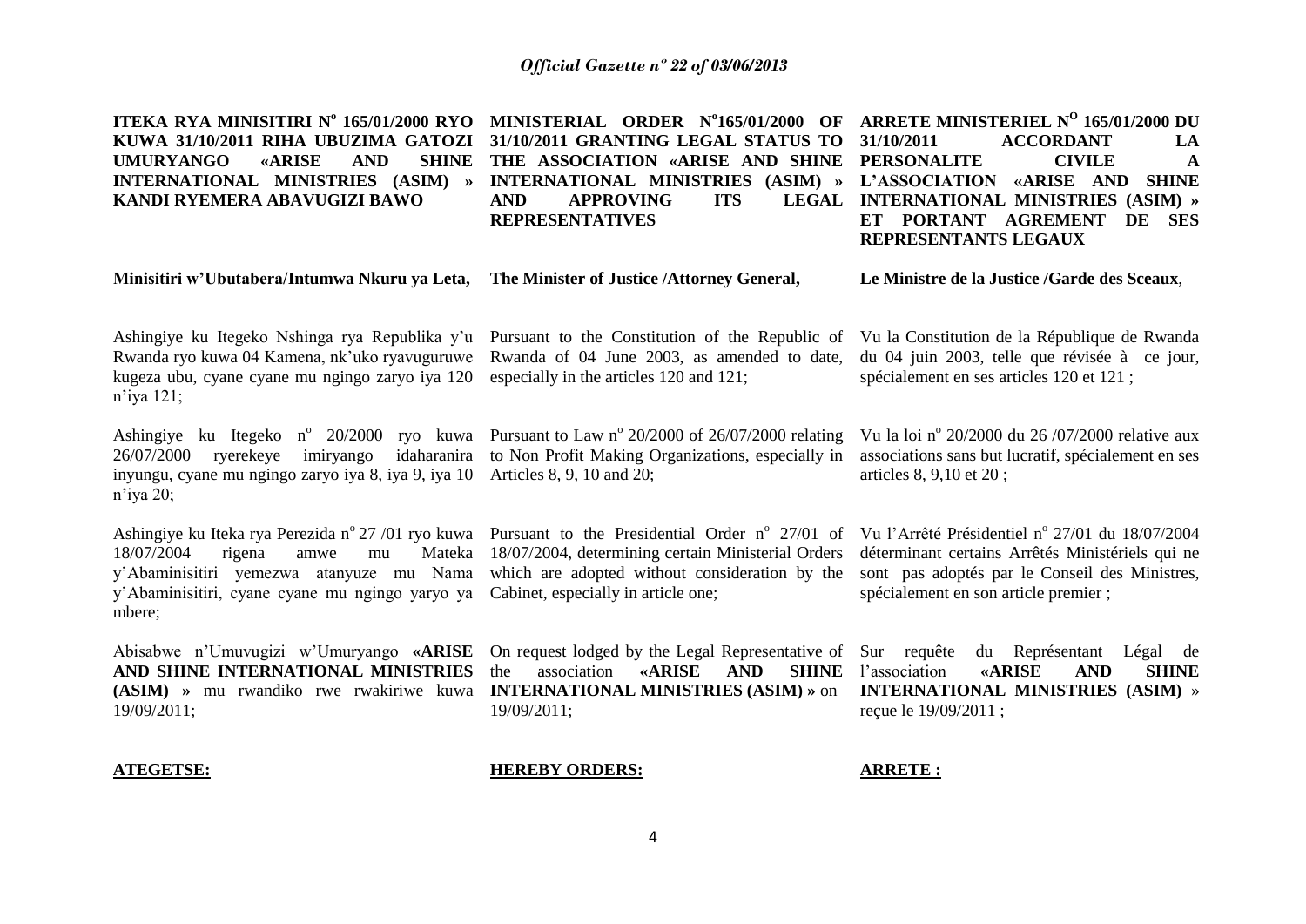**ITEKA RYA MINISITIRI N° 165/01/2000 RYO KUWA 31/10/2011 RIHA UBUZIMA GATOZI UMURYANGO «ARISE AND SHINE INTERNATIONAL MINISTRIES (ASIM) » KANDI RYEMERA ABAVUGIZI BAWO**

**Minisitiri w'Ubutabera/Intumwa Nkuru ya Leta,**

Ashingiye ku Itegeko Nshinga rya Republika y'u Rwanda ryo kuwa 04 Kamena, nk'uko ryavuguruwe kugeza ubu, cyane cyane mu ngingo zaryo iya 120 n'iya 121;

Ashingiye ku Itegeko n° 20/2000 ryo kuwa 26/07/2000 ryerekeye imiryango idaharanira inyungu, cyane mu ngingo zaryo iya 8, iya 9, iya 10 n'iya 20;

Ashingiye ku Iteka rya Perezida n° 27 /01 ryo kuwa 18/07/2004 rigena amwe mu Mateka y'Abaminisitiri yemezwa atanyuze mu Nama y'Abaminisitiri, cyane cyane mu ngingo yaryo ya mbere;

Abisabwe n'Umuvugizi w'Umuryango **«ARISE AND SHINE INTERNATIONAL MINISTRIES (ASIM) »** mu rwandiko rwe rwakiriwe kuwa 19/09/2011;

**ATEGETSE:**

**MINISTERIAL ORDER N°165/01/2000 OF 31/10/2011 GRANTING LEGAL STATUS TO THE ASSOCIATION «ARISE AND SHINE INTERNATIONAL MINISTRIES (ASIM) » AND APPROVING ITS LEGAL REPRESENTATIVES**

**The Minister of Justice /Attorney General,**

Pursuant to the Constitution of the Republic of Rwanda of 04 June 2003, as amended to date, especially in the articles 120 and 121;

Pursuant to Law n° 20/2000 of 26/07/2000 relating to Non Profit Making Organizations, especially in Articles 8, 9, 10 and 20;

Pursuant to the Presidential Order n° 27/01 of 18/07/2004, determining certain Ministerial Orders which are adopted without consideration by the Cabinet, especially in article one;

On request lodged by the Legal Representative of the association **«ARISE AND SHINE INTERNATIONAL MINISTRIES (ASIM) »** on 19/09/2011;

**HEREBY ORDERS:**

**ARRETE MINISTERIEL N° 165/01/2000 DU 31/10/2011 ACCORDANT LA PERSONALITE CIVILE A L'ASSOCIATION «ARISE AND SHINE INTERNATIONAL MINISTRIES (ASIM) » ET PORTANT AGREMENT DE SES REPRESENTANTS LEGAUX**

**Le Ministre de la Justice /Garde des Sceaux**,

Vu la Constitution de la République de Rwanda du 04 juin 2003, telle que révisée à ce jour, spécialement en ses articles 120 et 121 ;

Vu la loi n° 20/2000 du 26 /07/2000 relative aux associations sans but lucratif, spécialement en ses articles 8, 9,10 et 20 ;

Vu l'Arrêté Présidentiel n° 27/01 du 18/07/2004 déterminant certains Arrêtés Ministériels qui ne sont pas adoptés par le Conseil des Ministres, spécialement en son article premier ;

Sur requête du Représentant Légal de l'association **«ARISE AND SHINE INTERNATIONAL MINISTRIES (ASIM)** » reçue le 19/09/2011 ;

**ARRETE :**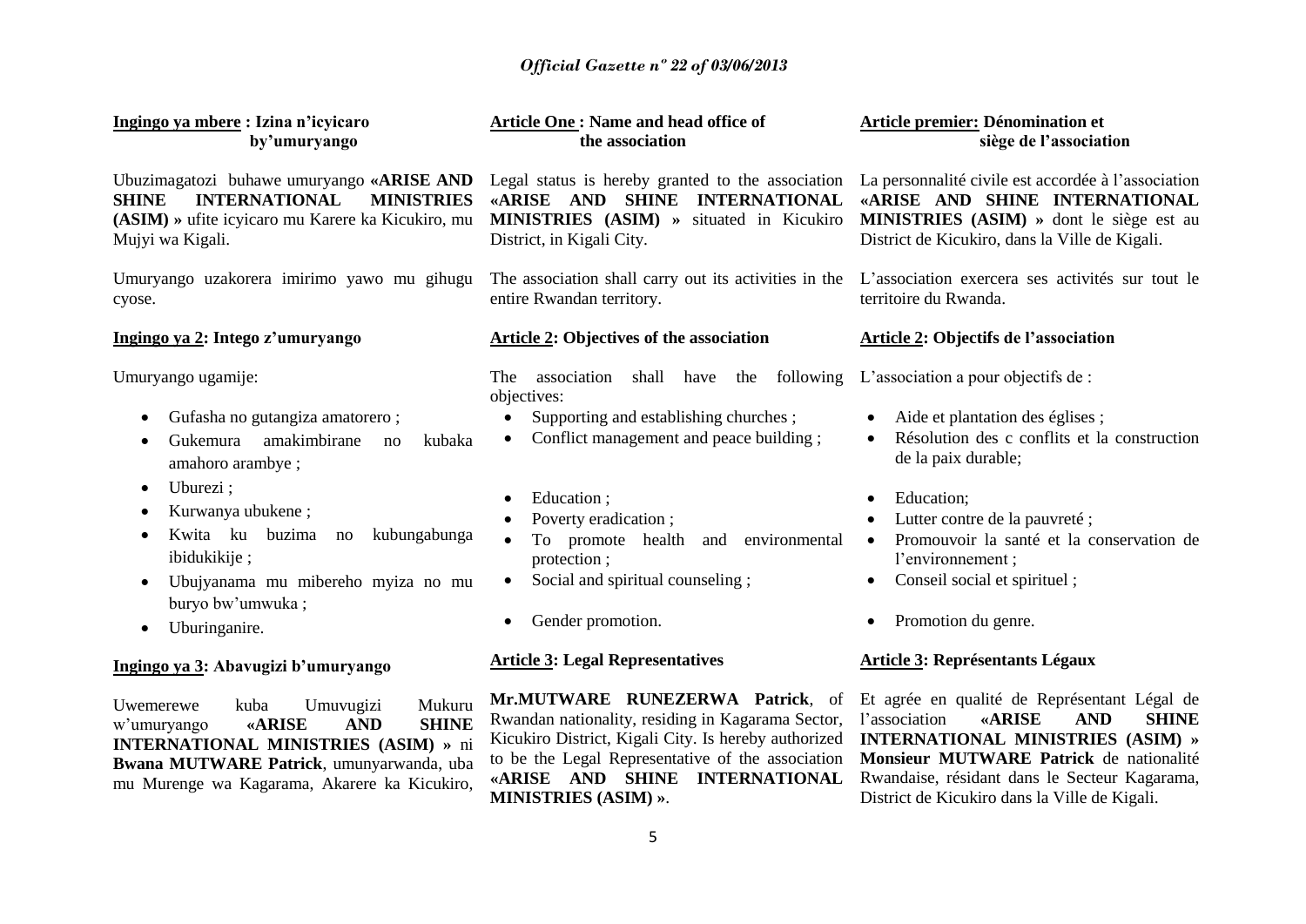**Ingingo ya mbere : Izina n'icyicaro by'umuryango**

Ubuzimagatozi buhawe umuryango **«ARISE AND SHINE INTERNATIONAL MINISTRIES (ASIM) »** ufite icyicaro mu Karere ka Kicukiro, mu Mujyi wa Kigali.

Umuryango uzakorera imirimo yawo mu gihugu cyose.

**Ingingo ya 2: Intego z'umuryango**

Umuryango ugamije:

- Gufasha no gutangiza amatorero ;
- Gukemura amakimbirane no kubaka amahoro arambye ;
- Uburezi ;
- Kurwanya ubukene ;
- Kwita ku buzima no kubungabunga ibidukikije ;
- Ubujyanama mu mibereho myiza no mu buryo bw'umwuka ;
- Uburinganire.

**Ingingo ya 3: Abavugizi b'umuryango**

Uwemerewe kuba Umuvugizi Mukuru w'umuryango **«ARISE AND SHINE INTERNATIONAL MINISTRIES (ASIM) »** ni **Bwana MUTWARE Patrick**, umunyarwanda, uba mu Murenge wa Kagarama, Akarere ka Kicukiro,

**Article One : Name and head office of the association**

Legal status is hereby granted to the association **«ARISE AND SHINE INTERNATIONAL MINISTRIES (ASIM) »** situated in Kicukiro District, in Kigali City.

The association shall carry out its activities in the entire Rwandan territory.

**Article 2: Objectives of the association**

The association shall have the following objectives:

- Supporting and establishing churches ;
- Conflict management and peace building ;
- Education ;
- Poverty eradication ;
- To promote health and environmental protection ;
- Social and spiritual counseling ;
- Gender promotion.

**Article 3: Legal Representatives**

**Mr.MUTWARE RUNEZERWA Patrick**, of Rwandan nationality, residing in Kagarama Sector, Kicukiro District, Kigali City. Is hereby authorized to be the Legal Representative of the association **«ARISE AND SHINE INTERNATIONAL MINISTRIES (ASIM) »**.

**Article premier: Dénomination et siège de l'association**

La personnalité civile est accordée à l'association **«ARISE AND SHINE INTERNATIONAL MINISTRIES (ASIM) »** dont le siège est au District de Kicukiro, dans la Ville de Kigali.

L'association exercera ses activités sur tout le territoire du Rwanda.

**Article 2: Objectifs de l'association**

L'association a pour objectifs de :

- Aide et plantation des églises ;
- Résolution des c conflits et la construction de la paix durable;
- Education;
- Lutter contre de la pauvreté ;
- Promouvoir la santé et la conservation de l'environnement ;
- Conseil social et spirituel ;
- Promotion du genre.

**Article 3: Représentants Légaux**

Et agrée en qualité de Représentant Légal de l'association **«ARISE AND SHINE INTERNATIONAL MINISTRIES (ASIM) » Monsieur MUTWARE Patrick** de nationalité Rwandaise, résidant dans le Secteur Kagarama, District de Kicukiro dans la Ville de Kigali.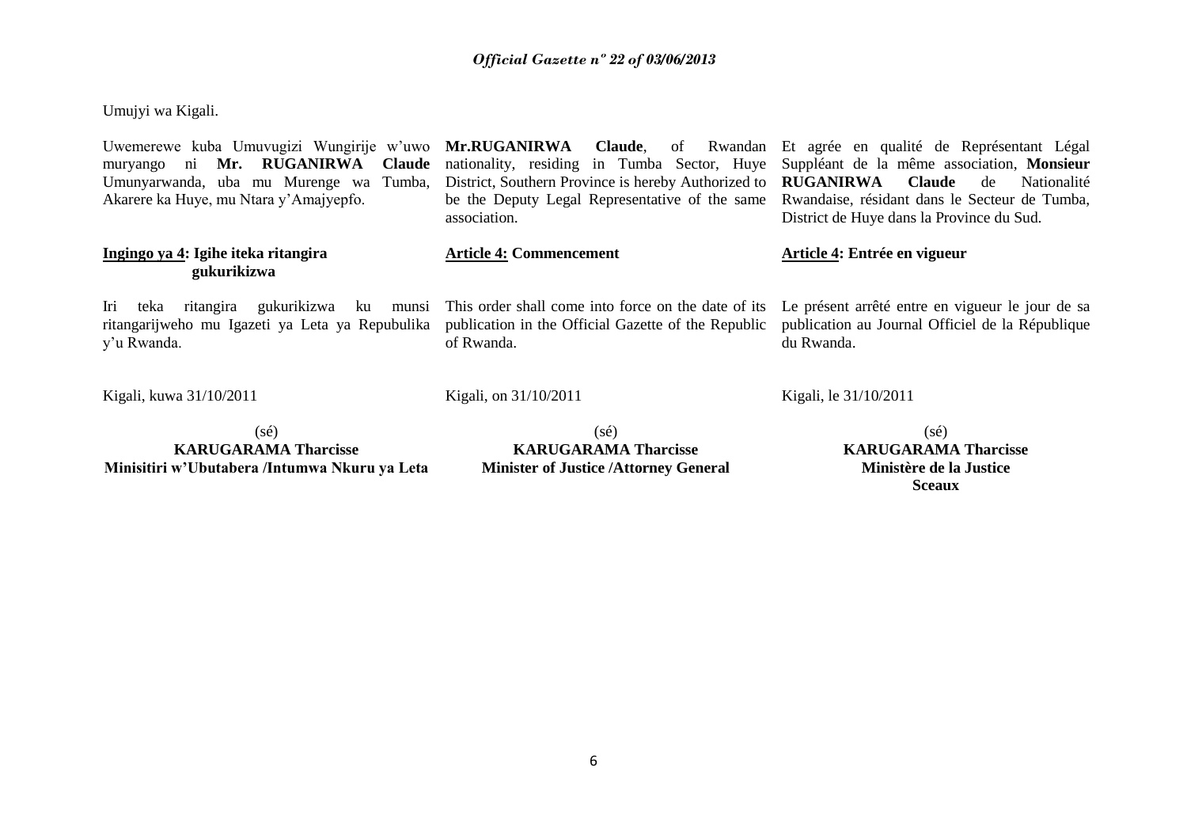Umujyi wa Kigali.

Uwemerewe kuba Umuvugizi Wungirije w'uwo muryango ni **Mr. RUGANIRWA Claude** Umunyarwanda, uba mu Murenge wa Tumba, Akarere ka Huye, mu Ntara y'Amajyepfo.

**Ingingo ya 4: Igihe iteka ritangira gukurikizwa**

Iri teka ritangira gukurikizwa ku munsi ritangarijweho mu Igazeti ya Leta ya Repubulika y'u Rwanda.

Kigali, kuwa 31/10/2011

(sé)
**KARUGARAMA Tharcisse**
**Minisitiri w'Ubutabera /Intumwa Nkuru ya Leta**

**Mr.RUGANIRWA Claude**, of Rwandan nationality, residing in Tumba Sector, Huye District, Southern Province is hereby Authorized to be the Deputy Legal Representative of the same association.

**Article 4: Commencement**

This order shall come into force on the date of its publication in the Official Gazette of the Republic of Rwanda.

Kigali, on 31/10/2011

(sé)
**KARUGARAMA Tharcisse**
**Minister of Justice /Attorney General**

Et agrée en qualité de Représentant Légal Suppléant de la même association, **Monsieur RUGANIRWA Claude** de Nationalité Rwandaise, résidant dans le Secteur de Tumba, District de Huye dans la Province du Sud.

**Article 4: Entrée en vigueur**

Le présent arrêté entre en vigueur le jour de sa publication au Journal Officiel de la République du Rwanda.

Kigali, le 31/10/2011

(sé)
**KARUGARAMA Tharcisse**
**Ministère de la Justice**
**Sceaux**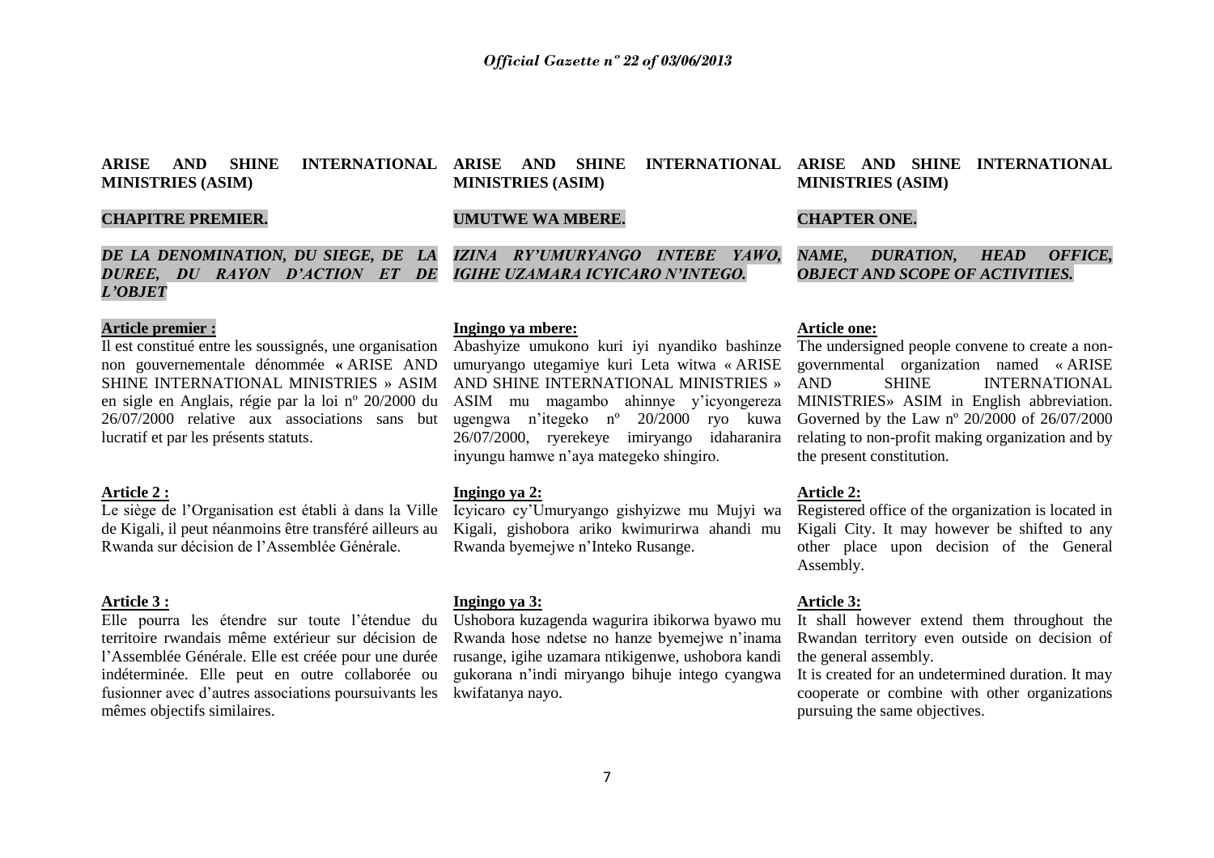**ARISE AND SHINE INTERNATIONAL MINISTRIES (ASIM)**

**CHAPITRE PREMIER.**

***DE LA DENOMINATION, DU SIEGE, DE LA DUREE, DU RAYON D'ACTION ET DE L'OBJET***

**Article premier :**

Il est constitué entre les soussignés, une organisation non gouvernementale dénommée **«** ARISE AND SHINE INTERNATIONAL MINISTRIES » ASIM en sigle en Anglais, régie par la loi nº 20/2000 du 26/07/2000 relative aux associations sans but lucratif et par les présents statuts.

**Article 2 :**

Le siège de l'Organisation est établi à dans la Ville de Kigali, il peut néanmoins être transféré ailleurs au Rwanda sur décision de l'Assemblée Générale.

**Article 3 :**

Elle pourra les étendre sur toute l'étendue du territoire rwandais même extérieur sur décision de l'Assemblée Générale. Elle est créée pour une durée indéterminée. Elle peut en outre collaborée ou fusionner avec d'autres associations poursuivants les mêmes objectifs similaires.

**ARISE AND SHINE INTERNATIONAL MINISTRIES (ASIM)**

**UMUTWE WA MBERE.**

***IZINA RY'UMURYANGO INTEBE YAWO, IGIHE UZAMARA ICYICARO N'INTEGO.***

**Ingingo ya mbere:**

Abashyize umukono kuri iyi nyandiko bashinze umuryango utegamiye kuri Leta witwa « ARISE AND SHINE INTERNATIONAL MINISTRIES » ASIM mu magambo ahinnye y'icyongereza ugengwa n'itegeko nº 20/2000 ryo kuwa 26/07/2000, ryerekeye imiryango idaharanira inyungu hamwe n'aya mategeko shingiro.

**Ingingo ya 2:**

Icyicaro cy'Umuryango gishyizwe mu Mujyi wa Kigali, gishobora ariko kwimurirwa ahandi mu Rwanda byemejwe n'Inteko Rusange.

**Ingingo ya 3:**

Ushobora kuzagenda wagurira ibikorwa byawo mu Rwanda hose ndetse no hanze byemejwe n'inama rusange, igihe uzamara ntikigenwe, ushobora kandi gukorana n'indi miryango bihuje intego cyangwa kwifatanya nayo.

**ARISE AND SHINE INTERNATIONAL MINISTRIES (ASIM)**

**CHAPTER ONE.**

***NAME, DURATION, HEAD OFFICE, OBJECT AND SCOPE OF ACTIVITIES.***

**Article one:**

The undersigned people convene to create a non-governmental organization named « ARISE AND SHINE INTERNATIONAL MINISTRIES» ASIM in English abbreviation. Governed by the Law nº 20/2000 of 26/07/2000 relating to non-profit making organization and by the present constitution.

**Article 2:**

Registered office of the organization is located in Kigali City. It may however be shifted to any other place upon decision of the General Assembly.

**Article 3:**

It shall however extend them throughout the Rwandan territory even outside on decision of the general assembly.

It is created for an undetermined duration. It may cooperate or combine with other organizations pursuing the same objectives.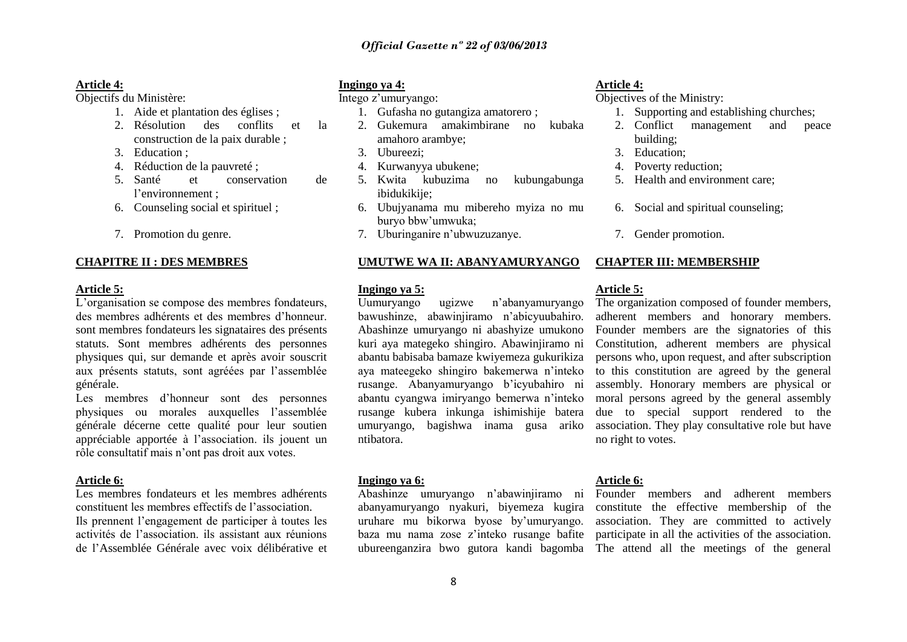**Article 4:**

Objectifs du Ministère:

1. Aide et plantation des églises ;
2. Résolution des conflits et la construction de la paix durable ;
3. Education ;
4. Réduction de la pauvreté ;
5. Santé et conservation de l'environnement ;
6. Counseling social et spirituel ;
7. Promotion du genre.

**CHAPITRE II : DES MEMBRES**

**Article 5:**

L'organisation se compose des membres fondateurs, des membres adhérents et des membres d'honneur. sont membres fondateurs les signataires des présents statuts. Sont membres adhérents des personnes physiques qui, sur demande et après avoir souscrit aux présents statuts, sont agréées par l'assemblée générale.

Les membres d'honneur sont des personnes physiques ou morales auxquelles l'assemblée générale décerne cette qualité pour leur soutien appréciable apportée à l'association. ils jouent un rôle consultatif mais n'ont pas droit aux votes.

**Article 6:**

Les membres fondateurs et les membres adhérents constituent les membres effectifs de l'association.

Ils prennent l'engagement de participer à toutes les activités de l'association. ils assistant aux réunions de l'Assemblée Générale avec voix délibérative et

**Ingingo ya 4:**

Intego z'umuryango:

1. Gufasha no gutangiza amatorero ;
2. Gukemura amakimbirane no kubaka amahoro arambye;
3. Ubureezi;
4. Kurwanyya ubukene;
5. Kwita kubuzima no kubungabunga ibidukikije;
6. Ubujyanama mu mibereho myiza no mu buryo bbw'umwuka;
7. Uburinganire n'ubwuzuzanye.

**UMUTWE WA II: ABANYAMURYANGO**

**Ingingo ya 5:**

Uumuryango ugizwe n'abanyamuryango bawushinze, abawinjiramo n'abicyuubahiro. Abashinze umuryango ni abashyize umukono kuri aya mategeko shingiro. Abawinjiramo ni abantu babisaba bamaze kwiyemeza gukurikiza aya mateegeko shingiro bakemerwa n'inteko rusange. Abanyamuryango b'icyubahiro ni abantu cyangwa imiryango bemerwa n'inteko rusange kubera inkunga ishimishije batera umuryango, bagishwa inama gusa ariko ntibatora.

**Ingingo ya 6:**

Abashinze umuryango n'abawinjiramo ni abanyamuryango nyakuri, biyemeza kugira uruhare mu bikorwa byose by'umuryango. baza mu nama zose z'inteko rusange bafite ubureenganzira bwo gutora kandi bagomba

**Article 4:**

Objectives of the Ministry:

1. Supporting and establishing churches;
2. Conflict management and peace building;
3. Education;
4. Poverty reduction;
5. Health and environment care;
6. Social and spiritual counseling;
7. Gender promotion.

**CHAPTER III: MEMBERSHIP**

**Article 5:**

The organization composed of founder members, adherent members and honorary members. Founder members are the signatories of this Constitution, adherent members are physical persons who, upon request, and after subscription to this constitution are agreed by the general assembly. Honorary members are physical or moral persons agreed by the general assembly due to special support rendered to the association. They play consultative role but have no right to votes.

**Article 6:**

Founder members and adherent members constitute the effective membership of the association. They are committed to actively participate in all the activities of the association. The attend all the meetings of the general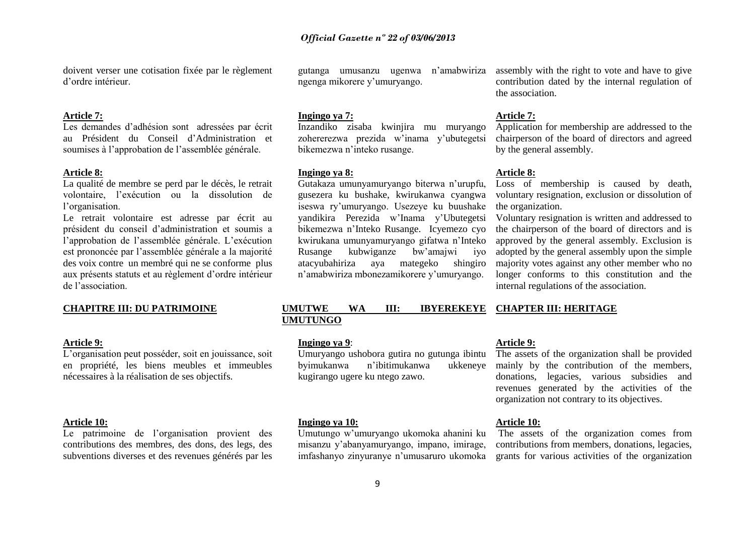doivent verser une cotisation fixée par le règlement d'ordre intérieur.

**Article 7:**
Les demandes d'adhésion sont adressées par écrit au Président du Conseil d'Administration et soumises à l'approbation de l'assemblée générale.

**Article 8:**
La qualité de membre se perd par le décès, le retrait volontaire, l'exécution ou la dissolution de l'organisation.

Le retrait volontaire est adresse par écrit au président du conseil d'administration et soumis a l'approbation de l'assemblée générale. L'exécution est prononcée par l'assemblée générale a la majorité des voix contre un membré qui ne se conforme plus aux présents statuts et au règlement d'ordre intérieur de l'association.

**CHAPITRE III: DU PATRIMOINE**

**Article 9:**
L'organisation peut posséder, soit en jouissance, soit en propriété, les biens meubles et immeubles nécessaires à la réalisation de ses objectifs.

**Article 10:**
Le patrimoine de l'organisation provient des contributions des membres, des dons, des legs, des subventions diverses et des revenues générés par les

gutanga umusanzu ugenwa n'amabwiriza ngenga mikorere y'umuryango.

**Ingingo ya 7:**
Inzandiko zisaba kwinjira mu muryango zohererezwa prezida w'inama y'ubutegetsi bikemezwa n'inteko rusange.

**Ingingo ya 8:**
Gutakaza umunyamuryango biterwa n'urupfu, gusezera ku bushake, kwirukanwa cyangwa iseswa ry'umuryango. Usezeye ku buushake yandikira Perezida w'Inama y'Ubutegetsi bikemezwa n'Inteko Rusange. Icyemezo cyo kwirukana umunyamuryango gifatwa n'Inteko Rusange kubwiganze bw'amajwi iyo atacyubahiriza aya mategeko shingiro n'amabwiriza mbonezamikorere y'umuryango.

**UMUTWE WA III: IBYEREKEYE UMUTUNGO**

**Ingingo ya 9**:
Umuryango ushobora gutira no gutunga ibintu byimukanwa n'ibitimukanwa ukkeneye kugirango ugere ku ntego zawo.

**Ingingo ya 10:**
Umutungo w'umuryango ukomoka ahanini ku misanzu y'abanyamuryango, impano, imirage, imfashanyo zinyuranye n'umusaruro ukomoka

assembly with the right to vote and have to give contribution dated by the internal regulation of the association.

**Article 7:**
Application for membership are addressed to the chairperson of the board of directors and agreed by the general assembly.

**Article 8:**
Loss of membership is caused by death, voluntary resignation, exclusion or dissolution of the organization.

Voluntary resignation is written and addressed to the chairperson of the board of directors and is approved by the general assembly. Exclusion is adopted by the general assembly upon the simple majority votes against any other member who no longer conforms to this constitution and the internal regulations of the association.

**CHAPTER III: HERITAGE**

**Article 9:**
The assets of the organization shall be provided mainly by the contribution of the members, donations, legacies, various subsidies and revenues generated by the activities of the organization not contrary to its objectives.

**Article 10:**
The assets of the organization comes from contributions from members, donations, legacies, grants for various activities of the organization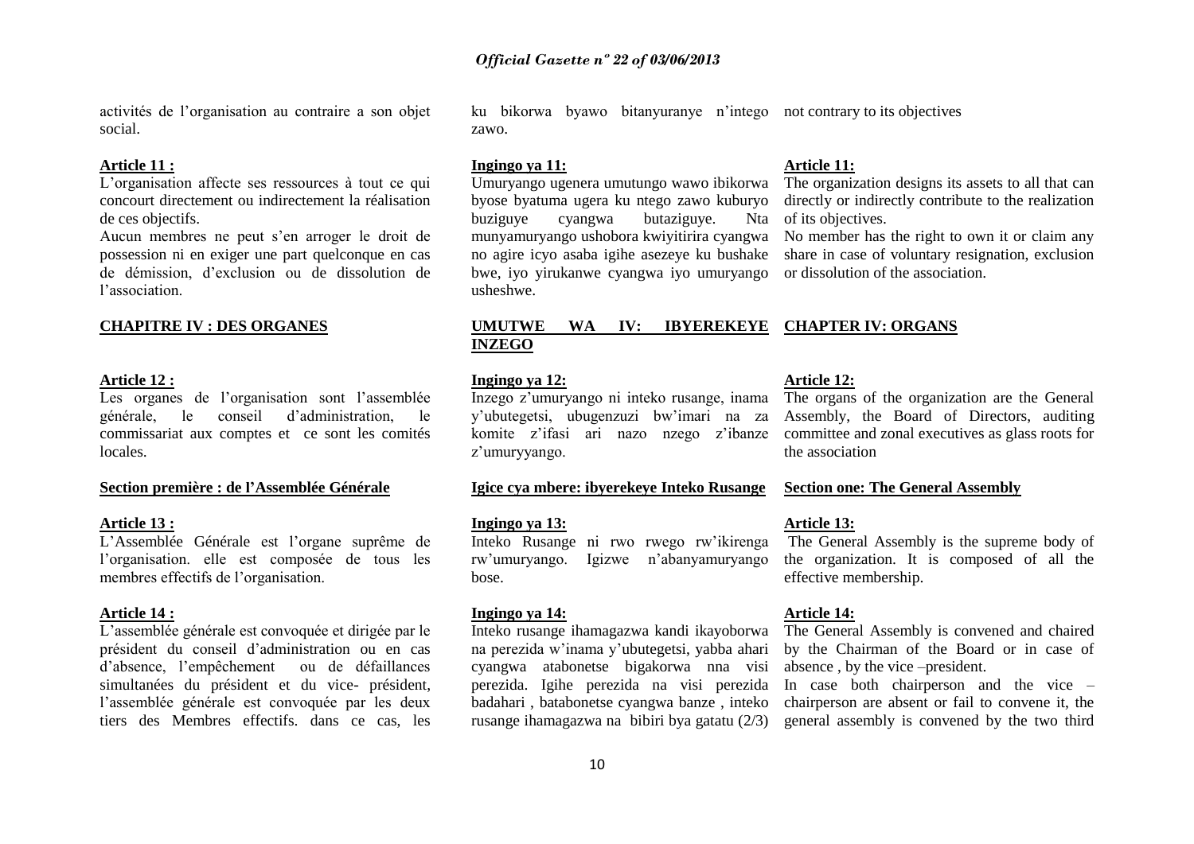activités de l'organisation au contraire a son objet social.

**Article 11 :**

L'organisation affecte ses ressources à tout ce qui concourt directement ou indirectement la réalisation de ces objectifs.

Aucun membres ne peut s'en arroger le droit de possession ni en exiger une part quelconque en cas de démission, d'exclusion ou de dissolution de l'association.

**CHAPITRE IV : DES ORGANES**

**Article 12 :**

Les organes de l'organisation sont l'assemblée générale, le conseil d'administration, le commissariat aux comptes et ce sont les comités locales.

**Section première : de l'Assemblée Générale**

**Article 13 :**

L'Assemblée Générale est l'organe suprême de l'organisation. elle est composée de tous les membres effectifs de l'organisation.

**Article 14 :**

L'assemblée générale est convoquée et dirigée par le président du conseil d'administration ou en cas d'absence, l'empêchement ou de défaillances simultanées du président et du vice- président, l'assemblée générale est convoquée par les deux tiers des Membres effectifs. dans ce cas, les

ku bikorwa byawo bitanyuranye n'intego zawo.

**Ingingo ya 11:**

Umuryango ugenera umutungo wawo ibikorwa byose byatuma ugera ku ntego zawo kuburyo buziguye cyangwa butaziguye. Nta munyamuryango ushobora kwiyitirira cyangwa no agire icyo asaba igihe asezeye ku bushake bwe, iyo yirukanwe cyangwa iyo umuryango usheshwe.

**UMUTWE WA IV: IBYEREKEYE INZEGO**

**Ingingo ya 12:**

Inzego z'umuryango ni inteko rusange, inama y'ubutegetsi, ubugenzuzi bw'imari na za komite z'ifasi ari nazo nzego z'ibanze z'umuryyango.

**Igice cya mbere: ibyerekeye Inteko Rusange**

**Ingingo ya 13:**

Inteko Rusange ni rwo rwego rw'ikirenga rw'umuryango. Igizwe n'abanyamuryango bose.

**Ingingo ya 14:**

Inteko rusange ihamagazwa kandi ikayoborwa na perezida w'inama y'ubutegetsi, yabba ahari cyangwa atabonetse bigakorwa nna visi perezida. Igihe perezida na visi perezida badahari , batabonetse cyangwa banze , inteko rusange ihamagazwa na bibiri bya gatatu (2/3)

not contrary to its objectives

**Article 11:**

The organization designs its assets to all that can directly or indirectly contribute to the realization of its objectives.

No member has the right to own it or claim any share in case of voluntary resignation, exclusion or dissolution of the association.

**CHAPTER IV: ORGANS**

**Article 12:**

The organs of the organization are the General Assembly, the Board of Directors, auditing committee and zonal executives as glass roots for the association

**Section one: The General Assembly**

**Article 13:**

The General Assembly is the supreme body of the organization. It is composed of all the effective membership.

**Article 14:**

The General Assembly is convened and chaired by the Chairman of the Board or in case of absence , by the vice –president.

In case both chairperson and the vice –chairperson are absent or fail to convene it, the general assembly is convened by the two third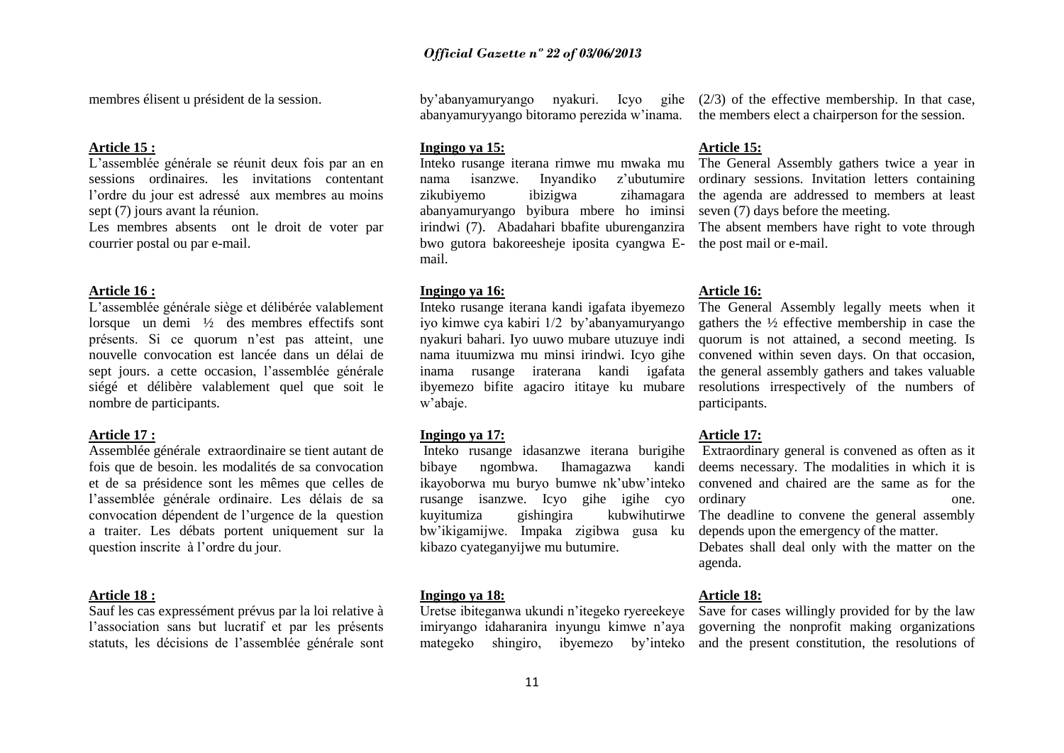membres élisent u président de la session.

**Article 15 :**

L'assemblée générale se réunit deux fois par an en sessions ordinaires. les invitations contentant l'ordre du jour est adressé aux membres au moins sept (7) jours avant la réunion.

Les membres absents ont le droit de voter par courrier postal ou par e-mail.

**Article 16 :**

L'assemblée générale siège et délibérée valablement lorsque un demi ½ des membres effectifs sont présents. Si ce quorum n'est pas atteint, une nouvelle convocation est lancée dans un délai de sept jours. a cette occasion, l'assemblée générale siégé et délibère valablement quel que soit le nombre de participants.

**Article 17 :**

Assemblée générale extraordinaire se tient autant de fois que de besoin. les modalités de sa convocation et de sa présidence sont les mêmes que celles de l'assemblée générale ordinaire. Les délais de sa convocation dépendent de l'urgence de la question a traiter. Les débats portent uniquement sur la question inscrite à l'ordre du jour.

**Article 18 :**

Sauf les cas expressément prévus par la loi relative à l'association sans but lucratif et par les présents statuts, les décisions de l'assemblée générale sont

by'abanyamuryango nyakuri. Icyo gihe abanyamuryyango bitoramo perezida w'inama.

**Ingingo ya 15:**

Inteko rusange iterana rimwe mu mwaka mu nama isanzwe. Inyandiko z'ubutumire zikubiyemo ibizigwa zihamagara abanyamuryango byibura mbere ho iminsi irindwi (7). Abadahari bbafite uburenganzira bwo gutora bakoreesheje iposita cyangwa E-mail.

**Ingingo ya 16:**

Inteko rusange iterana kandi igafata ibyemezo iyo kimwe cya kabiri 1/2 by'abanyamuryango nyakuri bahari. Iyo uuwo mubare utuzuye indi nama ituumizwa mu minsi irindwi. Icyo gihe inama rusange iraterana kandi igafata ibyemezo bifite agaciro ititaye ku mubare w'abaje.

**Ingingo ya 17:**

Inteko rusange idasanzwe iterana burigihe bibaye ngombwa. Ihamagazwa kandi ikayoborwa mu buryo bumwe nk'ubw'inteko rusange isanzwe. Icyo gihe igihe cyo kuyitumiza gishingira kubwihutirwe bw'ikigamijwe. Impaka zigibwa gusa ku kibazo cyateganyijwe mu butumire.

**Ingingo ya 18:**

Uretse ibiteganwa ukundi n'itegeko ryereekeye imiryango idaharanira inyungu kimwe n'aya mategeko shingiro, ibyemezo by'inteko

(2/3) of the effective membership. In that case, the members elect a chairperson for the session.

**Article 15:**

The General Assembly gathers twice a year in ordinary sessions. Invitation letters containing the agenda are addressed to members at least seven (7) days before the meeting.

The absent members have right to vote through the post mail or e-mail.

**Article 16:**

The General Assembly legally meets when it gathers the ½ effective membership in case the quorum is not attained, a second meeting. Is convened within seven days. On that occasion, the general assembly gathers and takes valuable resolutions irrespectively of the numbers of participants.

**Article 17:**

Extraordinary general is convened as often as it deems necessary. The modalities in which it is convened and chaired are the same as for the ordinary one.

The deadline to convene the general assembly depends upon the emergency of the matter.

Debates shall deal only with the matter on the agenda.

**Article 18:**

Save for cases willingly provided for by the law governing the nonprofit making organizations and the present constitution, the resolutions of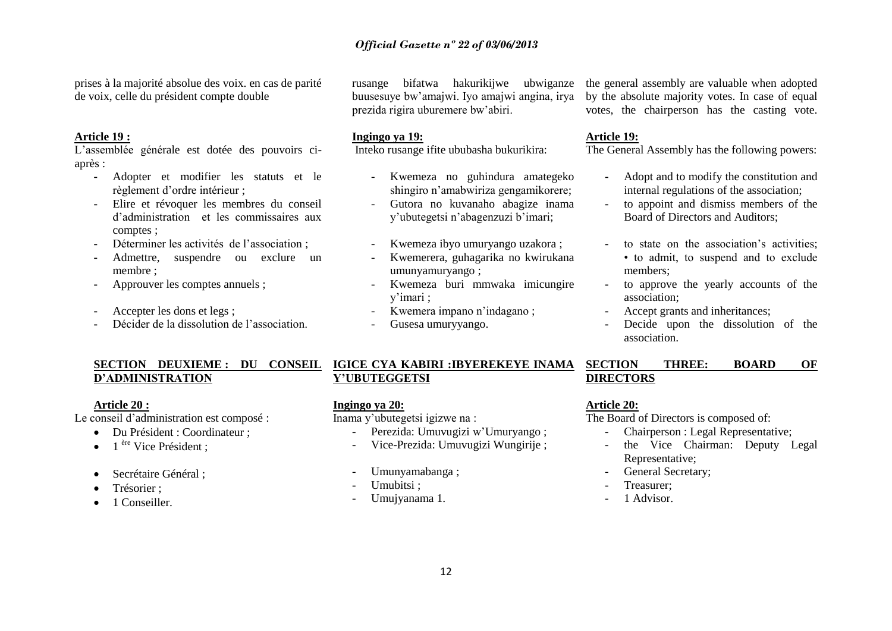prises à la majorité absolue des voix. en cas de parité de voix, celle du président compte double

**Article 19 :**

L'assemblée générale est dotée des pouvoirs ci-après :

- Adopter et modifier les statuts et le règlement d'ordre intérieur ;
- Elire et révoquer les membres du conseil d'administration et les commissaires aux comptes ;
- Déterminer les activités de l'association ;
- Admettre, suspendre ou exclure un membre ;
- Approuver les comptes annuels ;
- Accepter les dons et legs ;
- Décider de la dissolution de l'association.

**SECTION DEUXIEME : DU CONSEIL D'ADMINISTRATION**

**Article 20 :**

Le conseil d'administration est composé :

- Du Président : Coordinateur ;
- 1 ère Vice Président ;
- Secrétaire Général ;
- Trésorier ;
- 1 Conseiller.

rusange bifatwa hakurikijwe ubwiganze buusesuye bw'amajwi. Iyo amajwi angina, irya prezida rigira uburemere bw'abiri.

**Ingingo ya 19:**

Inteko rusange ifite ububasha bukurikira:

- Kwemeza no guhindura amategeko shingiro n'amabwiriza gengamikorere;
- Gutora no kuvanaho abagize inama y'ubutegetsi n'abagenzuzi b'imari;
- Kwemeza ibyo umuryango uzakora ;
- Kwemerera, guhagarika no kwirukana umunyamuryango ;
- Kwemeza buri mmwaka imicungire y'imari ;
- Kwemera impano n'indagano ;
- Gusesa umuryyango.

**IGICE CYA KABIRI :IBYEREKEYE INAMA Y'UBUTEGGETSI**

**Ingingo ya 20:**

Inama y'ubutegetsi igizwe na :

- Perezida: Umuvugizi w'Umuryango ;
- Vice-Prezida: Umuvugizi Wungirije ;
- Umunyamabanga ;
- Umubitsi ;
- Umujyanama 1.

the general assembly are valuable when adopted by the absolute majority votes. In case of equal votes, the chairperson has the casting vote.

**Article 19:**

The General Assembly has the following powers:

- Adopt and to modify the constitution and internal regulations of the association;
- to appoint and dismiss members of the Board of Directors and Auditors;
- to state on the association's activities; • to admit, to suspend and to exclude members;
- to approve the yearly accounts of the association;
- Accept grants and inheritances;
- Decide upon the dissolution of the association.

**SECTION THREE: BOARD OF DIRECTORS**

**Article 20:**

The Board of Directors is composed of:

- Chairperson : Legal Representative;
- the Vice Chairman: Deputy Legal Representative;
- General Secretary;
- Treasurer;
- 1 Advisor.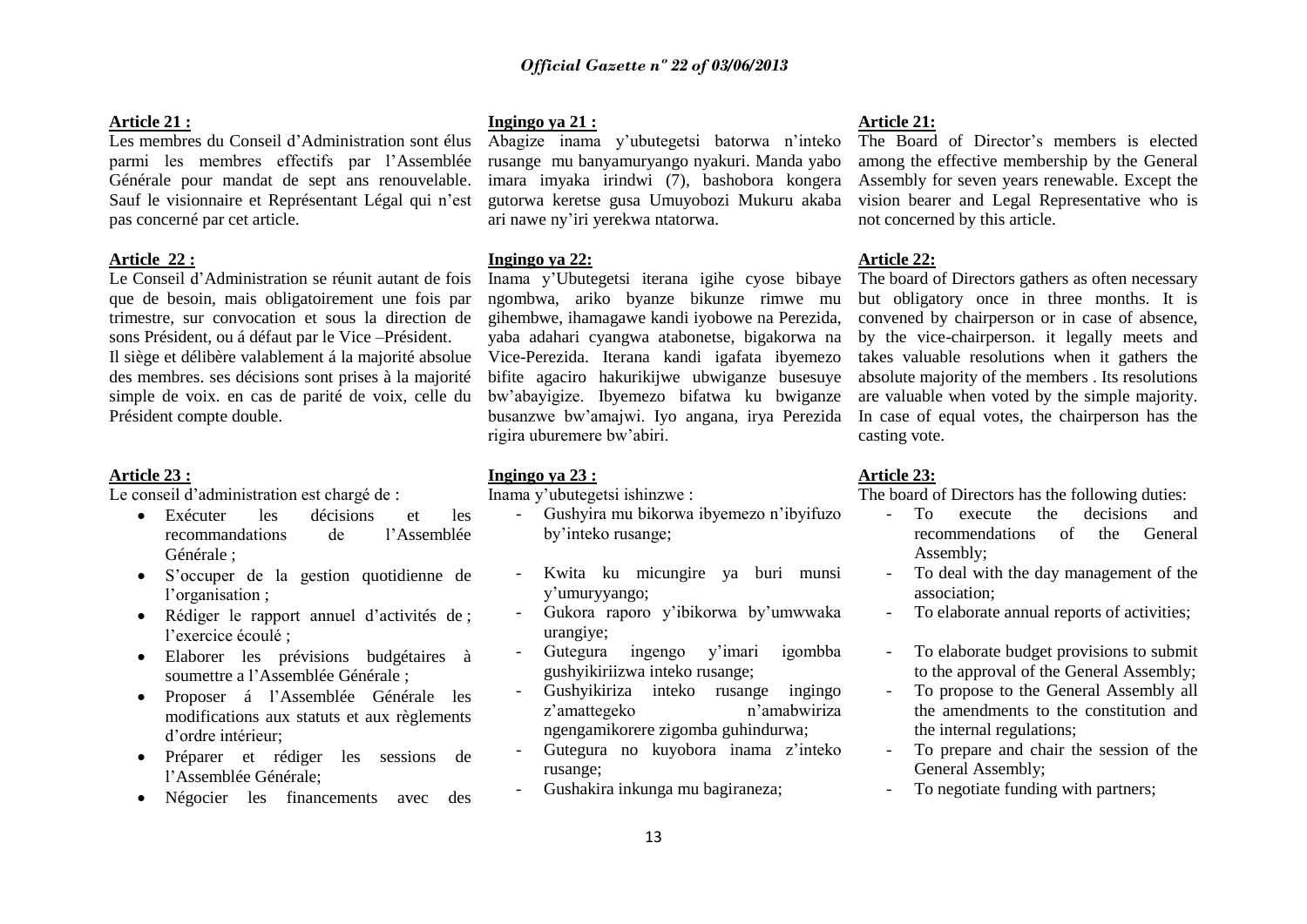**Article 21 :**

Les membres du Conseil d'Administration sont élus parmi les membres effectifs par l'Assemblée Générale pour mandat de sept ans renouvelable. Sauf le visionnaire et Représentant Légal qui n'est pas concerné par cet article.

**Article 22 :**

Le Conseil d'Administration se réunit autant de fois que de besoin, mais obligatoirement une fois par trimestre, sur convocation et sous la direction de sons Président, ou á défaut par le Vice –Président.

Il siège et délibère valablement á la majorité absolue des membres. ses décisions sont prises à la majorité simple de voix. en cas de parité de voix, celle du Président compte double.

**Article 23 :**

Le conseil d'administration est chargé de :

- Exécuter les décisions et les recommandations de l'Assemblée Générale ;
- S'occuper de la gestion quotidienne de l'organisation ;
- Rédiger le rapport annuel d'activités de ; l'exercice écoulé ;
- Elaborer les prévisions budgétaires à soumettre a l'Assemblée Générale ;
- Proposer á l'Assemblée Générale les modifications aux statuts et aux règlements d'ordre intérieur;
- Préparer et rédiger les sessions de l'Assemblée Générale;
- Négocier les financements avec des

**Ingingo ya 21 :**

Abagize inama y'ubutegetsi batorwa n'inteko rusange mu banyamuryango nyakuri. Manda yabo imara imyaka irindwi (7), bashobora kongera gutorwa keretse gusa Umuyobozi Mukuru akaba ari nawe ny'iri yerekwa ntatorwa.

**Ingingo ya 22:**

Inama y'Ubutegetsi iterana igihe cyose bibaye ngombwa, ariko byanze bikunze rimwe mu gihembwe, ihamagawe kandi iyobowe na Perezida, yaba adahari cyangwa atabonetse, bigakorwa na Vice-Perezida. Iterana kandi igafata ibyemezo bifite agaciro hakurikijwe ubwiganze busesuye bw'abayigize. Ibyemezo bifatwa ku bwiganze busanzwe bw'amajwi. Iyo angana, irya Perezida rigira uburemere bw'abiri.

**Ingingo ya 23 :**

Inama y'ubutegetsi ishinzwe :

- Gushyira mu bikorwa ibyemezo n'ibyifuzo by'inteko rusange;
- Kwita ku micungire ya buri munsi y'umuryyango;
- Gukora raporo y'ibikorwa by'umwwaka urangiye;
- Gutegura ingengo y'imari igombba gushyikiriizwa inteko rusange;
- Gushyikiriza inteko rusange ingingo z'amattegeko n'amabwiriza ngengamikorere zigomba guhindurwa;
- Gutegura no kuyobora inama z'inteko rusange;
- Gushakira inkunga mu bagiraneza;

**Article 21:**

The Board of Director's members is elected among the effective membership by the General Assembly for seven years renewable. Except the vision bearer and Legal Representative who is not concerned by this article.

**Article 22:**

The board of Directors gathers as often necessary but obligatory once in three months. It is convened by chairperson or in case of absence, by the vice-chairperson. it legally meets and takes valuable resolutions when it gathers the absolute majority of the members . Its resolutions are valuable when voted by the simple majority. In case of equal votes, the chairperson has the casting vote.

**Article 23:**

The board of Directors has the following duties:

- To execute the decisions and recommendations of the General Assembly;
- To deal with the day management of the association;
- To elaborate annual reports of activities;
- To elaborate budget provisions to submit to the approval of the General Assembly;
- To propose to the General Assembly all the amendments to the constitution and the internal regulations;
- To prepare and chair the session of the General Assembly;
- To negotiate funding with partners;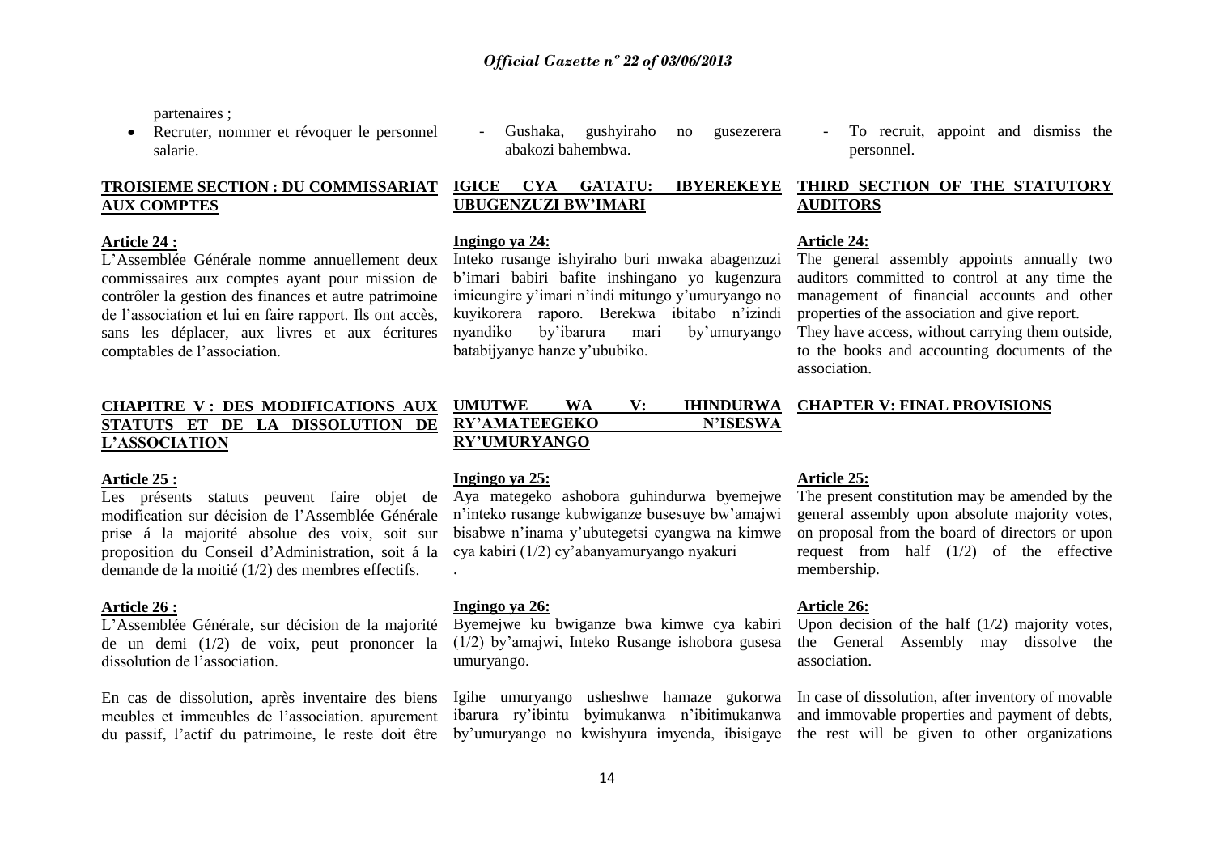partenaires ;

- Recruter, nommer et révoquer le personnel salarie.

**TROISIEME SECTION : DU COMMISSARIAT AUX COMPTES**

**Article 24 :**

L'Assemblée Générale nomme annuellement deux commissaires aux comptes ayant pour mission de contrôler la gestion des finances et autre patrimoine de l'association et lui en faire rapport. Ils ont accès, sans les déplacer, aux livres et aux écritures comptables de l'association.

**CHAPITRE V : DES MODIFICATIONS AUX STATUTS ET DE LA DISSOLUTION DE L'ASSOCIATION**

**Article 25 :**

Les présents statuts peuvent faire objet de modification sur décision de l'Assemblée Générale prise á la majorité absolue des voix, soit sur proposition du Conseil d'Administration, soit á la demande de la moitié (1/2) des membres effectifs.

**Article 26 :**

L'Assemblée Générale, sur décision de la majorité de un demi (1/2) de voix, peut prononcer la dissolution de l'association.

En cas de dissolution, après inventaire des biens meubles et immeubles de l'association. apurement du passif, l'actif du patrimoine, le reste doit être

- Gushaka, gushyiraho no gusezerera abakozi bahembwa.

**IGICE CYA GATATU: IBYEREKEYE UBUGENZUZI BW'IMARI**

**Ingingo ya 24:**

Inteko rusange ishyiraho buri mwaka abagenzuzi b'imari babiri bafite inshingano yo kugenzura imicungire y'imari n'indi mitungo y'umuryango no kuyikorera raporo. Berekwa ibitabo n'izindi nyandiko by'ibarura mari by'umuryango batabijyanye hanze y'ububiko.

**UMUTWE WA V: IHINDURWA RY'AMATEEGEKO N'ISESWA RY'UMURYANGO**

**Ingingo ya 25:**

Aya mategeko ashobora guhindurwa byemejwe n'inteko rusange kubwiganze busesuye bw'amajwi bisabwe n'inama y'ubutegetsi cyangwa na kimwe cya kabiri (1/2) cy'abanyamuryango nyakuri

.

**Ingingo ya 26:**

Byemejwe ku bwiganze bwa kimwe cya kabiri (1/2) by'amajwi, Inteko Rusange ishobora gusesa umuryango.

Igihe umuryango usheshwe hamaze gukorwa ibarura ry'ibintu byimukanwa n'ibitimukanwa by'umuryango no kwishyura imyenda, ibisigaye

- To recruit, appoint and dismiss the personnel.

**THIRD SECTION OF THE STATUTORY AUDITORS**

**Article 24:**

The general assembly appoints annually two auditors committed to control at any time the management of financial accounts and other properties of the association and give report.

They have access, without carrying them outside, to the books and accounting documents of the association.

**CHAPTER V: FINAL PROVISIONS**

**Article 25:**

The present constitution may be amended by the general assembly upon absolute majority votes, on proposal from the board of directors or upon request from half (1/2) of the effective membership.

**Article 26:**

Upon decision of the half (1/2) majority votes, the General Assembly may dissolve the association.

In case of dissolution, after inventory of movable and immovable properties and payment of debts, the rest will be given to other organizations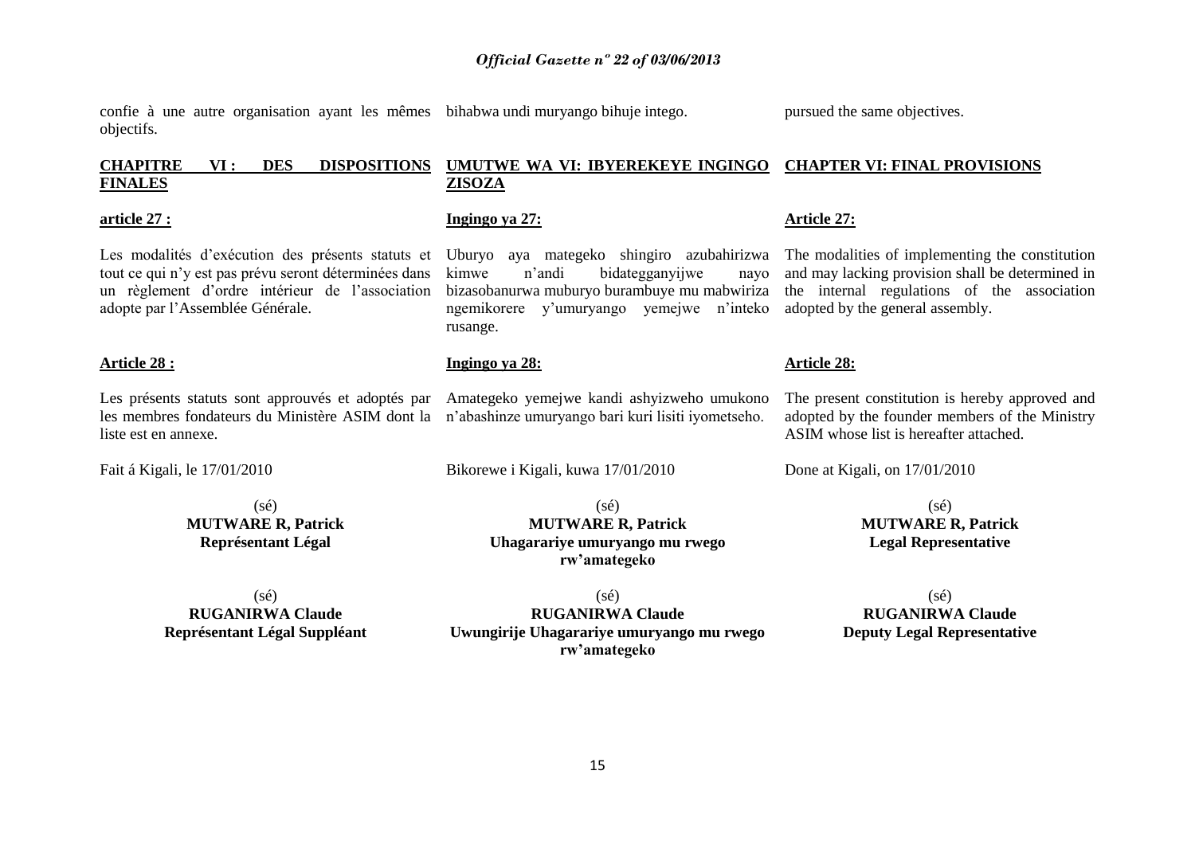confie à une autre organisation ayant les mêmes objectifs.

## CHAPITRE VI : DES DISPOSITIONS FINALES

**article 27 :**

Les modalités d'exécution des présents statuts et tout ce qui n'y est pas prévu seront déterminées dans un règlement d'ordre intérieur de l'association adopte par l'Assemblée Générale.

**Article 28 :**

Les présents statuts sont approuvés et adoptés par les membres fondateurs du Ministère ASIM dont la liste est en annexe.

Fait á Kigali, le 17/01/2010

(sé)
**MUTWARE R, Patrick**
**Représentant Légal**

(sé)
**RUGANIRWA Claude**
**Représentant Légal Suppléant**

bihabwa undi muryango bihuje intego.

## UMUTWE WA VI: IBYEREKEYE INGINGO ZISOZA

**Ingingo ya 27:**

Uburyo aya mategeko shingiro azubahirizwa kimwe n'andi bidategganyijwe nayo bizasobanurwa muburyo burambuye mu mabwiriza ngemikorere y'umuryango yemejwe n'inteko rusange.

**Ingingo ya 28:**

Amategeko yemejwe kandi ashyizweho umukono n'abashinze umuryango bari kuri lisiti iyometseho.

Bikorewe i Kigali, kuwa 17/01/2010

(sé)
**MUTWARE R, Patrick**
**Uhagarariye umuryango mu rwego rw'amategeko**

(sé)
**RUGANIRWA Claude**
**Uwungirije Uhagarariye umuryango mu rwego rw'amategeko**

pursued the same objectives.

## CHAPTER VI: FINAL PROVISIONS

**Article 27:**

The modalities of implementing the constitution and may lacking provision shall be determined in the internal regulations of the association adopted by the general assembly.

**Article 28:**

The present constitution is hereby approved and adopted by the founder members of the Ministry ASIM whose list is hereafter attached.

Done at Kigali, on 17/01/2010

(sé)
**MUTWARE R, Patrick**
**Legal Representative**

(sé)
**RUGANIRWA Claude**
**Deputy Legal Representative**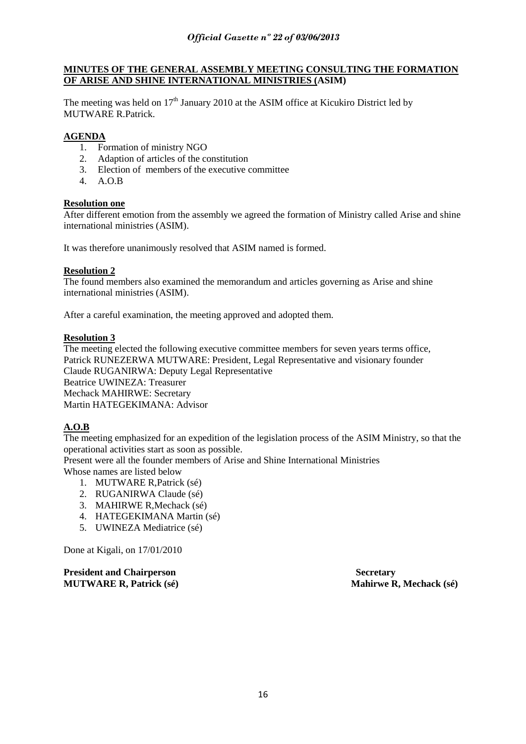**MINUTES OF THE GENERAL ASSEMBLY MEETING CONSULTING THE FORMATION OF ARISE AND SHINE INTERNATIONAL MINISTRIES (ASIM)**

The meeting was held on 17th January 2010 at the ASIM office at Kicukiro District led by MUTWARE R.Patrick.

**AGENDA**

1. Formation of ministry NGO
2. Adaption of articles of the constitution
3. Election of members of the executive committee
4. A.O.B

**Resolution one**

After different emotion from the assembly we agreed the formation of Ministry called Arise and shine international ministries (ASIM).

It was therefore unanimously resolved that ASIM named is formed.

**Resolution 2**

The found members also examined the memorandum and articles governing as Arise and shine international ministries (ASIM).

After a careful examination, the meeting approved and adopted them.

**Resolution 3**

The meeting elected the following executive committee members for seven years terms office,
Patrick RUNEZERWA MUTWARE: President, Legal Representative and visionary founder
Claude RUGANIRWA: Deputy Legal Representative
Beatrice UWINEZA: Treasurer
Mechack MAHIRWE: Secretary
Martin HATEGEKIMANA: Advisor

**A.O.B**

The meeting emphasized for an expedition of the legislation process of the ASIM Ministry, so that the operational activities start as soon as possible.
Present were all the founder members of Arise and Shine International Ministries
Whose names are listed below

1. MUTWARE R,Patrick (sé)
2. RUGANIRWA Claude (sé)
3. MAHIRWE R,Mechack (sé)
4. HATEGEKIMANA Martin (sé)
5. UWINEZA Mediatrice (sé)

Done at Kigali, on 17/01/2010

**President and Chairperson**
**MUTWARE R, Patrick (sé)**

**Secretary**
**Mahirwe R, Mechack (sé)**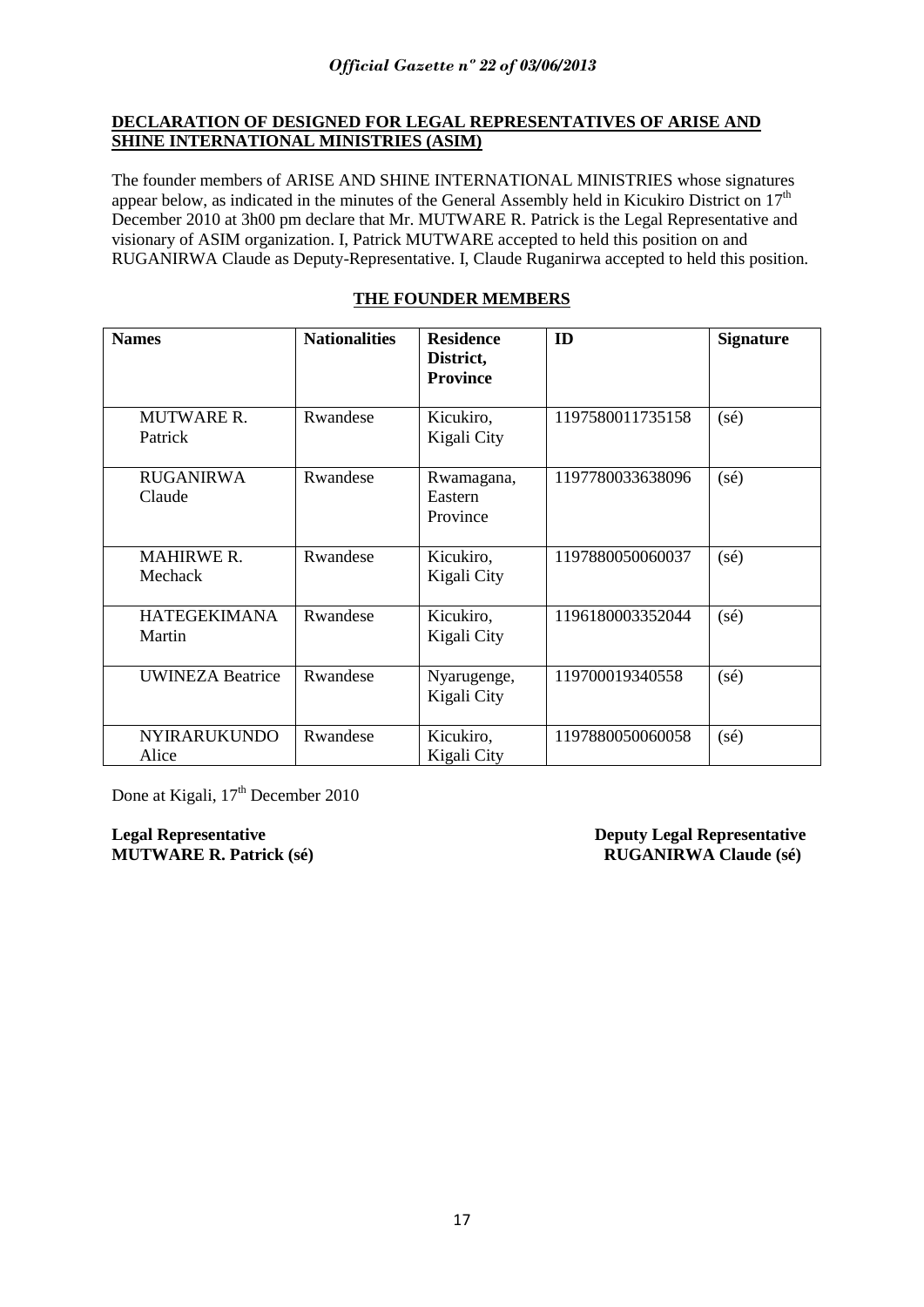**DECLARATION OF DESIGNED FOR LEGAL REPRESENTATIVES OF ARISE AND SHINE INTERNATIONAL MINISTRIES (ASIM)**

The founder members of ARISE AND SHINE INTERNATIONAL MINISTRIES whose signatures appear below, as indicated in the minutes of the General Assembly held in Kicukiro District on 17th December 2010 at 3h00 pm declare that Mr. MUTWARE R. Patrick is the Legal Representative and visionary of ASIM organization. I, Patrick MUTWARE accepted to held this position on and RUGANIRWA Claude as Deputy-Representative. I, Claude Ruganirwa accepted to held this position.

**THE FOUNDER MEMBERS**

| Names | Nationalities | Residence District, Province | ID | Signature |
|---|---|---|---|---|
| MUTWARE R. Patrick | Rwandese | Kicukiro, Kigali City | 1197580011735158 | (sé) |
| RUGANIRWA Claude | Rwandese | Rwamagana, Eastern Province | 1197780033638096 | (sé) |
| MAHIRWE R. Mechack | Rwandese | Kicukiro, Kigali City | 1197880050060037 | (sé) |
| HATEGEKIMANA Martin | Rwandese | Kicukiro, Kigali City | 1196180003352044 | (sé) |
| UWINEZA Beatrice | Rwandese | Nyarugenge, Kigali City | 119700019340558 | (sé) |
| NYIRARUKUNDO Alice | Rwandese | Kicukiro, Kigali City | 1197880050060058 | (sé) |

Done at Kigali, 17th December 2010

**Legal Representative**
**MUTWARE R. Patrick (sé)**

**Deputy Legal Representative**
**RUGANIRWA Claude (sé)**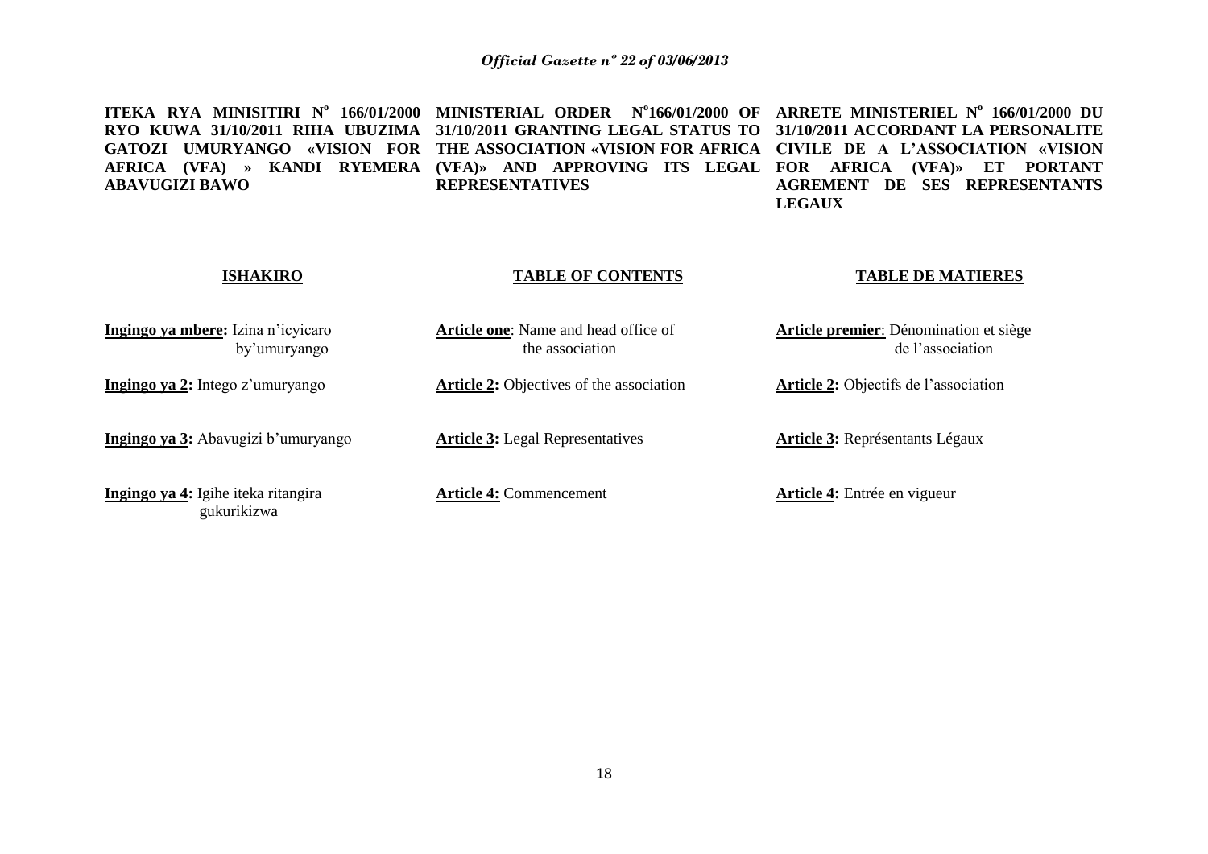**ITEKA RYA MINISITIRI Nº 166/01/2000 RYO KUWA 31/10/2011 RIHA UBUZIMA GATOZI UMURYANGO «VISION FOR AFRICA (VFA) » KANDI RYEMERA ABAVUGIZI BAWO**

**ISHAKIRO**

**Ingingo ya mbere:** Izina n'icyicaro by'umuryango

**Ingingo ya 2:** Intego z'umuryango

**Ingingo ya 3:** Abavugizi b'umuryango

**Ingingo ya 4:** Igihe iteka ritangira gukurikizwa

**MINISTERIAL ORDER Nº166/01/2000 OF 31/10/2011 GRANTING LEGAL STATUS TO THE ASSOCIATION «VISION FOR AFRICA (VFA)» AND APPROVING ITS LEGAL REPRESENTATIVES**

**TABLE OF CONTENTS**

**Article one**: Name and head office of the association

**Article 2:** Objectives of the association

**Article 3:** Legal Representatives

**Article 4:** Commencement

**ARRETE MINISTERIEL Nº 166/01/2000 DU 31/10/2011 ACCORDANT LA PERSONALITE CIVILE DE A L'ASSOCIATION «VISION FOR AFRICA (VFA)» ET PORTANT AGREMENT DE SES REPRESENTANTS LEGAUX**

**TABLE DE MATIERES**

**Article premier**: Dénomination et siège de l'association

**Article 2:** Objectifs de l'association

**Article 3:** Représentants Légaux

**Article 4:** Entrée en vigueur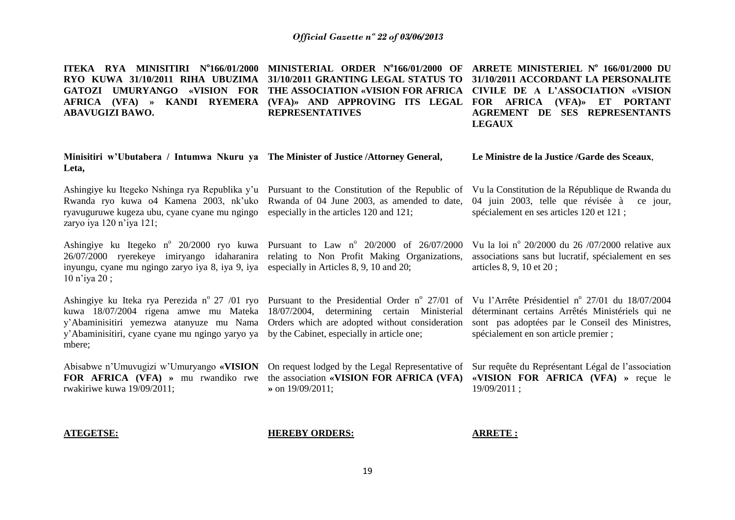**ITEKA RYA MINISITIRI N°166/01/2000 RYO KUWA 31/10/2011 RIHA UBUZIMA GATOZI UMURYANGO «VISION FOR AFRICA (VFA) » KANDI RYEMERA ABAVUGIZI BAWO.**

**Minisitiri w'Ubutabera / Intumwa Nkuru ya Leta,**

Ashingiye ku Itegeko Nshinga rya Republika y'u Rwanda ryo kuwa o4 Kamena 2003, nk'uko ryavuguruwe kugeza ubu, cyane cyane mu ngingo zaryo iya 120 n'iya 121;

Ashingiye ku Itegeko n° 20/2000 ryo kuwa 26/07/2000 ryerekeye imiryango idaharanira inyungu, cyane mu ngingo zaryo iya 8, iya 9, iya 10 n'iya 20 ;

Ashingiye ku Iteka rya Perezida n° 27 /01 ryo kuwa 18/07/2004 rigena amwe mu Mateka y'Abaminisitiri yemezwa atanyuze mu Nama y'Abaminisitiri, cyane cyane mu ngingo yaryo ya mbere;

Abisabwe n'Umuvugizi w'Umuryango **«VISION FOR AFRICA (VFA) »** mu rwandiko rwe rwakiriwe kuwa 19/09/2011;

**ATEGETSE:**

**MINISTERIAL ORDER N°166/01/2000 OF 31/10/2011 GRANTING LEGAL STATUS TO THE ASSOCIATION «VISION FOR AFRICA (VFA)» AND APPROVING ITS LEGAL REPRESENTATIVES**

**The Minister of Justice /Attorney General,**

Pursuant to the Constitution of the Republic of Rwanda of 04 June 2003, as amended to date, especially in the articles 120 and 121;

Pursuant to Law n° 20/2000 of 26/07/2000 relating to Non Profit Making Organizations, especially in Articles 8, 9, 10 and 20;

Pursuant to the Presidential Order n° 27/01 of 18/07/2004, determining certain Ministerial Orders which are adopted without consideration by the Cabinet, especially in article one;

On request lodged by the Legal Representative of the association **«VISION FOR AFRICA (VFA) »** on 19/09/2011;

**HEREBY ORDERS:**

**ARRETE MINISTERIEL N° 166/01/2000 DU 31/10/2011 ACCORDANT LA PERSONALITE CIVILE DE A L'ASSOCIATION «VISION FOR AFRICA (VFA)» ET PORTANT AGREMENT DE SES REPRESENTANTS LEGAUX**

**Le Ministre de la Justice /Garde des Sceaux**,

Vu la Constitution de la République de Rwanda du 04 juin 2003, telle que révisée à ce jour, spécialement en ses articles 120 et 121 ;

Vu la loi n° 20/2000 du 26 /07/2000 relative aux associations sans but lucratif, spécialement en ses articles 8, 9, 10 et 20 ;

Vu l'Arrête Présidentiel n° 27/01 du 18/07/2004 déterminant certains Arrêtés Ministériels qui ne sont pas adoptées par le Conseil des Ministres, spécialement en son article premier ;

Sur requête du Représentant Légal de l'association **«VISION FOR AFRICA (VFA) »** reçue le 19/09/2011 ;

**ARRETE :**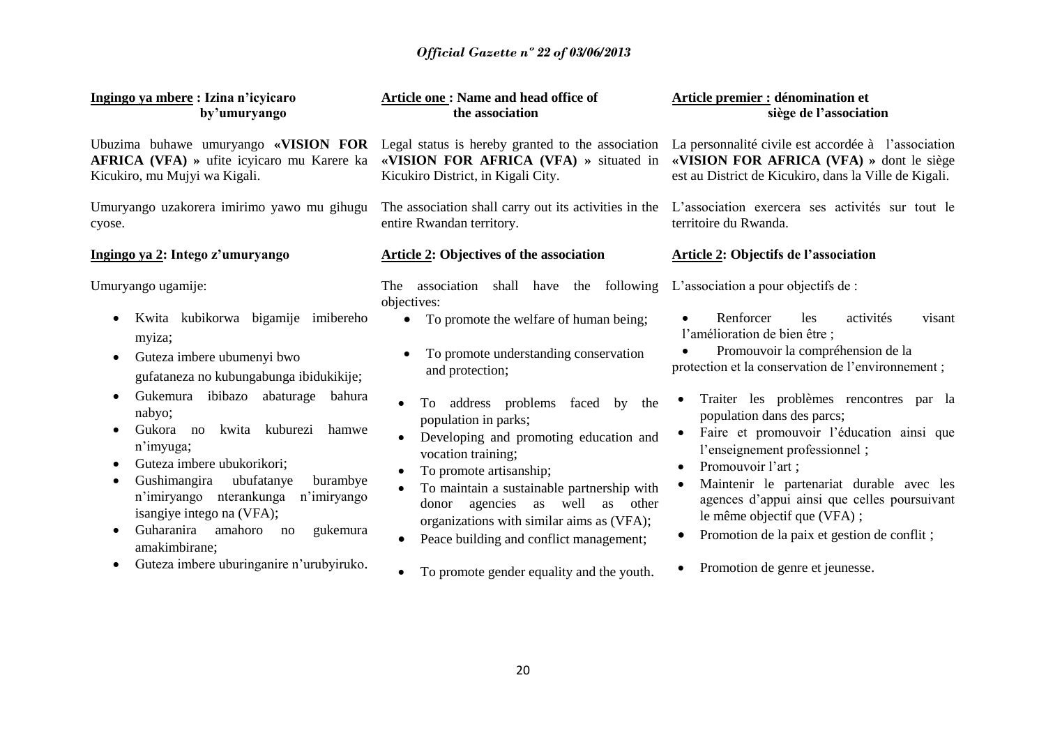**Ingingo ya mbere : Izina n'icyicaro by'umuryango**

Ubuzima buhawe umuryango **«VISION FOR AFRICA (VFA) »** ufite icyicaro mu Karere ka Kicukiro, mu Mujyi wa Kigali.

Umuryango uzakorera imirimo yawo mu gihugu cyose.

**Ingingo ya 2: Intego z'umuryango**

Umuryango ugamije:

- Kwita kubikorwa bigamije imibereho myiza;
- Guteza imbere ubumenyi bwo gufataneza no kubungabunga ibidukikije;
- Gukemura ibibazo abaturage bahura nabyo;
- Gukora no kwita kuburezi hamwe n'imyuga;
- Guteza imbere ubukorikori;
- Gushimangira ubufatanye burambye n'imiryango nterankunga n'imiryango isangiye intego na (VFA);
- Guharanira amahoro no gukemura amakimbirane;
- Guteza imbere uburinganire n'urubyiruko.

**Article one : Name and head office of the association**

Legal status is hereby granted to the association **«VISION FOR AFRICA (VFA) »** situated in Kicukiro District, in Kigali City.

The association shall carry out its activities in the entire Rwandan territory.

**Article 2: Objectives of the association**

The association shall have the following objectives:

- To promote the welfare of human being;
- To promote understanding conservation and protection;
- To address problems faced by the population in parks;
- Developing and promoting education and vocation training;
- To promote artisanship;
- To maintain a sustainable partnership with donor agencies as well as other organizations with similar aims as (VFA);
- Peace building and conflict management;
- To promote gender equality and the youth.

**Article premier : dénomination et siège de l'association**

La personnalité civile est accordée à l'association **«VISION FOR AFRICA (VFA) »** dont le siège est au District de Kicukiro, dans la Ville de Kigali.

L'association exercera ses activités sur tout le territoire du Rwanda.

**Article 2: Objectifs de l'association**

L'association a pour objectifs de :

- Renforcer les activités visant l'amélioration de bien être ;
- Promouvoir la compréhension de la protection et la conservation de l'environnement ;
- Traiter les problèmes rencontres par la population dans des parcs;
- Faire et promouvoir l'éducation ainsi que l'enseignement professionnel ;
- Promouvoir l'art ;
- Maintenir le partenariat durable avec les agences d'appui ainsi que celles poursuivant le même objectif que (VFA) ;
- Promotion de la paix et gestion de conflit ;
- Promotion de genre et jeunesse.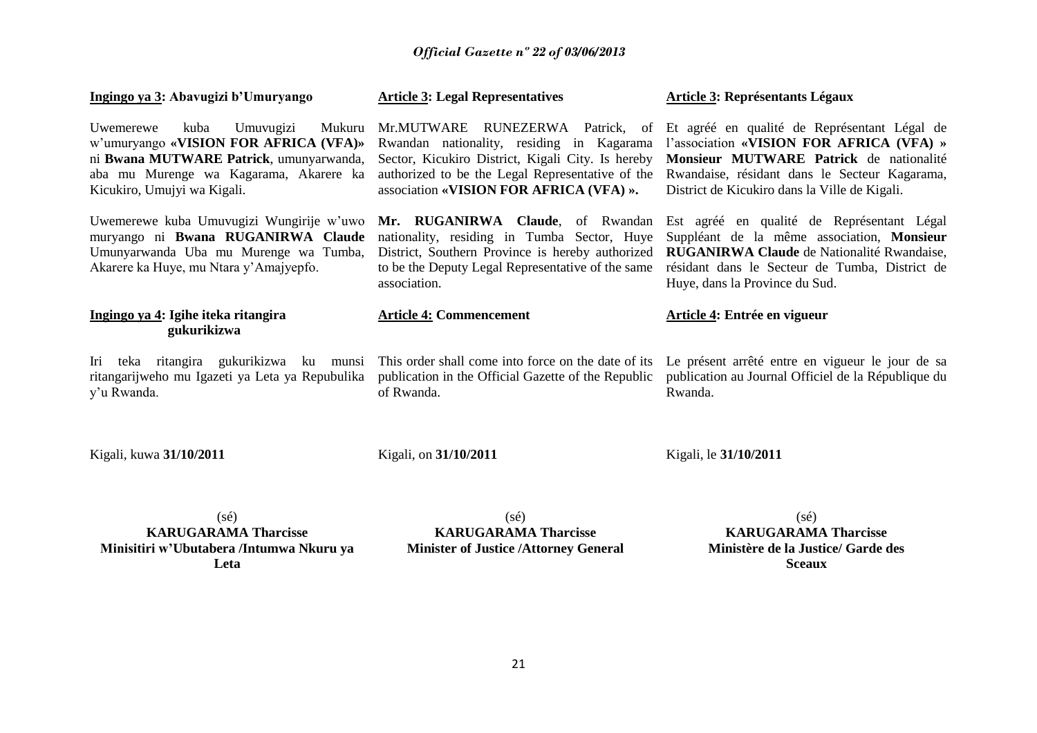**Ingingo ya 3: Abavugizi b'Umuryango**

Uwemerewe kuba Umuvugizi Mukuru w'umuryango **«VISION FOR AFRICA (VFA)»** ni **Bwana MUTWARE Patrick**, umunyarwanda, aba mu Murenge wa Kagarama, Akarere ka Kicukiro, Umujyi wa Kigali.

Uwemerewe kuba Umuvugizi Wungirije w'uwo muryango ni **Bwana RUGANIRWA Claude** Umunyarwanda Uba mu Murenge wa Tumba, Akarere ka Huye, mu Ntara y'Amajyepfo.

**Ingingo ya 4: Igihe iteka ritangira gukurikizwa**

Iri teka ritangira gukurikizwa ku munsi ritangarijweho mu Igazeti ya Leta ya Repubulika y'u Rwanda.

Kigali, kuwa **31/10/2011**

(sé)
**KARUGARAMA Tharcisse**
**Minisitiri w'Ubutabera /Intumwa Nkuru ya Leta**

**Article 3: Legal Representatives**

Mr.MUTWARE RUNEZERWA Patrick, of Rwandan nationality, residing in Kagarama Sector, Kicukiro District, Kigali City. Is hereby authorized to be the Legal Representative of the association **«VISION FOR AFRICA (VFA) ».**

**Mr. RUGANIRWA Claude**, of Rwandan nationality, residing in Tumba Sector, Huye District, Southern Province is hereby authorized to be the Deputy Legal Representative of the same association.

**Article 4: Commencement**

This order shall come into force on the date of its publication in the Official Gazette of the Republic of Rwanda.

Kigali, on **31/10/2011**

(sé)
**KARUGARAMA Tharcisse**
**Minister of Justice /Attorney General**

**Article 3: Représentants Légaux**

Et agréé en qualité de Représentant Légal de l'association **«VISION FOR AFRICA (VFA) » Monsieur MUTWARE Patrick** de nationalité Rwandaise, résidant dans le Secteur Kagarama, District de Kicukiro dans la Ville de Kigali.

Est agréé en qualité de Représentant Légal Suppléant de la même association, **Monsieur RUGANIRWA Claude** de Nationalité Rwandaise, résidant dans le Secteur de Tumba, District de Huye, dans la Province du Sud.

**Article 4: Entrée en vigueur**

Le présent arrêté entre en vigueur le jour de sa publication au Journal Officiel de la République du Rwanda.

Kigali, le **31/10/2011**

(sé)
**KARUGARAMA Tharcisse**
**Ministère de la Justice/ Garde des Sceaux**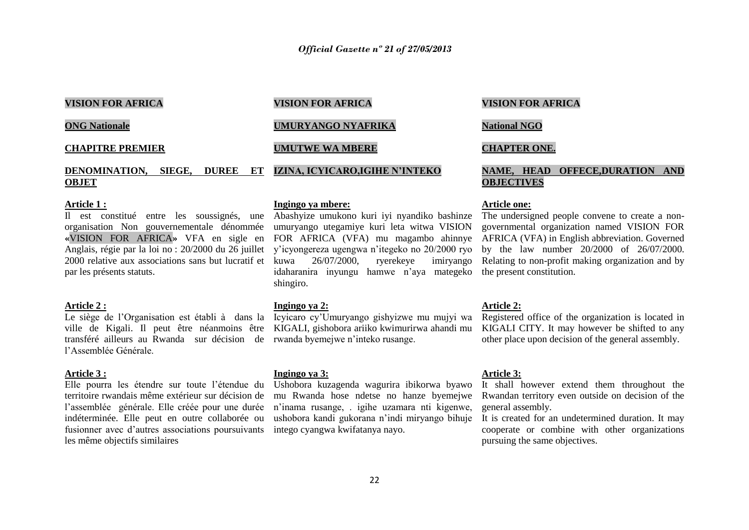**VISION FOR AFRICA**

**ONG Nationale**

**CHAPITRE PREMIER**

**DENOMINATION, SIEGE, DUREE ET OBJET**

**Article 1 :**

Il est constitué entre les soussignés, une organisation Non gouvernementale dénommée «VISION FOR AFRICA» VFA en sigle en Anglais, régie par la loi no : 20/2000 du 26 juillet 2000 relative aux associations sans but lucratif et par les présents statuts.

**Article 2 :**

Le siège de l'Organisation est établi à dans la ville de Kigali. Il peut être néanmoins être transféré ailleurs au Rwanda sur décision de l'Assemblée Générale.

**Article 3 :**

Elle pourra les étendre sur toute l'étendue du territoire rwandais même extérieur sur décision de l'assemblée générale. Elle créée pour une durée indéterminée. Elle peut en outre collaborée ou fusionner avec d'autres associations poursuivants les même objectifs similaires

**VISION FOR AFRICA**

**UMURYANGO NYAFRIKA**

**UMUTWE WA MBERE**

**IZINA, ICYICARO,IGIHE N'INTEKO**

**Ingingo ya mbere:**

Abashyize umukono kuri iyi nyandiko bashinze umuryango utegamiye kuri leta witwa VISION FOR AFRICA (VFA) mu magambo ahinnye y'icyongereza ugengwa n'itegeko no 20/2000 ryo kuwa 26/07/2000, ryerekeye imiryango idaharanira inyungu hamwe n'aya mategeko shingiro.

**Ingingo ya 2:**

Icyicaro cy'Umuryango gishyizwe mu mujyi wa KIGALI, gishobora ariiko kwimurirwa ahandi mu rwanda byemejwe n'inteko rusange.

**Ingingo ya 3:**

Ushobora kuzagenda wagurira ibikorwa byawo mu Rwanda hose ndetse no hanze byemejwe n'inama rusange, . igihe uzamara nti kigenwe, ushobora kandi gukorana n'indi miryango bihuje intego cyangwa kwifatanya nayo.

**VISION FOR AFRICA**

**National NGO**

**CHAPTER ONE.**

**NAME, HEAD OFFECE,DURATION AND OBJECTIVES**

**Article one:**

The undersigned people convene to create a non-governmental organization named VISION FOR AFRICA (VFA) in English abbreviation. Governed by the law number 20/2000 of 26/07/2000. Relating to non-profit making organization and by the present constitution.

**Article 2:**

Registered office of the organization is located in KIGALI CITY. It may however be shifted to any other place upon decision of the general assembly.

**Article 3:**

It shall however extend them throughout the Rwandan territory even outside on decision of the general assembly.

It is created for an undetermined duration. It may cooperate or combine with other organizations pursuing the same objectives.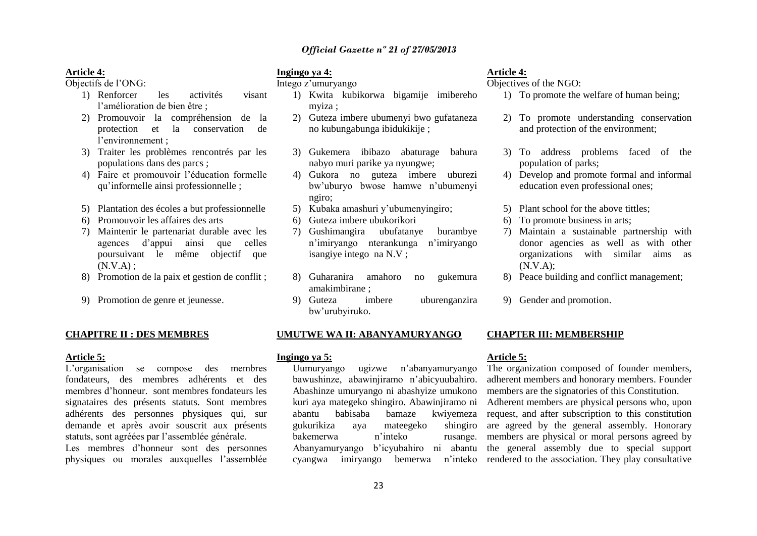**Article 4:**

Objectifs de l'ONG:

1) Renforcer les activités visant l'amélioration de bien être ;
2) Promouvoir la compréhension de la protection et la conservation de l'environnement ;
3) Traiter les problèmes rencontrés par les populations dans des parcs ;
4) Faire et promouvoir l'éducation formelle qu'informelle ainsi professionnelle ;
5) Plantation des écoles a but professionnelle
6) Promouvoir les affaires des arts
7) Maintenir le partenariat durable avec les agences d'appui ainsi que celles poursuivant le même objectif que (N.V.A) ;
8) Promotion de la paix et gestion de conflit ;
9) Promotion de genre et jeunesse.

**CHAPITRE II : DES MEMBRES**

**Article 5:**

L'organisation se compose des membres fondateurs, des membres adhérents et des membres d'honneur. sont membres fondateurs les signataires des présents statuts. Sont membres adhérents des personnes physiques qui, sur demande et après avoir souscrit aux présents statuts, sont agréées par l'assemblée générale.

Les membres d'honneur sont des personnes physiques ou morales auxquelles l'assemblée

**Ingingo ya 4:**

Intego z'umuryango

1) Kwita kubikorwa bigamije imibereho myiza ;
2) Guteza imbere ubumenyi bwo gufataneza no kubungabunga ibidukikije ;
3) Gukemera ibibazo abaturage bahura nabyo muri parike ya nyungwe;
4) Gukora no guteza imbere uburezi bw'uburyo bwose hamwe n'ubumenyi ngiro;
5) Kubaka amashuri y'ubumenyingiro;
6) Guteza imbere ubukorikori
7) Gushimangira ubufatanye burambye n'imiryango nterankunga n'imiryango isangiye intego na N.V ;
8) Guharanira amahoro no gukemura amakimbirane ;
9) Guteza imbere uburenganzira bw'urubyiruko.

**UMUTWE WA II: ABANYAMURYANGO**

**Ingingo ya 5:**

Uumuryango ugizwe n'abanyamuryango bawushinze, abawinjiramo n'abicyuubahiro. Abashinze umuryango ni abashyize umukono kuri aya mategeko shingiro. Abawinjiramo ni abantu babisaba bamaze kwiyemeza gukurikiza aya mateegeko shingiro bakemerwa n'inteko rusange. Abanyamuryango b'icyubahiro ni abantu cyangwa imiryango bemerwa n'inteko

**Article 4:**

Objectives of the NGO:

1) To promote the welfare of human being;
2) To promote understanding conservation and protection of the environment;
3) To address problems faced of the population of parks;
4) Develop and promote formal and informal education even professional ones;
5) Plant school for the above tittles;
6) To promote business in arts;
7) Maintain a sustainable partnership with donor agencies as well as with other organizations with similar aims as (N.V.A);
8) Peace building and conflict management;
9) Gender and promotion.

**CHAPTER III: MEMBERSHIP**

**Article 5:**

The organization composed of founder members, adherent members and honorary members. Founder members are the signatories of this Constitution.

Adherent members are physical persons who, upon request, and after subscription to this constitution are agreed by the general assembly. Honorary members are physical or moral persons agreed by the general assembly due to special support rendered to the association. They play consultative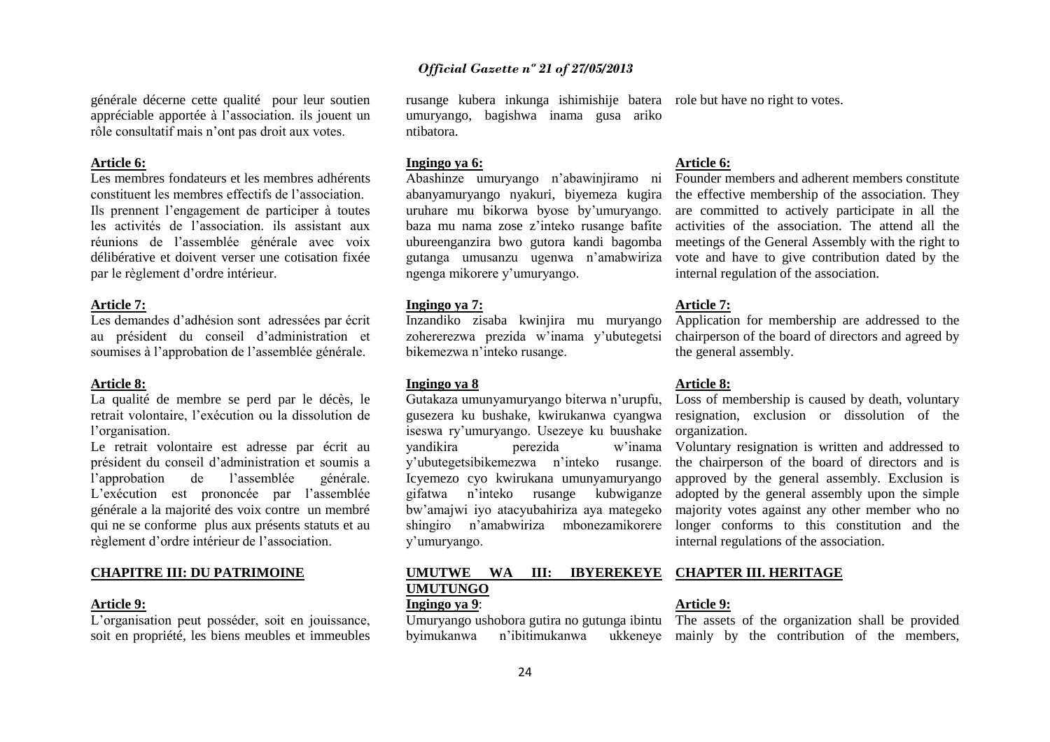générale décerne cette qualité pour leur soutien appréciable apportée à l'association. ils jouent un rôle consultatif mais n'ont pas droit aux votes.

**Article 6:**

Les membres fondateurs et les membres adhérents constituent les membres effectifs de l'association. Ils prennent l'engagement de participer à toutes les activités de l'association. ils assistant aux réunions de l'assemblée générale avec voix délibérative et doivent verser une cotisation fixée par le règlement d'ordre intérieur.

**Article 7:**

Les demandes d'adhésion sont adressées par écrit au président du conseil d'administration et soumises à l'approbation de l'assemblée générale.

**Article 8:**

La qualité de membre se perd par le décès, le retrait volontaire, l'exécution ou la dissolution de l'organisation.

Le retrait volontaire est adresse par écrit au président du conseil d'administration et soumis a l'approbation de l'assemblée générale. L'exécution est prononcée par l'assemblée générale a la majorité des voix contre un membré qui ne se conforme plus aux présents statuts et au règlement d'ordre intérieur de l'association.

**CHAPITRE III: DU PATRIMOINE**

**Article 9:**

L'organisation peut posséder, soit en jouissance, soit en propriété, les biens meubles et immeubles

rusange kubera inkunga ishimishije batera umuryango, bagishwa inama gusa ariko ntibatora.

**Ingingo ya 6:**

Abashinze umuryango n'abawinjiramo ni abanyamuryango nyakuri, biyemeza kugira uruhare mu bikorwa byose by'umuryango. baza mu nama zose z'inteko rusange bafite ubureenganzira bwo gutora kandi bagomba gutanga umusanzu ugenwa n'amabwiriza ngenga mikorere y'umuryango.

**Ingingo ya 7:**

Inzandiko zisaba kwinjira mu muryango zohererezwa prezida w'inama y'ubutegetsi bikemezwa n'inteko rusange.

**Ingingo ya 8**

Gutakaza umunyamuryango biterwa n'urupfu, gusezera ku bushake, kwirukanwa cyangwa iseswa ry'umuryango. Usezeye ku buushake yandikira perezida w'inama y'ubutegetsibikemezwa n'inteko rusange. Icyemezo cyo kwirukana umunyamuryango gifatwa n'inteko rusange kubwiganze bw'amajwi iyo atacyubahiriza aya mategeko shingiro n'amabwiriza mbonezamikorere y'umuryango.

**UMUTWE WA III: IBYEREKEYE UMUTUNGO**

**Ingingo ya 9**:

Umuryango ushobora gutira no gutunga ibintu byimukanwa n'ibitimukanwa ukkeneye

role but have no right to votes.

**Article 6:**

Founder members and adherent members constitute the effective membership of the association. They are committed to actively participate in all the activities of the association. The attend all the meetings of the General Assembly with the right to vote and have to give contribution dated by the internal regulation of the association.

**Article 7:**

Application for membership are addressed to the chairperson of the board of directors and agreed by the general assembly.

**Article 8:**

Loss of membership is caused by death, voluntary resignation, exclusion or dissolution of the organization.

Voluntary resignation is written and addressed to the chairperson of the board of directors and is approved by the general assembly. Exclusion is adopted by the general assembly upon the simple majority votes against any other member who no longer conforms to this constitution and the internal regulations of the association.

**CHAPTER III. HERITAGE**

**Article 9:**

The assets of the organization shall be provided mainly by the contribution of the members,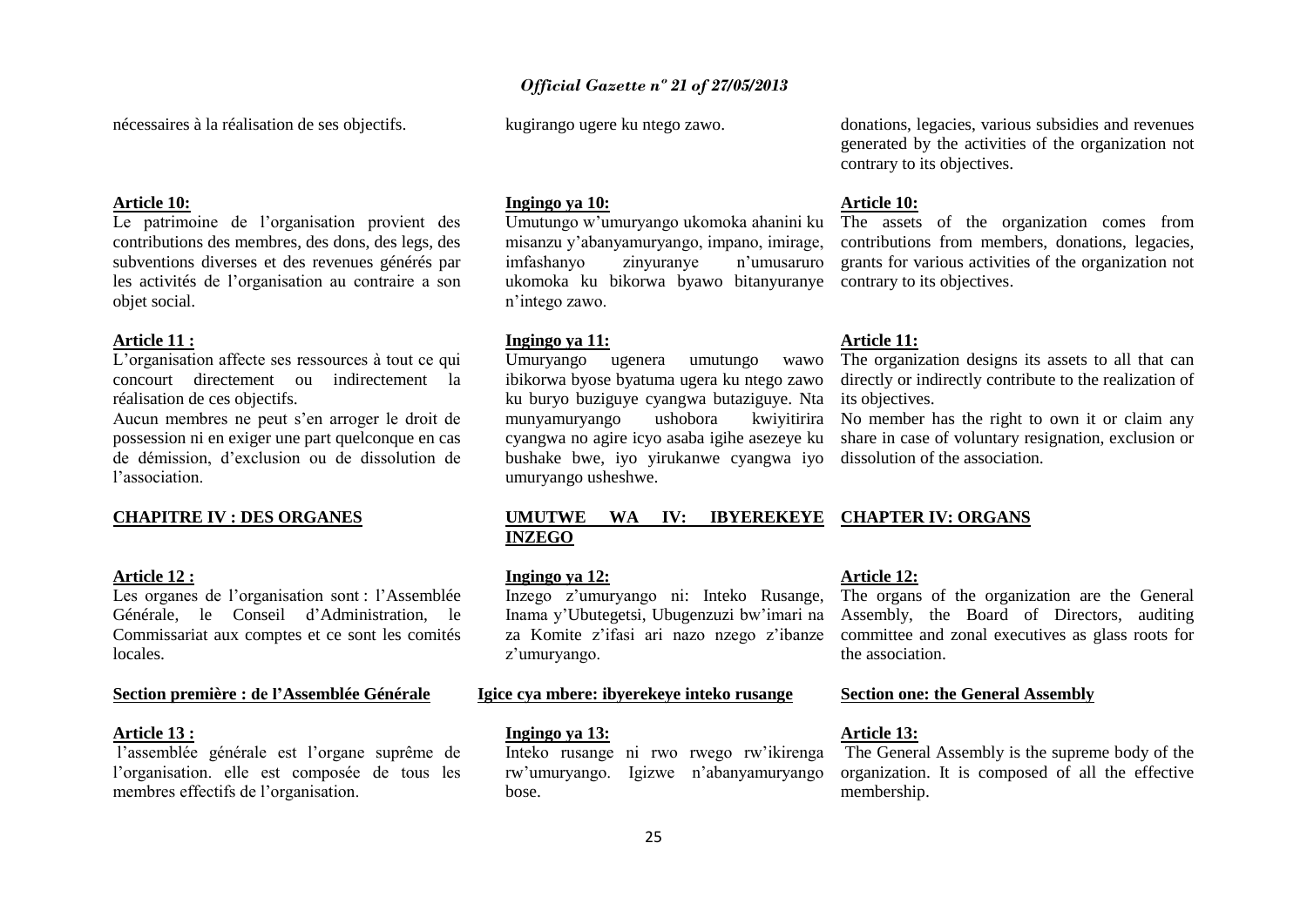nécessaires à la réalisation de ses objectifs.

**Article 10:**

Le patrimoine de l'organisation provient des contributions des membres, des dons, des legs, des subventions diverses et des revenues générés par les activités de l'organisation au contraire a son objet social.

**Article 11 :**

L'organisation affecte ses ressources à tout ce qui concourt directement ou indirectement la réalisation de ces objectifs.

Aucun membres ne peut s'en arroger le droit de possession ni en exiger une part quelconque en cas de démission, d'exclusion ou de dissolution de l'association.

**CHAPITRE IV : DES ORGANES**

**Article 12 :**

Les organes de l'organisation sont : l'Assemblée Générale, le Conseil d'Administration, le Commissariat aux comptes et ce sont les comités locales.

**Section première : de l'Assemblée Générale**

**Article 13 :**

l'assemblée générale est l'organe suprême de l'organisation. elle est composée de tous les membres effectifs de l'organisation.

kugirango ugere ku ntego zawo.

**Ingingo ya 10:**

Umutungo w'umuryango ukomoka ahanini ku misanzu y'abanyamuryango, impano, imirage, imfashanyo zinyuranye n'umusaruro ukomoka ku bikorwa byawo bitanyuranye n'intego zawo.

**Ingingo ya 11:**

Umuryango ugenera umutungo wawo ibikorwa byose byatuma ugera ku ntego zawo ku buryo buziguye cyangwa butaziguye. Nta munyamuryango ushobora kwiyitirira cyangwa no agire icyo asaba igihe asezeye ku bushake bwe, iyo yirukanwe cyangwa iyo umuryango usheshwe.

**UMUTWE WA IV: IBYEREKEYE INZEGO**

**Ingingo ya 12:**

Inzego z'umuryango ni: Inteko Rusange, Inama y'Ubutegetsi, Ubugenzuzi bw'imari na za Komite z'ifasi ari nazo nzego z'ibanze z'umuryango.

**Igice cya mbere: ibyerekeye inteko rusange**

**Ingingo ya 13:**

Inteko rusange ni rwo rwego rw'ikirenga rw'umuryango. Igizwe n'abanyamuryango bose.

donations, legacies, various subsidies and revenues generated by the activities of the organization not contrary to its objectives.

**Article 10:**

The assets of the organization comes from contributions from members, donations, legacies, grants for various activities of the organization not contrary to its objectives.

**Article 11:**

The organization designs its assets to all that can directly or indirectly contribute to the realization of its objectives.

No member has the right to own it or claim any share in case of voluntary resignation, exclusion or dissolution of the association.

**CHAPTER IV: ORGANS**

**Article 12:**

The organs of the organization are the General Assembly, the Board of Directors, auditing committee and zonal executives as glass roots for the association.

**Section one: the General Assembly**

**Article 13:**

The General Assembly is the supreme body of the organization. It is composed of all the effective membership.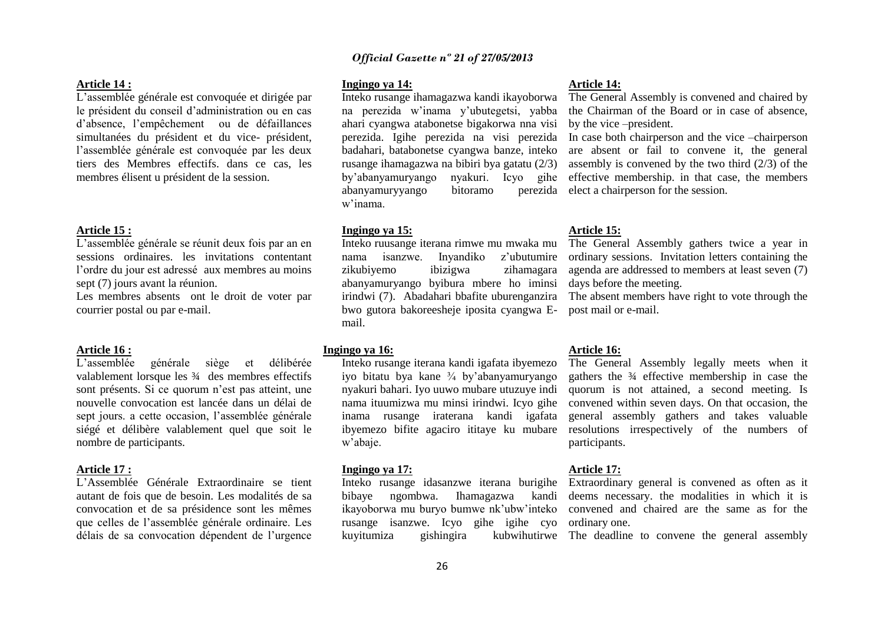**Article 14 :**

L'assemblée générale est convoquée et dirigée par le président du conseil d'administration ou en cas d'absence, l'empêchement ou de défaillances simultanées du président et du vice- président, l'assemblée générale est convoquée par les deux tiers des Membres effectifs. dans ce cas, les membres élisent u président de la session.

**Article 15 :**

L'assemblée générale se réunit deux fois par an en sessions ordinaires. les invitations contentant l'ordre du jour est adressé aux membres au moins sept (7) jours avant la réunion.

Les membres absents ont le droit de voter par courrier postal ou par e-mail.

**Article 16 :**

L'assemblée générale siège et délibérée valablement lorsque les ¾ des membres effectifs sont présents. Si ce quorum n'est pas atteint, une nouvelle convocation est lancée dans un délai de sept jours. a cette occasion, l'assemblée générale siégé et délibère valablement quel que soit le nombre de participants.

**Article 17 :**

L'Assemblée Générale Extraordinaire se tient autant de fois que de besoin. Les modalités de sa convocation et de sa présidence sont les mêmes que celles de l'assemblée générale ordinaire. Les délais de sa convocation dépendent de l'urgence

**Ingingo ya 14:**

Inteko rusange ihamagazwa kandi ikayoborwa na perezida w'inama y'ubutegetsi, yabba ahari cyangwa atabonetse bigakorwa nna visi perezida. Igihe perezida na visi perezida badahari, batabonetse cyangwa banze, inteko rusange ihamagazwa na bibiri bya gatatu (2/3) by'abanyamuryango nyakuri. Icyo gihe abanyamuryyango bitoramo perezida w'inama.

**Ingingo ya 15:**

Inteko ruusange iterana rimwe mu mwaka mu nama isanzwe. Inyandiko z'ubutumire zikubiyemo ibizigwa zihamagara abanyamuryango byibura mbere ho iminsi irindwi (7). Abadahari bbafite uburenganzira bwo gutora bakoreesheje iposita cyangwa E-mail.

**Ingingo ya 16:**

Inteko rusange iterana kandi igafata ibyemezo iyo bitatu bya kane ¾ by'abanyamuryango nyakuri bahari. Iyo uuwo mubare utuzuye indi nama ituumizwa mu minsi irindwi. Icyo gihe inama rusange iraterana kandi igafata ibyemezo bifite agaciro ititaye ku mubare w'abaje.

**Ingingo ya 17:**

Inteko rusange idasanzwe iterana burigihe bibaye ngombwa. Ihamagazwa kandi ikayoborwa mu buryo bumwe nk'ubw'inteko rusange isanzwe. Icyo gihe igihe cyo kuyitumiza gishingira kubwihutirwe

**Article 14:**

The General Assembly is convened and chaired by the Chairman of the Board or in case of absence, by the vice –president.

In case both chairperson and the vice –chairperson are absent or fail to convene it, the general assembly is convened by the two third (2/3) of the effective membership. in that case, the members elect a chairperson for the session.

**Article 15:**

The General Assembly gathers twice a year in ordinary sessions. Invitation letters containing the agenda are addressed to members at least seven (7) days before the meeting.

The absent members have right to vote through the post mail or e-mail.

**Article 16:**

The General Assembly legally meets when it gathers the ¾ effective membership in case the quorum is not attained, a second meeting. Is convened within seven days. On that occasion, the general assembly gathers and takes valuable resolutions irrespectively of the numbers of participants.

**Article 17:**

Extraordinary general is convened as often as it deems necessary. the modalities in which it is convened and chaired are the same as for the ordinary one.

The deadline to convene the general assembly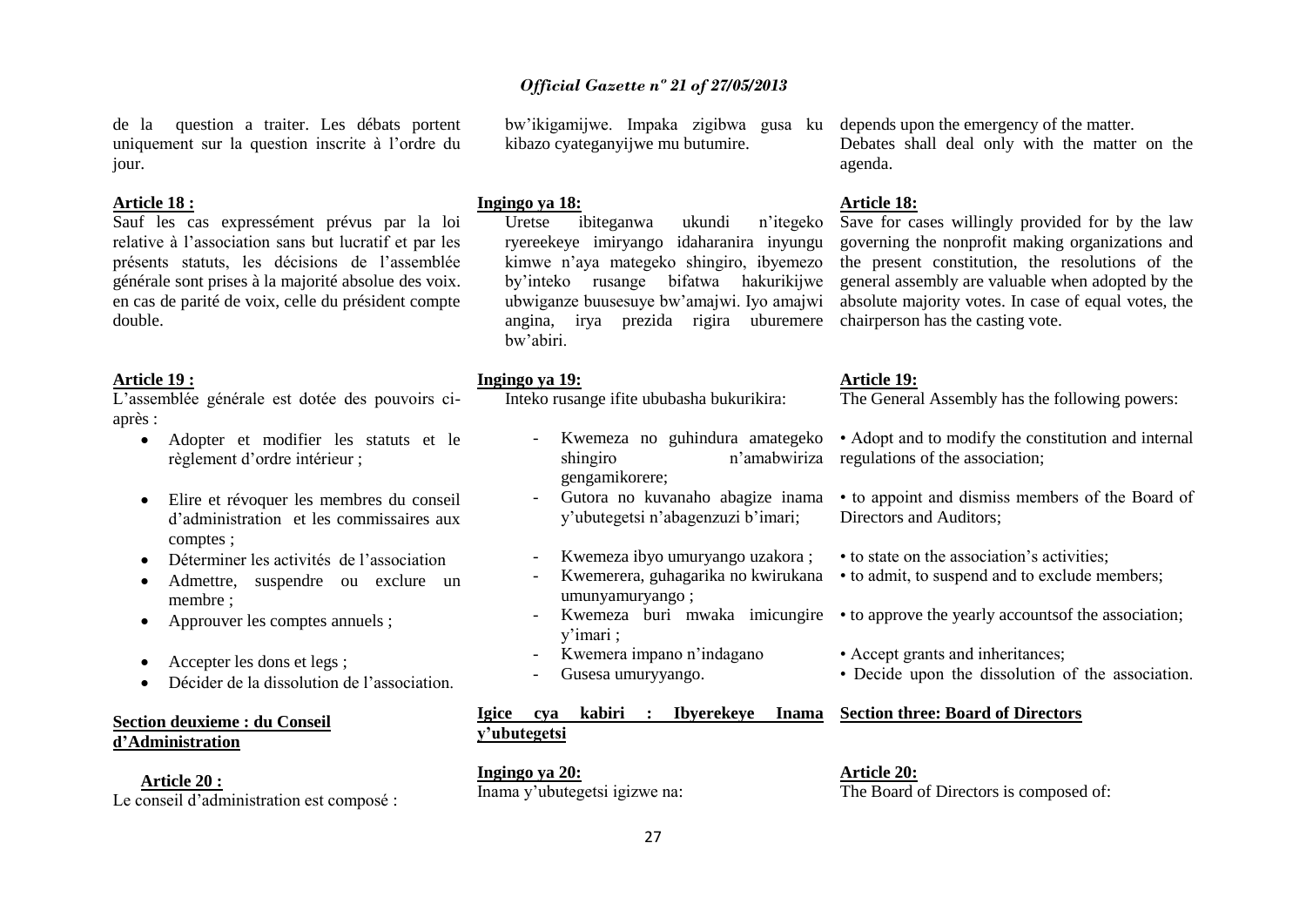de la question a traiter. Les débats portent uniquement sur la question inscrite à l'ordre du jour.

**Article 18 :**

Sauf les cas expressément prévus par la loi relative à l'association sans but lucratif et par les présents statuts, les décisions de l'assemblée générale sont prises à la majorité absolue des voix. en cas de parité de voix, celle du président compte double.

**Article 19 :**

L'assemblée générale est dotée des pouvoirs ci-après :

- Adopter et modifier les statuts et le règlement d'ordre intérieur ;
- Elire et révoquer les membres du conseil d'administration et les commissaires aux comptes ;
- Déterminer les activités de l'association
- Admettre, suspendre ou exclure un membre ;
- Approuver les comptes annuels ;
- Accepter les dons et legs ;
- Décider de la dissolution de l'association.

**Section deuxieme : du Conseil d'Administration**

**Article 20 :**

Le conseil d'administration est composé :

bw'ikigamijwe. Impaka zigibwa gusa ku kibazo cyateganyijwe mu butumire.

**Ingingo ya 18:**

Uretse ibiteganwa ukundi n'itegeko ryereekeye imiryango idaharanira inyungu kimwe n'aya mategeko shingiro, ibyemezo by'inteko rusange bifatwa hakurikijwe ubwiganze buusesuye bw'amajwi. Iyo amajwi angina, irya prezida rigira uburemere bw'abiri.

**Ingingo ya 19:**

Inteko rusange ifite ububasha bukurikira:

- Kwemeza no guhindura amategeko shingiro n'amabwiriza gengamikorere;
- Gutora no kuvanaho abagize inama y'ubutegetsi n'abagenzuzi b'imari;
- Kwemeza ibyo umuryango uzakora ;
- Kwemerera, guhagarika no kwirukana umunyamuryango ;
- Kwemeza buri mwaka imicungire y'imari ;
- Kwemera impano n'indagano
- Gusesa umuryyango.

**Igice cya kabiri : Ibyerekeye Inama y'ubutegetsi**

**Ingingo ya 20:**

Inama y'ubutegetsi igizwe na:

depends upon the emergency of the matter.

Debates shall deal only with the matter on the agenda.

**Article 18:**

Save for cases willingly provided for by the law governing the nonprofit making organizations and the present constitution, the resolutions of the general assembly are valuable when adopted by the absolute majority votes. In case of equal votes, the chairperson has the casting vote.

**Article 19:**

The General Assembly has the following powers:

- Adopt and to modify the constitution and internal regulations of the association;
- to appoint and dismiss members of the Board of Directors and Auditors;
- to state on the association's activities;
- to admit, to suspend and to exclude members;
- to approve the yearly accountsof the association;
- Accept grants and inheritances;
- Decide upon the dissolution of the association.

**Section three: Board of Directors**

**Article 20:**

The Board of Directors is composed of: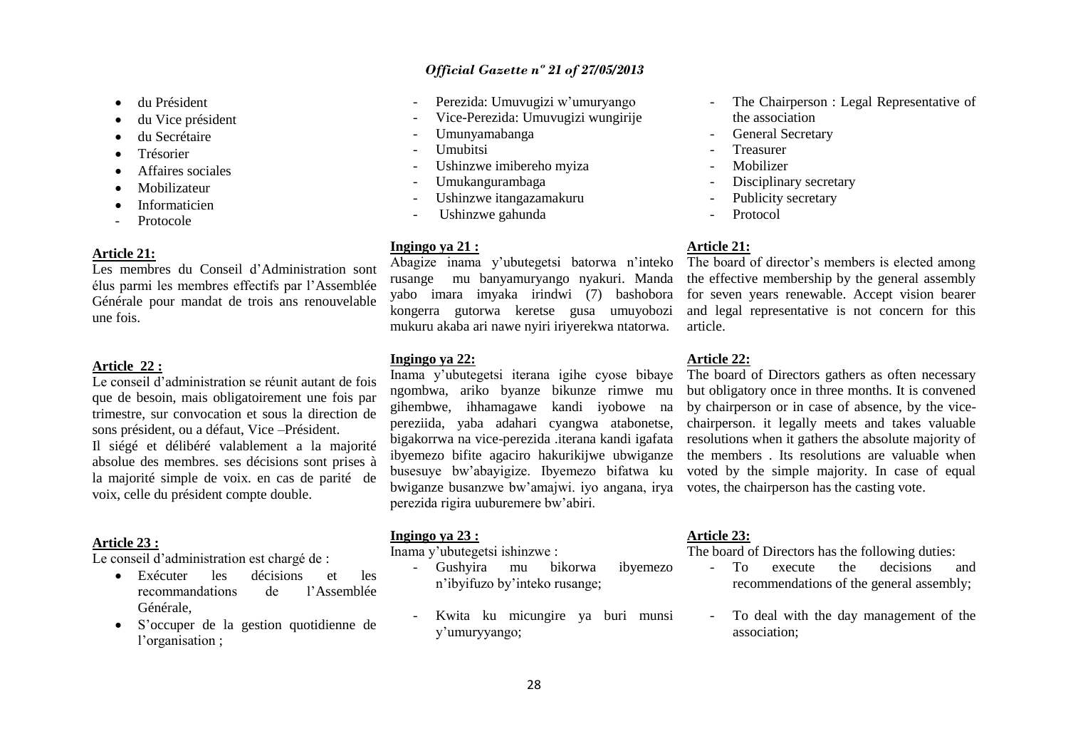- du Président
- du Vice président
- du Secrétaire
- Trésorier
- Affaires sociales
- Mobilizateur
- Informaticien
- Protocole

**Article 21:**

Les membres du Conseil d'Administration sont élus parmi les membres effectifs par l'Assemblée Générale pour mandat de trois ans renouvelable une fois.

**Article 22 :**

Le conseil d'administration se réunit autant de fois que de besoin, mais obligatoirement une fois par trimestre, sur convocation et sous la direction de sons président, ou a défaut, Vice –Président.

Il siégé et délibéré valablement a la majorité absolue des membres. ses décisions sont prises à la majorité simple de voix. en cas de parité de voix, celle du président compte double.

**Article 23 :**

Le conseil d'administration est chargé de :

- Exécuter les décisions et les recommandations de l'Assemblée Générale,
- S'occuper de la gestion quotidienne de l'organisation ;

- Perezida: Umuvugizi w'umuryango
- Vice-Perezida: Umuvugizi wungirije
- Umunyamabanga
- Umubitsi
- Ushinzwe imibereho myiza
- Umukangurambaga
- Ushinzwe itangazamakuru
- Ushinzwe gahunda

**Ingingo ya 21 :**

Abagize inama y'ubutegetsi batorwa n'inteko rusange mu banyamuryango nyakuri. Manda yabo imara imyaka irindwi (7) bashobora kongerra gutorwa keretse gusa umuyobozi mukuru akaba ari nawe nyiri iriyerekwa ntatorwa.

**Ingingo ya 22:**

Inama y'ubutegetsi iterana igihe cyose bibaye ngombwa, ariko byanze bikunze rimwe mu gihembwe, ihhamagawe kandi iyobowe na pereziida, yaba adahari cyangwa atabonetse, bigakorrwa na vice-perezida .iterana kandi igafata ibyemezo bifite agaciro hakurikijwe ubwiganze busesuye bw'abayigize. Ibyemezo bifatwa ku bwiganze busanzwe bw'amajwi. iyo angana, irya perezida rigira uuburemere bw'abiri.

**Ingingo ya 23 :**

Inama y'ubutegetsi ishinzwe :

- Gushyira mu bikorwa ibyemezo n'ibyifuzo by'inteko rusange;
- Kwita ku micungire ya buri munsi y'umuryyango;

- The Chairperson : Legal Representative of the association
- General Secretary
- Treasurer
- Mobilizer
- Disciplinary secretary
- Publicity secretary
- Protocol

**Article 21:**

The board of director's members is elected among the effective membership by the general assembly for seven years renewable. Accept vision bearer and legal representative is not concern for this article.

**Article 22:**

The board of Directors gathers as often necessary but obligatory once in three months. It is convened by chairperson or in case of absence, by the vice-chairperson. it legally meets and takes valuable resolutions when it gathers the absolute majority of the members . Its resolutions are valuable when voted by the simple majority. In case of equal votes, the chairperson has the casting vote.

**Article 23:**

The board of Directors has the following duties:

- To execute the decisions and recommendations of the general assembly;
- To deal with the day management of the association;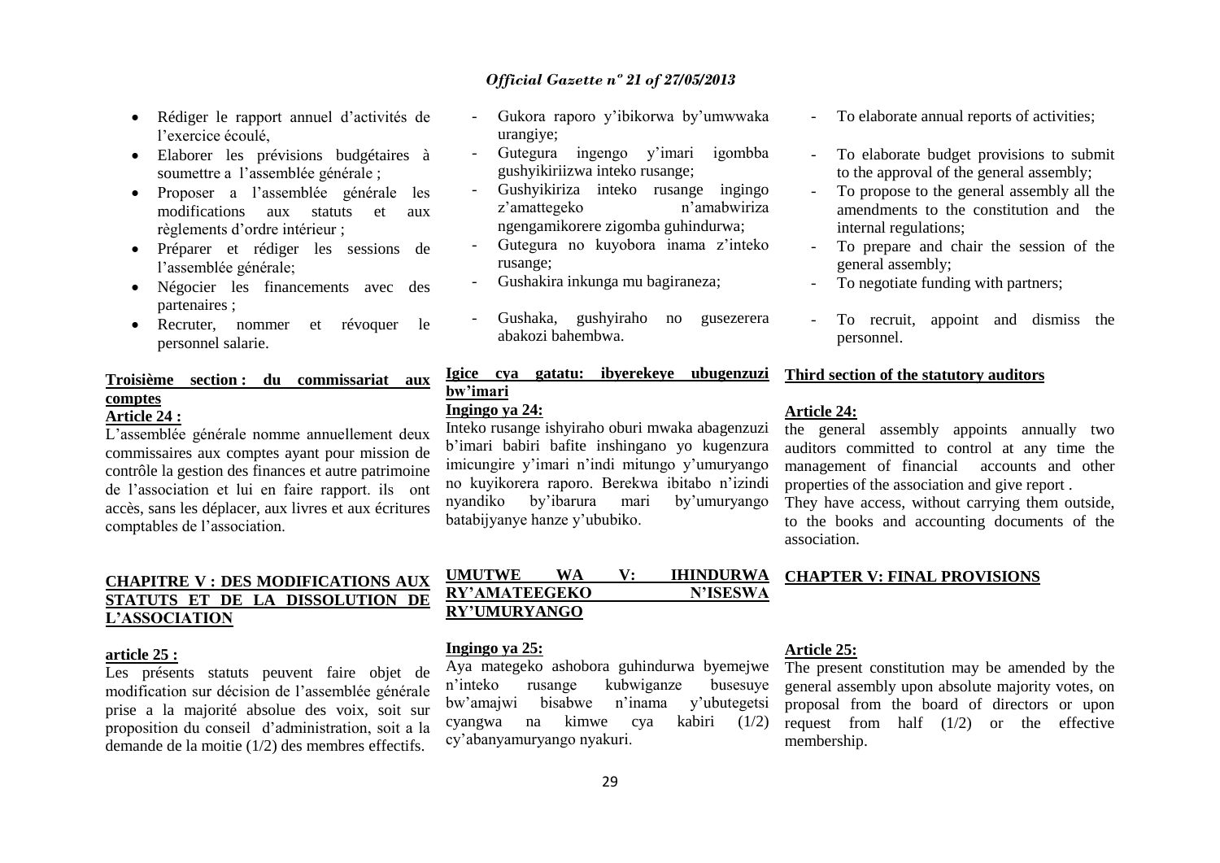- Rédiger le rapport annuel d'activités de l'exercice écoulé,
- Elaborer les prévisions budgétaires à soumettre a l'assemblée générale ;
- Proposer a l'assemblée générale les modifications aux statuts et aux règlements d'ordre intérieur ;
- Préparer et rédiger les sessions de l'assemblée générale;
- Négocier les financements avec des partenaires ;
- Recruter, nommer et révoquer le personnel salarie.

**Troisième section : du commissariat aux comptes**

**Article 24 :**

L'assemblée générale nomme annuellement deux commissaires aux comptes ayant pour mission de contrôle la gestion des finances et autre patrimoine de l'association et lui en faire rapport. ils ont accès, sans les déplacer, aux livres et aux écritures comptables de l'association.

**CHAPITRE V : DES MODIFICATIONS AUX STATUTS ET DE LA DISSOLUTION DE L'ASSOCIATION**

**article 25 :**

Les présents statuts peuvent faire objet de modification sur décision de l'assemblée générale prise a la majorité absolue des voix, soit sur proposition du conseil d'administration, soit a la demande de la moitie (1/2) des membres effectifs.

- Gukora raporo y'ibikorwa by'umwwaka urangiye;
- Gutegura ingengo y'imari igombba gushyikiriizwa inteko rusange;
- Gushyikiriza inteko rusange ingingo z'amattegeko n'amabwiriza ngengamikorere zigomba guhindurwa;
- Gutegura no kuyobora inama z'inteko rusange;
- Gushakira inkunga mu bagiraneza;
- Gushaka, gushyiraho no gusezerera abakozi bahembwa.

**Igice cya gatatu: ibyerekeye ubugenzuzi bw'imari**

**Ingingo ya 24:**

Inteko rusange ishyiraho oburi mwaka abagenzuzi b'imari babiri bafite inshingano yo kugenzura imicungire y'imari n'indi mitungo y'umuryango no kuyikorera raporo. Berekwa ibitabo n'izindi nyandiko by'ibarura mari by'umuryango batabijyanye hanze y'ububiko.

**UMUTWE WA V: IHINDURWA RY'AMATEEGEKO N'ISESWA RY'UMURYANGO**

**Ingingo ya 25:**

Aya mategeko ashobora guhindurwa byemejwe n'inteko rusange kubwiganze busesuye bw'amajwi bisabwe n'inama y'ubutegetsi cyangwa na kimwe cya kabiri (1/2) cy'abanyamuryango nyakuri.

- To elaborate annual reports of activities;
- To elaborate budget provisions to submit to the approval of the general assembly;
- To propose to the general assembly all the amendments to the constitution and the internal regulations;
- To prepare and chair the session of the general assembly;
- To negotiate funding with partners;
- To recruit, appoint and dismiss the personnel.

**Third section of the statutory auditors**

**Article 24:**

the general assembly appoints annually two auditors committed to control at any time the management of financial accounts and other properties of the association and give report .

They have access, without carrying them outside, to the books and accounting documents of the association.

**CHAPTER V: FINAL PROVISIONS**

**Article 25:**

The present constitution may be amended by the general assembly upon absolute majority votes, on proposal from the board of directors or upon request from half (1/2) or the effective membership.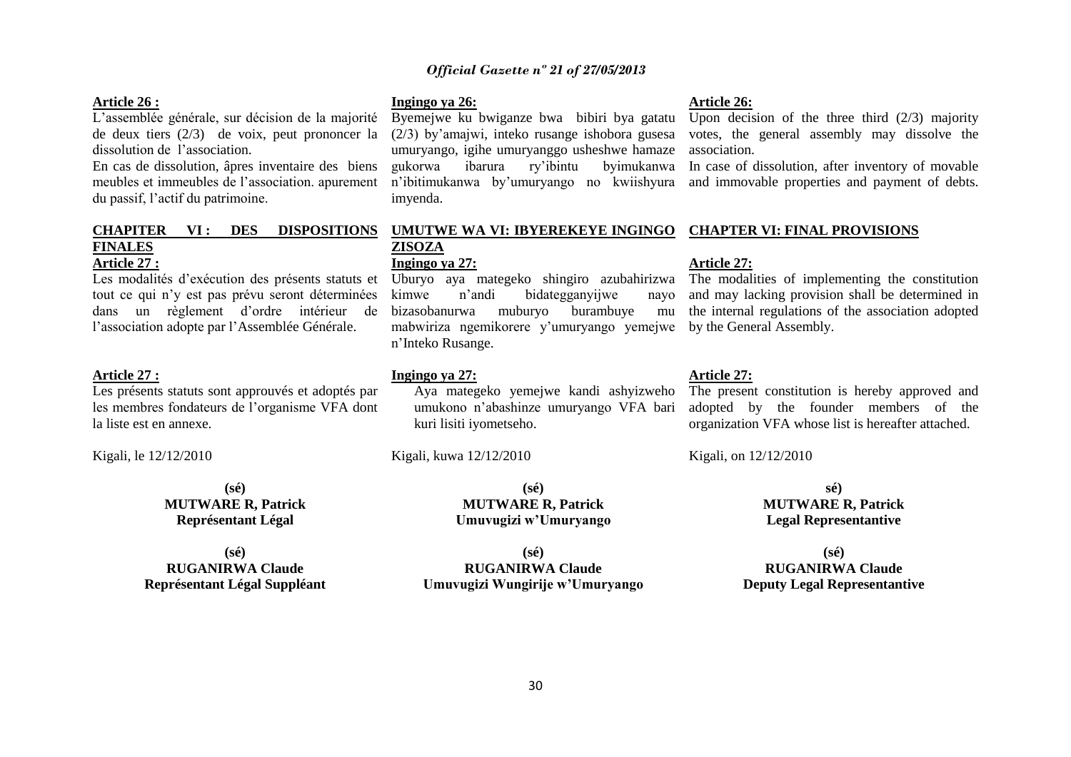**Article 26 :**

L'assemblée générale, sur décision de la majorité de deux tiers (2/3) de voix, peut prononcer la dissolution de l'association.

En cas de dissolution, âpres inventaire des biens meubles et immeubles de l'association. apurement du passif, l'actif du patrimoine.

**CHAPITER VI : DES DISPOSITIONS FINALES**

**Article 27 :**

Les modalités d'exécution des présents statuts et tout ce qui n'y est pas prévu seront déterminées dans un règlement d'ordre intérieur de l'association adopte par l'Assemblée Générale.

**Article 27 :**

Les présents statuts sont approuvés et adoptés par les membres fondateurs de l'organisme VFA dont la liste est en annexe.

Kigali, le 12/12/2010

**(sé)**
**MUTWARE R, Patrick**
**Représentant Légal**

**(sé)**
**RUGANIRWA Claude**
**Représentant Légal Suppléant**

**Ingingo ya 26:**

Byemejwe ku bwiganze bwa bibiri bya gatatu (2/3) by'amajwi, inteko rusange ishobora gusesa umuryango, igihe umuryanggo usheshwe hamaze gukorwa ibarura ry'ibintu byimukanwa n'ibitimukanwa by'umuryango no kwiishyura imyenda.

**UMUTWE WA VI: IBYEREKEYE INGINGO ZISOZA**

**Ingingo ya 27:**

Uburyo aya mategeko shingiro azubahirizwa kimwe n'andi bidategganyijwe nayo bizasobanurwa muburyo burambuye mu mabwiriza ngemikorere y'umuryango yemejwe n'Inteko Rusange.

**Ingingo ya 27:**

Aya mategeko yemejwe kandi ashyizweho umukono n'abashinze umuryango VFA bari kuri lisiti iyometseho.

Kigali, kuwa 12/12/2010

**(sé)**
**MUTWARE R, Patrick**
**Umuvugizi w'Umuryango**

**(sé)**
**RUGANIRWA Claude**
**Umuvugizi Wungirije w'Umuryango**

**Article 26:**

Upon decision of the three third (2/3) majority votes, the general assembly may dissolve the association.

In case of dissolution, after inventory of movable and immovable properties and payment of debts.

**CHAPTER VI: FINAL PROVISIONS**

**Article 27:**

The modalities of implementing the constitution and may lacking provision shall be determined in the internal regulations of the association adopted by the General Assembly.

**Article 27:**

The present constitution is hereby approved and adopted by the founder members of the organization VFA whose list is hereafter attached.

Kigali, on 12/12/2010

**sé)**
**MUTWARE R, Patrick**
**Legal Representantive**

**(sé)**
**RUGANIRWA Claude**
**Deputy Legal Representantive**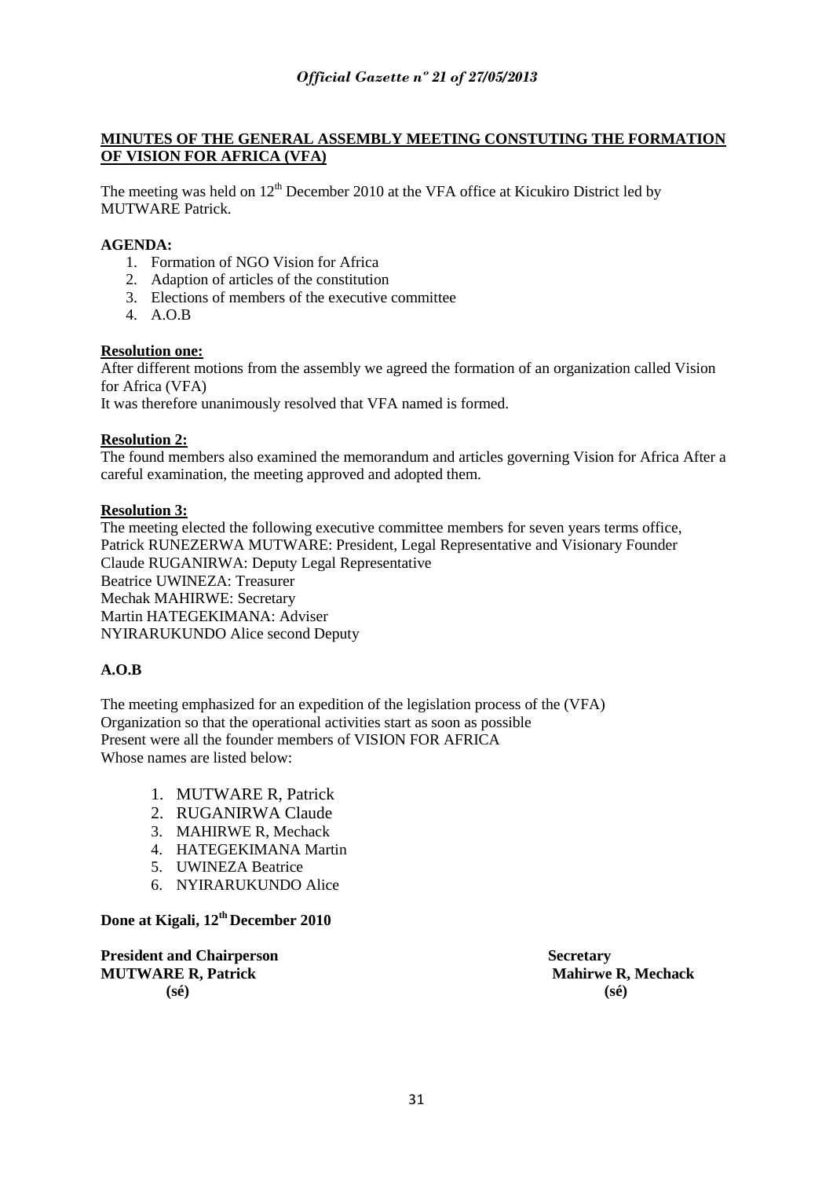**MINUTES OF THE GENERAL ASSEMBLY MEETING CONSTUTING THE FORMATION OF VISION FOR AFRICA (VFA)**

The meeting was held on 12th December 2010 at the VFA office at Kicukiro District led by MUTWARE Patrick.

**AGENDA:**

1. Formation of NGO Vision for Africa
2. Adaption of articles of the constitution
3. Elections of members of the executive committee
4. A.O.B

**Resolution one:**

After different motions from the assembly we agreed the formation of an organization called Vision for Africa (VFA)

It was therefore unanimously resolved that VFA named is formed.

**Resolution 2:**

The found members also examined the memorandum and articles governing Vision for Africa After a careful examination, the meeting approved and adopted them.

**Resolution 3:**

The meeting elected the following executive committee members for seven years terms office,

Patrick RUNEZERWA MUTWARE: President, Legal Representative and Visionary Founder
Claude RUGANIRWA: Deputy Legal Representative
Beatrice UWINEZA: Treasurer
Mechak MAHIRWE: Secretary
Martin HATEGEKIMANA: Adviser
NYIRARUKUNDO Alice second Deputy

**A.O.B**

The meeting emphasized for an expedition of the legislation process of the (VFA) Organization so that the operational activities start as soon as possible
Present were all the founder members of VISION FOR AFRICA
Whose names are listed below:

1. MUTWARE R, Patrick
2. RUGANIRWA Claude
3. MAHIRWE R, Mechack
4. HATEGEKIMANA Martin
5. UWINEZA Beatrice
6. NYIRARUKUNDO Alice

**Done at Kigali, 12th December 2010**

**President and Chairperson**
**MUTWARE R, Patrick**
**(sé)**

**Secretary**
**Mahirwe R, Mechack**
**(sé)**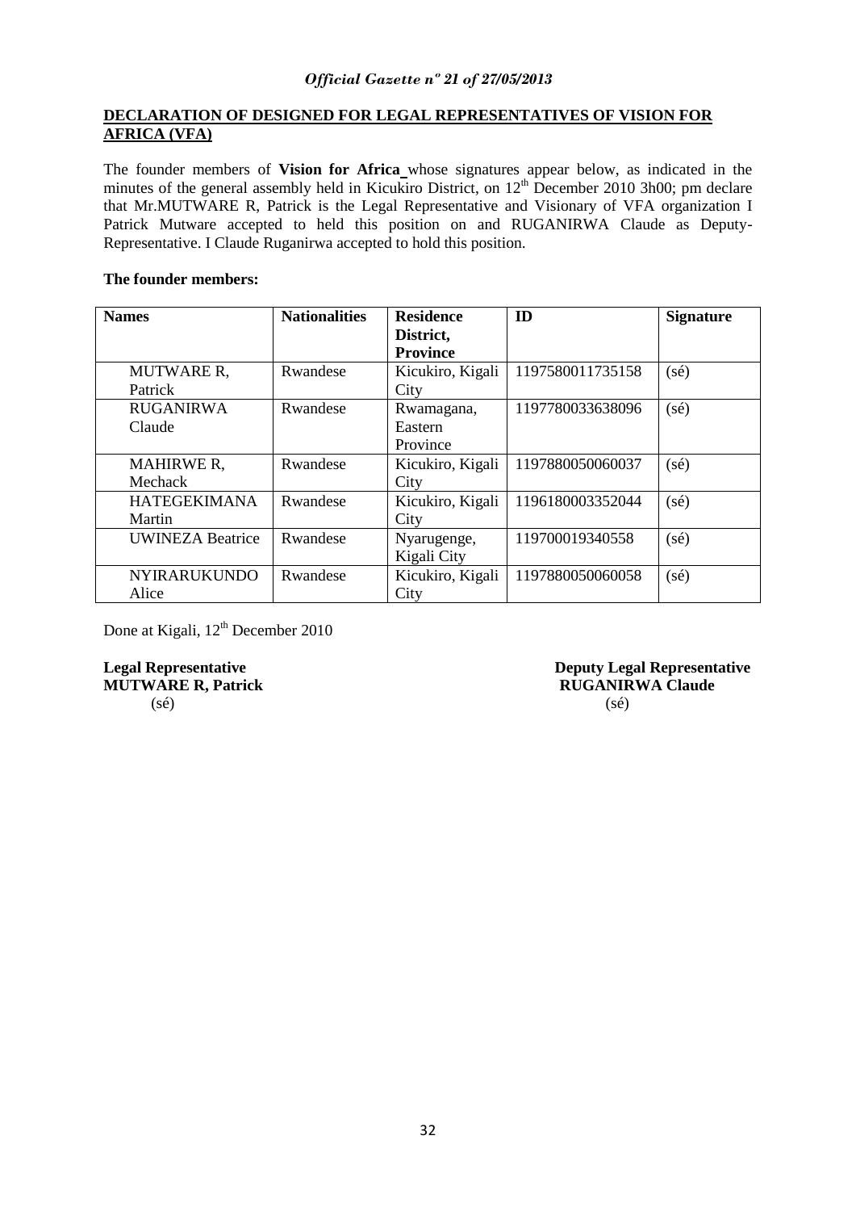**DECLARATION OF DESIGNED FOR LEGAL REPRESENTATIVES OF VISION FOR AFRICA (VFA)**

The founder members of **Vision for Africa** whose signatures appear below, as indicated in the minutes of the general assembly held in Kicukiro District, on 12th December 2010 3h00; pm declare that Mr.MUTWARE R, Patrick is the Legal Representative and Visionary of VFA organization I Patrick Mutware accepted to held this position on and RUGANIRWA Claude as Deputy-Representative. I Claude Ruganirwa accepted to hold this position.

**The founder members:**

| **Names** | **Nationalities** | **Residence District, Province** | **ID** | **Signature** |
|---|---|---|---|---|
| MUTWARE R, Patrick | Rwandese | Kicukiro, Kigali City | 1197580011735158 | (sé) |
| RUGANIRWA Claude | Rwandese | Rwamagana, Eastern Province | 1197780033638096 | (sé) |
| MAHIRWE R, Mechack | Rwandese | Kicukiro, Kigali City | 1197880050060037 | (sé) |
| HATEGEKIMANA Martin | Rwandese | Kicukiro, Kigali City | 1196180003352044 | (sé) |
| UWINEZA Beatrice | Rwandese | Nyarugenge, Kigali City | 119700019340558 | (sé) |
| NYIRARUKUNDO Alice | Rwandese | Kicukiro, Kigali City | 1197880050060058 | (sé) |

Done at Kigali, 12th December 2010

**Legal Representative**
**MUTWARE R, Patrick**
(sé)

**Deputy Legal Representative**
**RUGANIRWA Claude**
(sé)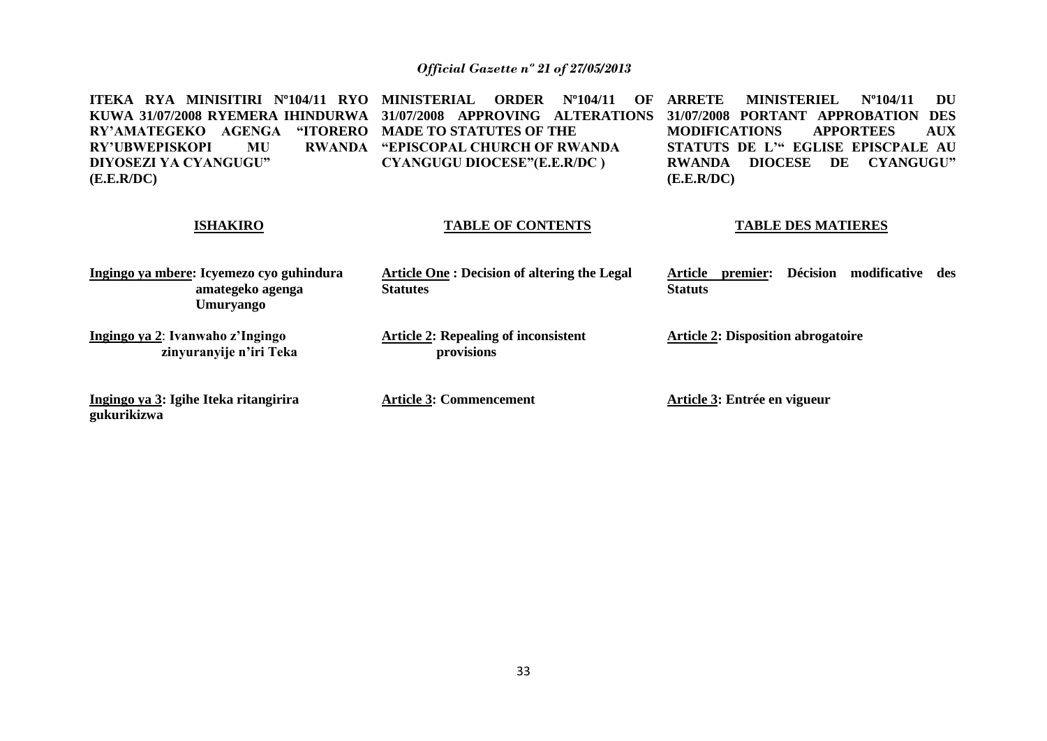**ITEKA RYA MINISITIRI Nº104/11 RYO KUWA 31/07/2008 RYEMERA IHINDURWA RY'AMATEGEKO AGENGA "ITORERO RY'UBWEPISKOPI MU RWANDA DIYOSEZI YA CYANGUGU" (E.E.R/DC)**

**ISHAKIRO**

**Ingingo ya mbere: Icyemezo cyo guhindura amategeko agenga Umuryango**

**Ingingo ya 2: Ivanwaho z'Ingingo zinyuranyije n'iri Teka**

**Ingingo ya 3: Igihe Iteka ritangirira gukurikizwa**

**MINISTERIAL ORDER Nº104/11 OF 31/07/2008 APPROVING ALTERATIONS MADE TO STATUTES OF THE "EPISCOPAL CHURCH OF RWANDA CYANGUGU DIOCESE"(E.E.R/DC )**

**TABLE OF CONTENTS**

**Article One : Decision of altering the Legal Statutes**

**Article 2: Repealing of inconsistent provisions**

**Article 3: Commencement**

**ARRETE MINISTERIEL Nº104/11 DU 31/07/2008 PORTANT APPROBATION DES MODIFICATIONS APPORTEES AUX STATUTS DE L'" EGLISE EPISCPALE AU RWANDA DIOCESE DE CYANGUGU" (E.E.R/DC)**

**TABLE DES MATIERES**

**Article premier: Décision modificative des Statuts**

**Article 2: Disposition abrogatoire**

**Article 3: Entrée en vigueur**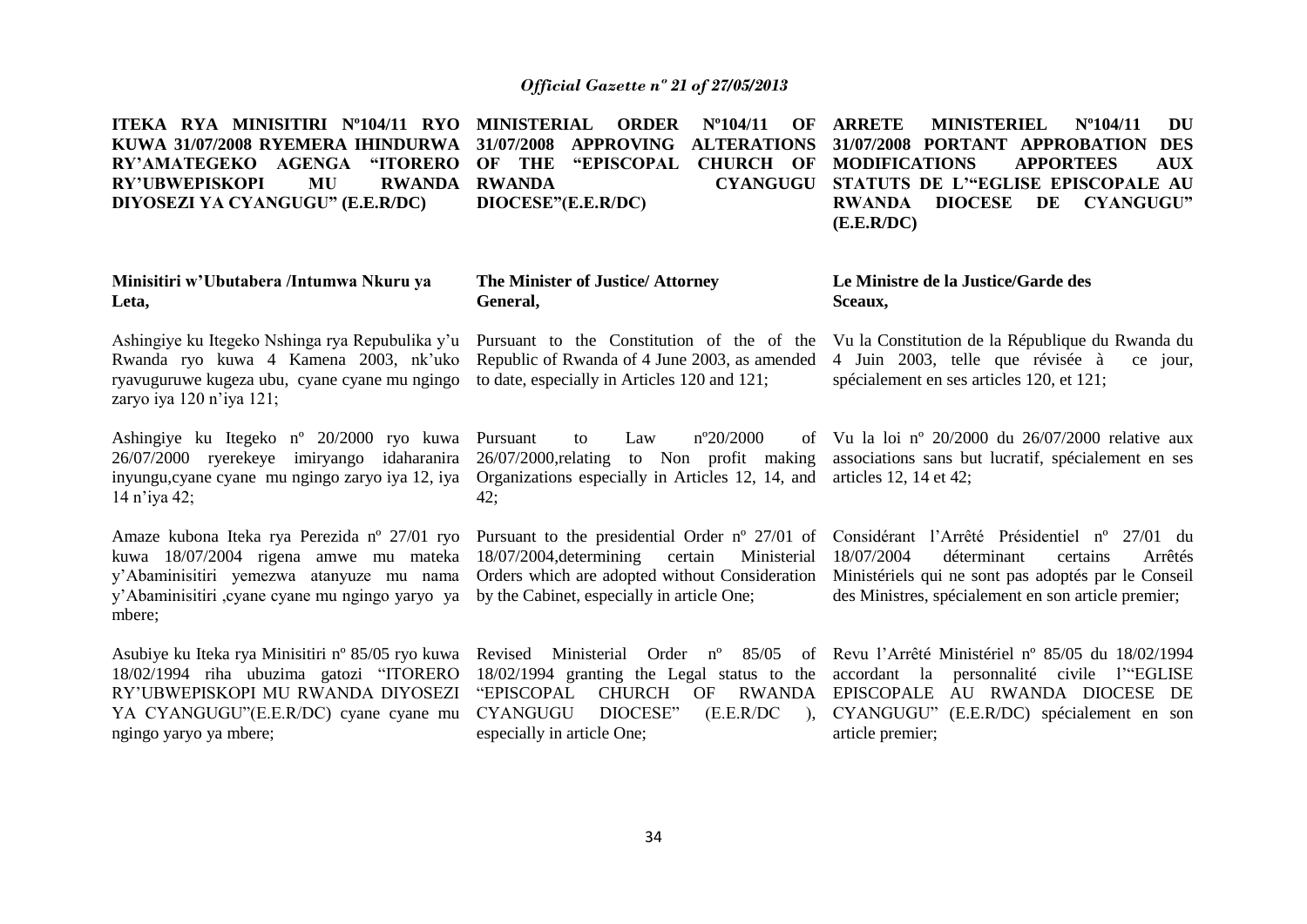**ITEKA RYA MINISITIRI Nº104/11 RYO KUWA 31/07/2008 RYEMERA IHINDURWA RY'AMATEGEKO AGENGA "ITORERO RY'UBWEPISKOPI MU RWANDA DIYOSEZI YA CYANGUGU" (E.E.R/DC)**

**Minisitiri w'Ubutabera /Intumwa Nkuru ya Leta,**

Ashingiye ku Itegeko Nshinga rya Repubulika y'u Rwanda ryo kuwa 4 Kamena 2003, nk'uko ryavuguruwe kugeza ubu, cyane cyane mu ngingo zaryo iya 120 n'iya 121;

Ashingiye ku Itegeko nº 20/2000 ryo kuwa 26/07/2000 ryerekeye imiryango idaharanira inyungu,cyane cyane mu ngingo zaryo iya 12, iya 14 n'iya 42;

Amaze kubona Iteka rya Perezida nº 27/01 ryo kuwa 18/07/2004 rigena amwe mu mateka y'Abaminisitiri yemezwa atanyuze mu nama y'Abaminisitiri ,cyane cyane mu ngingo yaryo ya mbere;

Asubiye ku Iteka rya Minisitiri nº 85/05 ryo kuwa 18/02/1994 riha ubuzima gatozi "ITORERO RY'UBWEPISKOPI MU RWANDA DIYOSEZI YA CYANGUGU"(E.E.R/DC) cyane cyane mu ngingo yaryo ya mbere;

**MINISTERIAL ORDER Nº104/11 OF 31/07/2008 APPROVING ALTERATIONS OF THE "EPISCOPAL CHURCH OF RWANDA CYANGUGU DIOCESE"(E.E.R/DC)**

**The Minister of Justice/ Attorney General,**

Pursuant to the Constitution of the of the Republic of Rwanda of 4 June 2003, as amended to date, especially in Articles 120 and 121;

Pursuant to Law nº20/2000 of 26/07/2000,relating to Non profit making Organizations especially in Articles 12, 14, and 42;

Pursuant to the presidential Order nº 27/01 of 18/07/2004,determining certain Ministerial Orders which are adopted without Consideration by the Cabinet, especially in article One;

Revised Ministerial Order nº 85/05 of 18/02/1994 granting the Legal status to the "EPISCOPAL CHURCH OF RWANDA CYANGUGU DIOCESE" (E.E.R/DC ), especially in article One;

**ARRETE MINISTERIEL Nº104/11 DU 31/07/2008 PORTANT APPROBATION DES MODIFICATIONS APPORTEES AUX STATUTS DE L'"EGLISE EPISCOPALE AU RWANDA DIOCESE DE CYANGUGU" (E.E.R/DC)**

**Le Ministre de la Justice/Garde des Sceaux,**

Vu la Constitution de la République du Rwanda du 4 Juin 2003, telle que révisée à ce jour, spécialement en ses articles 120, et 121;

Vu la loi nº 20/2000 du 26/07/2000 relative aux associations sans but lucratif, spécialement en ses articles 12, 14 et 42;

Considérant l'Arrêté Présidentiel nº 27/01 du 18/07/2004 déterminant certains Arrêtés Ministériels qui ne sont pas adoptés par le Conseil des Ministres, spécialement en son article premier;

Revu l'Arrêté Ministériel nº 85/05 du 18/02/1994 accordant la personnalité civile l'"EGLISE EPISCOPALE AU RWANDA DIOCESE DE CYANGUGU" (E.E.R/DC) spécialement en son article premier;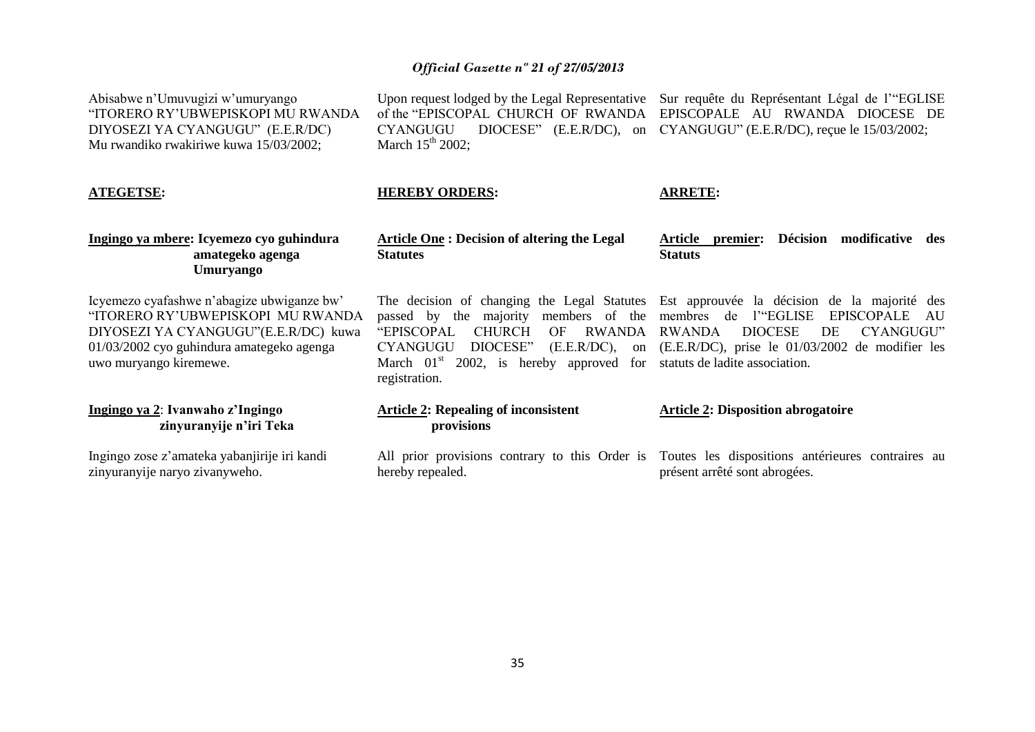Abisabwe n'Umuvugizi w'umuryango "ITORERO RY'UBWEPISKOPI MU RWANDA DIYOSEZI YA CYANGUGU" (E.E.R/DC) Mu rwandiko rwakiriwe kuwa 15/03/2002;

**ATEGETSE:**

**Ingingo ya mbere: Icyemezo cyo guhindura amategeko agenga Umuryango**

Icyemezo cyafashwe n'abagize ubwiganze bw' "ITORERO RY'UBWEPISKOPI MU RWANDA DIYOSEZI YA CYANGUGU"(E.E.R/DC) kuwa 01/03/2002 cyo guhindura amategeko agenga uwo muryango kiremewe.

**Ingingo ya 2: Ivanwaho z'Ingingo zinyuranyije n'iri Teka**

Ingingo zose z'amateka yabanjirije iri kandi zinyuranyije naryo zivanyweho.

Upon request lodged by the Legal Representative of the "EPISCOPAL CHURCH OF RWANDA CYANGUGU DIOCESE" (E.E.R/DC), on March 15th 2002;

**HEREBY ORDERS:**

**Article One : Decision of altering the Legal Statutes**

The decision of changing the Legal Statutes passed by the majority members of the "EPISCOPAL CHURCH OF RWANDA CYANGUGU DIOCESE" (E.E.R/DC), on March 01st 2002, is hereby approved for registration.

**Article 2: Repealing of inconsistent provisions**

All prior provisions contrary to this Order is hereby repealed.

Sur requête du Représentant Légal de l'"EGLISE EPISCOPALE AU RWANDA DIOCESE DE CYANGUGU" (E.E.R/DC), reçue le 15/03/2002;

**ARRETE:**

**Article premier: Décision modificative des Statuts**

Est approuvée la décision de la majorité des membres de l'"EGLISE EPISCOPALE AU RWANDA DIOCESE DE CYANGUGU" (E.E.R/DC), prise le 01/03/2002 de modifier les statuts de ladite association.

**Article 2: Disposition abrogatoire**

Toutes les dispositions antérieures contraires au présent arrêté sont abrogées.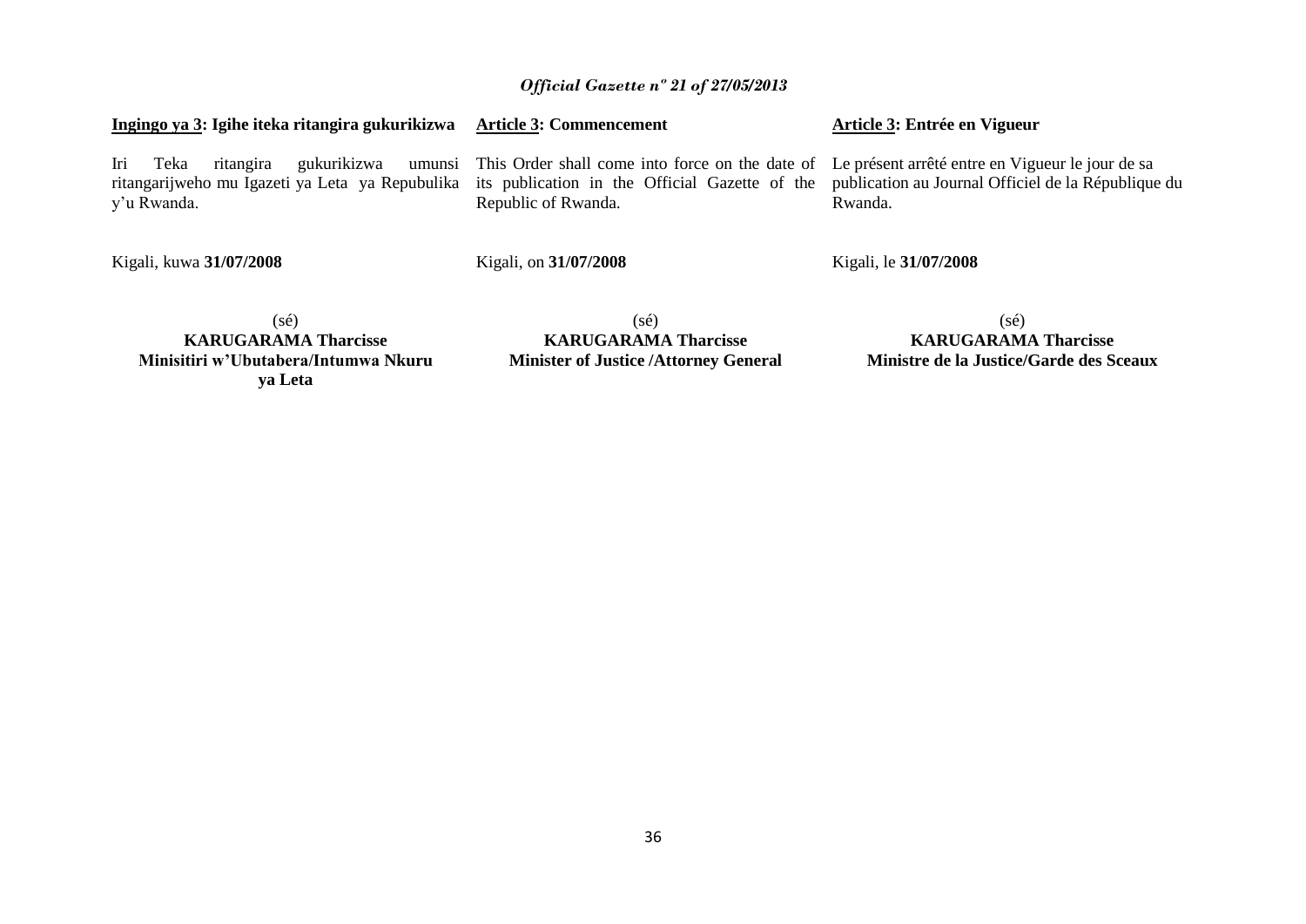**Ingingo ya 3: Igihe iteka ritangira gukurikizwa**

Iri Teka ritangira gukurikizwa umunsi ritangarijweho mu Igazeti ya Leta ya Repubulika y'u Rwanda.

Kigali, kuwa **31/07/2008**

(sé)
**KARUGARAMA Tharcisse**
**Minisitiri w'Ubutabera/Intumwa Nkuru ya Leta**

**Article 3: Commencement**

This Order shall come into force on the date of its publication in the Official Gazette of the Republic of Rwanda.

Kigali, on **31/07/2008**

(sé)
**KARUGARAMA Tharcisse**
**Minister of Justice /Attorney General**

**Article 3: Entrée en Vigueur**

Le présent arrêté entre en Vigueur le jour de sa publication au Journal Officiel de la République du Rwanda.

Kigali, le **31/07/2008**

(sé)
**KARUGARAMA Tharcisse**
**Ministre de la Justice/Garde des Sceaux**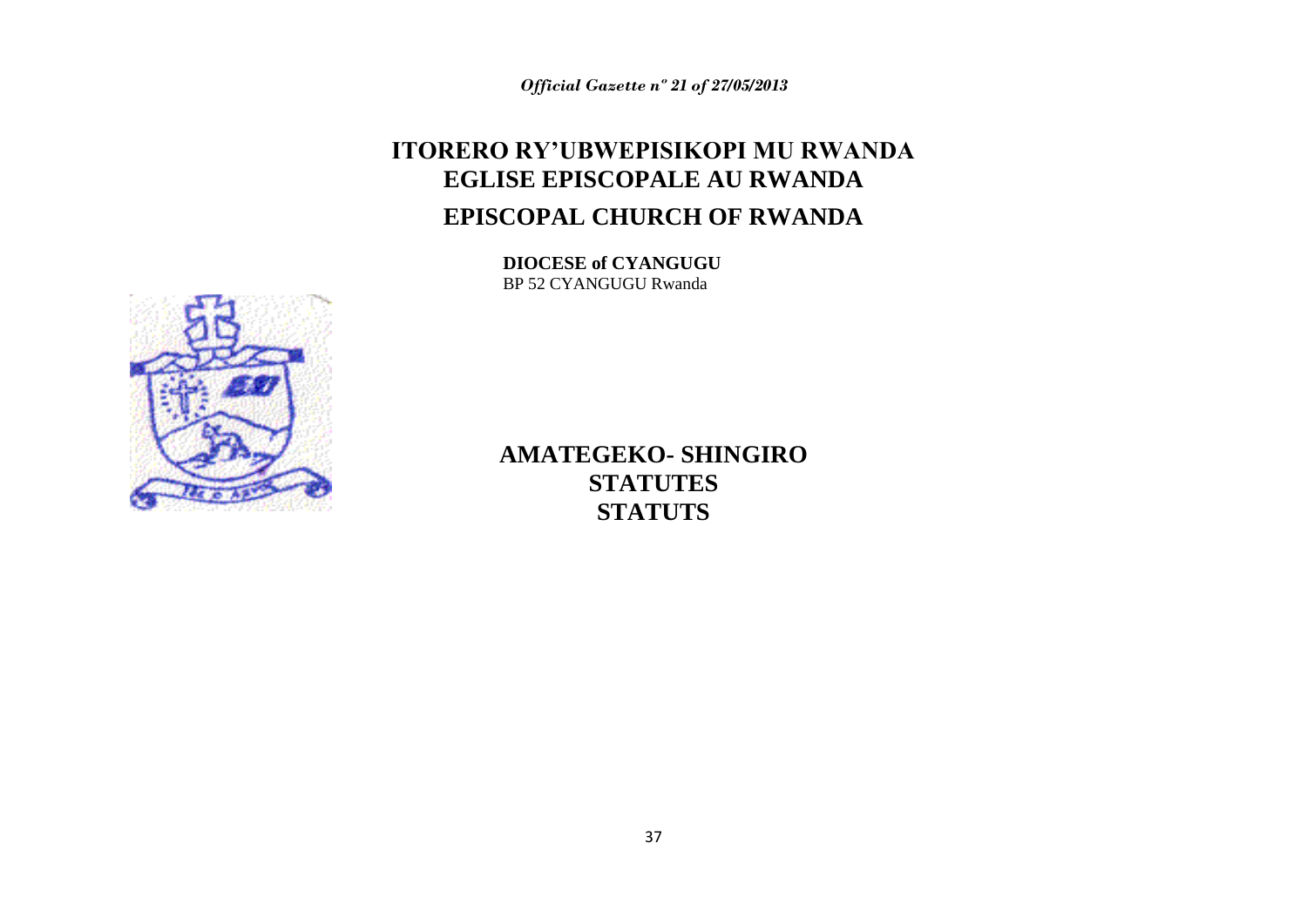# ITORERO RY'UBWEPISIKOPI MU RWANDA
# EGLISE EPISCOPALE AU RWANDA
# EPISCOPAL CHURCH OF RWANDA

**DIOCESE of CYANGUGU**
BP 52 CYANGUGU Rwanda

# AMATEGEKO- SHINGIRO
# STATUTES
# STATUTS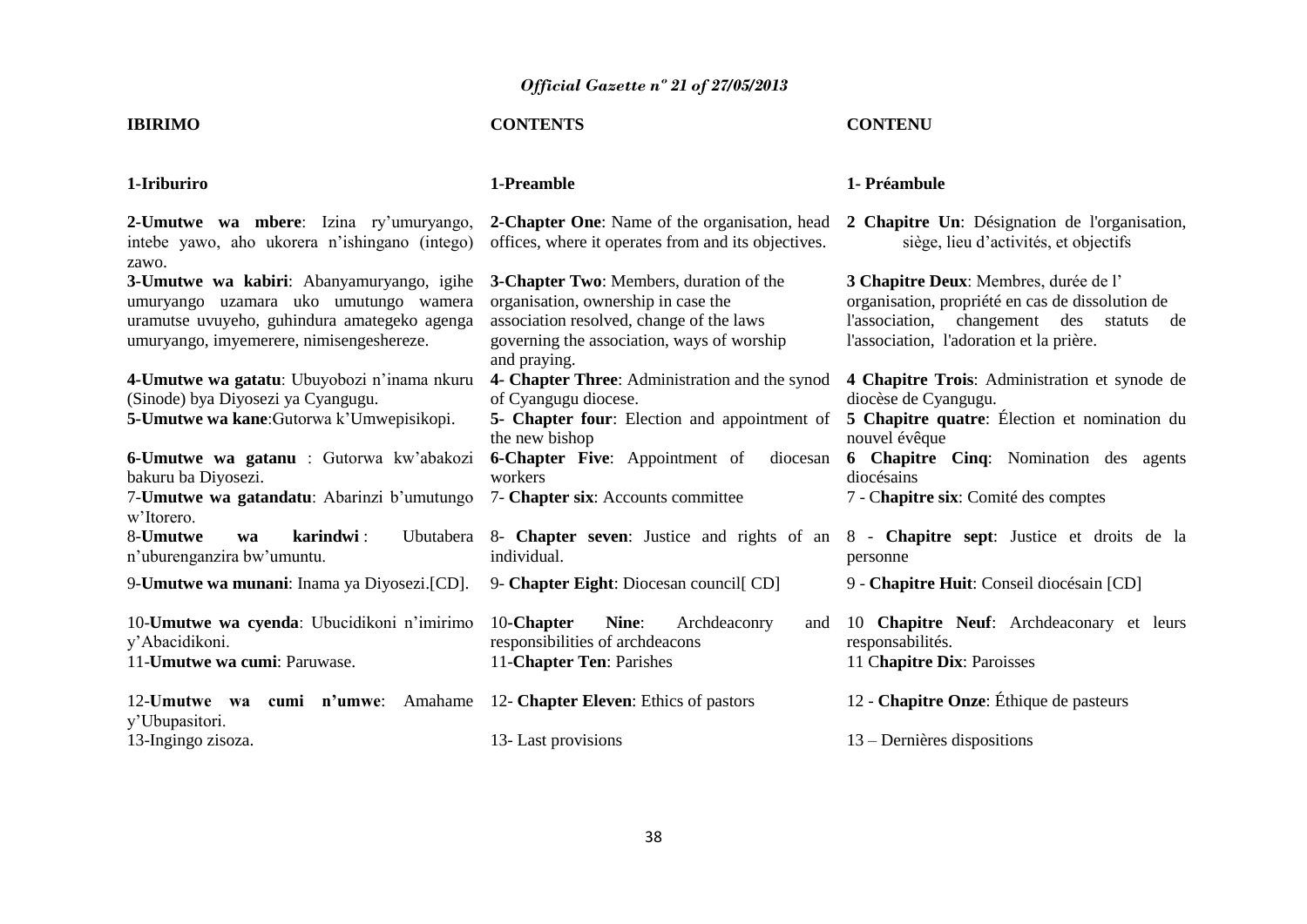| **IBIRIMO** | **CONTENTS** | **CONTENU** |
|---|---|---|
| **1-Iriburiro** | **1-Preamble** | **1- Préambule** |
| **2-Umutwe wa mbere**: Izina ry'umuryango, intebe yawo, aho ukorera n'ishingano (intego) zawo. | **2-Chapter One**: Name of the organisation, head offices, where it operates from and its objectives. | **2 Chapitre Un**: Désignation de l'organisation, siège, lieu d'activités, et objectifs |
| **3-Umutwe wa kabiri**: Abanyamuryango, igihe umuryango uzamara uko umutungo wamera uramutse uvuyeho, guhindura amategeko agenga umuryango, imyemerere, nimisengeshereze. | **3-Chapter Two**: Members, duration of the organisation, ownership in case the association resolved, change of the laws governing the association, ways of worship and praying. | **3 Chapitre Deux**: Membres, durée de l' organisation, propriété en cas de dissolution de l'association, changement des statuts de l'association, l'adoration et la prière. |
| **4-Umutwe wa gatatu**: Ubuyobozi n'inama nkuru (Sinode) bya Diyosezi ya Cyangugu. | **4- Chapter Three**: Administration and the synod of Cyangugu diocese. | **4 Chapitre Trois**: Administration et synode de diocèse de Cyangugu. |
| **5-Umutwe wa kane**:Gutorwa k'Umwepisikopi. | **5- Chapter four**: Election and appointment of the new bishop | **5 Chapitre quatre**: Élection et nomination du nouvel évêque |
| **6-Umutwe wa gatanu** : Gutorwa kw'abakozi bakuru ba Diyosezi. | **6-Chapter Five**: Appointment of diocesan workers | **6 Chapitre Cinq**: Nomination des agents diocésains |
| 7-**Umutwe wa gatandatu**: Abarinzi b'umutungo w'Itorero. | 7- **Chapter six**: Accounts committee | 7 - C**hapitre six**: Comité des comptes |
| 8-**Umutwe wa karindwi** : Ubutabera n'uburenganzira bw'umuntu. | 8- **Chapter seven**: Justice and rights of an individual. | 8 - **Chapitre sept**: Justice et droits de la personne |
| 9-**Umutwe wa munani**: Inama ya Diyosezi.[CD]. | 9- **Chapter Eight**: Diocesan council[ CD] | 9 - **Chapitre Huit**: Conseil diocésain [CD] |
| 10-**Umutwe wa cyenda**: Ubucidikoni n'imirimo y'Abacidikoni. | 10-**Chapter Nine**: Archdeaconry and responsibilities of archdeacons | 10 **Chapitre Neuf**: Archdeaconary et leurs responsabilités. |
| 11-**Umutwe wa cumi**: Paruwase. | 11-**Chapter Ten**: Parishes | 11 C**hapitre Dix**: Paroisses |
| 12-**Umutwe wa cumi n'umwe**: Amahame y'Ubupasitori. | 12- **Chapter Eleven**: Ethics of pastors | 12 - **Chapitre Onze**: Éthique de pasteurs |
| 13-Ingingo zisoza. | 13- Last provisions | 13 – Dernières dispositions |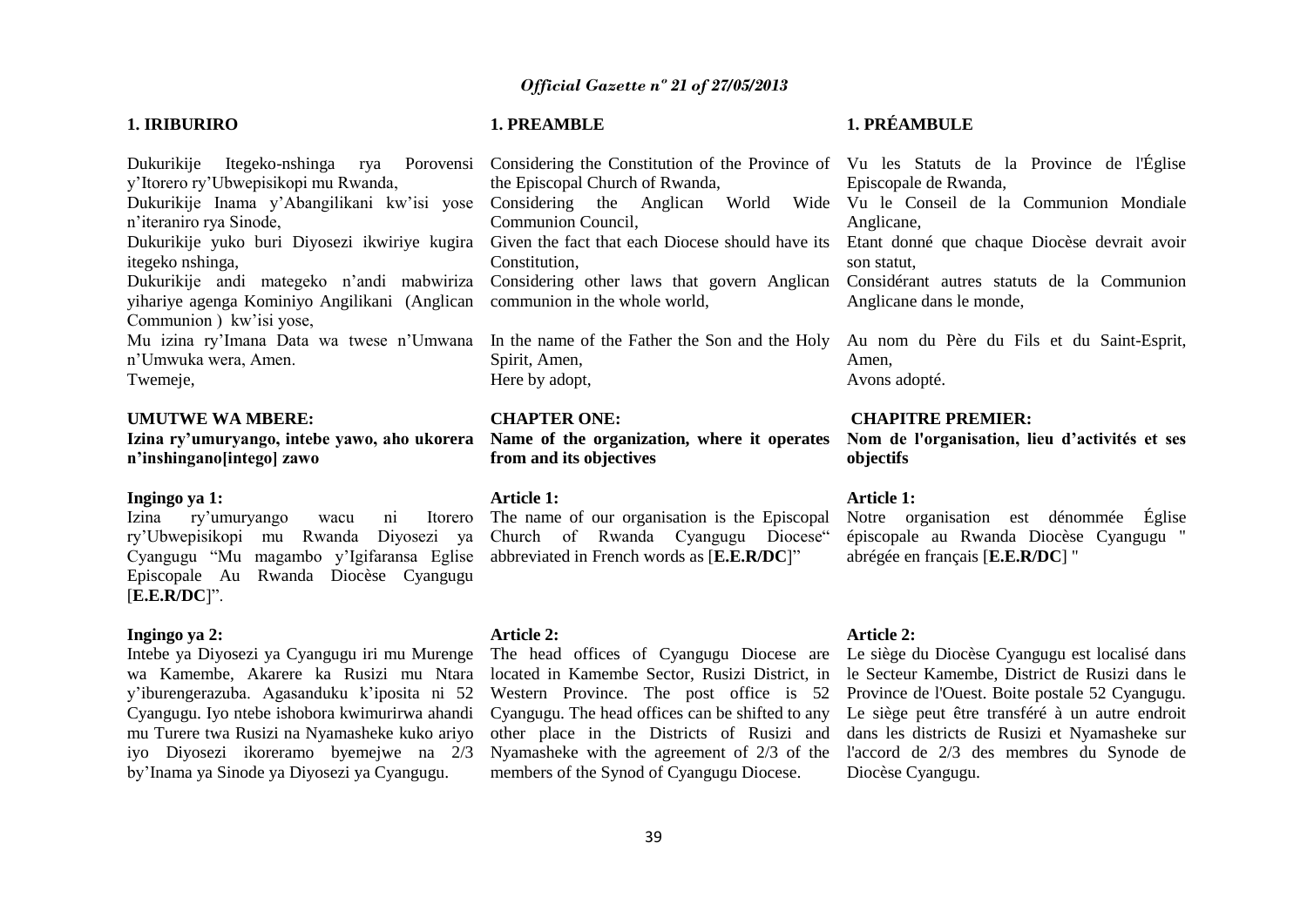## 1. IRIBURIRO

Dukurikije Itegeko-nshinga rya Porovensi y'Itorero ry'Ubwepisikopi mu Rwanda,
Dukurikije Inama y'Abangilikani kw'isi yose n'iteraniro rya Sinode,
Dukurikije yuko buri Diyosezi ikwiriye kugira itegeko nshinga,
Dukurikije andi mategeko n'andi mabwiriza yihariye agenga Kominiyo Angilikani (Anglican Communion ) kw'isi yose,
Mu izina ry'Imana Data wa twese n'Umwana n'Umwuka wera, Amen.
Twemeje,

**UMUTWE WA MBERE:**
**Izina ry'umuryango, intebe yawo, aho ukorera n'inshingano[intego] zawo**

**Ingingo ya 1:**
Izina ry'umuryango wacu ni Itorero ry'Ubwepisikopi mu Rwanda Diyosezi ya Cyangugu "Mu magambo y'Igifaransa Eglise Episcopale Au Rwanda Diocèse Cyangugu [**E.E.R/DC**]".

**Ingingo ya 2:**
Intebe ya Diyosezi ya Cyangugu iri mu Murenge wa Kamembe, Akarere ka Rusizi mu Ntara y'iburengerazuba. Agasanduku k'iposita ni 52 Cyangugu. Iyo ntebe ishobora kwimurirwa ahandi mu Turere twa Rusizi na Nyamasheke kuko ariyo iyo Diyosezi ikoreramo byemejwe na 2/3 by'Inama ya Sinode ya Diyosezi ya Cyangugu.

## 1. PREAMBLE

Considering the Constitution of the Province of the Episcopal Church of Rwanda,
Considering the Anglican World Wide Communion Council,
Given the fact that each Diocese should have its Constitution,
Considering other laws that govern Anglican communion in the whole world,

In the name of the Father the Son and the Holy Spirit, Amen,
Here by adopt,

**CHAPTER ONE:**
**Name of the organization, where it operates from and its objectives**

**Article 1:**
The name of our organisation is the Episcopal Church of Rwanda Cyangugu Diocese" abbreviated in French words as [**E.E.R/DC**]"

**Article 2:**
The head offices of Cyangugu Diocese are located in Kamembe Sector, Rusizi District, in Western Province. The post office is 52 Cyangugu. The head offices can be shifted to any other place in the Districts of Rusizi and Nyamasheke with the agreement of 2/3 of the members of the Synod of Cyangugu Diocese.

## 1. PRÉAMBULE

Vu les Statuts de la Province de l'Église Episcopale de Rwanda,
Vu le Conseil de la Communion Mondiale Anglicane,
Etant donné que chaque Diocèse devrait avoir son statut,
Considérant autres statuts de la Communion Anglicane dans le monde,

Au nom du Père du Fils et du Saint-Esprit, Amen,
Avons adopté.

**CHAPITRE PREMIER:**
**Nom de l'organisation, lieu d'activités et ses objectifs**

**Article 1:**
Notre organisation est dénommée Église épiscopale au Rwanda Diocèse Cyangugu " abrégée en français [**E.E.R/DC**] "

**Article 2:**
Le siège du Diocèse Cyangugu est localisé dans le Secteur Kamembe, District de Rusizi dans le Province de l'Ouest. Boite postale 52 Cyangugu. Le siège peut être transféré à un autre endroit dans les districts de Rusizi et Nyamasheke sur l'accord de 2/3 des membres du Synode de Diocèse Cyangugu.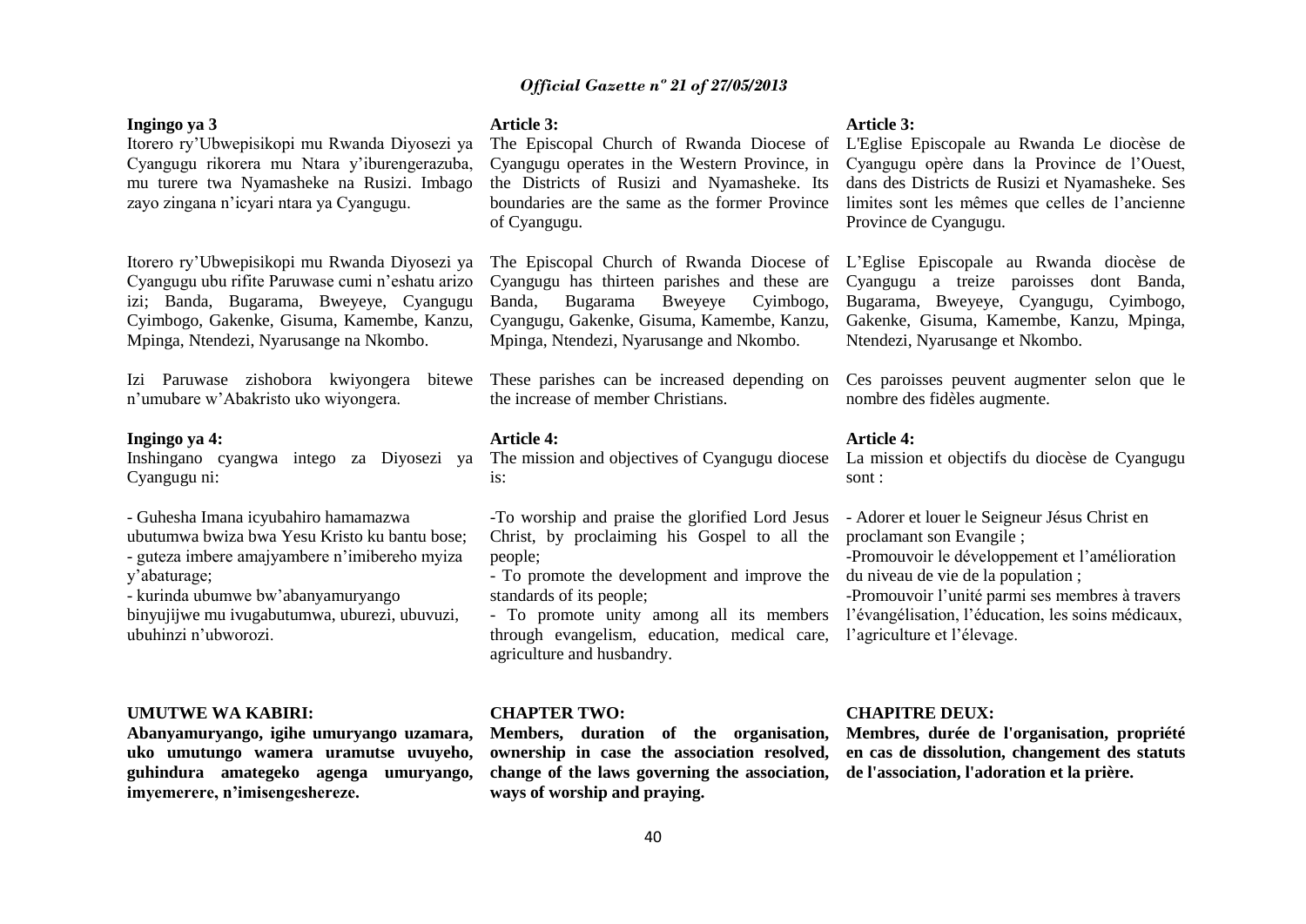**Ingingo ya 3**

Itorero ry'Ubwepisikopi mu Rwanda Diyosezi ya Cyangugu rikorera mu Ntara y'iburengerazuba, mu turere twa Nyamasheke na Rusizi. Imbago zayo zingana n'icyari ntara ya Cyangugu.

Itorero ry'Ubwepisikopi mu Rwanda Diyosezi ya Cyangugu ubu rifite Paruwase cumi n'eshatu arizo izi; Banda, Bugarama, Bweyeye, Cyangugu Cyimbogo, Gakenke, Gisuma, Kamembe, Kanzu, Mpinga, Ntendezi, Nyarusange na Nkombo.

Izi Paruwase zishobora kwiyongera bitewe n'umubare w'Abakristo uko wiyongera.

**Ingingo ya 4:**

Inshingano cyangwa intego za Diyosezi ya Cyangugu ni:

- Guhesha Imana icyubahiro hamamazwa ubutumwa bwiza bwa Yesu Kristo ku bantu bose;
- guteza imbere amajyambere n'imibereho myiza y'abaturage;
- kurinda ubumwe bw'abanyamuryango binyujijwe mu ivugabutumwa, uburezi, ubuvuzi, ubuhinzi n'ubworozi.

**UMUTWE WA KABIRI:**

**Abanyamuryango, igihe umuryango uzamara, uko umutungo wamera uramutse uvuyeho, guhindura amategeko agenga umuryango, imyemerere, n'imisengeshereze.**

**Article 3:**

The Episcopal Church of Rwanda Diocese of Cyangugu operates in the Western Province, in the Districts of Rusizi and Nyamasheke. Its boundaries are the same as the former Province of Cyangugu.

The Episcopal Church of Rwanda Diocese of Cyangugu has thirteen parishes and these are Banda, Bugarama Bweyeye Cyimbogo, Cyangugu, Gakenke, Gisuma, Kamembe, Kanzu, Mpinga, Ntendezi, Nyarusange and Nkombo.

These parishes can be increased depending on the increase of member Christians.

**Article 4:**

The mission and objectives of Cyangugu diocese is:

-To worship and praise the glorified Lord Jesus Christ, by proclaiming his Gospel to all the people;
- To promote the development and improve the standards of its people;
- To promote unity among all its members through evangelism, education, medical care, agriculture and husbandry.

**CHAPTER TWO:**

**Members, duration of the organisation, ownership in case the association resolved, change of the laws governing the association, ways of worship and praying.**

**Article 3:**

L'Eglise Episcopale au Rwanda Le diocèse de Cyangugu opère dans la Province de l'Ouest, dans des Districts de Rusizi et Nyamasheke. Ses limites sont les mêmes que celles de l'ancienne Province de Cyangugu.

L'Eglise Episcopale au Rwanda diocèse de Cyangugu a treize paroisses dont Banda, Bugarama, Bweyeye, Cyangugu, Cyimbogo, Gakenke, Gisuma, Kamembe, Kanzu, Mpinga, Ntendezi, Nyarusange et Nkombo.

Ces paroisses peuvent augmenter selon que le nombre des fidèles augmente.

**Article 4:**

La mission et objectifs du diocèse de Cyangugu sont :

- Adorer et louer le Seigneur Jésus Christ en proclamant son Evangile ;
-Promouvoir le développement et l'amélioration du niveau de vie de la population ;
-Promouvoir l'unité parmi ses membres à travers l'évangélisation, l'éducation, les soins médicaux, l'agriculture et l'élevage.

**CHAPITRE DEUX:**

**Membres, durée de l'organisation, propriété en cas de dissolution, changement des statuts de l'association, l'adoration et la prière.**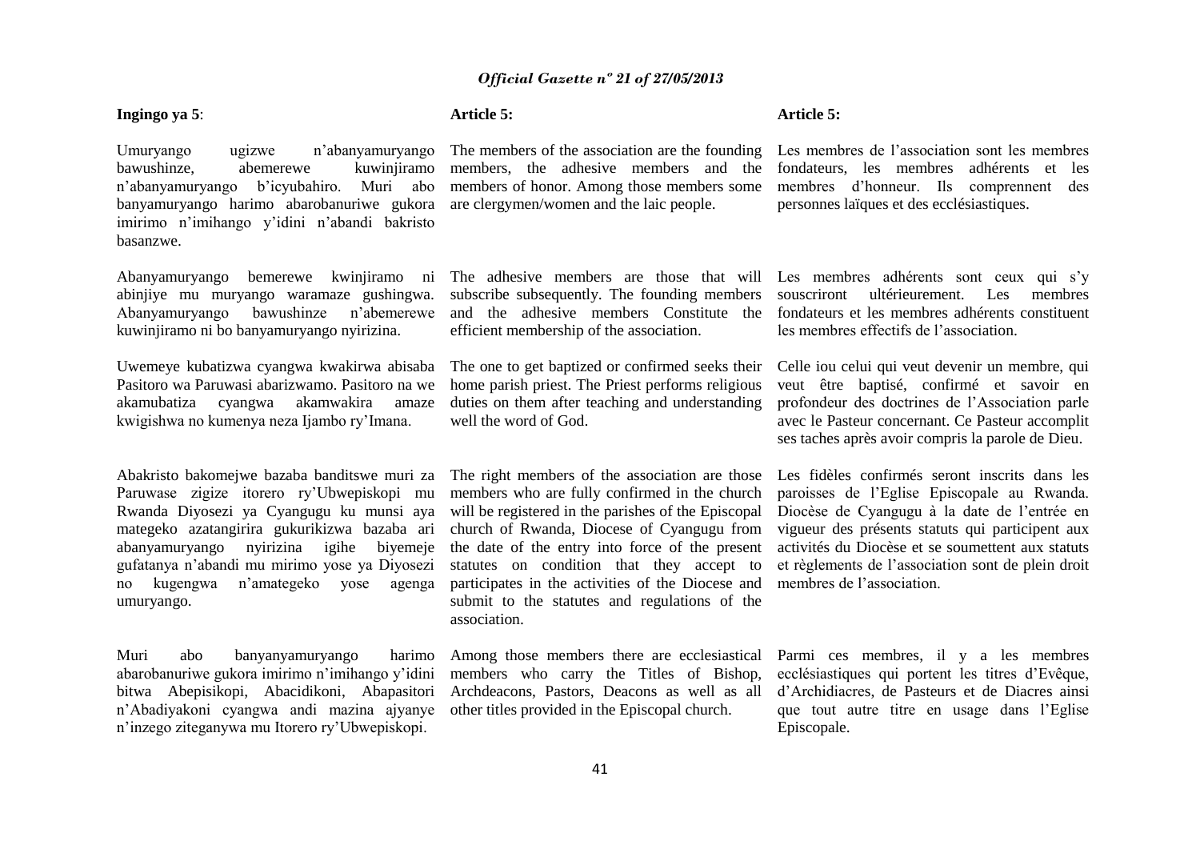**Ingingo ya 5**:

Umuryango ugizwe n'abanyamuryango bawushinze, abemerewe kuwinjiramo n'abanyamuryango b'icyubahiro. Muri abo banyamuryango harimo abarobanuriwe gukora imirimo n'imihango y'idini n'abandi bakristo basanzwe.

Abanyamuryango bemerewe kwinjiramo ni abinjiye mu muryango waramaze gushingwa. Abanyamuryango bawushinze n'abemerewe kuwinjiramo ni bo banyamuryango nyirizina.

Uwemeye kubatizwa cyangwa kwakirwa abisaba Pasitoro wa Paruwasi abarizwamo. Pasitoro na we akamubatiza cyangwa akamwakira amaze kwigishwa no kumenya neza Ijambo ry'Imana.

Abakristo bakomejwe bazaba banditswe muri za Paruwase zigize itorero ry'Ubwepiskopi mu Rwanda Diyosezi ya Cyangugu ku munsi aya mategeko azatangirira gukurikizwa bazaba ari abanyamuryango nyirizina igihe biyemeje gufatanya n'abandi mu mirimo yose ya Diyosezi no kugengwa n'amategeko yose agenga umuryango.

Muri abo banyanyamuryango harimo abarobanuriwe gukora imirimo n'imihango y'idini bitwa Abepisikopi, Abacidikoni, Abapasitori n'Abadiyakoni cyangwa andi mazina ajyanye n'inzego ziteganywa mu Itorero ry'Ubwepiskopi.

**Article 5:**

The members of the association are the founding members, the adhesive members and the members of honor. Among those members some are clergymen/women and the laic people.

The adhesive members are those that will subscribe subsequently. The founding members and the adhesive members Constitute the efficient membership of the association.

The one to get baptized or confirmed seeks their home parish priest. The Priest performs religious duties on them after teaching and understanding well the word of God.

The right members of the association are those members who are fully confirmed in the church will be registered in the parishes of the Episcopal church of Rwanda, Diocese of Cyangugu from the date of the entry into force of the present statutes on condition that they accept to participates in the activities of the Diocese and submit to the statutes and regulations of the association.

Among those members there are ecclesiastical members who carry the Titles of Bishop, Archdeacons, Pastors, Deacons as well as all other titles provided in the Episcopal church.

**Article 5:**

Les membres de l'association sont les membres fondateurs, les membres adhérents et les membres d'honneur. Ils comprennent des personnes laïques et des ecclésiastiques.

Les membres adhérents sont ceux qui s'y souscriront ultérieurement. Les membres fondateurs et les membres adhérents constituent les membres effectifs de l'association.

Celle iou celui qui veut devenir un membre, qui veut être baptisé, confirmé et savoir en profondeur des doctrines de l'Association parle avec le Pasteur concernant. Ce Pasteur accomplit ses taches après avoir compris la parole de Dieu.

Les fidèles confirmés seront inscrits dans les paroisses de l'Eglise Episcopale au Rwanda. Diocèse de Cyangugu à la date de l'entrée en vigueur des présents statuts qui participent aux activités du Diocèse et se soumettent aux statuts et règlements de l'association sont de plein droit membres de l'association.

Parmi ces membres, il y a les membres ecclésiastiques qui portent les titres d'Evêque, d'Archidiacres, de Pasteurs et de Diacres ainsi que tout autre titre en usage dans l'Eglise Episcopale.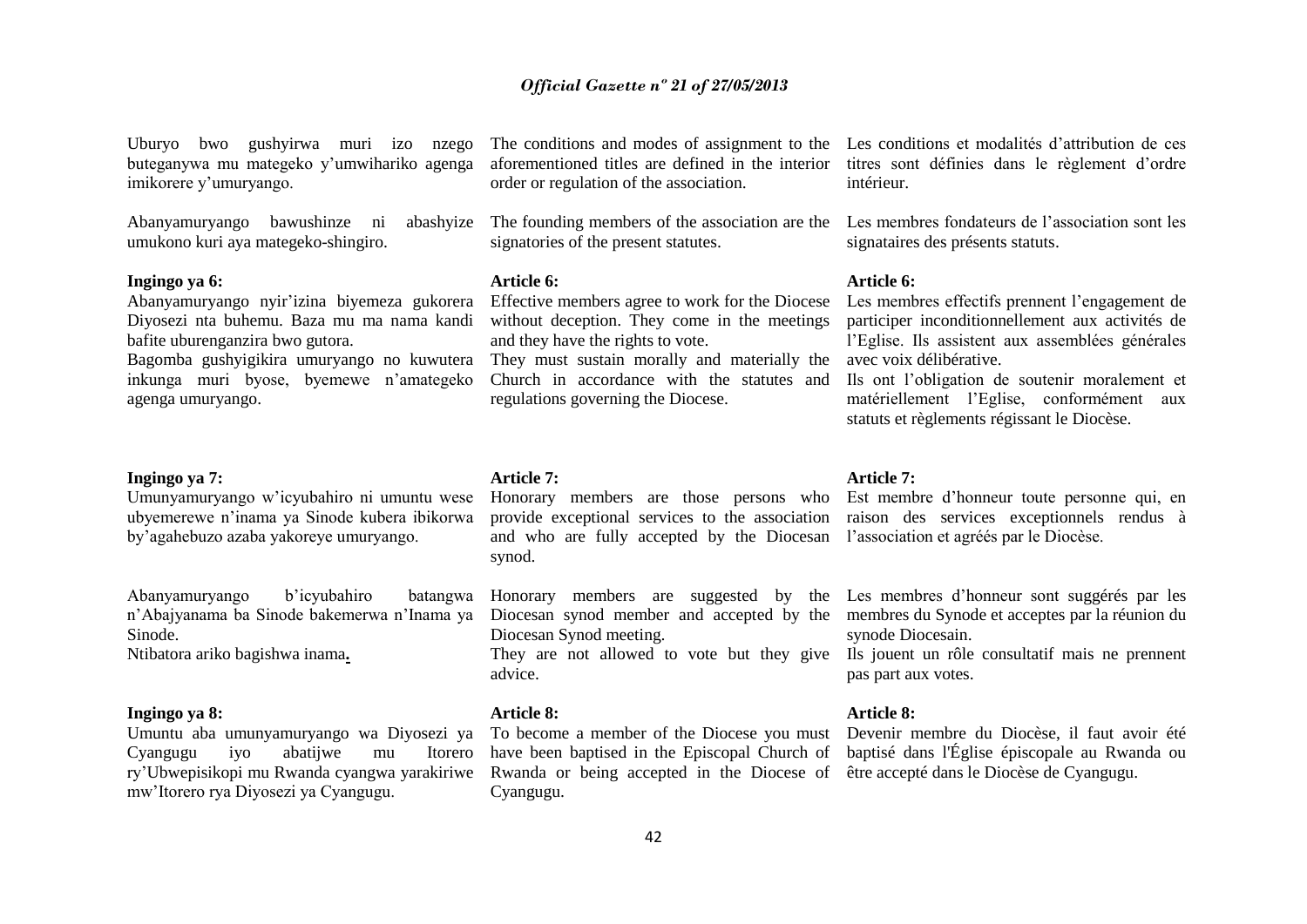Uburyo bwo gushyirwa muri izo nzego buteganywa mu mategeko y'umwihariko agenga imikorere y'umuryango.

Abanyamuryango bawushinze ni abashyize umukono kuri aya mategeko-shingiro.

**Ingingo ya 6:**

Abanyamuryango nyir'izina biyemeza gukorera Diyosezi nta buhemu. Baza mu ma nama kandi bafite uburenganzira bwo gutora.

Bagomba gushyigikira umuryango no kuwutera inkunga muri byose, byemewe n'amategeko agenga umuryango.

**Ingingo ya 7:**

Umunyamuryango w'icyubahiro ni umuntu wese ubyemerewe n'inama ya Sinode kubera ibikorwa by'agahebuzo azaba yakoreye umuryango.

Abanyamuryango b'icyubahiro batangwa n'Abajyanama ba Sinode bakemerwa n'Inama ya Sinode.

Ntibatora ariko bagishwa inama**.**

**Ingingo ya 8:**

Umuntu aba umunyamuryango wa Diyosezi ya Cyangugu iyo abatijwe mu Itorero ry'Ubwepisikopi mu Rwanda cyangwa yarakiriwe mw'Itorero rya Diyosezi ya Cyangugu.

The conditions and modes of assignment to the aforementioned titles are defined in the interior order or regulation of the association.

The founding members of the association are the signatories of the present statutes.

**Article 6:**

Effective members agree to work for the Diocese without deception. They come in the meetings and they have the rights to vote.

They must sustain morally and materially the Church in accordance with the statutes and regulations governing the Diocese.

**Article 7:**

Honorary members are those persons who provide exceptional services to the association and who are fully accepted by the Diocesan synod.

Honorary members are suggested by the Diocesan synod member and accepted by the Diocesan Synod meeting.

They are not allowed to vote but they give advice.

**Article 8:**

To become a member of the Diocese you must have been baptised in the Episcopal Church of Rwanda or being accepted in the Diocese of Cyangugu.

Les conditions et modalités d'attribution de ces titres sont définies dans le règlement d'ordre intérieur.

Les membres fondateurs de l'association sont les signataires des présents statuts.

**Article 6:**

Les membres effectifs prennent l'engagement de participer inconditionnellement aux activités de l'Eglise. Ils assistent aux assemblées générales avec voix délibérative.

Ils ont l'obligation de soutenir moralement et matériellement l'Eglise, conformément aux statuts et règlements régissant le Diocèse.

**Article 7:**

Est membre d'honneur toute personne qui, en raison des services exceptionnels rendus à l'association et agréés par le Diocèse.

Les membres d'honneur sont suggérés par les membres du Synode et acceptes par la réunion du synode Diocesain.

Ils jouent un rôle consultatif mais ne prennent pas part aux votes.

**Article 8:**

Devenir membre du Diocèse, il faut avoir été baptisé dans l'Église épiscopale au Rwanda ou être accepté dans le Diocèse de Cyangugu.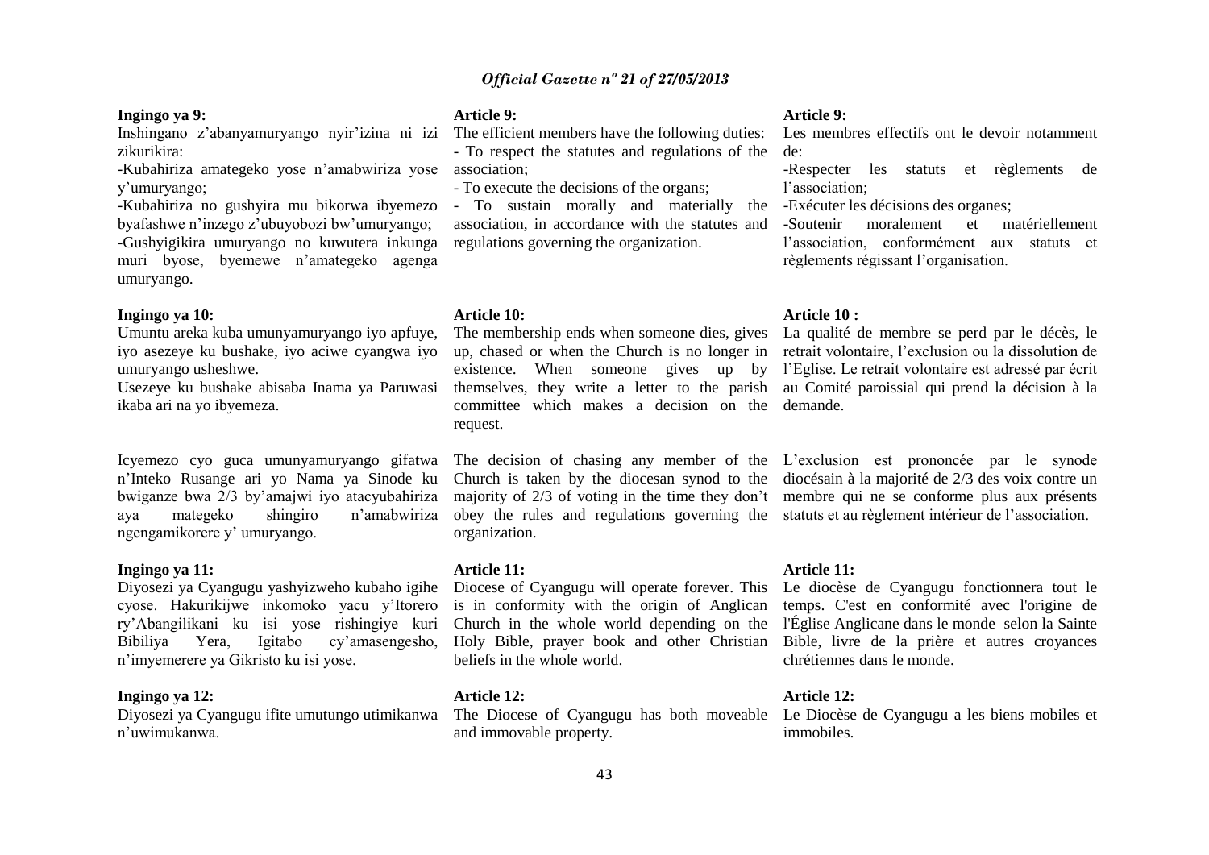**Ingingo ya 9:**

Inshingano z'abanyamuryango nyir'izina ni izi zikurikira:

-Kubahiriza amategeko yose n'amabwiriza yose y'umuryango;

-Kubahiriza no gushyira mu bikorwa ibyemezo byafashwe n'inzego z'ubuyobozi bw'umuryango;

-Gushyigikira umuryango no kuwutera inkunga muri byose, byemewe n'amategeko agenga umuryango.

**Ingingo ya 10:**

Umuntu areka kuba umunyamuryango iyo apfuye, iyo asezeye ku bushake, iyo aciwe cyangwa iyo umuryango usheshwe.

Usezeye ku bushake abisaba Inama ya Paruwasi ikaba ari na yo ibyemeza.

Icyemezo cyo guca umunyamuryango gifatwa n'Inteko Rusange ari yo Nama ya Sinode ku bwiganze bwa 2/3 by'amajwi iyo atacyubahiriza aya mategeko shingiro n'amabwiriza ngengamikorere y' umuryango.

**Ingingo ya 11:**

Diyosezi ya Cyangugu yashyizweho kubaho igihe cyose. Hakurikijwe inkomoko yacu y'Itorero ry'Abangilikani ku isi yose rishingiye kuri Bibiliya Yera, Igitabo cy'amasengesho, n'imyemerere ya Gikristo ku isi yose.

**Ingingo ya 12:**

Diyosezi ya Cyangugu ifite umutungo utimikanwa n'uwimukanwa.

**Article 9:**

The efficient members have the following duties:

- To respect the statutes and regulations of the association;
- To execute the decisions of the organs;
- To sustain morally and materially the association, in accordance with the statutes and regulations governing the organization.

**Article 10:**

The membership ends when someone dies, gives up, chased or when the Church is no longer in existence. When someone gives up by themselves, they write a letter to the parish committee which makes a decision on the request.

The decision of chasing any member of the Church is taken by the diocesan synod to the majority of 2/3 of voting in the time they don't obey the rules and regulations governing the organization.

**Article 11:**

Diocese of Cyangugu will operate forever. This is in conformity with the origin of Anglican Church in the whole world depending on the Holy Bible, prayer book and other Christian beliefs in the whole world.

**Article 12:**

The Diocese of Cyangugu has both moveable and immovable property.

**Article 9:**

Les membres effectifs ont le devoir notamment de:

-Respecter les statuts et règlements de l'association;

-Exécuter les décisions des organes;

-Soutenir moralement et matériellement l'association, conformément aux statuts et règlements régissant l'organisation.

**Article 10 :**

La qualité de membre se perd par le décès, le retrait volontaire, l'exclusion ou la dissolution de l'Eglise. Le retrait volontaire est adressé par écrit au Comité paroissial qui prend la décision à la demande.

L'exclusion est prononcée par le synode diocésain à la majorité de 2/3 des voix contre un membre qui ne se conforme plus aux présents statuts et au règlement intérieur de l'association.

**Article 11:**

Le diocèse de Cyangugu fonctionnera tout le temps. C'est en conformité avec l'origine de l'Église Anglicane dans le monde selon la Sainte Bible, livre de la prière et autres croyances chrétiennes dans le monde.

**Article 12:**

Le Diocèse de Cyangugu a les biens mobiles et immobiles.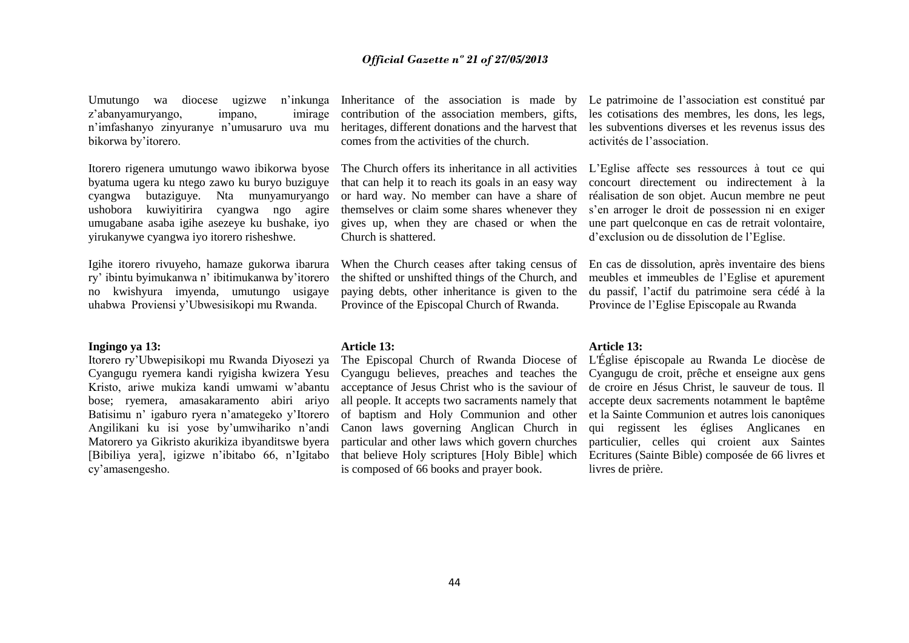Umutungo wa diocese ugizwe n'inkunga z'abanyamuryango, impano, imirage n'imfashanyo zinyuranye n'umusaruro uva mu bikorwa by'itorero.

Itorero rigenera umutungo wawo ibikorwa byose byatuma ugera ku ntego zawo ku buryo buziguye cyangwa butaziguye. Nta munyamuryango ushobora kuwiyitirira cyangwa ngo agire umugabane asaba igihe asezeye ku bushake, iyo yirukanywe cyangwa iyo itorero risheshwe.

Igihe itorero rivuyeho, hamaze gukorwa ibarura ry' ibintu byimukanwa n' ibitimukanwa by'itorero no kwishyura imyenda, umutungo usigaye uhabwa Proviensi y'Ubwesisikopi mu Rwanda.

**Ingingo ya 13:**

Itorero ry'Ubwepisikopi mu Rwanda Diyosezi ya Cyangugu ryemera kandi ryigisha kwizera Yesu Kristo, ariwe mukiza kandi umwami w'abantu bose; ryemera, amasakaramento abiri ariyo Batisimu n' igaburo ryera n'amategeko y'Itorero Angilikani ku isi yose by'umwihariko n'andi Matorero ya Gikristo akurikiza ibyanditswe byera [Bibiliya yera], igizwe n'ibitabo 66, n'Igitabo cy'amasengesho.

Inheritance of the association is made by contribution of the association members, gifts, heritages, different donations and the harvest that comes from the activities of the church.

The Church offers its inheritance in all activities that can help it to reach its goals in an easy way or hard way. No member can have a share of themselves or claim some shares whenever they gives up, when they are chased or when the Church is shattered.

When the Church ceases after taking census of the shifted or unshifted things of the Church, and paying debts, other inheritance is given to the Province of the Episcopal Church of Rwanda.

**Article 13:**

The Episcopal Church of Rwanda Diocese of Cyangugu believes, preaches and teaches the acceptance of Jesus Christ who is the saviour of all people. It accepts two sacraments namely that of baptism and Holy Communion and other Canon laws governing Anglican Church in particular and other laws which govern churches that believe Holy scriptures [Holy Bible] which is composed of 66 books and prayer book.

Le patrimoine de l'association est constitué par les cotisations des membres, les dons, les legs, les subventions diverses et les revenus issus des activités de l'association.

L'Eglise affecte ses ressources à tout ce qui concourt directement ou indirectement à la réalisation de son objet. Aucun membre ne peut s'en arroger le droit de possession ni en exiger une part quelconque en cas de retrait volontaire, d'exclusion ou de dissolution de l'Eglise.

En cas de dissolution, après inventaire des biens meubles et immeubles de l'Eglise et apurement du passif, l'actif du patrimoine sera cédé à la Province de l'Eglise Episcopale au Rwanda

**Article 13:**

L'Église épiscopale au Rwanda Le diocèse de Cyangugu de croit, prêche et enseigne aux gens de croire en Jésus Christ, le sauveur de tous. Il accepte deux sacrements notamment le baptême et la Sainte Communion et autres lois canoniques qui regissent les églises Anglicanes en particulier, celles qui croient aux Saintes Ecritures (Sainte Bible) composée de 66 livres et livres de prière.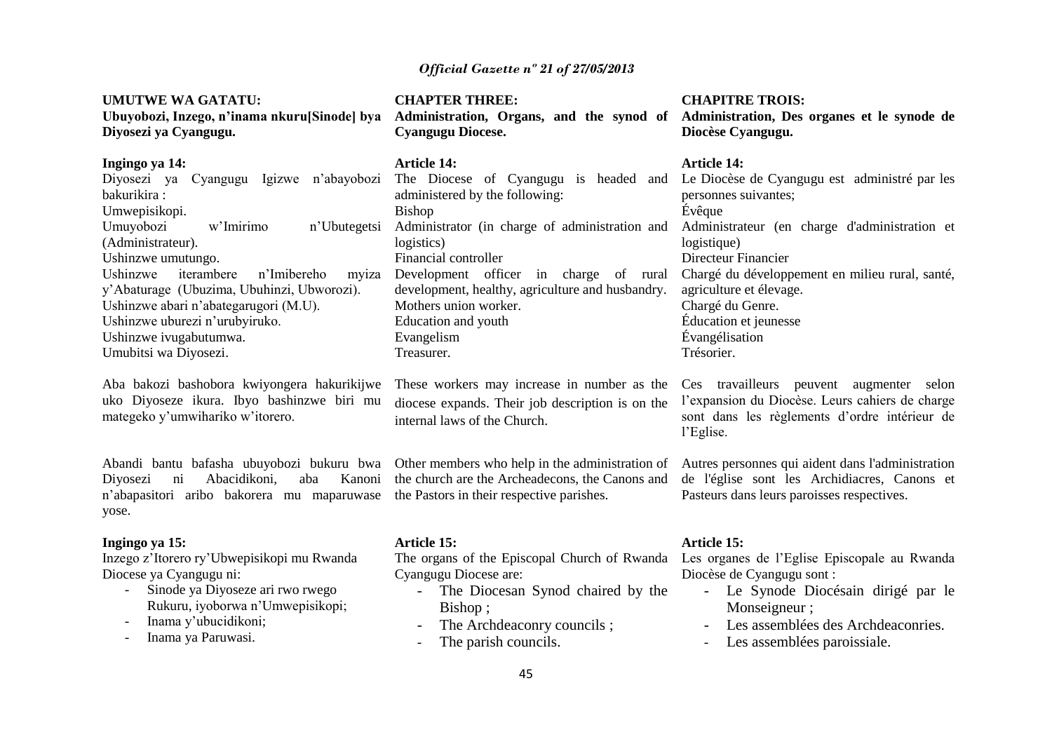**UMUTWE WA GATATU:**
**Ubuyobozi, Inzego, n'inama nkuru[Sinode] bya Diyosezi ya Cyangugu.**

**Ingingo ya 14:**
Diyosezi ya Cyangugu Igizwe n'abayobozi bakurikira :
Umwepisikopi.
Umuyobozi w'Imirimo n'Ubutegetsi (Administrateur).
Ushinzwe umutungo.
Ushinzwe iterambere n'Imibereho myiza y'Abaturage (Ubuzima, Ubuhinzi, Ubworozi).
Ushinzwe abari n'abategarugori (M.U).
Ushinzwe uburezi n'urubyiruko.
Ushinzwe ivugabutumwa.
Umubitsi wa Diyosezi.

Aba bakozi bashobora kwiyongera hakurikijwe uko Diyoseze ikura. Ibyo bashinzwe biri mu mategeko y'umwihariko w'itorero.

Abandi bantu bafasha ubuyobozi bukuru bwa Diyosezi ni Abacidikoni, aba Kanoni n'abapasitori aribo bakorera mu maparuwase yose.

**Ingingo ya 15:**
Inzego z'Itorero ry'Ubwepisikopi mu Rwanda Diocese ya Cyangugu ni:

- Sinode ya Diyoseze ari rwo rwego Rukuru, iyoborwa n'Umwepisikopi;
- Inama y'ubucidikoni;
- Inama ya Paruwasi.

**CHAPTER THREE:**
**Administration, Organs, and the synod of Cyangugu Diocese.**

**Article 14:**
The Diocese of Cyangugu is headed and administered by the following:
Bishop
Administrator (in charge of administration and logistics)
Financial controller
Development officer in charge of rural development, healthy, agriculture and husbandry.
Mothers union worker.
Education and youth
Evangelism
Treasurer.

These workers may increase in number as the diocese expands. Their job description is on the internal laws of the Church.

Other members who help in the administration of the church are the Archeadecons, the Canons and the Pastors in their respective parishes.

**Article 15:**
The organs of the Episcopal Church of Rwanda Cyangugu Diocese are:

- The Diocesan Synod chaired by the Bishop ;
- The Archdeaconry councils ;
- The parish councils.

**CHAPITRE TROIS:**
**Administration, Des organes et le synode de Diocèse Cyangugu.**

**Article 14:**
Le Diocèse de Cyangugu est administré par les personnes suivantes;
Évêque
Administrateur (en charge d'administration et logistique)
Directeur Financier
Chargé du développement en milieu rural, santé, agriculture et élevage.
Chargé du Genre.
Éducation et jeunesse
Évangélisation
Trésorier.

Ces travailleurs peuvent augmenter selon l'expansion du Diocèse. Leurs cahiers de charge sont dans les règlements d'ordre intérieur de l'Eglise.

Autres personnes qui aident dans l'administration de l'église sont les Archidiacres, Canons et Pasteurs dans leurs paroisses respectives.

**Article 15:**
Les organes de l'Eglise Episcopale au Rwanda Diocèse de Cyangugu sont :

- Le Synode Diocésain dirigé par le Monseigneur ;
- Les assemblées des Archdeaconries.
- Les assemblées paroissiale.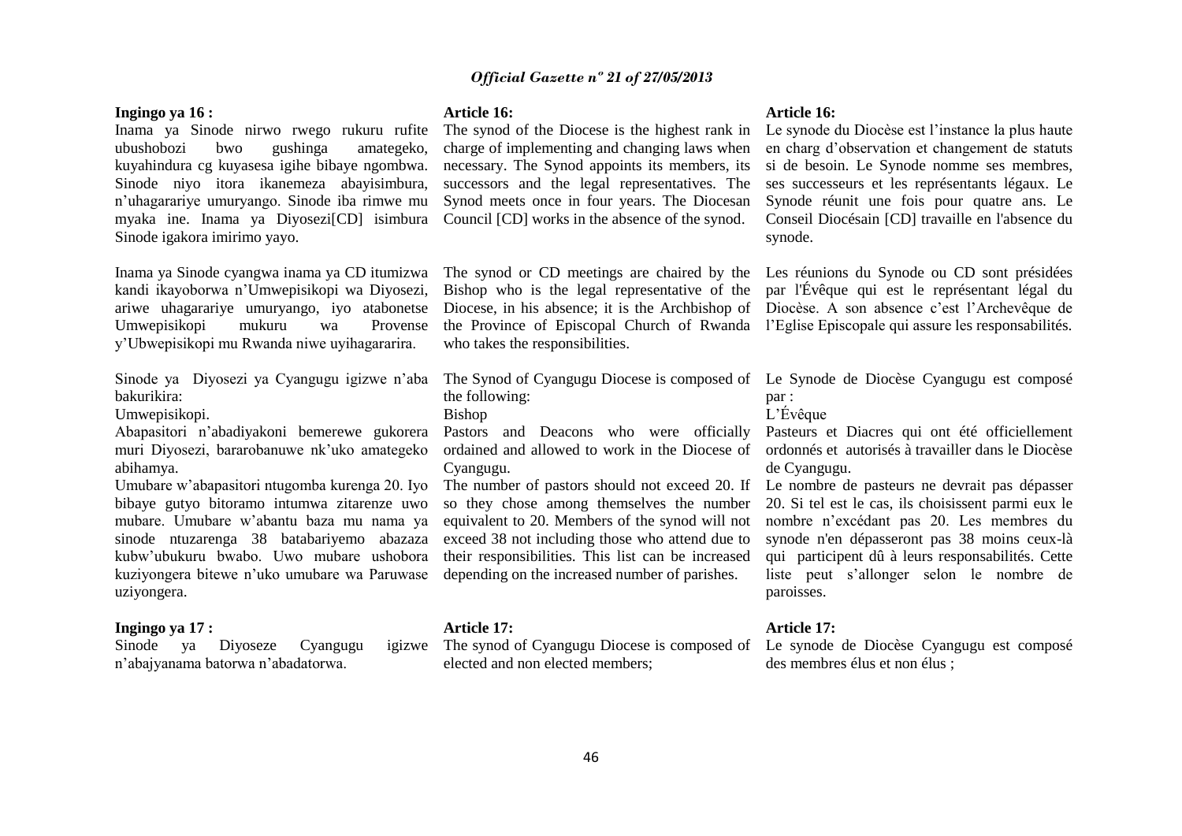**Ingingo ya 16 :**

Inama ya Sinode nirwo rwego rukuru rufite ubushobozi bwo gushinga amategeko, kuyahindura cg kuyasesa igihe bibaye ngombwa. Sinode niyo itora ikanemeza abayisimbura, n'uhagarariye umuryango. Sinode iba rimwe mu myaka ine. Inama ya Diyosezi[CD] isimbura Sinode igakora imirimo yayo.

Inama ya Sinode cyangwa inama ya CD itumizwa kandi ikayoborwa n'Umwepisikopi wa Diyosezi, ariwe uhagarariye umuryango, iyo atabonetse Umwepisikopi mukuru wa Provense y'Ubwepisikopi mu Rwanda niwe uyihagararira.

Sinode ya Diyosezi ya Cyangugu igizwe n'aba bakurikira:

Umwepisikopi.

Abapasitori n'abadiyakoni bemerewe gukorera muri Diyosezi, bararobanuwe nk'uko amategeko abihamya.

Umubare w'abapasitori ntugomba kurenga 20. Iyo bibaye gutyo bitoramo intumwa zitarenze uwo mubare. Umubare w'abantu baza mu nama ya sinode ntuzarenga 38 batabariyemo abazaza kubw'ubukuru bwabo. Uwo mubare ushobora kuziyongera bitewe n'uko umubare wa Paruwase uziyongera.

**Ingingo ya 17 :**

Sinode ya Diyoseze Cyangugu igizwe n'abajyanama batorwa n'abadatorwa.

**Article 16:**

The synod of the Diocese is the highest rank in charge of implementing and changing laws when necessary. The Synod appoints its members, its successors and the legal representatives. The Synod meets once in four years. The Diocesan Council [CD] works in the absence of the synod.

The synod or CD meetings are chaired by the Bishop who is the legal representative of the Diocese, in his absence; it is the Archbishop of the Province of Episcopal Church of Rwanda who takes the responsibilities.

The Synod of Cyangugu Diocese is composed of the following:

Bishop

Pastors and Deacons who were officially ordained and allowed to work in the Diocese of Cyangugu.

The number of pastors should not exceed 20. If so they chose among themselves the number equivalent to 20. Members of the synod will not exceed 38 not including those who attend due to their responsibilities. This list can be increased depending on the increased number of parishes.

**Article 17:**

The synod of Cyangugu Diocese is composed of elected and non elected members;

**Article 16:**

Le synode du Diocèse est l'instance la plus haute en charg d'observation et changement de statuts si de besoin. Le Synode nomme ses membres, ses successeurs et les représentants légaux. Le Synode réunit une fois pour quatre ans. Le Conseil Diocésain [CD] travaille en l'absence du synode.

Les réunions du Synode ou CD sont présidées par l'Évêque qui est le représentant légal du Diocèse. A son absence c'est l'Archevêque de l'Eglise Episcopale qui assure les responsabilités.

Le Synode de Diocèse Cyangugu est composé par :

L'Évêque

Pasteurs et Diacres qui ont été officiellement ordonnés et autorisés à travailler dans le Diocèse de Cyangugu.

Le nombre de pasteurs ne devrait pas dépasser 20. Si tel est le cas, ils choisissent parmi eux le nombre n'excédant pas 20. Les membres du synode n'en dépasseront pas 38 moins ceux-là qui participent dû à leurs responsabilités. Cette liste peut s'allonger selon le nombre de paroisses.

**Article 17:**

Le synode de Diocèse Cyangugu est composé des membres élus et non élus ;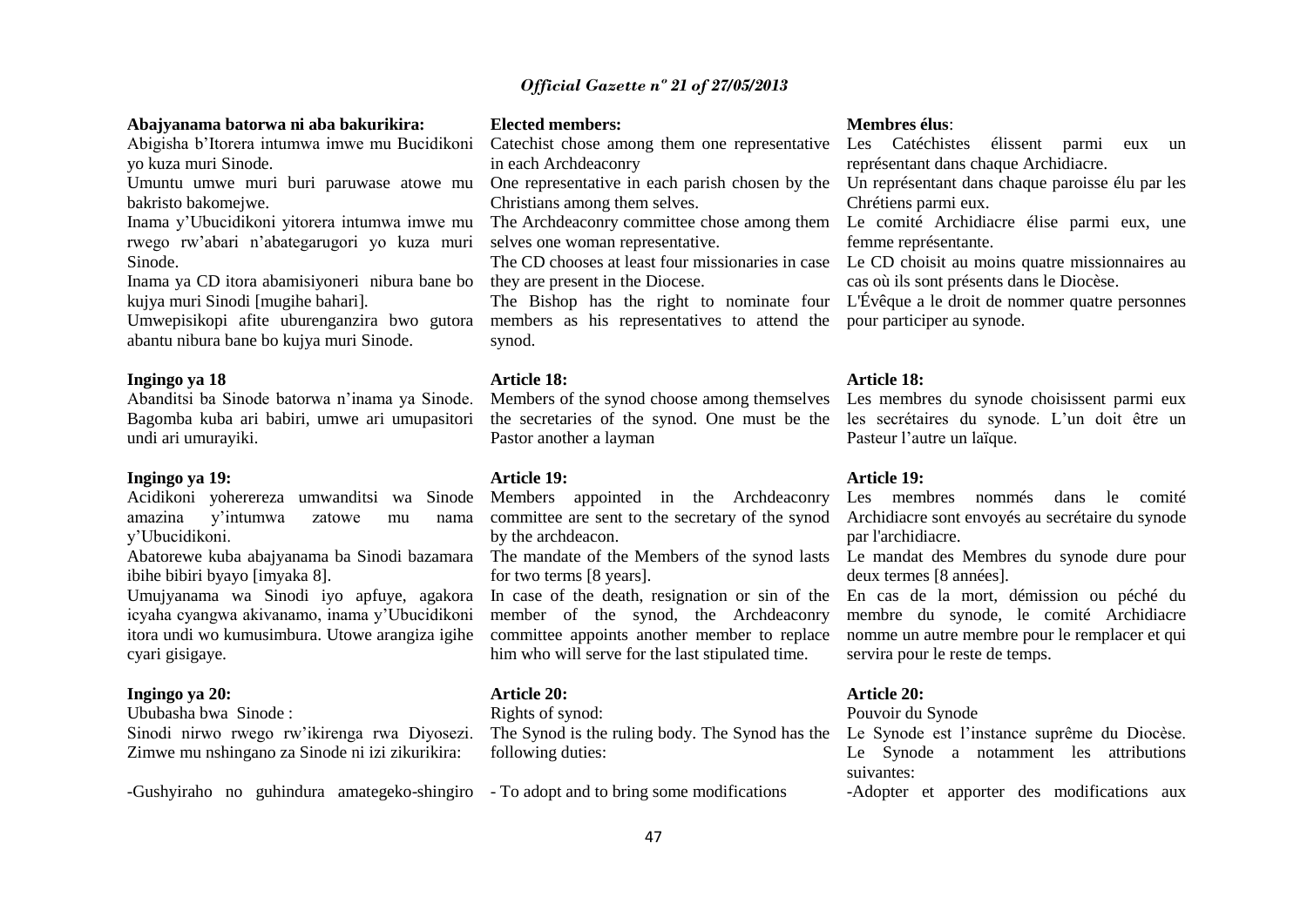**Abajyanama batorwa ni aba bakurikira:**

Abigisha b'Itorera intumwa imwe mu Bucidikoni yo kuza muri Sinode.

Umuntu umwe muri buri paruwase atowe mu bakristo bakomejwe.

Inama y'Ubucidikoni yitorera intumwa imwe mu rwego rw'abari n'abategarugori yo kuza muri Sinode.

Inama ya CD itora abamisiyoneri nibura bane bo kujya muri Sinodi [mugihe bahari].

Umwepisikopi afite uburenganzira bwo gutora abantu nibura bane bo kujya muri Sinode.

**Ingingo ya 18**

Abanditsi ba Sinode batorwa n'inama ya Sinode. Bagomba kuba ari babiri, umwe ari umupasitori undi ari umurayiki.

**Ingingo ya 19:**

Acidikoni yoherereza umwanditsi wa Sinode amazina y'intumwa zatowe mu nama y'Ubucidikoni.

Abatorewe kuba abajyanama ba Sinodi bazamara ibihe bibiri byayo [imyaka 8].

Umujyanama wa Sinodi iyo apfuye, agakora icyaha cyangwa akivanamo, inama y'Ubucidikoni itora undi wo kumusimbura. Utowe arangiza igihe cyari gisigaye.

**Ingingo ya 20:**

Ububasha bwa Sinode :

Sinodi nirwo rwego rw'ikirenga rwa Diyosezi. Zimwe mu nshingano za Sinode ni izi zikurikira:

-Gushyiraho no guhindura amategeko-shingiro

**Elected members:**

Catechist chose among them one representative in each Archdeaconry

One representative in each parish chosen by the Christians among them selves.

The Archdeaconry committee chose among them selves one woman representative.

The CD chooses at least four missionaries in case they are present in the Diocese.

The Bishop has the right to nominate four members as his representatives to attend the synod.

**Article 18:**

Members of the synod choose among themselves the secretaries of the synod. One must be the Pastor another a layman

**Article 19:**

Members appointed in the Archdeaconry committee are sent to the secretary of the synod by the archdeacon.

The mandate of the Members of the synod lasts for two terms [8 years].

In case of the death, resignation or sin of the member of the synod, the Archdeaconry committee appoints another member to replace him who will serve for the last stipulated time.

**Article 20:**

Rights of synod:

The Synod is the ruling body. The Synod has the following duties:

- To adopt and to bring some modifications

**Membres élus**:

Les Catéchistes élissent parmi eux un représentant dans chaque Archidiacre.

Un représentant dans chaque paroisse élu par les Chrétiens parmi eux.

Le comité Archidiacre élise parmi eux, une femme représentante.

Le CD choisit au moins quatre missionnaires au cas où ils sont présents dans le Diocèse.

L'Évêque a le droit de nommer quatre personnes pour participer au synode.

**Article 18:**

Les membres du synode choisissent parmi eux les secrétaires du synode. L'un doit être un Pasteur l'autre un laïque.

**Article 19:**

Les membres nommés dans le comité Archidiacre sont envoyés au secrétaire du synode par l'archidiacre.

Le mandat des Membres du synode dure pour deux termes [8 années].

En cas de la mort, démission ou péché du membre du synode, le comité Archidiacre nomme un autre membre pour le remplacer et qui servira pour le reste de temps.

**Article 20:**

Pouvoir du Synode

Le Synode est l'instance suprême du Diocèse. Le Synode a notamment les attributions suivantes:

-Adopter et apporter des modifications aux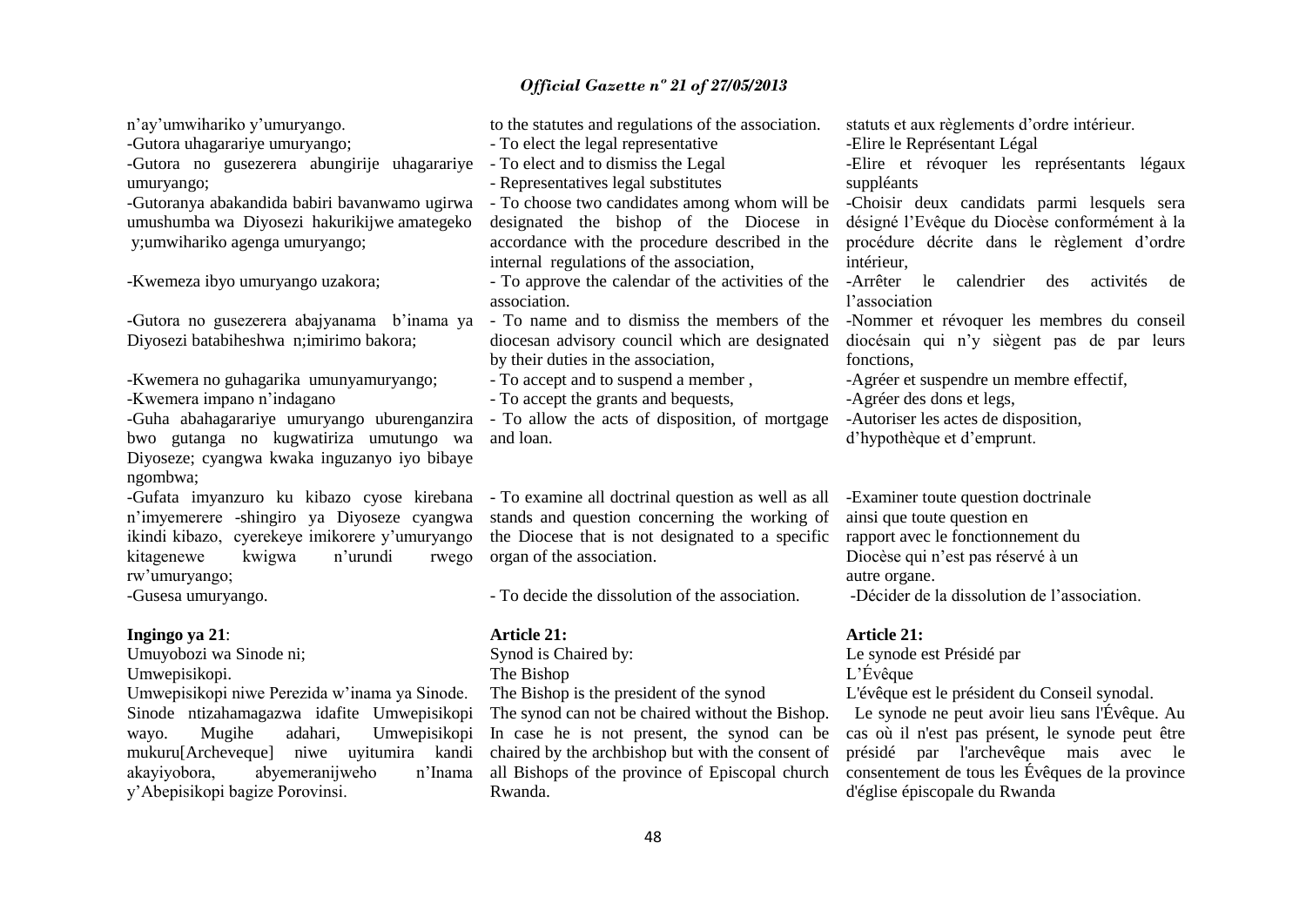n'ay'umwihariko y'umuryango.
-Gutora uhagarariye umuryango;
-Gutora no gusezerera abungirije uhagarariye umuryango;
-Gutoranya abakandida babiri bavanwamo ugirwa umushumba wa Diyosezi hakurikijwe amategeko y;umwihariko agenga umuryango;

-Kwemeza ibyo umuryango uzakora;

-Gutora no gusezerera abajyanama b'inama ya Diyosezi batabiheshwa n;imirimo bakora;

-Kwemera no guhagarika umunyamuryango;
-Kwemera impano n'indagano
-Guha abahagarariye umuryango uburenganzira bwo gutanga no kugwatiriza umutungo wa Diyoseze; cyangwa kwaka inguzanyo iyo bibaye ngombwa;
-Gufata imyanzuro ku kibazo cyose kirebana n'imyemerere -shingiro ya Diyoseze cyangwa ikindi kibazo, cyerekeye imikorere y'umuryango kitagenewe kwigwa n'urundi rwego rw'umuryango;
-Gusesa umuryango.

**Ingingo ya 21**:
Umuyobozi wa Sinode ni;
Umwepisikopi.
Umwepisikopi niwe Perezida w'inama ya Sinode. Sinode ntizahamagazwa idafite Umwepisikopi wayo. Mugihe adahari, Umwepisikopi mukuru[Archeveque] niwe uyitumira kandi akayiyobora, abyemeranijweho n'Inama y'Abepisikopi bagize Porovinsi.

to the statutes and regulations of the association.
- To elect the legal representative
- To elect and to dismiss the Legal
- Representatives legal substitutes
- To choose two candidates among whom will be designated the bishop of the Diocese in accordance with the procedure described in the internal regulations of the association,
- To approve the calendar of the activities of the association.
- To name and to dismiss the members of the diocesan advisory council which are designated by their duties in the association,
- To accept and to suspend a member ,
- To accept the grants and bequests,
- To allow the acts of disposition, of mortgage and loan.

- To examine all doctrinal question as well as all stands and question concerning the working of the Diocese that is not designated to a specific organ of the association.

- To decide the dissolution of the association.

**Article 21:**
Synod is Chaired by:
The Bishop
The Bishop is the president of the synod
The synod can not be chaired without the Bishop. In case he is not present, the synod can be chaired by the archbishop but with the consent of all Bishops of the province of Episcopal church Rwanda.

statuts et aux règlements d'ordre intérieur.
-Elire le Représentant Légal
-Elire et révoquer les représentants légaux suppléants
-Choisir deux candidats parmi lesquels sera désigné l'Evêque du Diocèse conformément à la procédure décrite dans le règlement d'ordre intérieur,
-Arrêter le calendrier des activités de l'association
-Nommer et révoquer les membres du conseil diocésain qui n'y siègent pas de par leurs fonctions,
-Agréer et suspendre un membre effectif,
-Agréer des dons et legs,
-Autoriser les actes de disposition, d'hypothèque et d'emprunt.

-Examiner toute question doctrinale ainsi que toute question en rapport avec le fonctionnement du Diocèse qui n'est pas réservé à un autre organe.
-Décider de la dissolution de l'association.

**Article 21:**
Le synode est Présidé par
L'Évêque
L'évêque est le président du Conseil synodal.
Le synode ne peut avoir lieu sans l'Évêque. Au cas où il n'est pas présent, le synode peut être présidé par l'archevêque mais avec le consentement de tous les Évêques de la province d'église épiscopale du Rwanda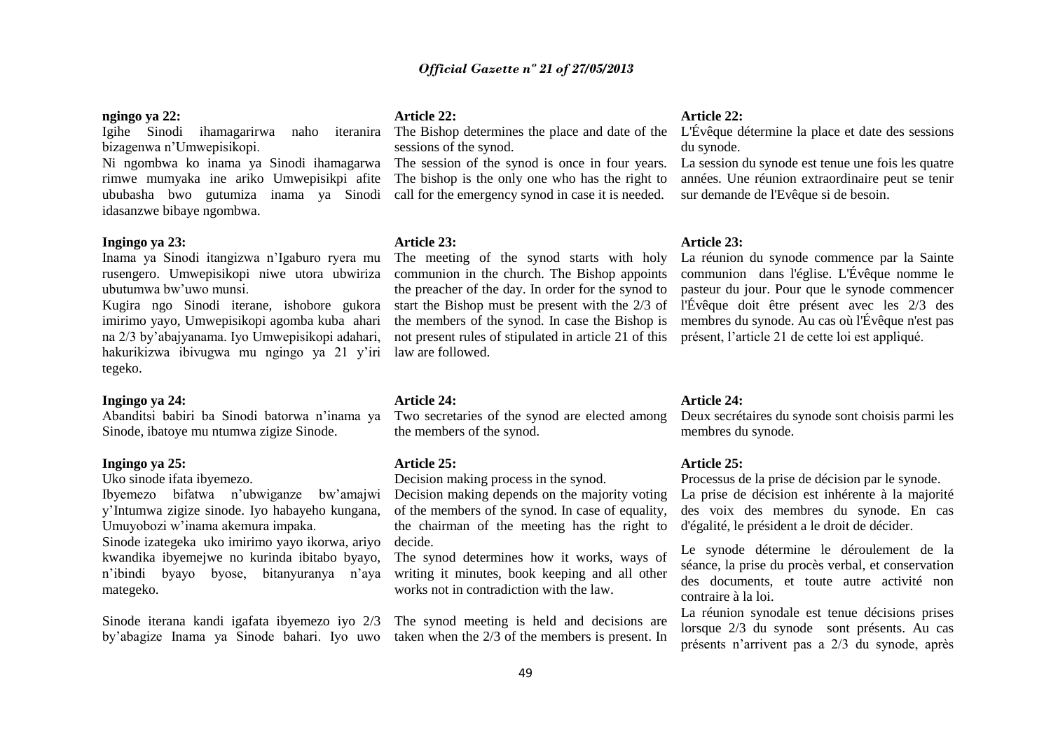**ngingo ya 22:**

Igihe Sinodi ihamagarirwa naho iteranira bizagenwa n'Umwepisikopi.

Ni ngombwa ko inama ya Sinodi ihamagarwa rimwe mumyaka ine ariko Umwepisikpi afite ububasha bwo gutumiza inama ya Sinodi idasanzwe bibaye ngombwa.

**Ingingo ya 23:**

Inama ya Sinodi itangizwa n'Igaburo ryera mu rusengero. Umwepisikopi niwe utora ubwiriza ubutumwa bw'uwo munsi.

Kugira ngo Sinodi iterane, ishobore gukora imirimo yayo, Umwepisikopi agomba kuba ahari na 2/3 by'abajyanama. Iyo Umwepisikopi adahari, hakurikizwa ibivugwa mu ngingo ya 21 y'iri tegeko.

**Ingingo ya 24:**

Abanditsi babiri ba Sinodi batorwa n'inama ya Sinode, ibatoye mu ntumwa zigize Sinode.

**Ingingo ya 25:**

Uko sinode ifata ibyemezo.

Ibyemezo bifatwa n'ubwiganze bw'amajwi y'Intumwa zigize sinode. Iyo habayeho kungana, Umuyobozi w'inama akemura impaka.

Sinode izategeka uko imirimo yayo ikorwa, ariyo kwandika ibyemejwe no kurinda ibitabo byayo, n'ibindi byayo byose, bitanyuranya n'aya mategeko.

Sinode iterana kandi igafata ibyemezo iyo 2/3 by'abagize Inama ya Sinode bahari. Iyo uwo

**Article 22:**

The Bishop determines the place and date of the sessions of the synod.

The session of the synod is once in four years. The bishop is the only one who has the right to call for the emergency synod in case it is needed.

**Article 23:**

The meeting of the synod starts with holy communion in the church. The Bishop appoints the preacher of the day. In order for the synod to start the Bishop must be present with the 2/3 of the members of the synod. In case the Bishop is not present rules of stipulated in article 21 of this law are followed.

**Article 24:**

Two secretaries of the synod are elected among the members of the synod.

**Article 25:**

Decision making process in the synod.

Decision making depends on the majority voting of the members of the synod. In case of equality, the chairman of the meeting has the right to decide.

The synod determines how it works, ways of writing it minutes, book keeping and all other works not in contradiction with the law.

The synod meeting is held and decisions are taken when the 2/3 of the members is present. In

**Article 22:**

L'Évêque détermine la place et date des sessions du synode.

La session du synode est tenue une fois les quatre années. Une réunion extraordinaire peut se tenir sur demande de l'Evêque si de besoin.

**Article 23:**

La réunion du synode commence par la Sainte communion dans l'église. L'Évêque nomme le pasteur du jour. Pour que le synode commencer l'Évêque doit être présent avec les 2/3 des membres du synode. Au cas où l'Évêque n'est pas présent, l'article 21 de cette loi est appliqué.

**Article 24:**

Deux secrétaires du synode sont choisis parmi les membres du synode.

**Article 25:**

Processus de la prise de décision par le synode.

La prise de décision est inhérente à la majorité des voix des membres du synode. En cas d'égalité, le président a le droit de décider.

Le synode détermine le déroulement de la séance, la prise du procès verbal, et conservation des documents, et toute autre activité non contraire à la loi.

La réunion synodale est tenue décisions prises lorsque 2/3 du synode sont présents. Au cas présents n'arrivent pas a 2/3 du synode, après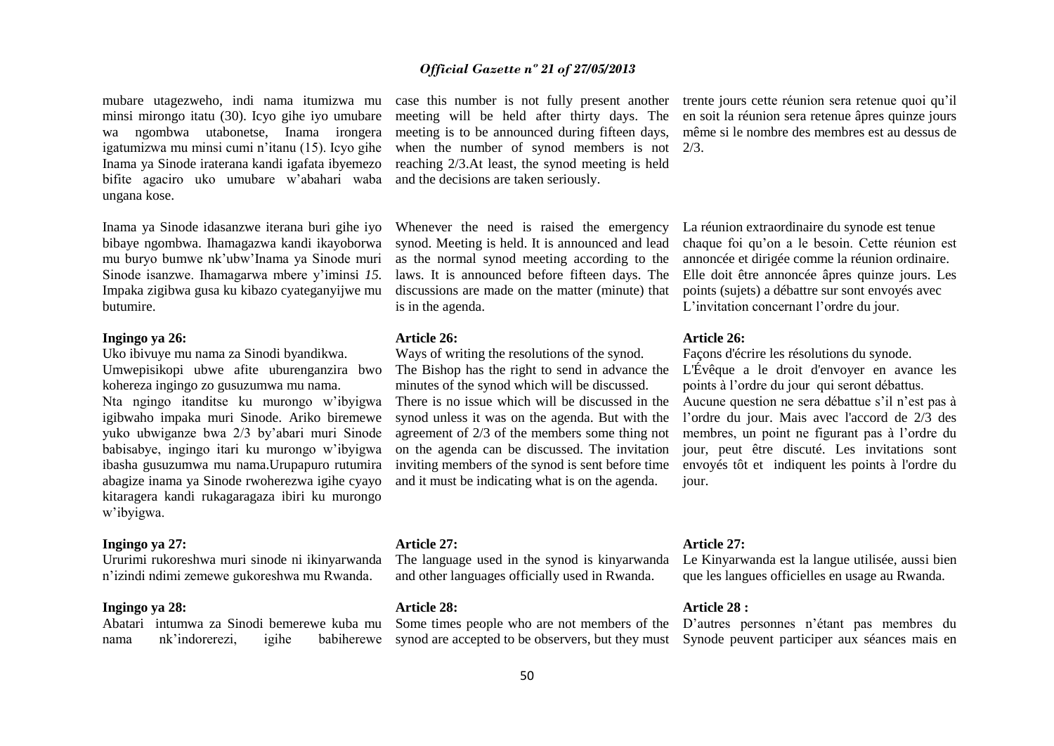mubare utagezweho, indi nama itumizwa mu minsi mirongo itatu (30). Icyo gihe iyo umubare wa ngombwa utabonetse, Inama irongera igatumizwa mu minsi cumi n'itanu (15). Icyo gihe Inama ya Sinode iraterana kandi igafata ibyemezo bifite agaciro uko umubare w'abahari waba ungana kose.

Inama ya Sinode idasanzwe iterana buri gihe iyo bibaye ngombwa. Ihamagazwa kandi ikayoborwa mu buryo bumwe nk'ubw'Inama ya Sinode muri Sinode isanzwe. Ihamagarwa mbere y'iminsi *15.* Impaka zigibwa gusa ku kibazo cyateganyijwe mu butumire.

**Ingingo ya 26:**

Uko ibivuye mu nama za Sinodi byandikwa.

Umwepisikopi ubwe afite uburenganzira bwo kohereza ingingo zo gusuzumwa mu nama.

Nta ngingo itanditse ku murongo w'ibyigwa igibwaho impaka muri Sinode. Ariko biremewe yuko ubwiganze bwa 2/3 by'abari muri Sinode babisabye, ingingo itari ku murongo w'ibyigwa ibasha gusuzumwa mu nama.Urupapuro rutumira abagize inama ya Sinode rwoherezwa igihe cyayo kitaragera kandi rukagaragaza ibiri ku murongo w'ibyigwa.

**Ingingo ya 27:**

Ururimi rukoreshwa muri sinode ni ikinyarwanda n'izindi ndimi zemewe gukoreshwa mu Rwanda.

**Ingingo ya 28:**

Abatari intumwa za Sinodi bemerewe kuba mu nama nk'indorerezi, igihe babiherewe

case this number is not fully present another meeting will be held after thirty days. The meeting is to be announced during fifteen days, when the number of synod members is not reaching 2/3.At least, the synod meeting is held and the decisions are taken seriously.

Whenever the need is raised the emergency synod. Meeting is held. It is announced and lead as the normal synod meeting according to the laws. It is announced before fifteen days. The discussions are made on the matter (minute) that is in the agenda.

**Article 26:**

Ways of writing the resolutions of the synod.

The Bishop has the right to send in advance the minutes of the synod which will be discussed.

There is no issue which will be discussed in the synod unless it was on the agenda. But with the agreement of 2/3 of the members some thing not on the agenda can be discussed. The invitation inviting members of the synod is sent before time and it must be indicating what is on the agenda.

**Article 27:**

The language used in the synod is kinyarwanda and other languages officially used in Rwanda.

**Article 28:**

Some times people who are not members of the synod are accepted to be observers, but they must

trente jours cette réunion sera retenue quoi qu'il en soit la réunion sera retenue âpres quinze jours même si le nombre des membres est au dessus de 2/3.

La réunion extraordinaire du synode est tenue chaque foi qu'on a le besoin. Cette réunion est annoncée et dirigée comme la réunion ordinaire. Elle doit être annoncée âpres quinze jours. Les points (sujets) a débattre sur sont envoyés avec L'invitation concernant l'ordre du jour.

**Article 26:**

Façons d'écrire les résolutions du synode.

L'Évêque a le droit d'envoyer en avance les points à l'ordre du jour qui seront débattus.

Aucune question ne sera débattue s'il n'est pas à l'ordre du jour. Mais avec l'accord de 2/3 des membres, un point ne figurant pas à l'ordre du jour, peut être discuté. Les invitations sont envoyés tôt et indiquent les points à l'ordre du jour.

**Article 27:**

Le Kinyarwanda est la langue utilisée, aussi bien que les langues officielles en usage au Rwanda.

**Article 28 :**

D'autres personnes n'étant pas membres du Synode peuvent participer aux séances mais en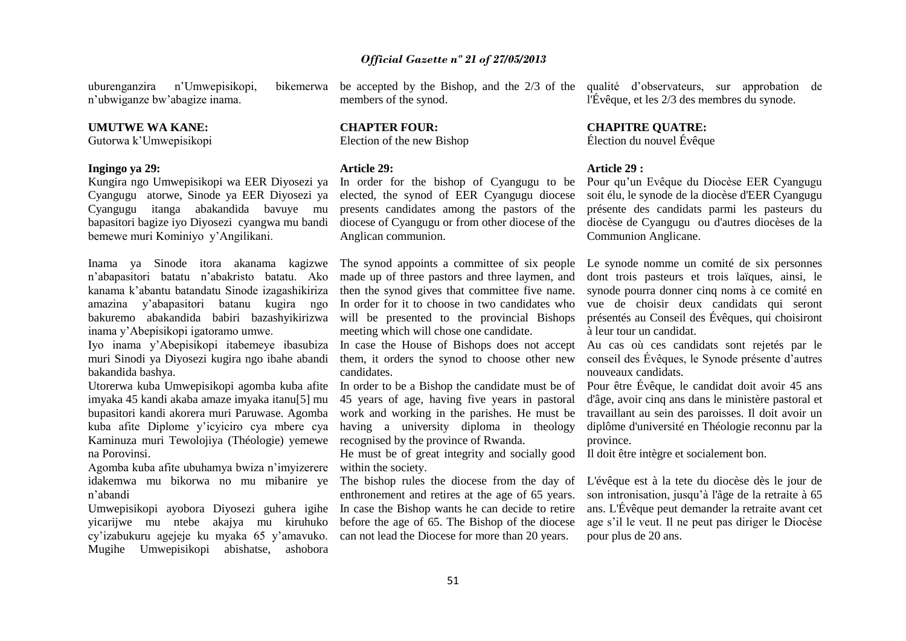uburenganzira n'Umwepisikopi, bikemerwa n'ubwiganze bw'abagize inama.

**UMUTWE WA KANE:**
Gutorwa k'Umwepisikopi

**Ingingo ya 29:**

Kungira ngo Umwepisikopi wa EER Diyosezi ya Cyangugu atorwe, Sinode ya EER Diyosezi ya Cyangugu itanga abakandida bavuye mu bapasitori bagize iyo Diyosezi cyangwa mu bandi bemewe muri Kominiyo y'Angilikani.

Inama ya Sinode itora akanama kagizwe n'abapasitori batatu n'abakristo batatu. Ako kanama k'abantu batandatu Sinode izagashikiriza amazina y'abapasitori batanu kugira ngo bakuremo abakandida babiri bazashyikirizwa inama y'Abepisikopi igatoramo umwe.

Iyo inama y'Abepisikopi itabemeye ibasubiza muri Sinodi ya Diyosezi kugira ngo ibahe abandi bakandida bashya.

Utorerwa kuba Umwepisikopi agomba kuba afite imyaka 45 kandi akaba amaze imyaka itanu[5] mu bupasitori kandi akorera muri Paruwase. Agomba kuba afite Diplome y'icyiciro cya mbere cya Kaminuza muri Tewolojiya (Théologie) yemewe na Porovinsi.

Agomba kuba afite ubuhamya bwiza n'imyizerere idakemwa mu bikorwa no mu mibanire ye n'abandi

Umwepisikopi ayobora Diyosezi guhera igihe yicarijwe mu ntebe akajya mu kiruhuko cy'izabukuru agejeje ku myaka 65 y'amavuko. Mugihe Umwepisikopi abishatse, ashobora

be accepted by the Bishop, and the 2/3 of the members of the synod.

**CHAPTER FOUR:**
Election of the new Bishop

**Article 29:**

In order for the bishop of Cyangugu to be elected, the synod of EER Cyangugu diocese presents candidates among the pastors of the diocese of Cyangugu or from other diocese of the Anglican communion.

The synod appoints a committee of six people made up of three pastors and three laymen, and then the synod gives that committee five name. In order for it to choose in two candidates who will be presented to the provincial Bishops meeting which will chose one candidate.

In case the House of Bishops does not accept them, it orders the synod to choose other new candidates.

In order to be a Bishop the candidate must be of 45 years of age, having five years in pastoral work and working in the parishes. He must be having a university diploma in theology recognised by the province of Rwanda.

He must be of great integrity and socially good within the society.

The bishop rules the diocese from the day of enthronement and retires at the age of 65 years. In case the Bishop wants he can decide to retire before the age of 65. The Bishop of the diocese can not lead the Diocese for more than 20 years.

qualité d'observateurs, sur approbation de l'Évêque, et les 2/3 des membres du synode.

**CHAPITRE QUATRE:**
Élection du nouvel Évêque

**Article 29 :**

Pour qu'un Evêque du Diocèse EER Cyangugu soit élu, le synode de la diocèse d'EER Cyangugu présente des candidats parmi les pasteurs du diocèse de Cyangugu ou d'autres diocèses de la Communion Anglicane.

Le synode nomme un comité de six personnes dont trois pasteurs et trois laïques, ainsi, le synode pourra donner cinq noms à ce comité en vue de choisir deux candidats qui seront présentés au Conseil des Évêques, qui choisiront à leur tour un candidat.

Au cas où ces candidats sont rejetés par le conseil des Évêques, le Synode présente d'autres nouveaux candidats.

Pour être Évêque, le candidat doit avoir 45 ans d'âge, avoir cinq ans dans le ministère pastoral et travaillant au sein des paroisses. Il doit avoir un diplôme d'université en Théologie reconnu par la province.

Il doit être intègre et socialement bon.

L'évêque est à la tete du diocèse dès le jour de son intronisation, jusqu'à l'âge de la retraite à 65 ans. L'Évêque peut demander la retraite avant cet age s'il le veut. Il ne peut pas diriger le Diocèse pour plus de 20 ans.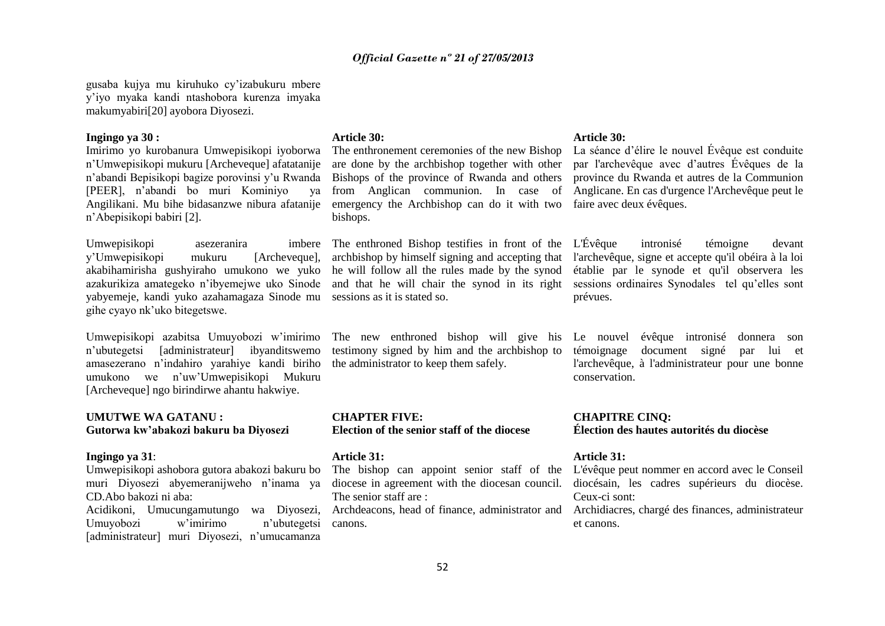gusaba kujya mu kiruhuko cy'izabukuru mbere y'iyo myaka kandi ntashobora kurenza imyaka makumyabiri[20] ayobora Diyosezi.

**Ingingo ya 30 :**

Imirimo yo kurobanura Umwepisikopi iyoborwa n'Umwepisikopi mukuru [Archeveque] afatatanije n'abandi Bepisikopi bagize porovinsi y'u Rwanda [PEER], n'abandi bo muri Kominiyo ya Angilikani. Mu bihe bidasanzwe nibura afatanije n'Abepisikopi babiri [2].

Umwepisikopi asezeranira imbere y'Umwepisikopi mukuru [Archeveque], akabihamirisha gushyiraho umukono we yuko azakurikiza amategeko n'ibyemejwe uko Sinode yabyemeje, kandi yuko azahamagaza Sinode mu gihe cyayo nk'uko bitegetswe.

Umwepisikopi azabitsa Umuyobozi w'imirimo n'ubutegetsi [administrateur] ibyanditswemo amasezerano n'indahiro yarahiye kandi biriho umukono we n'uw'Umwepisikopi Mukuru [Archeveque] ngo birindirwe ahantu hakwiye.

**UMUTWE WA GATANU :**
**Gutorwa kw'abakozi bakuru ba Diyosezi**

**Ingingo ya 31**:

Umwepisikopi ashobora gutora abakozi bakuru bo muri Diyosezi abyemeranijweho n'inama ya CD.Abo bakozi ni aba:

Acidikoni, Umucungamutungo wa Diyosezi, Umuyobozi w'imirimo n'ubutegetsi [administrateur] muri Diyosezi, n'umucamanza

**Article 30:**

The enthronement ceremonies of the new Bishop are done by the archbishop together with other Bishops of the province of Rwanda and others from Anglican communion. In case of emergency the Archbishop can do it with two bishops.

The enthroned Bishop testifies in front of the archbishop by himself signing and accepting that he will follow all the rules made by the synod and that he will chair the synod in its right sessions as it is stated so.

The new enthroned bishop will give his testimony signed by him and the archbishop to the administrator to keep them safely.

**CHAPTER FIVE:**
**Election of the senior staff of the diocese**

**Article 31:**

The bishop can appoint senior staff of the diocese in agreement with the diocesan council. The senior staff are :

Archdeacons, head of finance, administrator and canons.

**Article 30:**

La séance d'élire le nouvel Évêque est conduite par l'archevêque avec d'autres Évêques de la province du Rwanda et autres de la Communion Anglicane. En cas d'urgence l'Archevêque peut le faire avec deux évêques.

L'Évêque intronisé témoigne devant l'archevêque, signe et accepte qu'il obéira à la loi établie par le synode et qu'il observera les sessions ordinaires Synodales tel qu'elles sont prévues.

Le nouvel évêque intronisé donnera son témoignage document signé par lui et l'archevêque, à l'administrateur pour une bonne conservation.

**CHAPITRE CINQ:**
**Élection des hautes autorités du diocèse**

**Article 31:**

L'évêque peut nommer en accord avec le Conseil diocésain, les cadres supérieurs du diocèse. Ceux-ci sont:

Archidiacres, chargé des finances, administrateur et canons.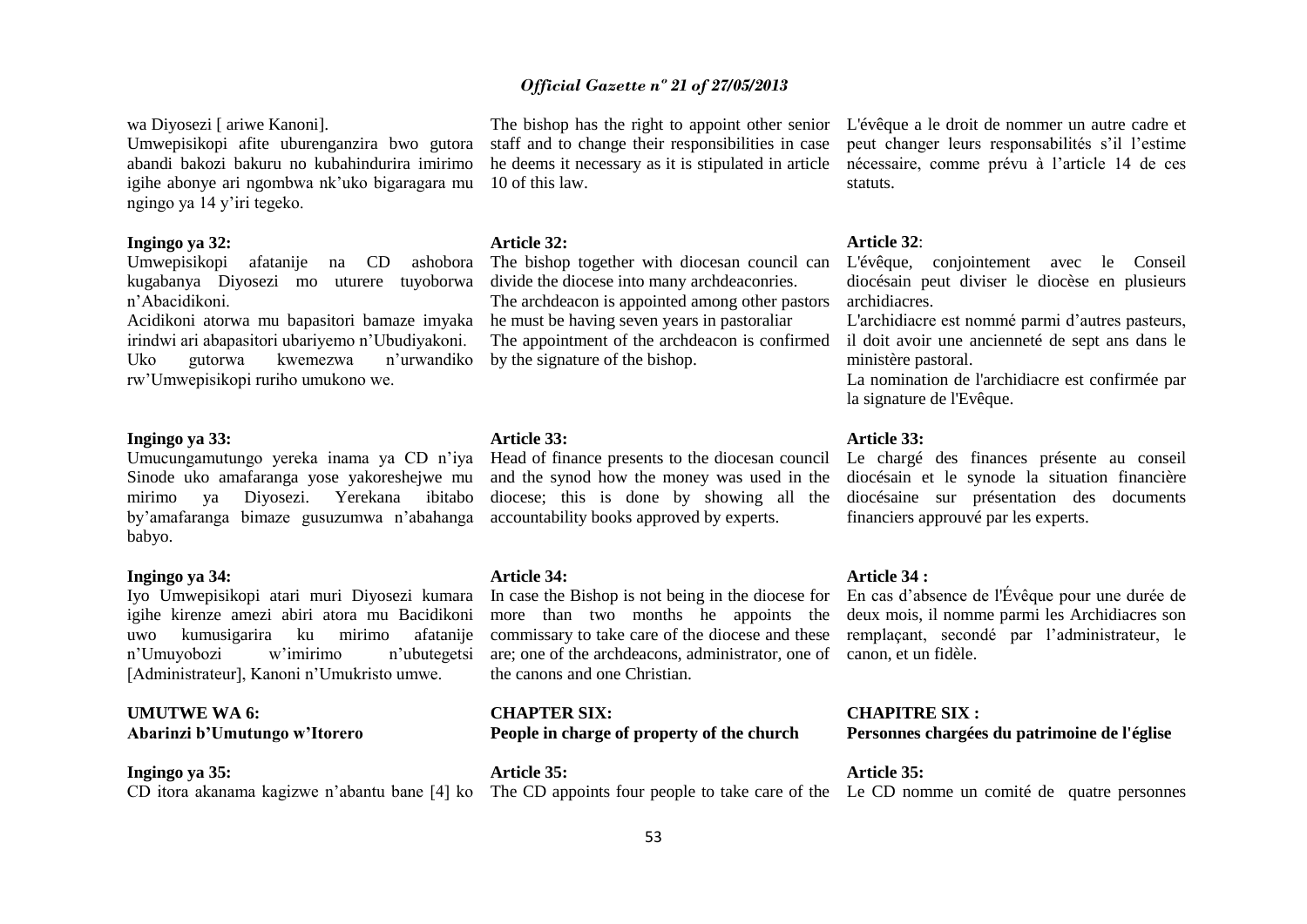wa Diyosezi [ ariwe Kanoni].

Umwepisikopi afite uburenganzira bwo gutora abandi bakozi bakuru no kubahindurira imirimo igihe abonye ari ngombwa nk'uko bigaragara mu ngingo ya 14 y'iri tegeko.

**Ingingo ya 32:**

Umwepisikopi afatanije na CD ashobora kugabanya Diyosezi mo uturere tuyoborwa n'Abacidikoni.

Acidikoni atorwa mu bapasitori bamaze imyaka irindwi ari abapasitori ubariyemo n'Ubudiyakoni.

Uko gutorwa kwemezwa n'urwandiko rw'Umwepisikopi ruriho umukono we.

**Ingingo ya 33:**

Umucungamutungo yereka inama ya CD n'iya Sinode uko amafaranga yose yakoreshejwe mu mirimo ya Diyosezi. Yerekana ibitabo by'amafaranga bimaze gusuzumwa n'abahanga babyo.

**Ingingo ya 34:**

Iyo Umwepisikopi atari muri Diyosezi kumara igihe kirenze amezi abiri atora mu Bacidikoni uwo kumusigarira ku mirimo afatanije n'Umuyobozi w'imirimo n'ubutegetsi [Administrateur], Kanoni n'Umukristo umwe.

**UMUTWE WA 6:**
**Abarinzi b'Umutungo w'Itorero**

**Ingingo ya 35:**

CD itora akanama kagizwe n'abantu bane [4] ko

The bishop has the right to appoint other senior staff and to change their responsibilities in case he deems it necessary as it is stipulated in article 10 of this law.

**Article 32:**

The bishop together with diocesan council can divide the diocese into many archdeaconries.

The archdeacon is appointed among other pastors he must be having seven years in pastoraliar

The appointment of the archdeacon is confirmed by the signature of the bishop.

**Article 33:**

Head of finance presents to the diocesan council and the synod how the money was used in the diocese; this is done by showing all the accountability books approved by experts.

**Article 34:**

In case the Bishop is not being in the diocese for more than two months he appoints the commissary to take care of the diocese and these are; one of the archdeacons, administrator, one of the canons and one Christian.

**CHAPTER SIX:**
**People in charge of property of the church**

**Article 35:**

The CD appoints four people to take care of the

L'évêque a le droit de nommer un autre cadre et peut changer leurs responsabilités s'il l'estime nécessaire, comme prévu à l'article 14 de ces statuts.

**Article 32**:

L'évêque, conjointement avec le Conseil diocésain peut diviser le diocèse en plusieurs archidiacres.

L'archidiacre est nommé parmi d'autres pasteurs, il doit avoir une ancienneté de sept ans dans le ministère pastoral.

La nomination de l'archidiacre est confirmée par la signature de l'Evêque.

**Article 33:**

Le chargé des finances présente au conseil diocésain et le synode la situation financière diocésaine sur présentation des documents financiers approuvé par les experts.

**Article 34 :**

En cas d'absence de l'Évêque pour une durée de deux mois, il nomme parmi les Archidiacres son remplaçant, secondé par l'administrateur, le canon, et un fidèle.

**CHAPITRE SIX :**
**Personnes chargées du patrimoine de l'église**

**Article 35:**

Le CD nomme un comité de quatre personnes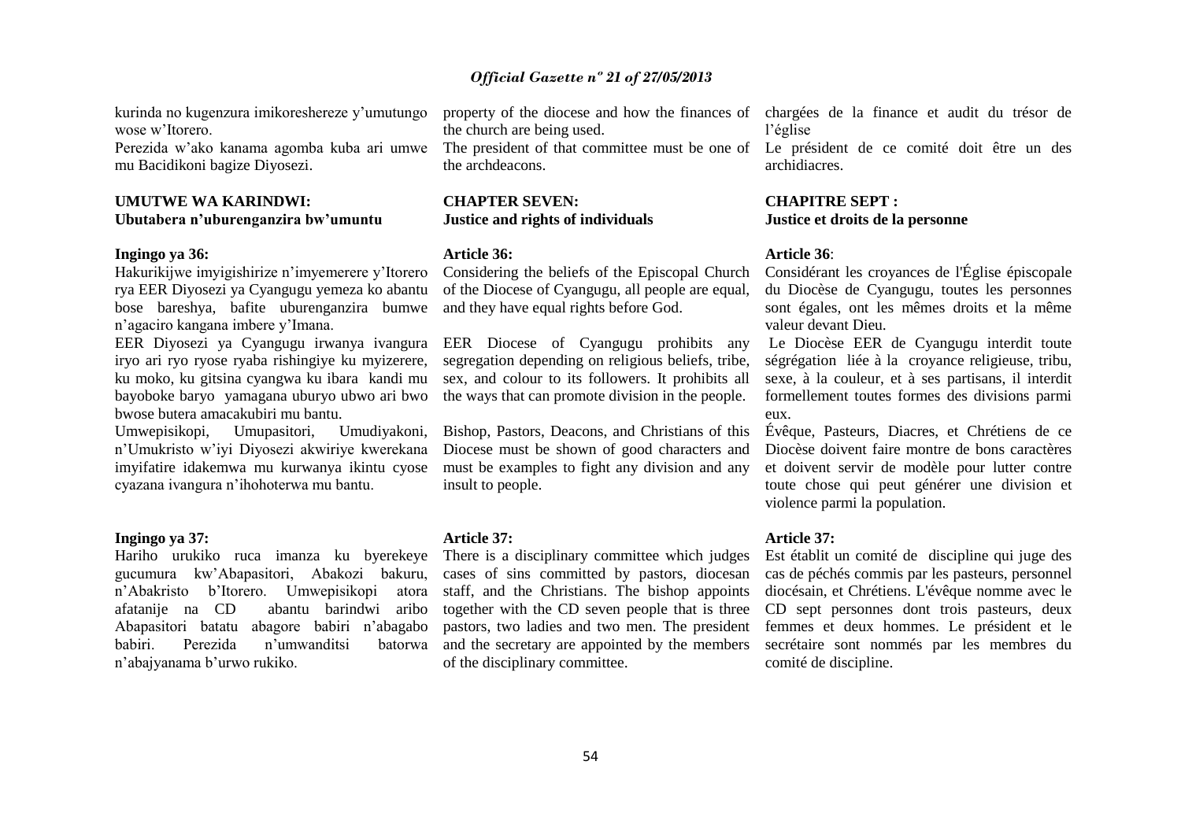kurinda no kugenzura imikoreshereze y'umutungo wose w'Itorero.

Perezida w'ako kanama agomba kuba ari umwe mu Bacidikoni bagize Diyosezi.

**UMUTWE WA KARINDWI:**
**Ubutabera n'uburenganzira bw'umuntu**

**Ingingo ya 36:**

Hakurikijwe imyigishirize n'imyemerere y'Itorero rya EER Diyosezi ya Cyangugu yemeza ko abantu bose bareshya, bafite uburenganzira bumwe n'agaciro kangana imbere y'Imana.

EER Diyosezi ya Cyangugu irwanya ivangura iryo ari ryo ryose ryaba rishingiye ku myizerere, ku moko, ku gitsina cyangwa ku ibara kandi mu bayoboke baryo yamagana uburyo ubwo ari bwo bwose butera amacakubiri mu bantu.

Umwepisikopi, Umupasitori, Umudiyakoni, n'Umukristo w'iyi Diyosezi akwiriye kwerekana imyifatire idakemwa mu kurwanya ikintu cyose cyazana ivangura n'ihohoterwa mu bantu.

**Ingingo ya 37:**

Hariho urukiko ruca imanza ku byerekeye gucumura kw'Abapasitori, Abakozi bakuru, n'Abakristo b'Itorero. Umwepisikopi atora afatanije na CD abantu barindwi aribo Abapasitori batatu abagore babiri n'abagabo babiri. Perezida n'umwanditsi batorwa n'abajyanama b'urwo rukiko.

property of the diocese and how the finances of the church are being used.

The president of that committee must be one of the archdeacons.

**CHAPTER SEVEN:**
**Justice and rights of individuals**

**Article 36:**

Considering the beliefs of the Episcopal Church of the Diocese of Cyangugu, all people are equal, and they have equal rights before God.

EER Diocese of Cyangugu prohibits any segregation depending on religious beliefs, tribe, sex, and colour to its followers. It prohibits all the ways that can promote division in the people.

Bishop, Pastors, Deacons, and Christians of this Diocese must be shown of good characters and must be examples to fight any division and any insult to people.

**Article 37:**

There is a disciplinary committee which judges cases of sins committed by pastors, diocesan staff, and the Christians. The bishop appoints together with the CD seven people that is three pastors, two ladies and two men. The president and the secretary are appointed by the members of the disciplinary committee.

chargées de la finance et audit du trésor de l'église

Le président de ce comité doit être un des archidiacres.

**CHAPITRE SEPT :**
**Justice et droits de la personne**

**Article 36**:

Considérant les croyances de l'Église épiscopale du Diocèse de Cyangugu, toutes les personnes sont égales, ont les mêmes droits et la même valeur devant Dieu.

Le Diocèse EER de Cyangugu interdit toute ségrégation liée à la croyance religieuse, tribu, sexe, à la couleur, et à ses partisans, il interdit formellement toutes formes des divisions parmi eux.

Évêque, Pasteurs, Diacres, et Chrétiens de ce Diocèse doivent faire montre de bons caractères et doivent servir de modèle pour lutter contre toute chose qui peut générer une division et violence parmi la population.

**Article 37:**

Est établit un comité de discipline qui juge des cas de péchés commis par les pasteurs, personnel diocésain, et Chrétiens. L'évêque nomme avec le CD sept personnes dont trois pasteurs, deux femmes et deux hommes. Le président et le secrétaire sont nommés par les membres du comité de discipline.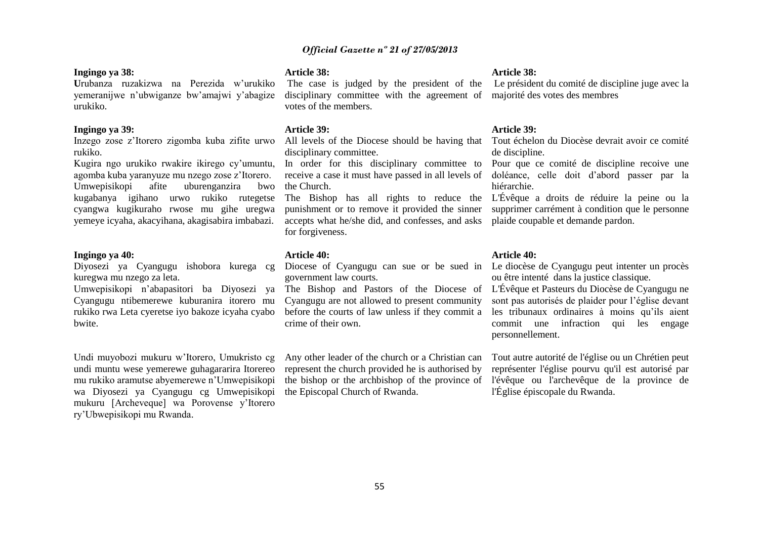**Ingingo ya 38:**
**U**rubanza ruzakizwa na Perezida w'urukiko yemeranijwe n'ubwiganze bw'amajwi y'abagize urukiko.

**Ingingo ya 39:**
Inzego zose z'Itorero zigomba kuba zifite urwo rukiko.
Kugira ngo urukiko rwakire ikirego cy'umuntu, agomba kuba yaranyuze mu nzego zose z'Itorero.
Umwepisikopi afite uburenganzira bwo kugabanya igihano urwo rukiko rutegetse cyangwa kugikuraho rwose mu gihe uregwa yemeye icyaha, akacyihana, akagisabira imbabazi.

**Ingingo ya 40:**
Diyosezi ya Cyangugu ishobora kurega cg kuregwa mu nzego za leta.
Umwepisikopi n'abapasitori ba Diyosezi ya Cyangugu ntibemerewe kuburanira itorero mu rukiko rwa Leta cyeretse iyo bakoze icyaha cyabo bwite.

Undi muyobozi mukuru w'Itorero, Umukristo cg undi muntu wese yemerewe guhagararira Itorereo mu rukiko aramutse abyemerewe n'Umwepisikopi wa Diyosezi ya Cyangugu cg Umwepisikopi mukuru [Archeveque] wa Porovense y'Itorero ry'Ubwepisikopi mu Rwanda.

**Article 38:**
The case is judged by the president of the disciplinary committee with the agreement of votes of the members.

**Article 39:**
All levels of the Diocese should be having that disciplinary committee.
In order for this disciplinary committee to receive a case it must have passed in all levels of the Church.
The Bishop has all rights to reduce the punishment or to remove it provided the sinner accepts what he/she did, and confesses, and asks for forgiveness.

**Article 40:**
Diocese of Cyangugu can sue or be sued in government law courts.
The Bishop and Pastors of the Diocese of Cyangugu are not allowed to present community before the courts of law unless if they commit a crime of their own.

Any other leader of the church or a Christian can represent the church provided he is authorised by the bishop or the archbishop of the province of the Episcopal Church of Rwanda.

**Article 38:**
Le président du comité de discipline juge avec la majorité des votes des membres

**Article 39:**
Tout échelon du Diocèse devrait avoir ce comité de discipline.
Pour que ce comité de discipline recoive une doléance, celle doit d'abord passer par la hiérarchie.
L'Évêque a droits de réduire la peine ou la supprimer carrément à condition que le personne plaide coupable et demande pardon.

**Article 40:**
Le diocèse de Cyangugu peut intenter un procès ou être intenté dans la justice classique.
L'Évêque et Pasteurs du Diocèse de Cyangugu ne sont pas autorisés de plaider pour l'église devant les tribunaux ordinaires à moins qu'ils aient commit une infraction qui les engage personnellement.

Tout autre autorité de l'église ou un Chrétien peut représenter l'église pourvu qu'il est autorisé par l'évêque ou l'archevêque de la province de l'Église épiscopale du Rwanda.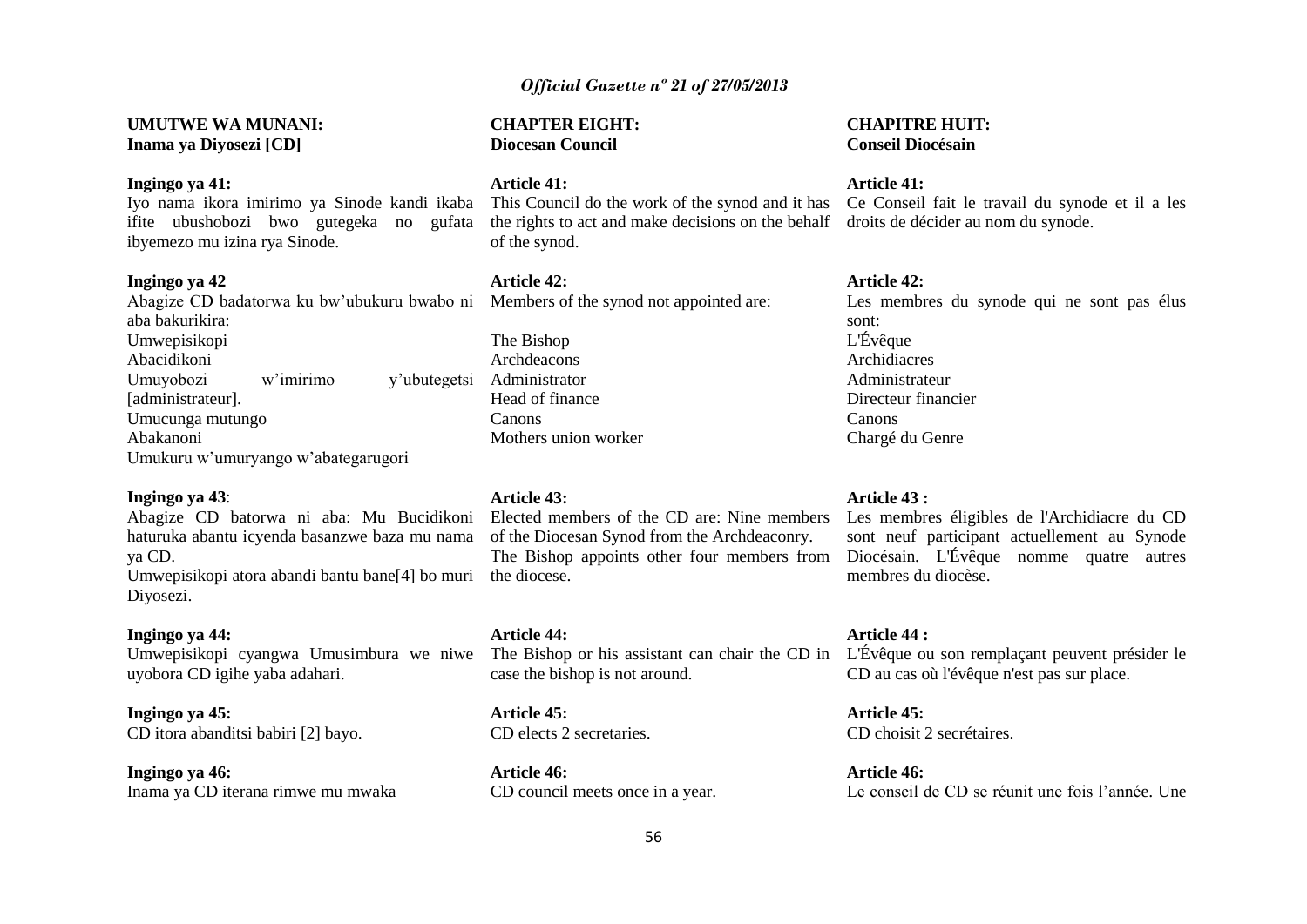**UMUTWE WA MUNANI:**
**Inama ya Diyosezi [CD]**

**Ingingo ya 41:**
Iyo nama ikora imirimo ya Sinode kandi ikaba ifite ubushobozi bwo gutegeka no gufata ibyemezo mu izina rya Sinode.

**Ingingo ya 42**
Abagize CD badatorwa ku bw'ubukuru bwabo ni aba bakurikira:
Umwepisikopi
Abacidikoni
Umuyobozi w'imirimo y'ubutegetsi [administrateur].
Umucunga mutungo
Abakanoni
Umukuru w'umuryango w'abategarugori

**Ingingo ya 43**:
Abagize CD batorwa ni aba: Mu Bucidikoni haturuka abantu icyenda basanzwe baza mu nama ya CD.
Umwepisikopi atora abandi bantu bane[4] bo muri Diyosezi.

**Ingingo ya 44:**
Umwepisikopi cyangwa Umusimbura we niwe uyobora CD igihe yaba adahari.

**Ingingo ya 45:**
CD itora abanditsi babiri [2] bayo.

**Ingingo ya 46:**
Inama ya CD iterana rimwe mu mwaka

**CHAPTER EIGHT:**
**Diocesan Council**

**Article 41:**
This Council do the work of the synod and it has the rights to act and make decisions on the behalf of the synod.

**Article 42:**
Members of the synod not appointed are:

The Bishop
Archdeacons
Administrator
Head of finance
Canons
Mothers union worker

**Article 43:**
Elected members of the CD are: Nine members of the Diocesan Synod from the Archdeaconry.
The Bishop appoints other four members from the diocese.

**Article 44:**
The Bishop or his assistant can chair the CD in case the bishop is not around.

**Article 45:**
CD elects 2 secretaries.

**Article 46:**
CD council meets once in a year.

**CHAPITRE HUIT:**
**Conseil Diocésain**

**Article 41:**
Ce Conseil fait le travail du synode et il a les droits de décider au nom du synode.

**Article 42:**
Les membres du synode qui ne sont pas élus sont:
L'Évêque
Archidiacres
Administrateur
Directeur financier
Canons
Chargé du Genre

**Article 43 :**
Les membres éligibles de l'Archidiacre du CD sont neuf participant actuellement au Synode Diocésain. L'Évêque nomme quatre autres membres du diocèse.

**Article 44 :**
L'Évêque ou son remplaçant peuvent présider le CD au cas où l'évêque n'est pas sur place.

**Article 45:**
CD choisit 2 secrétaires.

**Article 46:**
Le conseil de CD se réunit une fois l'année. Une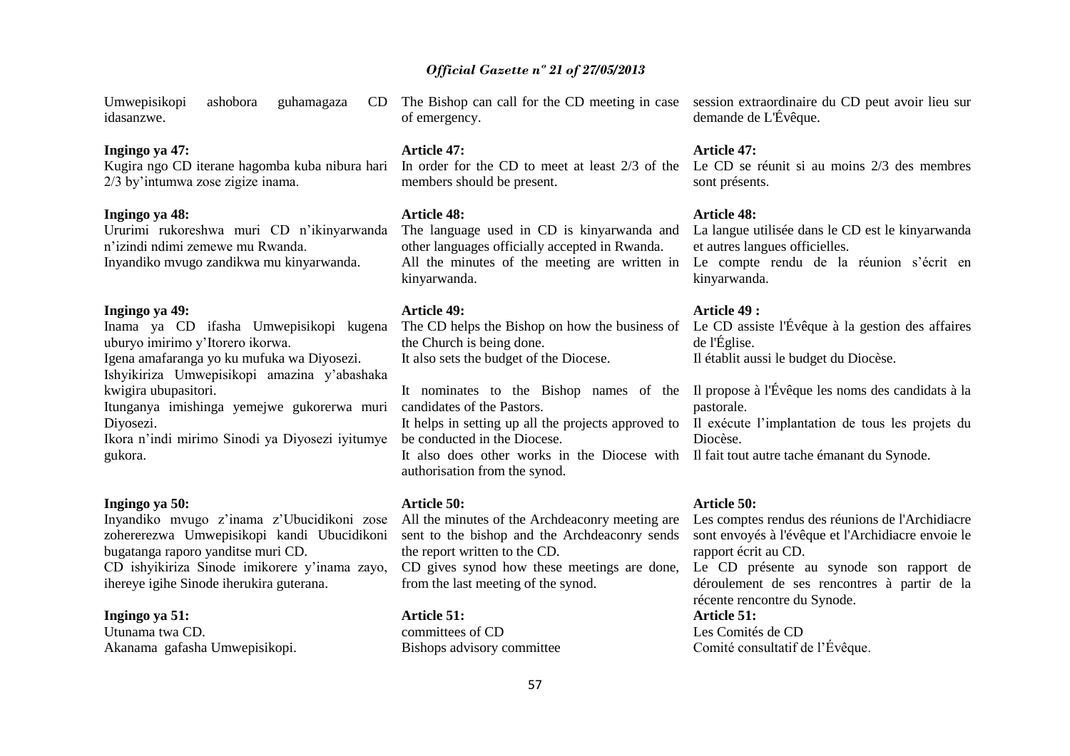Umwepisikopi ashobora guhamagaza CD idasanzwe.

**Ingingo ya 47:**
Kugira ngo CD iterane hagomba kuba nibura hari 2/3 by'intumwa zose zigize inama.

**Ingingo ya 48:**
Ururimi rukoreshwa muri CD n'ikinyarwanda n'izindi ndimi zemewe mu Rwanda.
Inyandiko mvugo zandikwa mu kinyarwanda.

**Ingingo ya 49:**
Inama ya CD ifasha Umwepisikopi kugena uburyo imirimo y'Itorero ikorwa.
Igena amafaranga yo ku mufuka wa Diyosezi.
Ishyikiriza Umwepisikopi amazina y'abashaka kwigira ubupasitori.
Itunganya imishinga yemejwe gukorerwa muri Diyosezi.
Ikora n'indi mirimo Sinodi ya Diyosezi iyitumye gukora.

**Ingingo ya 50:**
Inyandiko mvugo z'inama z'Ubucidikoni zose zohererezwa Umwepisikopi kandi Ubucidikoni bugatanga raporo yanditse muri CD.
CD ishyikiriza Sinode imikorere y'inama zayo, ihereye igihe Sinode iherukira guterana.

**Ingingo ya 51:**
Utunama twa CD.
Akanama gafasha Umwepisikopi.

The Bishop can call for the CD meeting in case of emergency.

**Article 47:**
In order for the CD to meet at least 2/3 of the members should be present.

**Article 48:**
The language used in CD is kinyarwanda and other languages officially accepted in Rwanda.
All the minutes of the meeting are written in kinyarwanda.

**Article 49:**
The CD helps the Bishop on how the business of the Church is being done.
It also sets the budget of the Diocese.

It nominates to the Bishop names of the candidates of the Pastors.
It helps in setting up all the projects approved to be conducted in the Diocese.
It also does other works in the Diocese with authorisation from the synod.

**Article 50:**
All the minutes of the Archdeaconry meeting are sent to the bishop and the Archdeaconry sends the report written to the CD.
CD gives synod how these meetings are done, from the last meeting of the synod.

**Article 51:**
committees of CD
Bishops advisory committee

session extraordinaire du CD peut avoir lieu sur demande de L'Évêque.

**Article 47:**
Le CD se réunit si au moins 2/3 des membres sont présents.

**Article 48:**
La langue utilisée dans le CD est le kinyarwanda et autres langues officielles.
Le compte rendu de la réunion s'écrit en kinyarwanda.

**Article 49 :**
Le CD assiste l'Évêque à la gestion des affaires de l'Église.
Il établit aussi le budget du Diocèse.

Il propose à l'Évêque les noms des candidats à la pastorale.
Il exécute l'implantation de tous les projets du Diocèse.
Il fait tout autre tache émanant du Synode.

**Article 50:**
Les comptes rendus des réunions de l'Archidiacre sont envoyés à l'évêque et l'Archidiacre envoie le rapport écrit au CD.
Le CD présente au synode son rapport de déroulement de ses rencontres à partir de la récente rencontre du Synode.

**Article 51:**
Les Comités de CD
Comité consultatif de l'Évêque.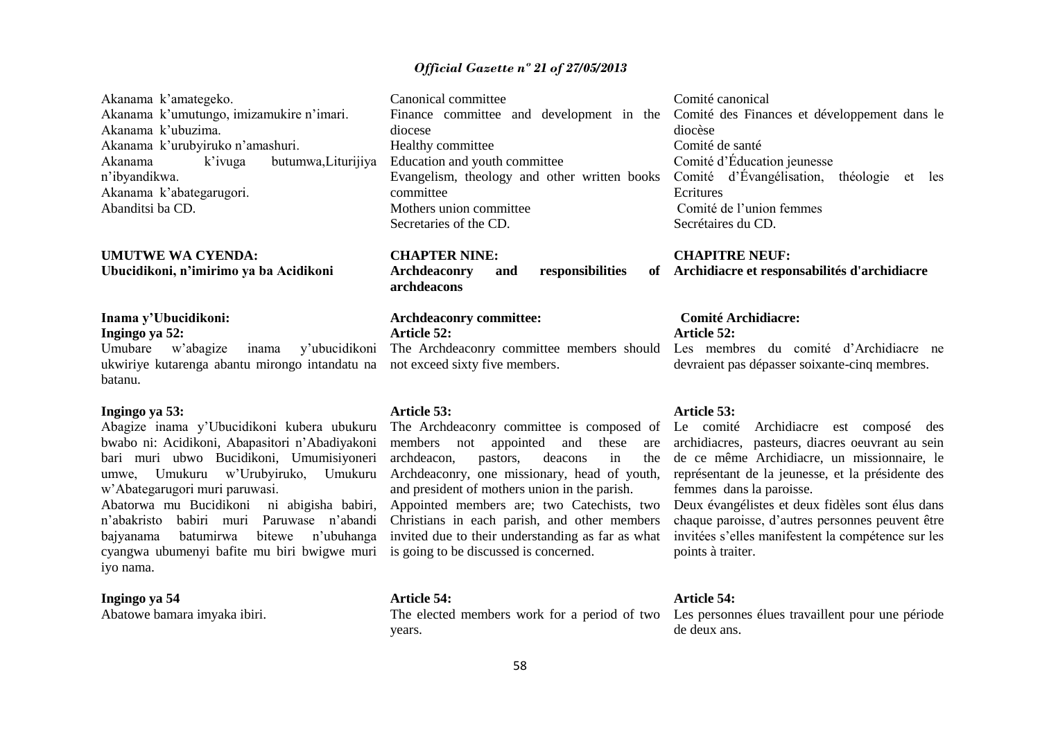Akanama k'amategeko.
Akanama k'umutungo, imizamukire n'imari.
Akanama k'ubuzima.
Akanama k'urubyiruko n'amashuri.
Akanama k'ivuga butumwa,Liturijiya n'ibyandikwa.
Akanama k'abategarugori.
Abanditsi ba CD.

**UMUTWE WA CYENDA:**
**Ubucidikoni, n'imirimo ya ba Acidikoni**

**Inama y'Ubucidikoni:**
**Ingingo ya 52:**
Umubare w'abagize inama y'ubucidikoni ukwiriye kutarenga abantu mirongo intandatu na batanu.

**Ingingo ya 53:**
Abagize inama y'Ubucidikoni kubera ubukuru bwabo ni: Acidikoni, Abapasitori n'Abadiyakoni bari muri ubwo Bucidikoni, Umumisiyoneri umwe, Umukuru w'Urubyiruko, Umukuru w'Abategarugori muri paruwasi.
Abatorwa mu Bucidikoni ni abigisha babiri, n'abakristo babiri muri Paruwase n'abandi bajyanama batumirwa bitewe n'ubuhanga cyangwa ubumenyi bafite mu biri bwigwe muri iyo nama.

**Ingingo ya 54**
Abatowe bamara imyaka ibiri.

Canonical committee
Finance committee and development in the diocese
Healthy committee
Education and youth committee
Evangelism, theology and other written books committee
Mothers union committee
Secretaries of the CD.

**CHAPTER NINE:**
**Archdeaconry and responsibilities of archdeacons**

**Archdeaconry committee:**
**Article 52:**
The Archdeaconry committee members should not exceed sixty five members.

**Article 53:**
The Archdeaconry committee is composed of members not appointed and these are archdeacon, pastors, deacons in the Archdeaconry, one missionary, head of youth, and president of mothers union in the parish.
Appointed members are; two Catechists, two Christians in each parish, and other members invited due to their understanding as far as what is going to be discussed is concerned.

**Article 54:**
The elected members work for a period of two years.

Comité canonical
Comité des Finances et développement dans le diocèse
Comité de santé
Comité d'Éducation jeunesse
Comité d'Évangélisation, théologie et les Ecritures
Comité de l'union femmes
Secrétaires du CD.

**CHAPITRE NEUF:**
**Archidiacre et responsabilités d'archidiacre**

**Comité Archidiacre:**
**Article 52:**
Les membres du comité d'Archidiacre ne devraient pas dépasser soixante-cinq membres.

**Article 53:**
Le comité Archidiacre est composé des archidiacres, pasteurs, diacres oeuvrant au sein de ce même Archidiacre, un missionnaire, le représentant de la jeunesse, et la présidente des femmes dans la paroisse.
Deux évangélistes et deux fidèles sont élus dans chaque paroisse, d'autres personnes peuvent être invitées s'elles manifestent la compétence sur les points à traiter.

**Article 54:**
Les personnes élues travaillent pour une période de deux ans.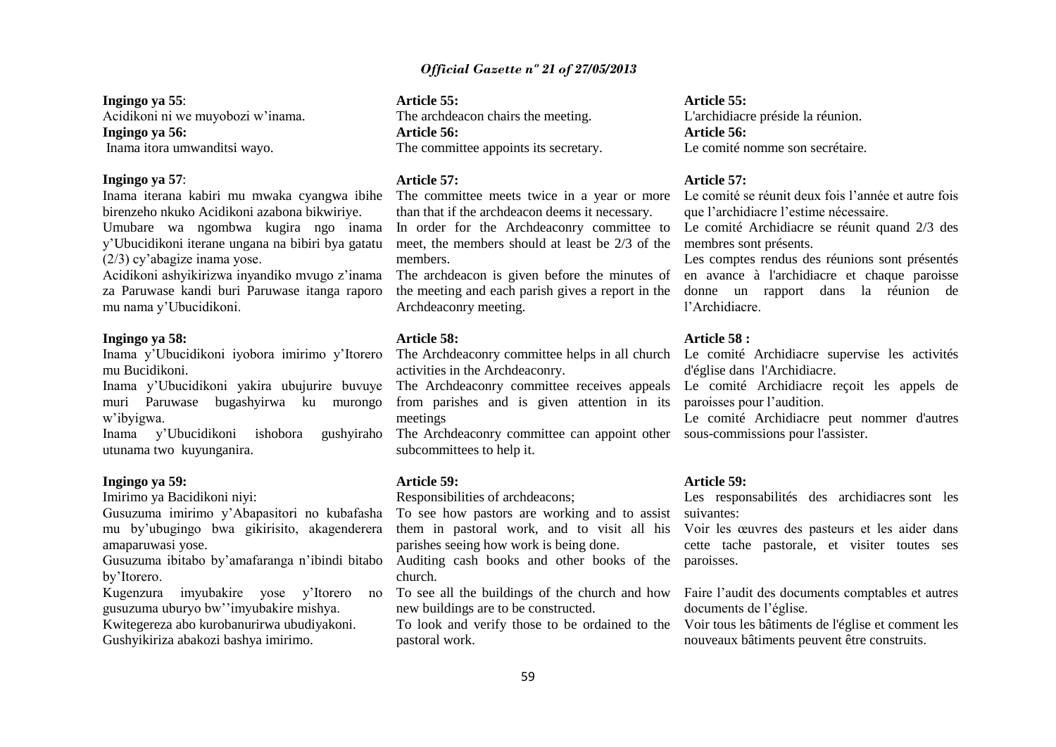**Ingingo ya 55**:
Acidikoni ni we muyobozi w'inama.

**Ingingo ya 56:**
Inama itora umwanditsi wayo.

**Ingingo ya 57**:
Inama iterana kabiri mu mwaka cyangwa ibihe birenzeho nkuko Acidikoni azabona bikwiriye.
Umubare wa ngombwa kugira ngo inama y'Ubucidikoni iterane ungana na bibiri bya gatatu (2/3) cy'abagize inama yose.
Acidikoni ashyikirizwa inyandiko mvugo z'inama za Paruwase kandi buri Paruwase itanga raporo mu nama y'Ubucidikoni.

**Ingingo ya 58:**
Inama y'Ubucidikoni iyobora imirimo y'Itorero mu Bucidikoni.
Inama y'Ubucidikoni yakira ubujurire buvuye muri Paruwase bugashyirwa ku murongo w'ibyigwa.
Inama y'Ubucidikoni ishobora gushyiraho utunama two kuyunganira.

**Ingingo ya 59:**
Imirimo ya Bacidikoni niyi:
Gusuzuma imirimo y'Abapasitori no kubafasha mu by'ubugingo bwa gikirisito, akagenderera amaparuwasi yose.
Gusuzuma ibitabo by'amafaranga n'ibindi bitabo by'Itorero.
Kugenzura imyubakire yose y'Itorero no gusuzuma uburyo bw''imyubakire mishya.
Kwitegereza abo kurobanurirwa ubudiyakoni.
Gushyikiriza abakozi bashya imirimo.

**Article 55:**
The archdeacon chairs the meeting.

**Article 56:**
The committee appoints its secretary.

**Article 57:**
The committee meets twice in a year or more than that if the archdeacon deems it necessary.
In order for the Archdeaconry committee to meet, the members should at least be 2/3 of the members.
The archdeacon is given before the minutes of the meeting and each parish gives a report in the Archdeaconry meeting.

**Article 58:**
The Archdeaconry committee helps in all church activities in the Archdeaconry.
The Archdeaconry committee receives appeals from parishes and is given attention in its meetings
The Archdeaconry committee can appoint other subcommittees to help it.

**Article 59:**
Responsibilities of archdeacons;
To see how pastors are working and to assist them in pastoral work, and to visit all his parishes seeing how work is being done.
Auditing cash books and other books of the church.
To see all the buildings of the church and how new buildings are to be constructed.
To look and verify those to be ordained to the pastoral work.

**Article 55:**
L'archidiacre préside la réunion.

**Article 56:**
Le comité nomme son secrétaire.

**Article 57:**
Le comité se réunit deux fois l'année et autre fois que l'archidiacre l'estime nécessaire.
Le comité Archidiacre se réunit quand 2/3 des membres sont présents.
Les comptes rendus des réunions sont présentés en avance à l'archidiacre et chaque paroisse donne un rapport dans la réunion de l'Archidiacre.

**Article 58 :**
Le comité Archidiacre supervise les activités d'église dans l'Archidiacre.
Le comité Archidiacre reçoit les appels de paroisses pour l'audition.
Le comité Archidiacre peut nommer d'autres sous-commissions pour l'assister.

**Article 59:**
Les responsabilités des archidiacres sont les suivantes:
Voir les œuvres des pasteurs et les aider dans cette tache pastorale, et visiter toutes ses paroisses.
Faire l'audit des documents comptables et autres documents de l'église.
Voir tous les bâtiments de l'église et comment les nouveaux bâtiments peuvent être construits.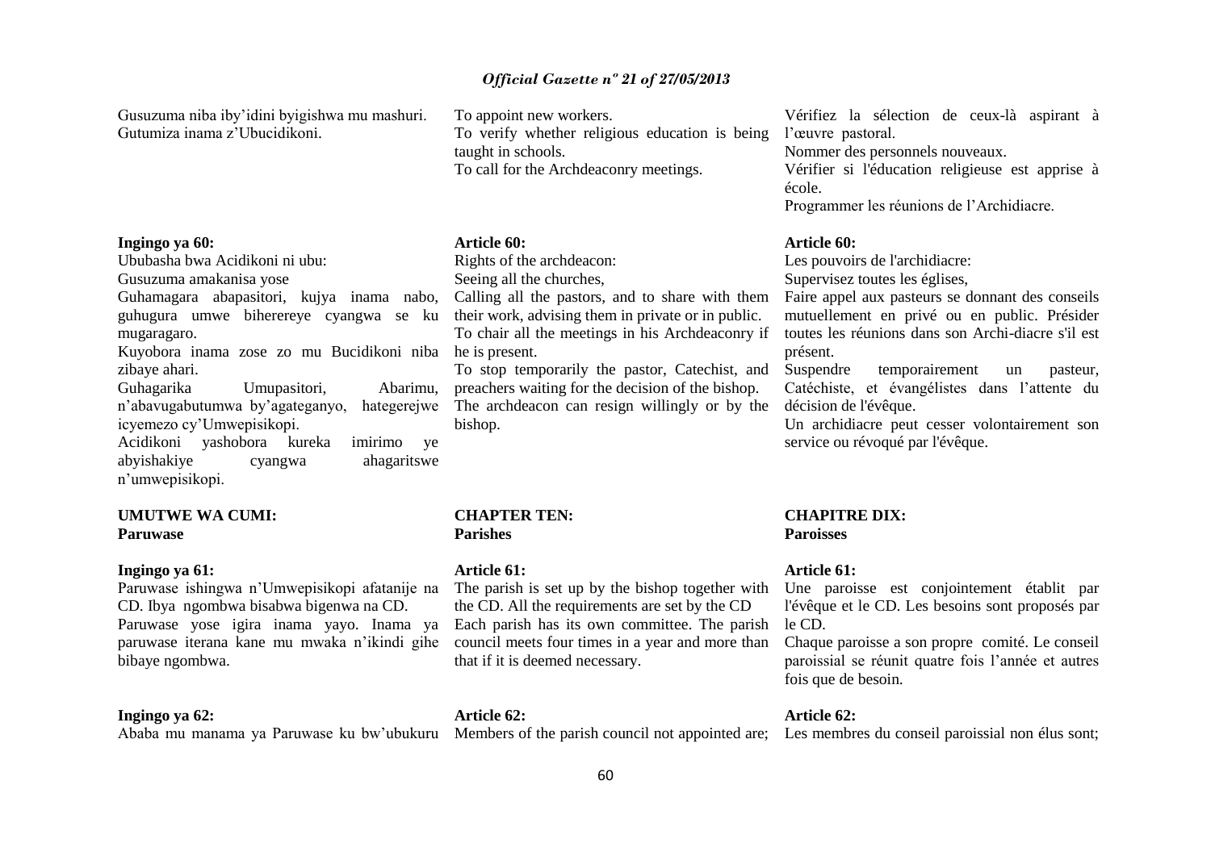Gusuzuma niba iby'idini byigishwa mu mashuri.
Gutumiza inama z'Ubucidikoni.

**Ingingo ya 60:**

Ububasha bwa Acidikoni ni ubu:

Gusuzuma amakanisa yose

Guhamagara abapasitori, kujya inama nabo, guhugura umwe biherereye cyangwa se ku mugaragaro.

Kuyobora inama zose zo mu Bucidikoni niba zibaye ahari.

Guhagarika Umupasitori, Abarimu, n'abavugabutumwa by'agateganyo, hategerejwe icyemezo cy'Umwepisikopi.

Acidikoni yashobora kureka imirimo ye abyishakiye cyangwa ahagaritswe n'umwepisikopi.

**UMUTWE WA CUMI:**
**Paruwase**

**Ingingo ya 61:**

Paruwase ishingwa n'Umwepisikopi afatanije na CD. Ibya ngombwa bisabwa bigenwa na CD.

Paruwase yose igira inama yayo. Inama ya paruwase iterana kane mu mwaka n'ikindi gihe bibaye ngombwa.

**Ingingo ya 62:**

Ababa mu manama ya Paruwase ku bw'ubukuru

To appoint new workers.
To verify whether religious education is being taught in schools.
To call for the Archdeaconry meetings.

**Article 60:**

Rights of the archdeacon:

Seeing all the churches,

Calling all the pastors, and to share with them their work, advising them in private or in public.

To chair all the meetings in his Archdeaconry if he is present.

To stop temporarily the pastor, Catechist, and preachers waiting for the decision of the bishop.

The archdeacon can resign willingly or by the bishop.

**CHAPTER TEN:**
**Parishes**

**Article 61:**

The parish is set up by the bishop together with the CD. All the requirements are set by the CD

Each parish has its own committee. The parish council meets four times in a year and more than that if it is deemed necessary.

**Article 62:**

Members of the parish council not appointed are;

Vérifiez la sélection de ceux-là aspirant à l'œuvre pastoral.
Nommer des personnels nouveaux.
Vérifier si l'éducation religieuse est apprise à école.
Programmer les réunions de l'Archidiacre.

**Article 60:**

Les pouvoirs de l'archidiacre:

Supervisez toutes les églises,

Faire appel aux pasteurs se donnant des conseils mutuellement en privé ou en public. Présider toutes les réunions dans son Archi-diacre s'il est présent.

Suspendre temporairement un pasteur, Catéchiste, et évangélistes dans l'attente du décision de l'évêque.

Un archidiacre peut cesser volontairement son service ou révoqué par l'évêque.

**CHAPITRE DIX:**
**Paroisses**

**Article 61:**

Une paroisse est conjointement établit par l'évêque et le CD. Les besoins sont proposés par le CD.

Chaque paroisse a son propre comité. Le conseil paroissial se réunit quatre fois l'année et autres fois que de besoin.

**Article 62:**

Les membres du conseil paroissial non élus sont;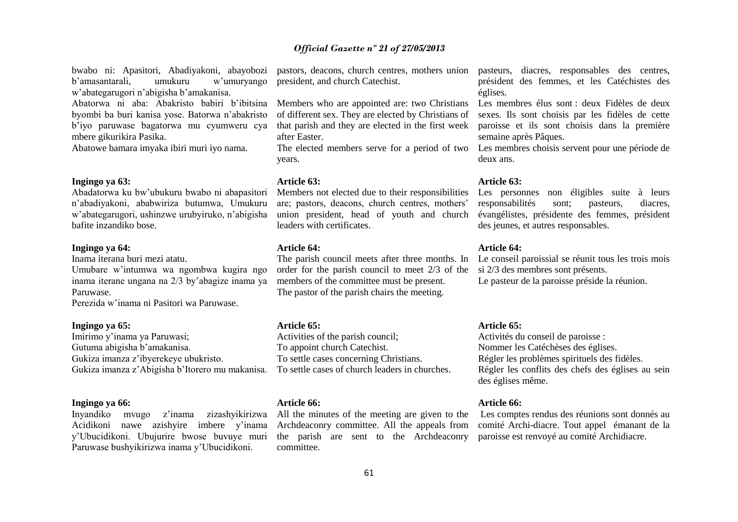bwabo ni: Apasitori, Abadiyakoni, abayobozi b'amasantarali, umukuru w'umuryango w'abategarugori n'abigisha b'amakanisa.

Abatorwa ni aba: Abakristo babiri b'ibitsina byombi ba buri kanisa yose. Batorwa n'abakristo b'iyo paruwase bagatorwa mu cyumweru cya mbere gikurikira Pasika.

Abatowe bamara imyaka ibiri muri iyo nama.

**Ingingo ya 63:**

Abadatorwa ku bw'ubukuru bwabo ni abapasitori n'abadiyakoni, ababwiriza butumwa, Umukuru w'abategarugori, ushinzwe urubyiruko, n'abigisha bafite inzandiko bose.

**Ingingo ya 64:**

Inama iterana buri mezi atatu.

Umubare w'intumwa wa ngombwa kugira ngo inama iterane ungana na 2/3 by'abagize inama ya Paruwase.

Perezida w'inama ni Pasitori wa Paruwase.

**Ingingo ya 65:**

Imirimo y'inama ya Paruwasi;

Gutuma abigisha b'amakanisa.

Gukiza imanza z'ibyerekeye ubukristo.

Gukiza imanza z'Abigisha b'Itorero mu makanisa.

**Ingingo ya 66:**

Inyandiko mvugo z'inama zizashyikirizwa Acidikoni nawe azishyire imbere y'inama y'Ubucidikoni. Ubujurire bwose buvuye muri Paruwase bushyikirizwa inama y'Ubucidikoni.

pastors, deacons, church centres, mothers union president, and church Catechist.

Members who are appointed are: two Christians of different sex. They are elected by Christians of that parish and they are elected in the first week after Easter.

The elected members serve for a period of two years.

**Article 63:**

Members not elected due to their responsibilities are; pastors, deacons, church centres, mothers' union president, head of youth and church leaders with certificates.

**Article 64:**

The parish council meets after three months. In order for the parish council to meet 2/3 of the members of the committee must be present.

The pastor of the parish chairs the meeting.

**Article 65:**

Activities of the parish council;

To appoint church Catechist.

To settle cases concerning Christians.

To settle cases of church leaders in churches.

**Article 66:**

All the minutes of the meeting are given to the Archdeaconry committee. All the appeals from the parish are sent to the Archdeaconry committee.

pasteurs, diacres, responsables des centres, président des femmes, et les Catéchistes des églises.

Les membres élus sont : deux Fidèles de deux sexes. Ils sont choisis par les fidèles de cette paroisse et ils sont choisis dans la première semaine après Pâques.

Les membres choisis servent pour une période de deux ans.

**Article 63:**

Les personnes non éligibles suite à leurs responsabilités sont; pasteurs, diacres, évangélistes, présidente des femmes, président des jeunes, et autres responsables.

**Article 64:**

Le conseil paroissial se réunit tous les trois mois si 2/3 des membres sont présents.

Le pasteur de la paroisse préside la réunion.

**Article 65:**

Activités du conseil de paroisse :

Nommer les Catéchèses des églises.

Régler les problèmes spirituels des fidèles.

Régler les conflits des chefs des églises au sein des églises même.

**Article 66:**

Les comptes rendus des réunions sont donnés au comité Archi-diacre. Tout appel émanant de la paroisse est renvoyé au comité Archidiacre.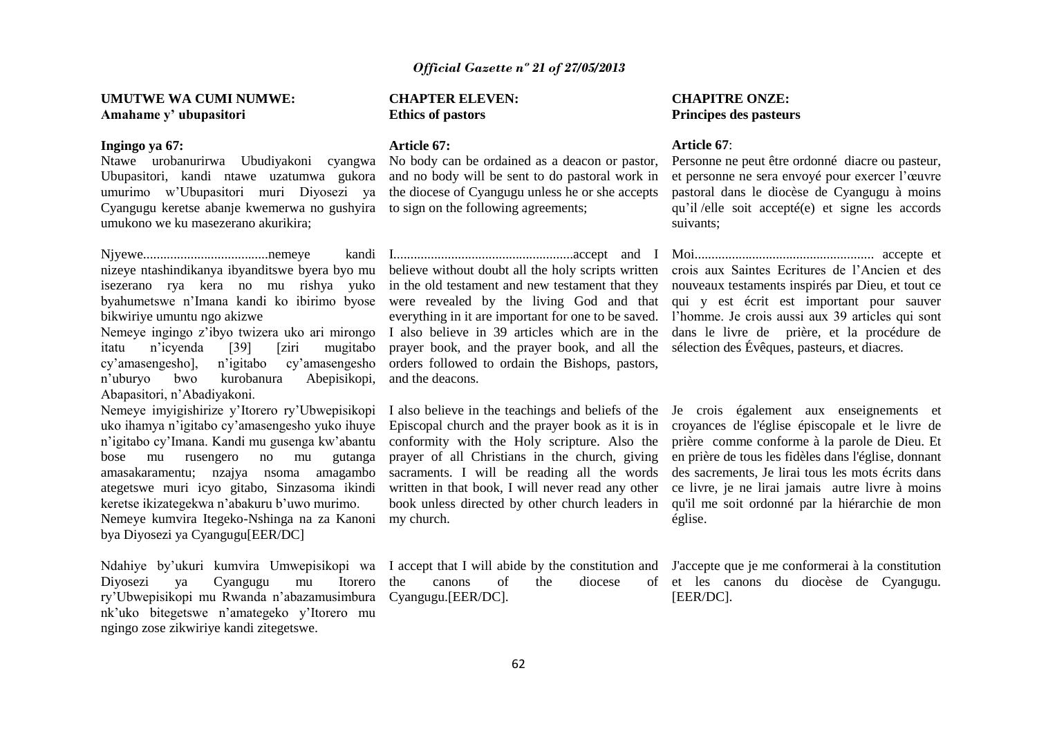**UMUTWE WA CUMI NUMWE:**
**Amahame y' ubupasitori**

**Ingingo ya 67:**

Ntawe urobanurirwa Ubudiyakoni cyangwa Ubupasitori, kandi ntawe uzatumwa gukora umurimo w'Ubupasitori muri Diyosezi ya Cyangugu keretse abanje kwemerwa no gushyira umukono we ku masezerano akurikira;

Njyewe.....................................nemeye kandi nizeye ntashindikanya ibyanditswe byera byo mu isezerano rya kera no mu rishya yuko byahumetswe n'Imana kandi ko ibirimo byose bikwiriye umuntu ngo akizwe

Nemeye ingingo z'ibyo twizera uko ari mirongo itatu n'icyenda [39] [ziri mugitabo cy'amasengesho], n'igitabo cy'amasengesho n'uburyo bwo kurobanura Abepisikopi, Abapasitori, n'Abadiyakoni.

Nemeye imyigishirize y'Itorero ry'Ubwepisikopi uko ihamya n'igitabo cy'amasengesho yuko ihuye n'igitabo cy'Imana. Kandi mu gusenga kw'abantu bose mu rusengero no mu gutanga amasakaramentu; nzajya nsoma amagambo ategetswe muri icyo gitabo, Sinzasoma ikindi keretse ikizategekwa n'abakuru b'uwo murimo.

Nemeye kumvira Itegeko-Nshinga na za Kanoni bya Diyosezi ya Cyangugu[EER/DC]

Ndahiye by'ukuri kumvira Umwepisikopi wa Diyosezi ya Cyangugu mu Itorero ry'Ubwepisikopi mu Rwanda n'abazamusimbura nk'uko bitegetswe n'amategeko y'Itorero mu ngingo zose zikwiriye kandi zitegetswe.

**CHAPTER ELEVEN:**
**Ethics of pastors**

**Article 67:**

No body can be ordained as a deacon or pastor, and no body will be sent to do pastoral work in the diocese of Cyangugu unless he or she accepts to sign on the following agreements;

I.....................................................accept and I believe without doubt all the holy scripts written in the old testament and new testament that they were revealed by the living God and that everything in it are important for one to be saved.

I also believe in 39 articles which are in the prayer book, and the prayer book, and all the orders followed to ordain the Bishops, pastors, and the deacons.

I also believe in the teachings and beliefs of the Episcopal church and the prayer book as it is in conformity with the Holy scripture. Also the prayer of all Christians in the church, giving sacraments. I will be reading all the words written in that book, I will never read any other book unless directed by other church leaders in my church.

I accept that I will abide by the constitution and the canons of the diocese of Cyangugu.[EER/DC].

**CHAPITRE ONZE:**
**Principes des pasteurs**

**Article 67**:

Personne ne peut être ordonné diacre ou pasteur, et personne ne sera envoyé pour exercer l'œuvre pastoral dans le diocèse de Cyangugu à moins qu'il /elle soit accepté(e) et signe les accords suivants;

Moi..................................................... accepte et crois aux Saintes Ecritures de l'Ancien et des nouveaux testaments inspirés par Dieu, et tout ce qui y est écrit est important pour sauver l'homme. Je crois aussi aux 39 articles qui sont dans le livre de prière, et la procédure de sélection des Évêques, pasteurs, et diacres.

Je crois également aux enseignements et croyances de l'église épiscopale et le livre de prière comme conforme à la parole de Dieu. Et en prière de tous les fidèles dans l'église, donnant des sacrements, Je lirai tous les mots écrits dans ce livre, je ne lirai jamais autre livre à moins qu'il me soit ordonné par la hiérarchie de mon église.

J'accepte que je me conformerai à la constitution et les canons du diocèse de Cyangugu. [EER/DC].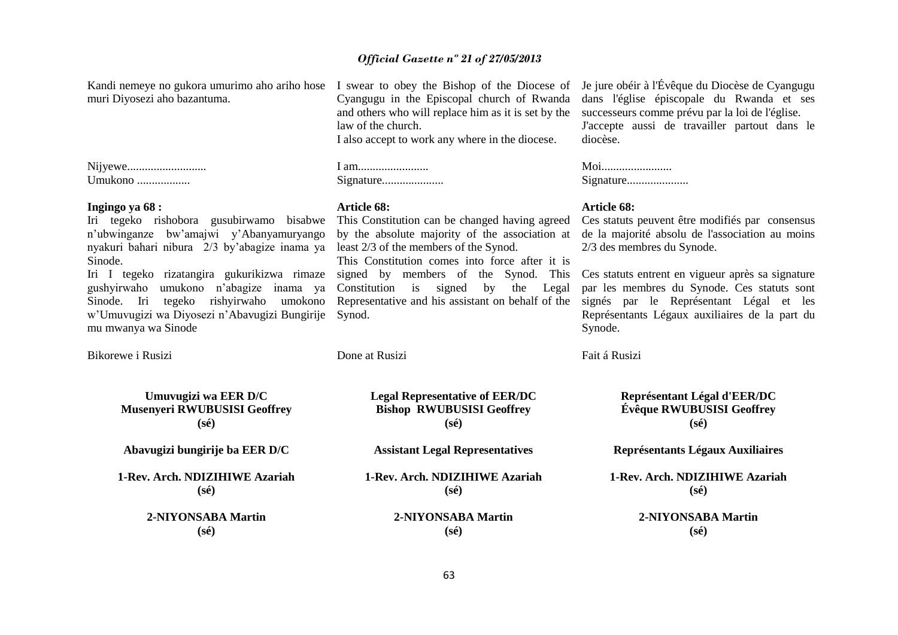Kandi nemeye no gukora umurimo aho ariho hose muri Diyosezi aho bazantuma.

Nijyewe...........................
Umukono ..................

**Ingingo ya 68 :**
Iri tegeko rishobora gusubirwamo bisabwe n'ubwinganze bw'amajwi y'Abanyamuryango nyakuri bahari nibura 2/3 by'abagize inama ya Sinode.
Iri I tegeko rizatangira gukurikizwa rimaze gushyirwaho umukono n'abagize inama ya Sinode. Iri tegeko rishyirwaho umokono w'Umuvugizi wa Diyosezi n'Abavugizi Bungirije mu mwanya wa Sinode

Bikorewe i Rusizi

**Umuvugizi wa EER D/C**
**Musenyeri RWUBUSISI Geoffrey**
**(sé)**

**Abavugizi bungirije ba EER D/C**

**1-Rev. Arch. NDIZIHIWE Azariah**
**(sé)**

**2-NIYONSABA Martin**
**(sé)**

I swear to obey the Bishop of the Diocese of Cyangugu in the Episcopal church of Rwanda and others who will replace him as it is set by the law of the church.
I also accept to work any where in the diocese.

I am........................
Signature.....................

**Article 68:**
This Constitution can be changed having agreed by the absolute majority of the association at least 2/3 of the members of the Synod.
This Constitution comes into force after it is signed by members of the Synod. This Constitution is signed by the Legal Representative and his assistant on behalf of the Synod.

Done at Rusizi

**Legal Representative of EER/DC**
**Bishop RWUBUSISI Geoffrey**
**(sé)**

**Assistant Legal Representatives**

**1-Rev. Arch. NDIZIHIWE Azariah**
**(sé)**

**2-NIYONSABA Martin**
**(sé)**

Je jure obéir à l'Évêque du Diocèse de Cyangugu dans l'église épiscopale du Rwanda et ses successeurs comme prévu par la loi de l'église.
J'accepte aussi de travailler partout dans le diocèse.

Moi........................
Signature.....................

**Article 68:**
Ces statuts peuvent être modifiés par consensus de la majorité absolu de l'association au moins 2/3 des membres du Synode.

Ces statuts entrent en vigueur après sa signature par les membres du Synode. Ces statuts sont signés par le Représentant Légal et les Représentants Légaux auxiliaires de la part du Synode.

Fait á Rusizi

**Représentant Légal d'EER/DC**
**Évêque RWUBUSISI Geoffrey**
**(sé)**

**Représentants Légaux Auxiliaires**

**1-Rev. Arch. NDIZIHIWE Azariah**
**(sé)**

**2-NIYONSABA Martin**
**(sé)**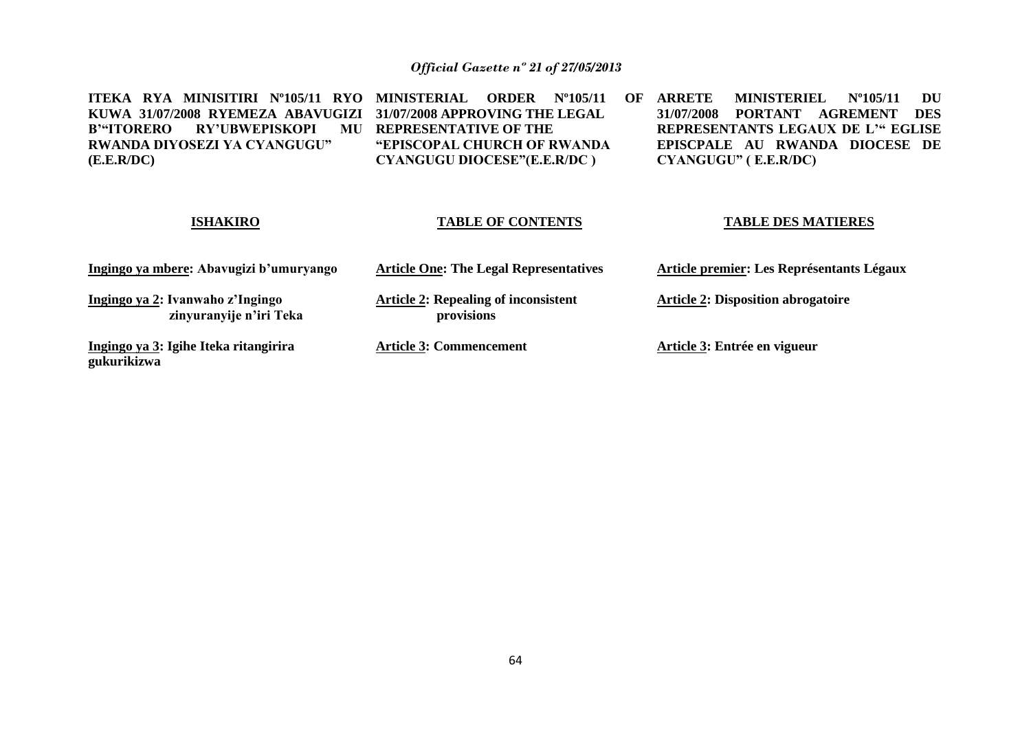**ITEKA RYA MINISITIRI Nº105/11 RYO KUWA 31/07/2008 RYEMEZA ABAVUGIZI B'"ITORERO RY'UBWEPISKOPI MU RWANDA DIYOSEZI YA CYANGUGU" (E.E.R/DC)**

**ISHAKIRO**

**Ingingo ya mbere: Abavugizi b'umuryango**

**Ingingo ya 2: Ivanwaho z'Ingingo zinyuranyije n'iri Teka**

**Ingingo ya 3: Igihe Iteka ritangirira gukurikizwa**

**MINISTERIAL ORDER Nº105/11 OF 31/07/2008 APPROVING THE LEGAL REPRESENTATIVE OF THE "EPISCOPAL CHURCH OF RWANDA CYANGUGU DIOCESE"(E.E.R/DC )**

**TABLE OF CONTENTS**

**Article One: The Legal Representatives**

**Article 2: Repealing of inconsistent provisions**

**Article 3: Commencement**

**ARRETE MINISTERIEL Nº105/11 DU 31/07/2008 PORTANT AGREMENT DES REPRESENTANTS LEGAUX DE L'" EGLISE EPISCPALE AU RWANDA DIOCESE DE CYANGUGU" ( E.E.R/DC)**

**TABLE DES MATIERES**

**Article premier: Les Représentants Légaux**

**Article 2: Disposition abrogatoire**

**Article 3: Entrée en vigueur**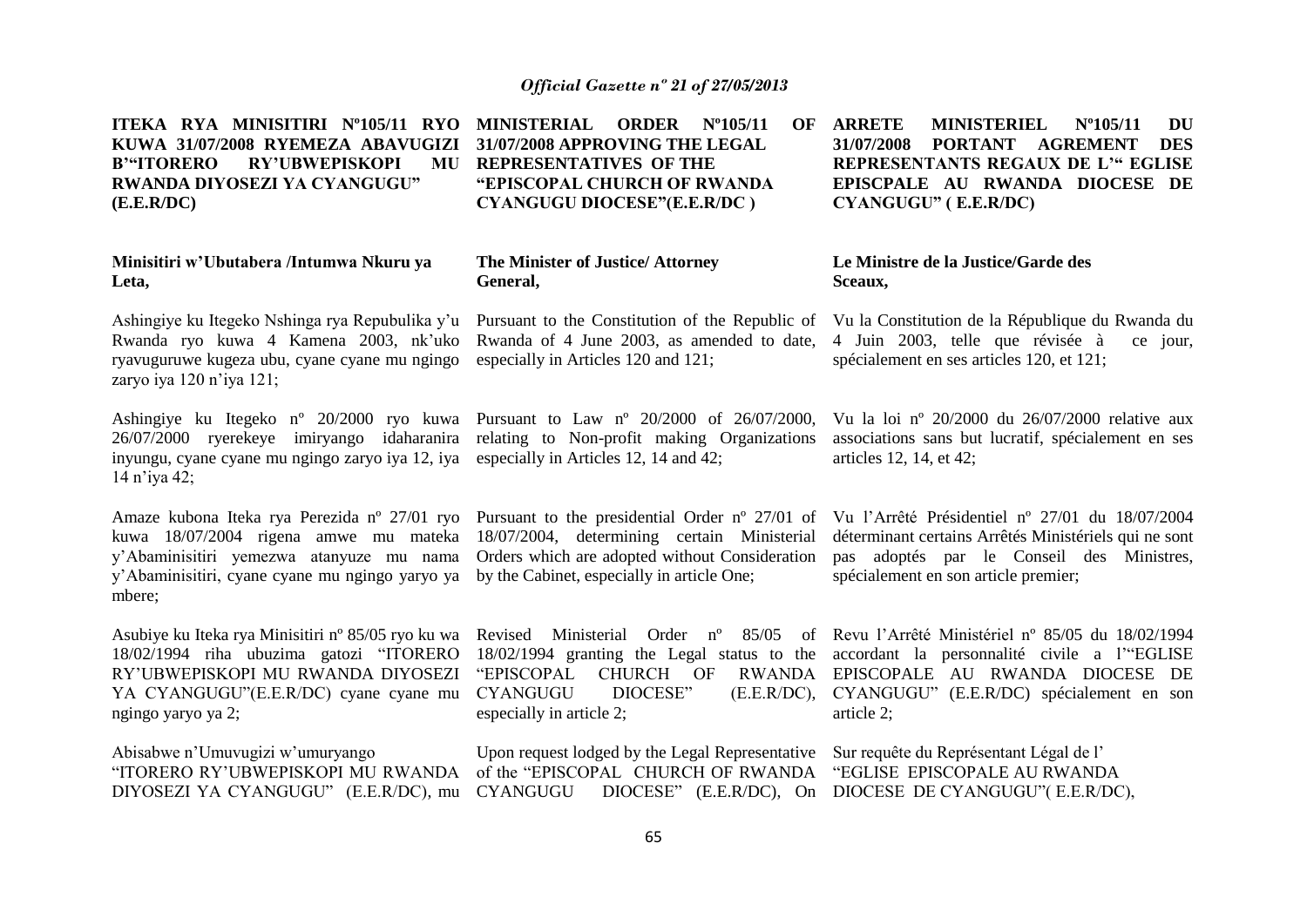**ITEKA RYA MINISITIRI Nº105/11 RYO KUWA 31/07/2008 RYEMEZA ABAVUGIZI B'"ITORERO RY'UBWEPISKOPI MU RWANDA DIYOSEZI YA CYANGUGU" (E.E.R/DC)**

**Minisitiri w'Ubutabera /Intumwa Nkuru ya Leta,**

Ashingiye ku Itegeko Nshinga rya Repubulika y'u Rwanda ryo kuwa 4 Kamena 2003, nk'uko ryavuguruwe kugeza ubu, cyane cyane mu ngingo zaryo iya 120 n'iya 121;

Ashingiye ku Itegeko nº 20/2000 ryo kuwa 26/07/2000 ryerekeye imiryango idaharanira inyungu, cyane cyane mu ngingo zaryo iya 12, iya 14 n'iya 42;

Amaze kubona Iteka rya Perezida nº 27/01 ryo kuwa 18/07/2004 rigena amwe mu mateka y'Abaminisitiri yemezwa atanyuze mu nama y'Abaminisitiri, cyane cyane mu ngingo yaryo ya mbere;

Asubiye ku Iteka rya Minisitiri nº 85/05 ryo ku wa 18/02/1994 riha ubuzima gatozi "ITORERO RY'UBWEPISKOPI MU RWANDA DIYOSEZI YA CYANGUGU"(E.E.R/DC) cyane cyane mu ngingo yaryo ya 2;

Abisabwe n'Umuvugizi w'umuryango "ITORERO RY'UBWEPISKOPI MU RWANDA DIYOSEZI YA CYANGUGU" (E.E.R/DC), mu

**MINISTERIAL ORDER Nº105/11 OF 31/07/2008 APPROVING THE LEGAL REPRESENTATIVES OF THE "EPISCOPAL CHURCH OF RWANDA CYANGUGU DIOCESE"(E.E.R/DC )**

**The Minister of Justice/ Attorney General,**

Pursuant to the Constitution of the Republic of Rwanda of 4 June 2003, as amended to date, especially in Articles 120 and 121;

Pursuant to Law nº 20/2000 of 26/07/2000, relating to Non-profit making Organizations especially in Articles 12, 14 and 42;

Pursuant to the presidential Order nº 27/01 of 18/07/2004, determining certain Ministerial Orders which are adopted without Consideration by the Cabinet, especially in article One;

Revised Ministerial Order nº 85/05 of 18/02/1994 granting the Legal status to the "EPISCOPAL CHURCH OF RWANDA CYANGUGU DIOCESE" (E.E.R/DC), especially in article 2;

Upon request lodged by the Legal Representative of the "EPISCOPAL CHURCH OF RWANDA CYANGUGU DIOCESE" (E.E.R/DC), On

**ARRETE MINISTERIEL Nº105/11 DU 31/07/2008 PORTANT AGREMENT DES REPRESENTANTS REGAUX DE L'" EGLISE EPISCPALE AU RWANDA DIOCESE DE CYANGUGU" ( E.E.R/DC)**

**Le Ministre de la Justice/Garde des Sceaux,**

Vu la Constitution de la République du Rwanda du 4 Juin 2003, telle que révisée à ce jour, spécialement en ses articles 120, et 121;

Vu la loi nº 20/2000 du 26/07/2000 relative aux associations sans but lucratif, spécialement en ses articles 12, 14, et 42;

Vu l'Arrêté Présidentiel nº 27/01 du 18/07/2004 déterminant certains Arrêtés Ministériels qui ne sont pas adoptés par le Conseil des Ministres, spécialement en son article premier;

Revu l'Arrêté Ministériel nº 85/05 du 18/02/1994 accordant la personnalité civile a l'"EGLISE EPISCOPALE AU RWANDA DIOCESE DE CYANGUGU" (E.E.R/DC) spécialement en son article 2;

Sur requête du Représentant Légal de l' "EGLISE EPISCOPALE AU RWANDA DIOCESE DE CYANGUGU"( E.E.R/DC),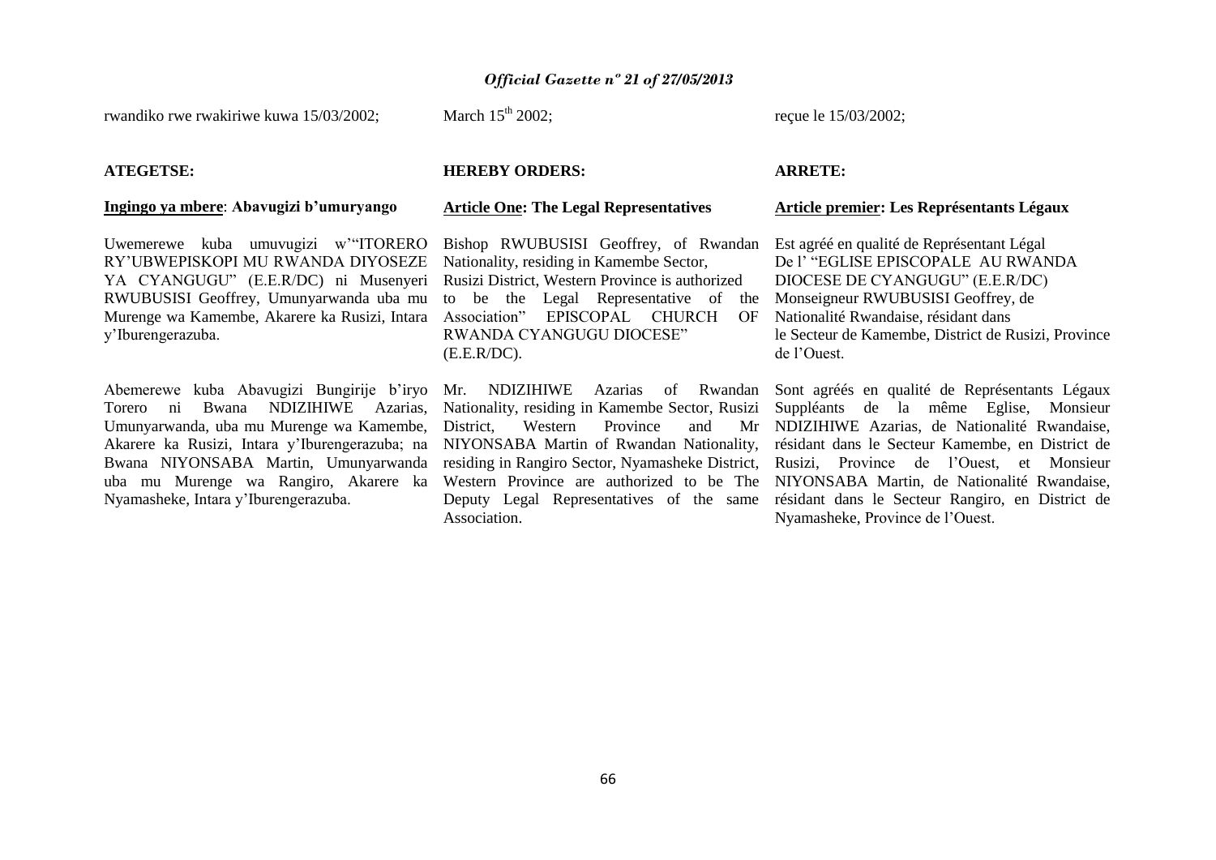rwandiko rwe rwakiriwe kuwa 15/03/2002;

**ATEGETSE:**

**Ingingo ya mbere: Abavugizi b'umuryango**

Uwemerewe kuba umuvugizi w'"ITORERO RY'UBWEPISKOPI MU RWANDA DIYOSEZE YA CYANGUGU" (E.E.R/DC) ni Musenyeri RWUBUSISI Geoffrey, Umunyarwanda uba mu Murenge wa Kamembe, Akarere ka Rusizi, Intara y'Iburengerazuba.

Abemerewe kuba Abavugizi Bungirije b'iryo Torero ni Bwana NDIZIHIWE Azarias, Umunyarwanda, uba mu Murenge wa Kamembe, Akarere ka Rusizi, Intara y'Iburengerazuba; na Bwana NIYONSABA Martin, Umunyarwanda uba mu Murenge wa Rangiro, Akarere ka Nyamasheke, Intara y'Iburengerazuba.

March 15th 2002;

**HEREBY ORDERS:**

**Article One: The Legal Representatives**

Bishop RWUBUSISI Geoffrey, of Rwandan Nationality, residing in Kamembe Sector, Rusizi District, Western Province is authorized to be the Legal Representative of the Association" EPISCOPAL CHURCH OF RWANDA CYANGUGU DIOCESE" (E.E.R/DC).

Mr. NDIZIHIWE Azarias of Rwandan Nationality, residing in Kamembe Sector, Rusizi District, Western Province and Mr NIYONSABA Martin of Rwandan Nationality, residing in Rangiro Sector, Nyamasheke District, Western Province are authorized to be The Deputy Legal Representatives of the same Association.

reçue le 15/03/2002;

**ARRETE:**

**Article premier: Les Représentants Légaux**

Est agréé en qualité de Représentant Légal De l' "EGLISE EPISCOPALE AU RWANDA DIOCESE DE CYANGUGU" (E.E.R/DC) Monseigneur RWUBUSISI Geoffrey, de Nationalité Rwandaise, résidant dans le Secteur de Kamembe, District de Rusizi, Province de l'Ouest.

Sont agréés en qualité de Représentants Légaux Suppléants de la même Eglise, Monsieur NDIZIHIWE Azarias, de Nationalité Rwandaise, résidant dans le Secteur Kamembe, en District de Rusizi, Province de l'Ouest, et Monsieur NIYONSABA Martin, de Nationalité Rwandaise, résidant dans le Secteur Rangiro, en District de Nyamasheke, Province de l'Ouest.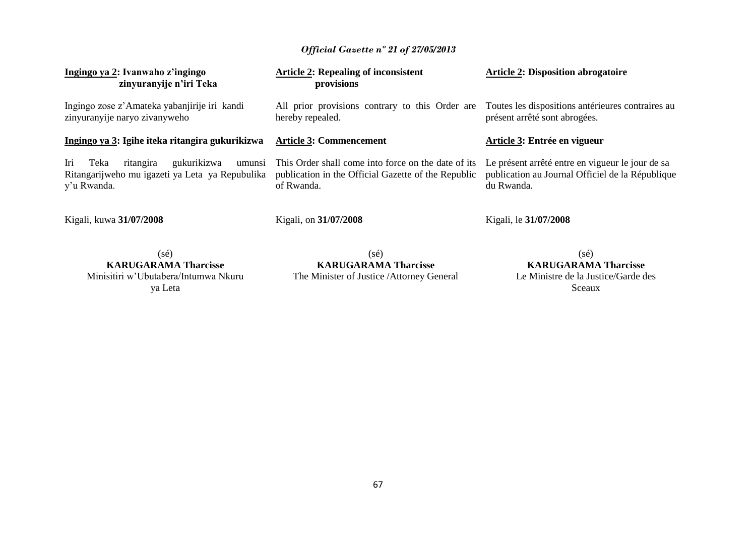**Ingingo ya 2: Ivanwaho z'ingingo zinyuranyije n'iri Teka**

Ingingo zose z'Amateka yabanjirije iri kandi zinyuranyije naryo zivanyweho

**Ingingo ya 3: Igihe iteka ritangira gukurikizwa**

Iri Teka ritangira gukurikizwa umunsi Ritangarijweho mu igazeti ya Leta ya Repubulika y'u Rwanda.

Kigali, kuwa **31/07/2008**

(sé)
**KARUGARAMA Tharcisse**
Minisitiri w'Ubutabera/Intumwa Nkuru ya Leta

**Article 2: Repealing of inconsistent provisions**

All prior provisions contrary to this Order are hereby repealed.

**Article 3: Commencement**

This Order shall come into force on the date of its publication in the Official Gazette of the Republic of Rwanda.

Kigali, on **31/07/2008**

(sé)
**KARUGARAMA Tharcisse**
The Minister of Justice /Attorney General

**Article 2: Disposition abrogatoire**

Toutes les dispositions antérieures contraires au présent arrêté sont abrogées.

**Article 3: Entrée en vigueur**

Le présent arrêté entre en vigueur le jour de sa publication au Journal Officiel de la République du Rwanda.

Kigali, le **31/07/2008**

(sé)
**KARUGARAMA Tharcisse**
Le Ministre de la Justice/Garde des Sceaux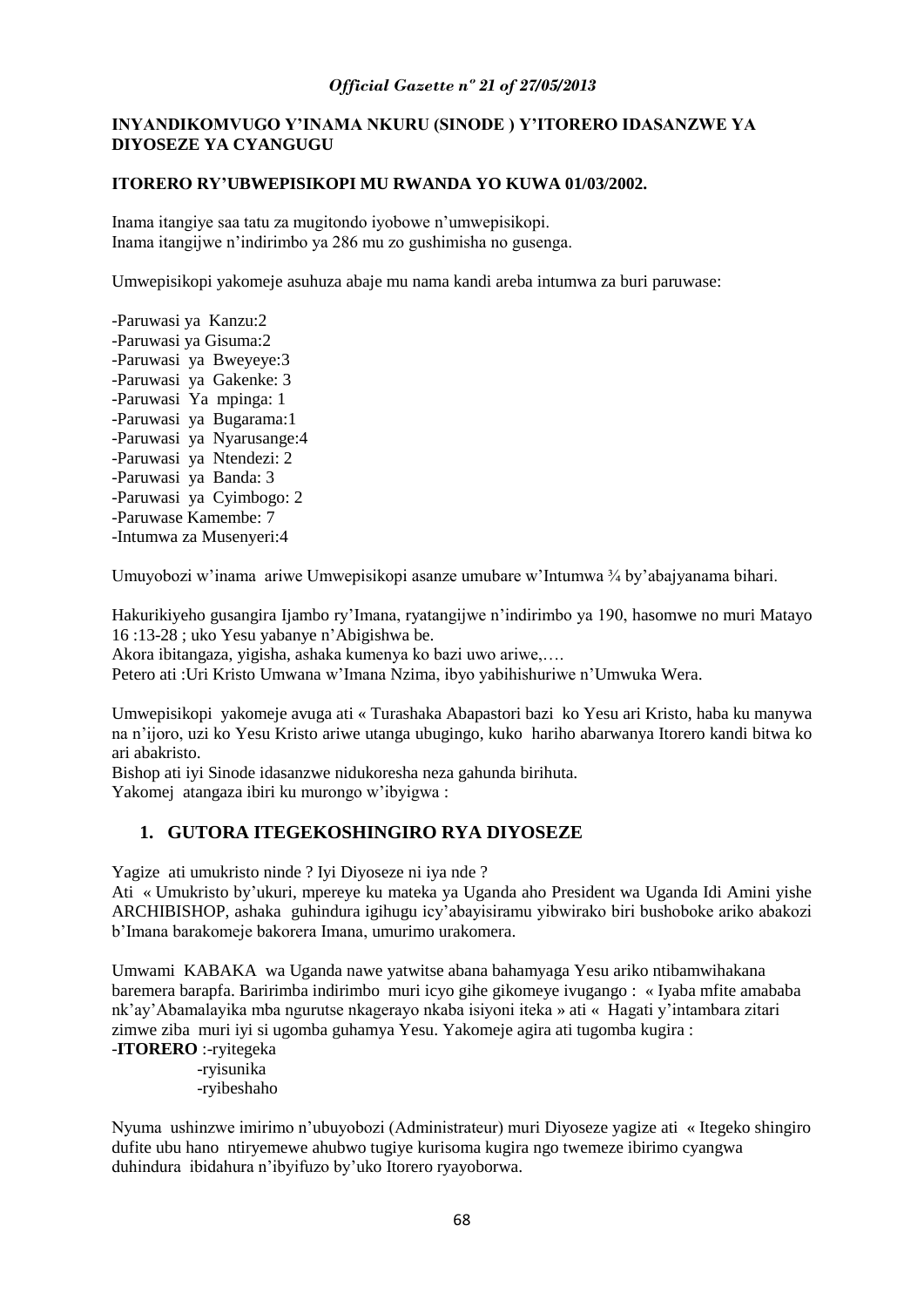**INYANDIKOMVUGO Y'INAMA NKURU (SINODE ) Y'ITORERO IDASANZWE YA DIYOSEZE YA CYANGUGU**

**ITORERO RY'UBWEPISIKOPI MU RWANDA YO KUWA 01/03/2002.**

Inama itangiye saa tatu za mugitondo iyobowe n'umwepisikopi.
Inama itangijwe n'indirimbo ya 286 mu zo gushimisha no gusenga.

Umwepisikopi yakomeje asuhuza abaje mu nama kandi areba intumwa za buri paruwase:

-Paruwasi ya Kanzu:2
-Paruwasi ya Gisuma:2
-Paruwasi ya Bweyeye:3
-Paruwasi ya Gakenke: 3
-Paruwasi Ya mpinga: 1
-Paruwasi ya Bugarama:1
-Paruwasi ya Nyarusange:4
-Paruwasi ya Ntendezi: 2
-Paruwasi ya Banda: 3
-Paruwasi ya Cyimbogo: 2
-Paruwase Kamembe: 7
-Intumwa za Musenyeri:4

Umuyobozi w'inama ariwe Umwepisikopi asanze umubare w'Intumwa ¾ by'abajyanama bihari.

Hakurikiyeho gusangira Ijambo ry'Imana, ryatangijwe n'indirimbo ya 190, hasomwe no muri Matayo 16 :13-28 ; uko Yesu yabanye n'Abigishwa be.
Akora ibitangaza, yigisha, ashaka kumenya ko bazi uwo ariwe,….
Petero ati :Uri Kristo Umwana w'Imana Nzima, ibyo yabihishuriwe n'Umwuka Wera.

Umwepisikopi yakomeje avuga ati « Turashaka Abapastori bazi ko Yesu ari Kristo, haba ku manywa na n'ijoro, uzi ko Yesu Kristo ariwe utanga ubugingo, kuko hariho abarwanya Itorero kandi bitwa ko ari abakristo.
Bishop ati iyi Sinode idasanzwe nidukoresha neza gahunda birihuta.
Yakomej atangaza ibiri ku murongo w'ibyigwa :

## 1. GUTORA ITEGEKOSHINGIRO RYA DIYOSEZE

Yagize ati umukristo ninde ? Iyi Diyoseze ni iya nde ?
Ati « Umukristo by'ukuri, mpereye ku mateka ya Uganda aho President wa Uganda Idi Amini yishe ARCHIBISHOP, ashaka guhindura igihugu icy'abayisiramu yibwirako biri bushoboke ariko abakozi b'Imana barakomeje bakorera Imana, umurimo urakomera.

Umwami KABAKA wa Uganda nawe yatwitse abana bahamyaga Yesu ariko ntibamwihakana baremera barapfa. Baririmba indirimbo muri icyo gihe gikomeye ivugango : « Iyaba mfite amababa nk'ay'Abamalayika mba ngurutse nkagerayo nkaba isiyoni iteka » ati « Hagati y'intambara zitari zimwe ziba muri iyi si ugomba guhamya Yesu. Yakomeje agira ati tugomba kugira :
-**ITORERO** :-ryitegeka
-ryisunika
-ryibeshaho

Nyuma ushinzwe imirimo n'ubuyobozi (Administrateur) muri Diyoseze yagize ati « Itegeko shingiro dufite ubu hano ntiryemewe ahubwo tugiye kurisoma kugira ngo twemeze ibirimo cyangwa duhindura ibidahura n'ibyifuzo by'uko Itorero ryayoborwa.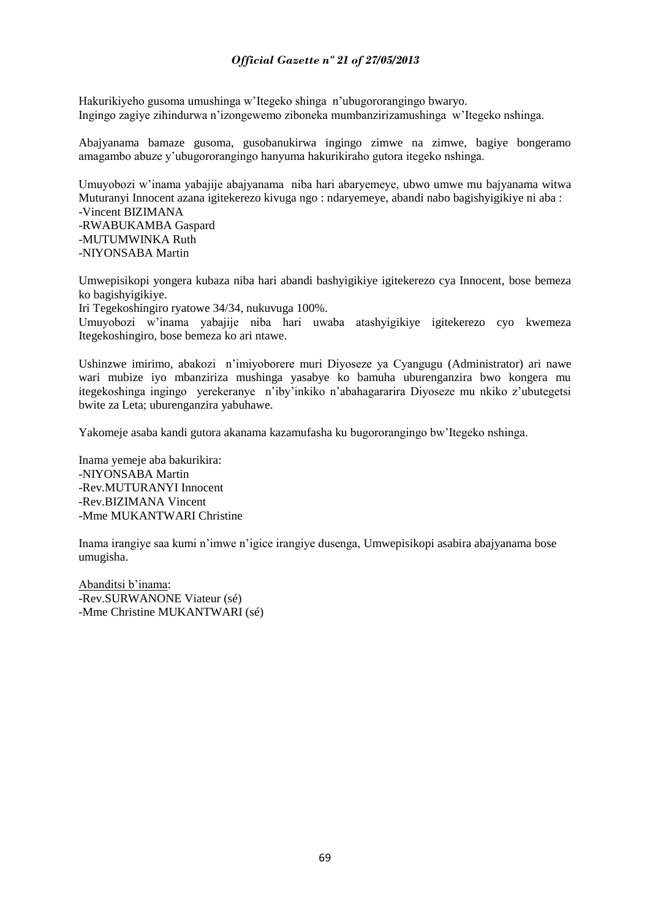Hakurikiyeho gusoma umushinga w'Itegeko shinga n'ubugororangingo bwaryo.
Ingingo zagiye zihindurwa n'izongewemo ziboneka mumbanzirizamushinga w'Itegeko nshinga.

Abajyanama bamaze gusoma, gusobanukirwa ingingo zimwe na zimwe, bagiye bongeramo amagambo abuze y'ubugororangingo hanyuma hakurikiraho gutora itegeko nshinga.

Umuyobozi w'inama yabajije abajyanama niba hari abaryemeye, ubwo umwe mu bajyanama witwa Muturanyi Innocent azana igitekerezo kivuga ngo : ndaryemeye, abandi nabo bagishyigikiye ni aba :
-Vincent BIZIMANA
-RWABUKAMBA Gaspard
-MUTUMWINKA Ruth
-NIYONSABA Martin

Umwepisikopi yongera kubaza niba hari abandi bashyigikiye igitekerezo cya Innocent, bose bemeza ko bagishyigikiye.
Iri Tegekoshingiro ryatowe 34/34, nukuvuga 100%.
Umuyobozi w'inama yabajije niba hari uwaba atashyigikiye igitekerezo cyo kwemeza Itegekoshingiro, bose bemeza ko ari ntawe.

Ushinzwe imirimo, abakozi n'imiyoborere muri Diyoseze ya Cyangugu (Administrator) ari nawe wari mubize iyo mbanziriza mushinga yasabye ko bamuha uburenganzira bwo kongera mu itegekoshinga ingingo yerekeranye n'iby'inkiko n'abahagararira Diyoseze mu nkiko z'ubutegetsi bwite za Leta; uburenganzira yabuhawe.

Yakomeje asaba kandi gutora akanama kazamufasha ku bugororangingo bw'Itegeko nshinga.

Inama yemeje aba bakurikira:
-NIYONSABA Martin
-Rev.MUTURANYI Innocent
-Rev.BIZIMANA Vincent
-Mme MUKANTWARI Christine

Inama irangiye saa kumi n'imwe n'igice irangiye dusenga, Umwepisikopi asabira abajyanama bose umugisha.

<u>Abanditsi b'inama</u>:
-Rev.SURWANONE Viateur (sé)
-Mme Christine MUKANTWARI (sé)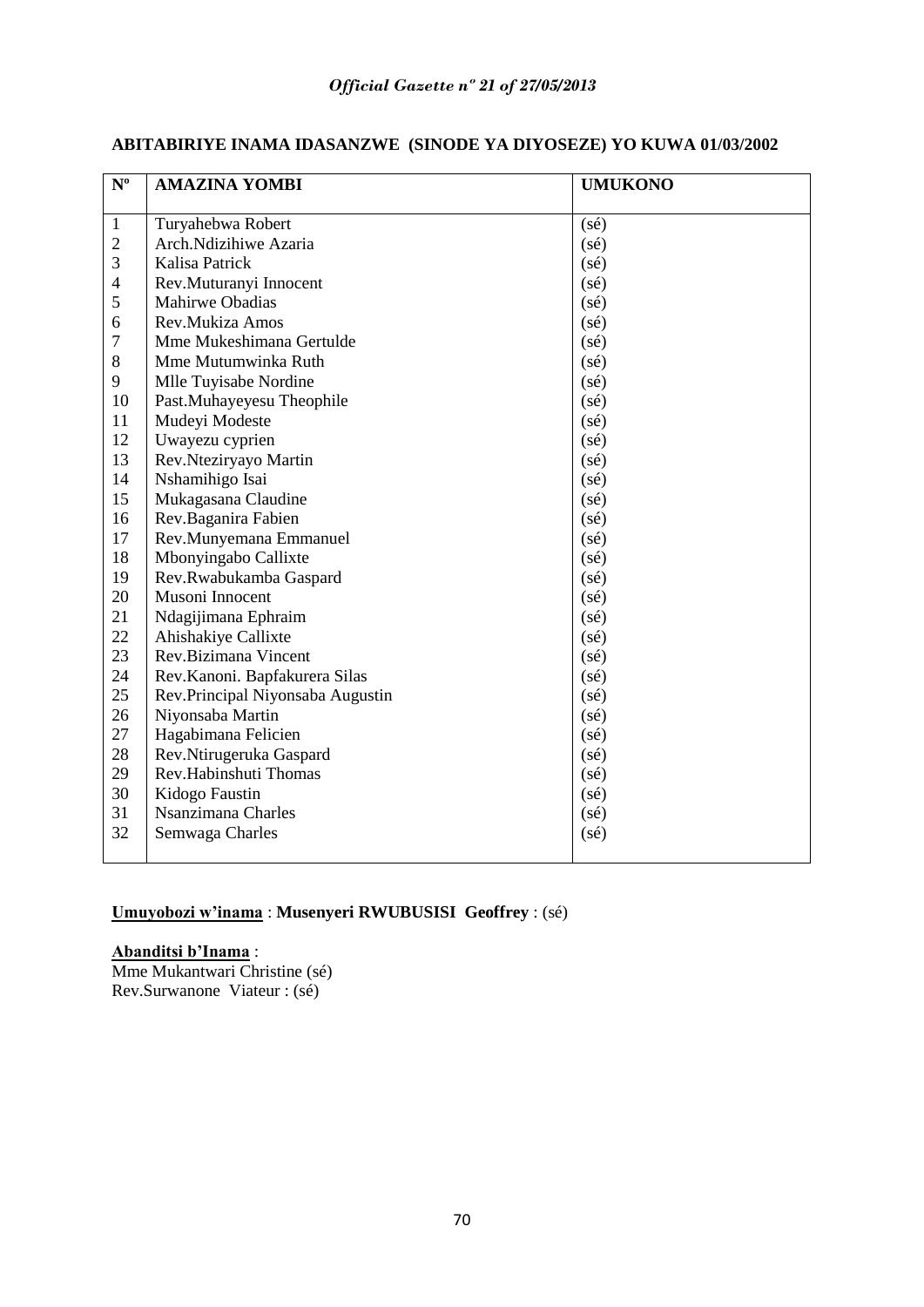**ABITABIRIYE INAMA IDASANZWE (SINODE YA DIYOSEZE) YO KUWA 01/03/2002**

| Nº | AMAZINA YOMBI | UMUKONO |
|---|---|---|
| 1 | Turyahebwa Robert | (sé) |
| 2 | Arch.Ndizihiwe Azaria | (sé) |
| 3 | Kalisa Patrick | (sé) |
| 4 | Rev.Muturanyi Innocent | (sé) |
| 5 | Mahirwe Obadias | (sé) |
| 6 | Rev.Mukiza Amos | (sé) |
| 7 | Mme Mukeshimana Gertulde | (sé) |
| 8 | Mme Mutumwinka Ruth | (sé) |
| 9 | Mlle Tuyisabe Nordine | (sé) |
| 10 | Past.Muhayeyesu Theophile | (sé) |
| 11 | Mudeyi Modeste | (sé) |
| 12 | Uwayezu cyprien | (sé) |
| 13 | Rev.Nteziryayo Martin | (sé) |
| 14 | Nshamihigo Isai | (sé) |
| 15 | Mukagasana Claudine | (sé) |
| 16 | Rev.Baganira Fabien | (sé) |
| 17 | Rev.Munyemana Emmanuel | (sé) |
| 18 | Mbonyingabo Callixte | (sé) |
| 19 | Rev.Rwabukamba Gaspard | (sé) |
| 20 | Musoni Innocent | (sé) |
| 21 | Ndagijimana Ephraim | (sé) |
| 22 | Ahishakiye Callixte | (sé) |
| 23 | Rev.Bizimana Vincent | (sé) |
| 24 | Rev.Kanoni. Bapfakurera Silas | (sé) |
| 25 | Rev.Principal Niyonsaba Augustin | (sé) |
| 26 | Niyonsaba Martin | (sé) |
| 27 | Hagabimana Felicien | (sé) |
| 28 | Rev.Ntirugeruka Gaspard | (sé) |
| 29 | Rev.Habinshuti Thomas | (sé) |
| 30 | Kidogo Faustin | (sé) |
| 31 | Nsanzimana Charles | (sé) |
| 32 | Semwaga Charles | (sé) |

**Umuyobozi w'inama** : **Musenyeri RWUBUSISI Geoffrey** : (sé)

**Abanditsi b'Inama** :
Mme Mukantwari Christine (sé)
Rev.Surwanone Viateur : (sé)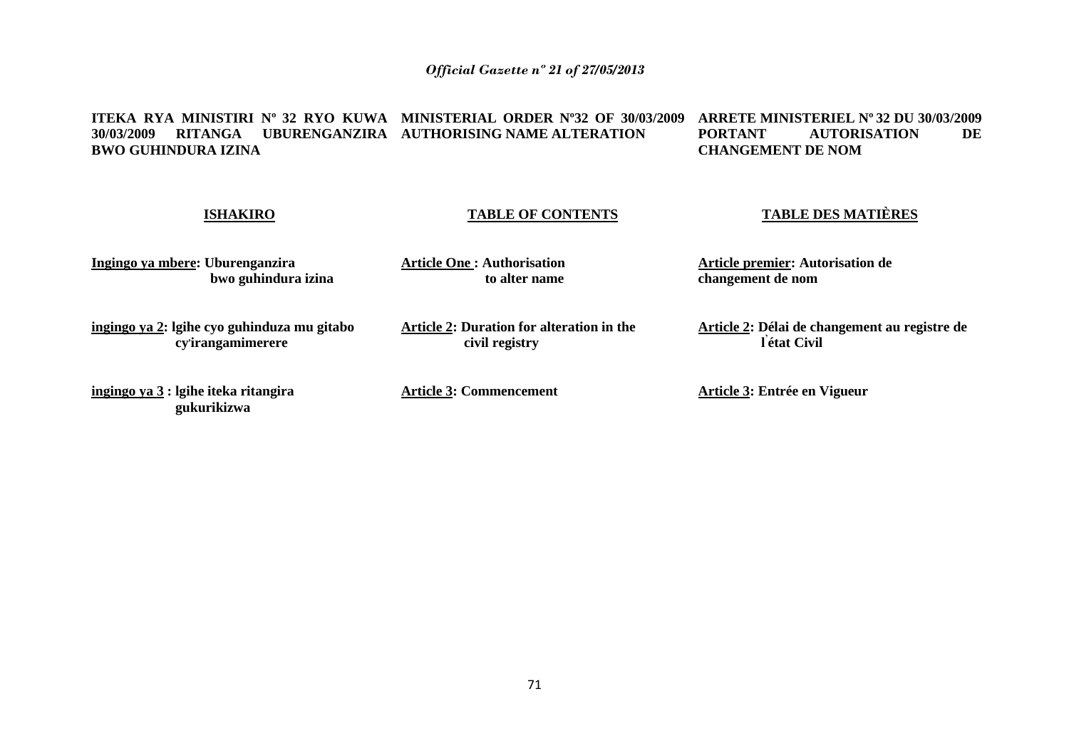**ITEKA RYA MINISTIRI Nº 32 RYO KUWA 30/03/2009 RITANGA UBURENGANZIRA BWO GUHINDURA IZINA**

**ISHAKIRO**

**Ingingo ya mbere: Uburenganzira bwo guhindura izina**

**ingingo ya 2: lgihe cyo guhinduza mu gitabo cy'irangamimerere**

**ingingo ya 3 : lgihe iteka ritangira gukurikizwa**

**MINISTERIAL ORDER Nº32 OF 30/03/2009 AUTHORISING NAME ALTERATION**

**TABLE OF CONTENTS**

**Article One : Authorisation to alter name**

**Article 2: Duration for alteration in the civil registry**

**Article 3: Commencement**

**ARRETE MINISTERIEL Nº 32 DU 30/03/2009 PORTANT AUTORISATION DE CHANGEMENT DE NOM**

**TABLE DES MATIÈRES**

**Article premier: Autorisation de changement de nom**

**Article 2: Délai de changement au registre de l'état Civil**

**Article 3: Entrée en Vigueur**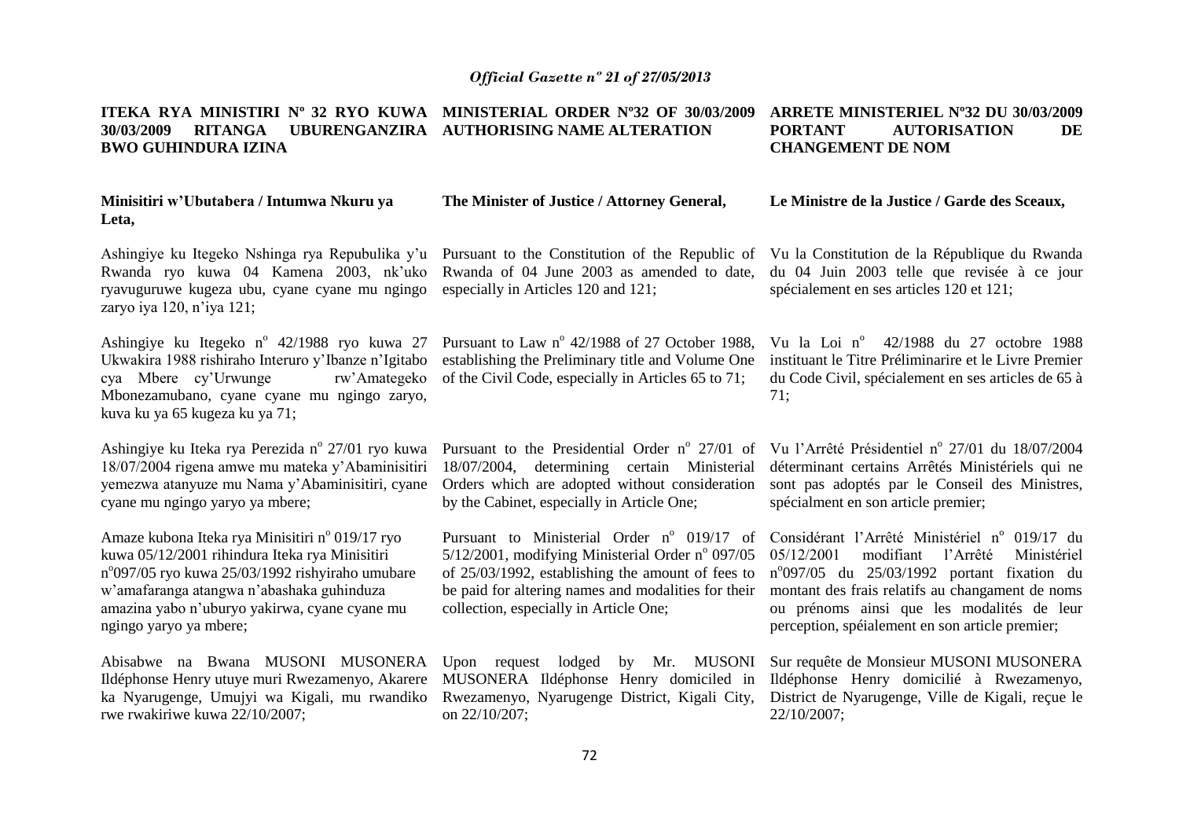## ITEKA RYA MINISTIRI Nº 32 RYO KUWA 30/03/2009 RITANGA UBURENGANZIRA BWO GUHINDURA IZINA

**Minisitiri w'Ubutabera / Intumwa Nkuru ya Leta,**

Ashingiye ku Itegeko Nshinga rya Repubulika y'u Rwanda ryo kuwa 04 Kamena 2003, nk'uko ryavuguruwe kugeza ubu, cyane cyane mu ngingo zaryo iya 120, n'iya 121;

Ashingiye ku Itegeko n° 42/1988 ryo kuwa 27 Ukwakira 1988 rishiraho Interuro y'Ibanze n'Igitabo cya Mbere cy'Urwunge rw'Amategeko Mbonezamubano, cyane cyane mu ngingo zaryo, kuva ku ya 65 kugeza ku ya 71;

Ashingiye ku Iteka rya Perezida n° 27/01 ryo kuwa 18/07/2004 rigena amwe mu mateka y'Abaminisitiri yemezwa atanyuze mu Nama y'Abaminisitiri, cyane cyane mu ngingo yaryo ya mbere;

Amaze kubona Iteka rya Minisitiri n° 019/17 ryo kuwa 05/12/2001 rihindura Iteka rya Minisitiri n°097/05 ryo kuwa 25/03/1992 rishyiraho umubare w'amafaranga atangwa n'abashaka guhinduza amazina yabo n'uburyo yakirwa, cyane cyane mu ngingo yaryo ya mbere;

Abisabwe na Bwana MUSONI MUSONERA Ildéphonse Henry utuye muri Rwezamenyo, Akarere ka Nyarugenge, Umujyi wa Kigali, mu rwandiko rwe rwakiriwe kuwa 22/10/2007;

## MINISTERIAL ORDER Nº32 OF 30/03/2009 AUTHORISING NAME ALTERATION

**The Minister of Justice / Attorney General,**

Pursuant to the Constitution of the Republic of Rwanda of 04 June 2003 as amended to date, especially in Articles 120 and 121;

Pursuant to Law n° 42/1988 of 27 October 1988, establishing the Preliminary title and Volume One of the Civil Code, especially in Articles 65 to 71;

Pursuant to the Presidential Order n° 27/01 of 18/07/2004, determining certain Ministerial Orders which are adopted without consideration by the Cabinet, especially in Article One;

Pursuant to Ministerial Order n° 019/17 of 5/12/2001, modifying Ministerial Order n° 097/05 of 25/03/1992, establishing the amount of fees to be paid for altering names and modalities for their collection, especially in Article One;

Upon request lodged by Mr. MUSONI MUSONERA Ildéphonse Henry domiciled in Rwezamenyo, Nyarugenge District, Kigali City, on 22/10/207;

## ARRETE MINISTERIEL Nº32 DU 30/03/2009 PORTANT AUTORISATION DE CHANGEMENT DE NOM

**Le Ministre de la Justice / Garde des Sceaux,**

Vu la Constitution de la République du Rwanda du 04 Juin 2003 telle que revisée à ce jour spécialement en ses articles 120 et 121;

Vu la Loi n° 42/1988 du 27 octobre 1988 instituant le Titre Préliminarire et le Livre Premier du Code Civil, spécialement en ses articles de 65 à 71;

Vu l'Arrêté Présidentiel n° 27/01 du 18/07/2004 déterminant certains Arrêtés Ministériels qui ne sont pas adoptés par le Conseil des Ministres, spécialment en son article premier;

Considérant l'Arrêté Ministériel n° 019/17 du 05/12/2001 modifiant l'Arrêté Ministériel n°097/05 du 25/03/1992 portant fixation du montant des frais relatifs au changament de noms ou prénoms ainsi que les modalités de leur perception, spéialement en son article premier;

Sur requête de Monsieur MUSONI MUSONERA Ildéphonse Henry domicilié à Rwezamenyo, District de Nyarugenge, Ville de Kigali, reçue le 22/10/2007;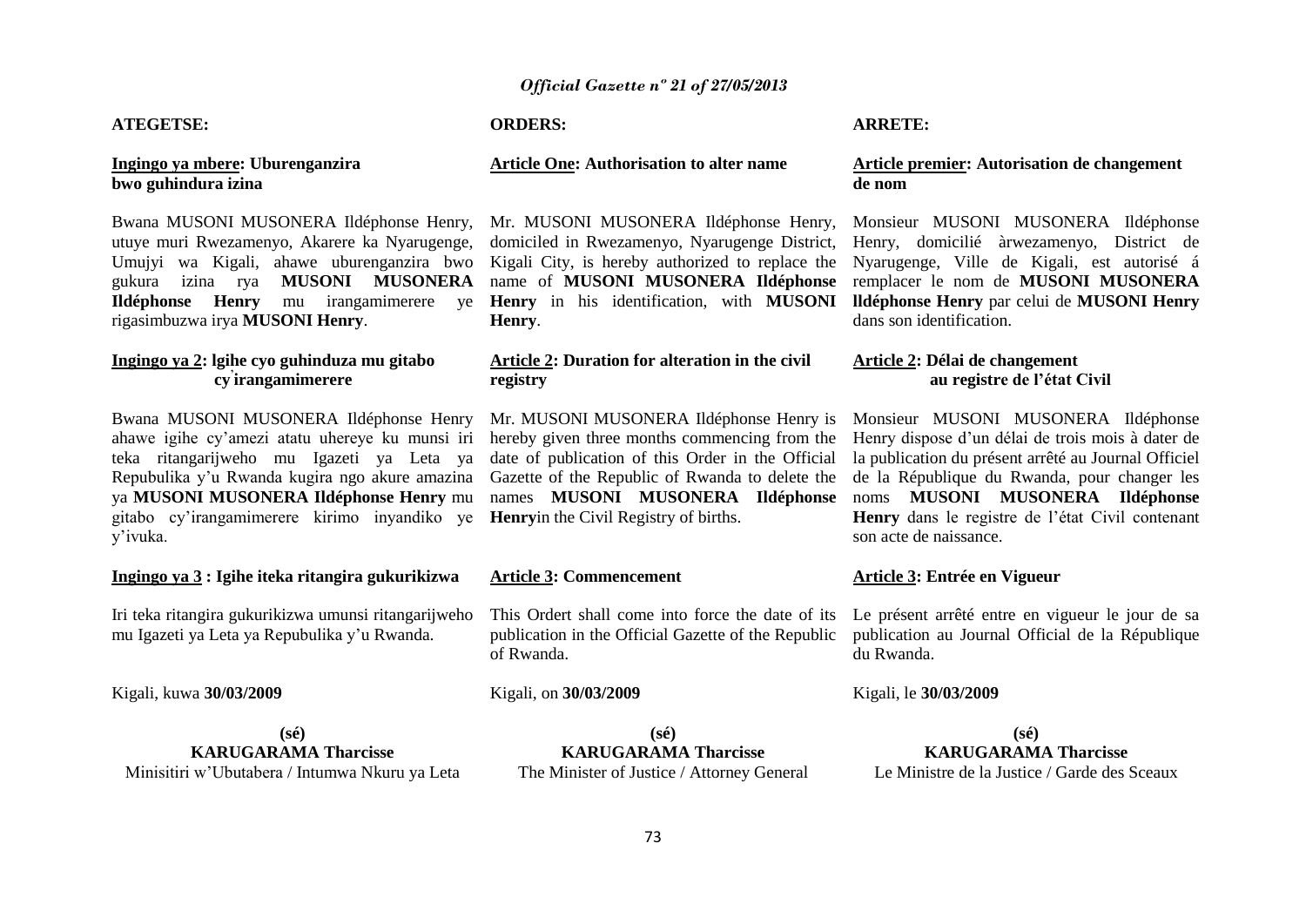**ATEGETSE:**

**Ingingo ya mbere: Uburenganzira bwo guhindura izina**

Bwana MUSONI MUSONERA Ildéphonse Henry, utuye muri Rwezamenyo, Akarere ka Nyarugenge, Umujyi wa Kigali, ahawe uburenganzira bwo gukura izina rya **MUSONI MUSONERA Ildéphonse Henry** mu irangamimerere ye rigasimbuzwa irya **MUSONI Henry**.

**Ingingo ya 2: lgihe cyo guhinduza mu gitabo cy̓irangamimerere**

Bwana MUSONI MUSONERA Ildéphonse Henry ahawe igihe cy'amezi atatu uhereye ku munsi iri teka ritangarijweho mu Igazeti ya Leta ya Repubulika y'u Rwanda kugira ngo akure amazina ya **MUSONI MUSONERA Ildéphonse Henry** mu gitabo cy'irangamimerere kirimo inyandiko ye y'ivuka.

**Ingingo ya 3 : Igihe iteka ritangira gukurikizwa**

Iri teka ritangira gukurikizwa umunsi ritangarijweho mu Igazeti ya Leta ya Repubulika y'u Rwanda.

Kigali, kuwa **30/03/2009**

**(sé)**
**KARUGARAMA Tharcisse**
Minisitiri w'Ubutabera / Intumwa Nkuru ya Leta

**ORDERS:**

**Article One: Authorisation to alter name**

Mr. MUSONI MUSONERA Ildéphonse Henry, domiciled in Rwezamenyo, Nyarugenge District, Kigali City, is hereby authorized to replace the name of **MUSONI MUSONERA Ildéphonse Henry** in his identification, with **MUSONI Henry**.

**Article 2: Duration for alteration in the civil registry**

Mr. MUSONI MUSONERA Ildéphonse Henry is hereby given three months commencing from the date of publication of this Order in the Official Gazette of the Republic of Rwanda to delete the names **MUSONI MUSONERA Ildéphonse Henry**in the Civil Registry of births.

**Article 3: Commencement**

This Ordert shall come into force the date of its publication in the Official Gazette of the Republic of Rwanda.

Kigali, on **30/03/2009**

**(sé)**
**KARUGARAMA Tharcisse**
The Minister of Justice / Attorney General

**ARRETE:**

**Article premier: Autorisation de changement de nom**

Monsieur MUSONI MUSONERA Ildéphonse Henry, domicilié àrwezamenyo, District de Nyarugenge, Ville de Kigali, est autorisé á remplacer le nom de **MUSONI MUSONERA lldéphonse Henry** par celui de **MUSONI Henry** dans son identification.

**Article 2: Délai de changement au registre de l'état Civil**

Monsieur MUSONI MUSONERA Ildéphonse Henry dispose d'un délai de trois mois à dater de la publication du présent arrêté au Journal Officiel de la République du Rwanda, pour changer les noms **MUSONI MUSONERA Ildéphonse Henry** dans le registre de l'état Civil contenant son acte de naissance.

**Article 3: Entrée en Vigueur**

Le présent arrêté entre en vigueur le jour de sa publication au Journal Official de la République du Rwanda.

Kigali, le **30/03/2009**

**(sé)**
**KARUGARAMA Tharcisse**
Le Ministre de la Justice / Garde des Sceaux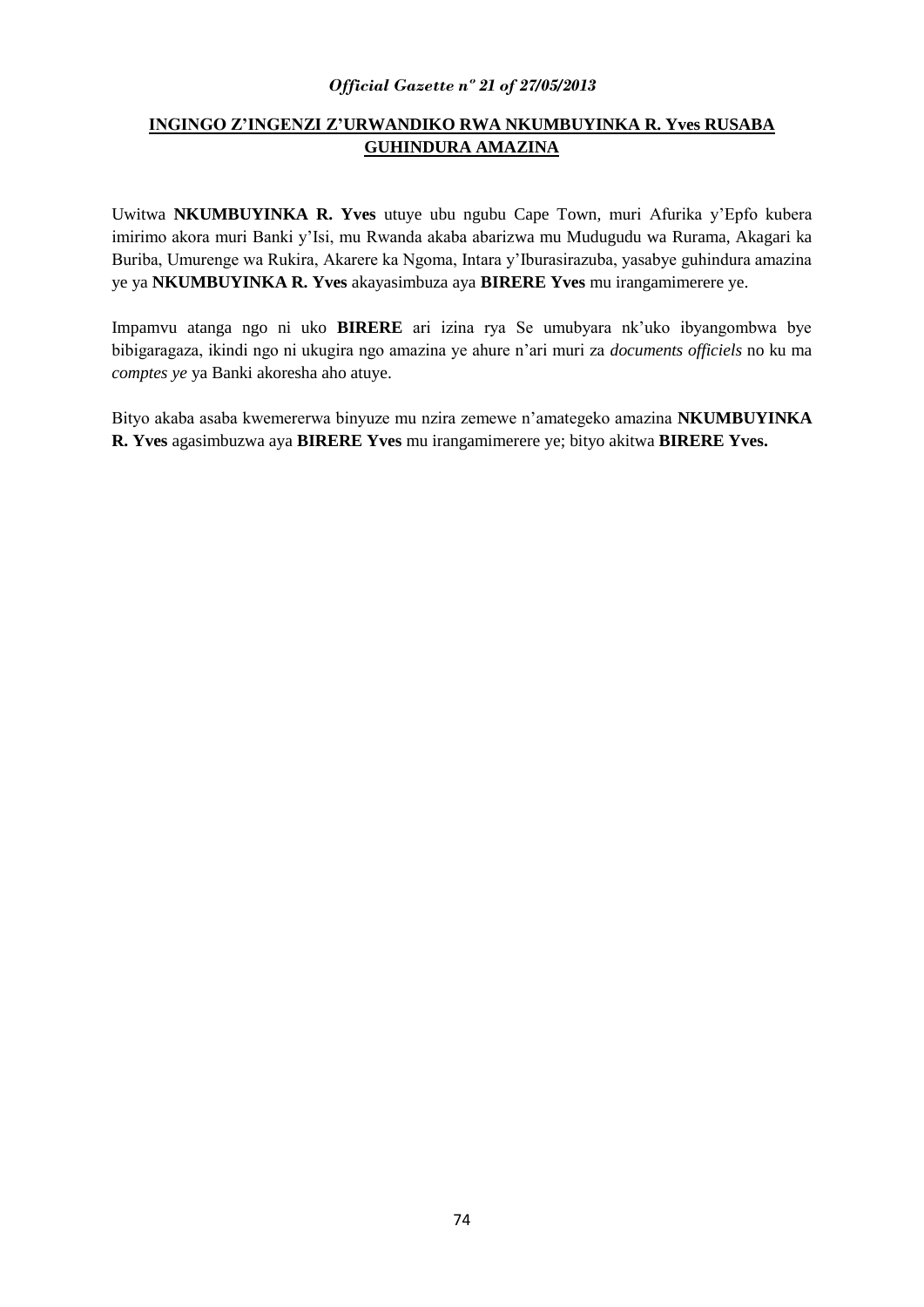**INGINGO Z'INGENZI Z'URWANDIKO RWA NKUMBUYINKA R. Yves RUSABA GUHINDURA AMAZINA**

Uwitwa **NKUMBUYINKA R. Yves** utuye ubu ngubu Cape Town, muri Afurika y'Epfo kubera imirimo akora muri Banki y'Isi, mu Rwanda akaba abarizwa mu Mudugudu wa Rurama, Akagari ka Buriba, Umurenge wa Rukira, Akarere ka Ngoma, Intara y'Iburasirazuba, yasabye guhindura amazina ye ya **NKUMBUYINKA R. Yves** akayasimbuza aya **BIRERE Yves** mu irangamimerere ye.

Impamvu atanga ngo ni uko **BIRERE** ari izina rya Se umubyara nk'uko ibyangombwa bye bibigaragaza, ikindi ngo ni ukugira ngo amazina ye ahure n'ari muri za *documents officiels* no ku ma *comptes ye* ya Banki akoresha aho atuye.

Bityo akaba asaba kwemererwa binyuze mu nzira zemewe n'amategeko amazina **NKUMBUYINKA R. Yves** agasimbuzwa aya **BIRERE Yves** mu irangamimerere ye; bityo akitwa **BIRERE Yves.**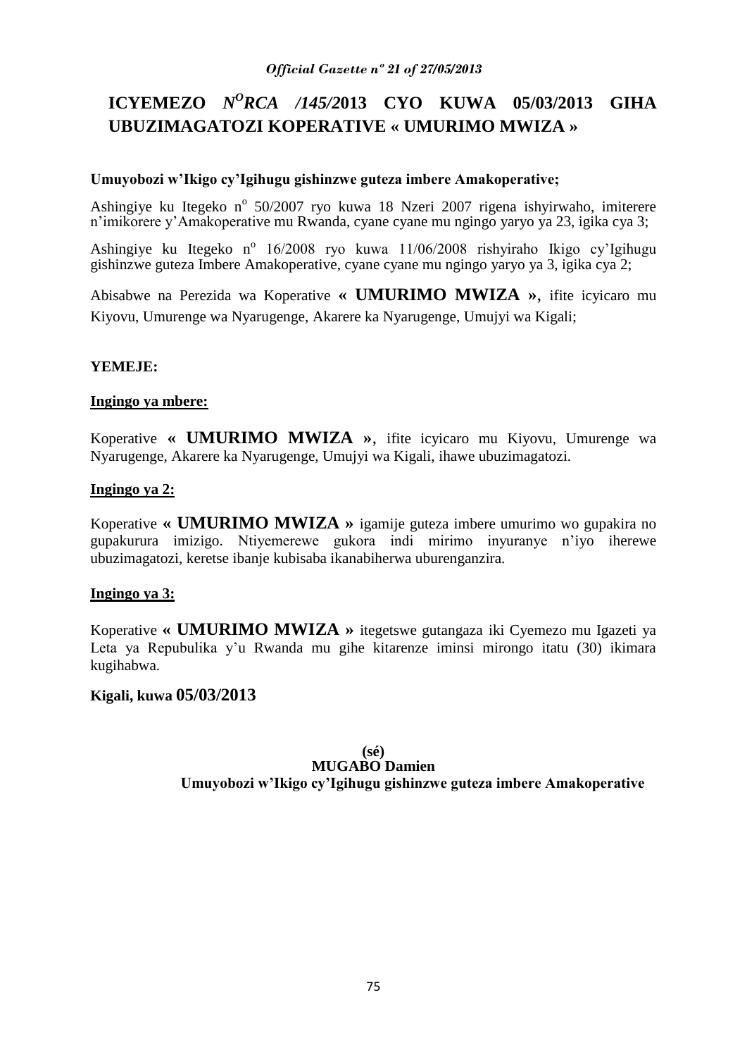# ICYEMEZO *N^O^RCA /145/*2013 CYO KUWA 05/03/2013 GIHA UBUZIMAGATOZI KOPERATIVE « UMURIMO MWIZA »

**Umuyobozi w'Ikigo cy'Igihugu gishinzwe guteza imbere Amakoperative;**

Ashingiye ku Itegeko n° 50/2007 ryo kuwa 18 Nzeri 2007 rigena ishyirwaho, imiterere n'imikorere y'Amakoperative mu Rwanda, cyane cyane mu ngingo yaryo ya 23, igika cya 3;

Ashingiye ku Itegeko n° 16/2008 ryo kuwa 11/06/2008 rishyiraho Ikigo cy'Igihugu gishinzwe guteza Imbere Amakoperative, cyane cyane mu ngingo yaryo ya 3, igika cya 2;

Abisabwe na Perezida wa Koperative **« UMURIMO MWIZA »**, ifite icyicaro mu Kiyovu, Umurenge wa Nyarugenge, Akarere ka Nyarugenge, Umujyi wa Kigali;

**YEMEJE:**

**Ingingo ya mbere:**

Koperative **« UMURIMO MWIZA »**, ifite icyicaro mu Kiyovu, Umurenge wa Nyarugenge, Akarere ka Nyarugenge, Umujyi wa Kigali, ihawe ubuzimagatozi.

**Ingingo ya 2:**

Koperative **« UMURIMO MWIZA »** igamije guteza imbere umurimo wo gupakira no gupakurura imizigo. Ntiyemerewe gukora indi mirimo inyuranye n'iyo iherewe ubuzimagatozi, keretse ibanje kubisaba ikanabiherwa uburenganzira.

**Ingingo ya 3:**

Koperative **« UMURIMO MWIZA »** itegetswe gutangaza iki Cyemezo mu Igazeti ya Leta ya Repubulika y'u Rwanda mu gihe kitarenze iminsi mirongo itatu (30) ikimara kugihabwa.

**Kigali, kuwa 05/03/2013**

**(sé)**
**MUGABO Damien**
**Umuyobozi w'Ikigo cy'Igihugu gishinzwe guteza imbere Amakoperative**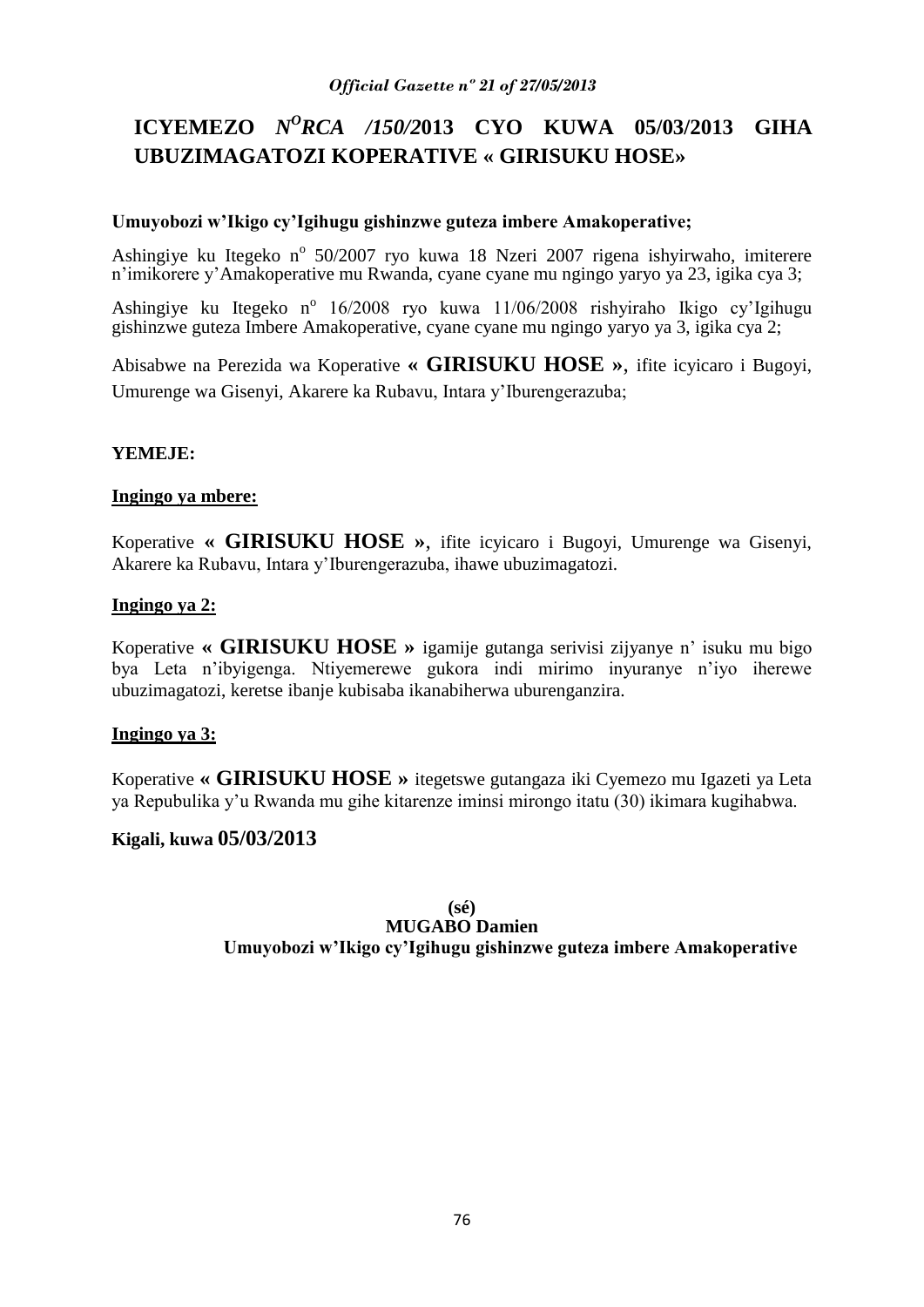# ICYEMEZO N$^{O}$RCA /150/2013 CYO KUWA 05/03/2013 GIHA UBUZIMAGATOZI KOPERATIVE « GIRISUKU HOSE»

**Umuyobozi w'Ikigo cy'Igihugu gishinzwe guteza imbere Amakoperative;**

Ashingiye ku Itegeko n$^{o}$ 50/2007 ryo kuwa 18 Nzeri 2007 rigena ishyirwaho, imiterere n'imikorere y'Amakoperative mu Rwanda, cyane cyane mu ngingo yaryo ya 23, igika cya 3;

Ashingiye ku Itegeko n$^{o}$ 16/2008 ryo kuwa 11/06/2008 rishyiraho Ikigo cy'Igihugu gishinzwe guteza Imbere Amakoperative, cyane cyane mu ngingo yaryo ya 3, igika cya 2;

Abisabwe na Perezida wa Koperative **« GIRISUKU HOSE »**, ifite icyicaro i Bugoyi, Umurenge wa Gisenyi, Akarere ka Rubavu, Intara y'Iburengerazuba;

**YEMEJE:**

**Ingingo ya mbere:**

Koperative **« GIRISUKU HOSE »**, ifite icyicaro i Bugoyi, Umurenge wa Gisenyi, Akarere ka Rubavu, Intara y'Iburengerazuba, ihawe ubuzimagatozi.

**Ingingo ya 2:**

Koperative **« GIRISUKU HOSE »** igamije gutanga serivisi zijyanye n' isuku mu bigo bya Leta n'ibyigenga. Ntiyemerewe gukora indi mirimo inyuranye n'iyo iherewe ubuzimagatozi, keretse ibanje kubisaba ikanabiherwa uburenganzira.

**Ingingo ya 3:**

Koperative **« GIRISUKU HOSE »** itegetswe gutangaza iki Cyemezo mu Igazeti ya Leta ya Repubulika y'u Rwanda mu gihe kitarenze iminsi mirongo itatu (30) ikimara kugihabwa.

**Kigali, kuwa 05/03/2013**

**(sé)**

**MUGABO Damien**

**Umuyobozi w'Ikigo cy'Igihugu gishinzwe guteza imbere Amakoperative**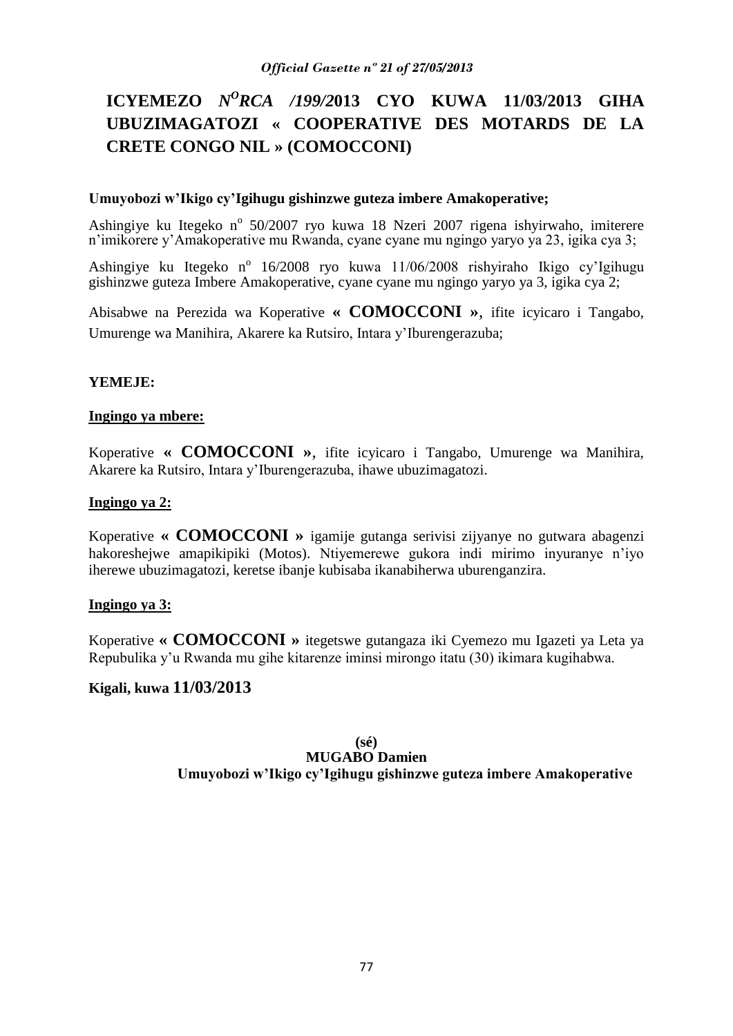# ICYEMEZO *N^O^RCA /199/*2013 CYO KUWA 11/03/2013 GIHA UBUZIMAGATOZI « COOPERATIVE DES MOTARDS DE LA CRETE CONGO NIL » (COMOCCONI)

**Umuyobozi w'Ikigo cy'Igihugu gishinzwe guteza imbere Amakoperative;**

Ashingiye ku Itegeko n° 50/2007 ryo kuwa 18 Nzeri 2007 rigena ishyirwaho, imiterere n'imikorere y'Amakoperative mu Rwanda, cyane cyane mu ngingo yaryo ya 23, igika cya 3;

Ashingiye ku Itegeko n° 16/2008 ryo kuwa 11/06/2008 rishyiraho Ikigo cy'Igihugu gishinzwe guteza Imbere Amakoperative, cyane cyane mu ngingo yaryo ya 3, igika cya 2;

Abisabwe na Perezida wa Koperative **« COMOCCONI »**, ifite icyicaro i Tangabo, Umurenge wa Manihira, Akarere ka Rutsiro, Intara y'Iburengerazuba;

**YEMEJE:**

**Ingingo ya mbere:**

Koperative **« COMOCCONI »**, ifite icyicaro i Tangabo, Umurenge wa Manihira, Akarere ka Rutsiro, Intara y'Iburengerazuba, ihawe ubuzimagatozi.

**Ingingo ya 2:**

Koperative **« COMOCCONI »** igamije gutanga serivisi zijyanye no gutwara abagenzi hakoreshejwe amapikipiki (Motos). Ntiyemerewe gukora indi mirimo inyuranye n'iyo iherewe ubuzimagatozi, keretse ibanje kubisaba ikanabiherwa uburenganzira.

**Ingingo ya 3:**

Koperative **« COMOCCONI »** itegetswe gutangaza iki Cyemezo mu Igazeti ya Leta ya Repubulika y'u Rwanda mu gihe kitarenze iminsi mirongo itatu (30) ikimara kugihabwa.

**Kigali, kuwa 11/03/2013**

**(sé)**
**MUGABO Damien**
**Umuyobozi w'Ikigo cy'Igihugu gishinzwe guteza imbere Amakoperative**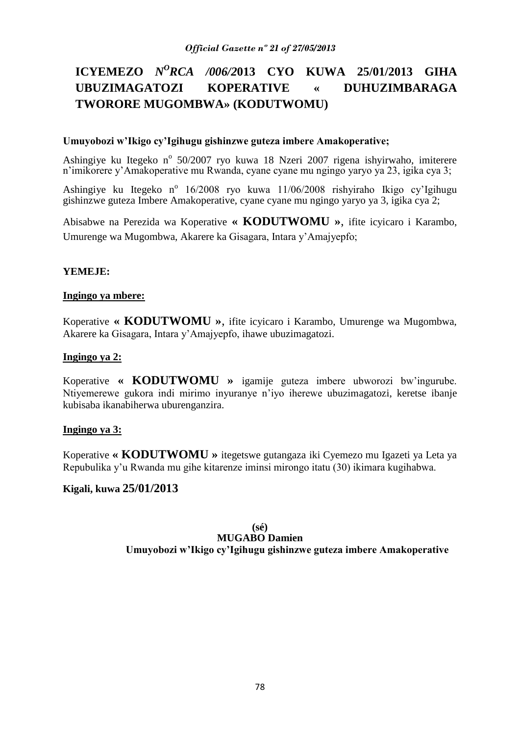# ICYEMEZO *N^O^RCA /006/*2013 CYO KUWA 25/01/2013 GIHA UBUZIMAGATOZI KOPERATIVE « DUHUZIMBARAGA TWORORE MUGOMBWA» (KODUTWOMU)

**Umuyobozi w'Ikigo cy'Igihugu gishinzwe guteza imbere Amakoperative;**

Ashingiye ku Itegeko n° 50/2007 ryo kuwa 18 Nzeri 2007 rigena ishyirwaho, imiterere n'imikorere y'Amakoperative mu Rwanda, cyane cyane mu ngingo yaryo ya 23, igika cya 3;

Ashingiye ku Itegeko n° 16/2008 ryo kuwa 11/06/2008 rishyiraho Ikigo cy'Igihugu gishinzwe guteza Imbere Amakoperative, cyane cyane mu ngingo yaryo ya 3, igika cya 2;

Abisabwe na Perezida wa Koperative **« KODUTWOMU »**, ifite icyicaro i Karambo, Umurenge wa Mugombwa, Akarere ka Gisagara, Intara y'Amajyepfo;

**YEMEJE:**

**Ingingo ya mbere:**

Koperative **« KODUTWOMU »**, ifite icyicaro i Karambo, Umurenge wa Mugombwa, Akarere ka Gisagara, Intara y'Amajyepfo, ihawe ubuzimagatozi.

**Ingingo ya 2:**

Koperative **« KODUTWOMU »** igamije guteza imbere ubworozi bw'ingurube. Ntiyemerewe gukora indi mirimo inyuranye n'iyo iherewe ubuzimagatozi, keretse ibanje kubisaba ikanabiherwa uburenganzira.

**Ingingo ya 3:**

Koperative **« KODUTWOMU »** itegetswe gutangaza iki Cyemezo mu Igazeti ya Leta ya Repubulika y'u Rwanda mu gihe kitarenze iminsi mirongo itatu (30) ikimara kugihabwa.

**Kigali, kuwa 25/01/2013**

**(sé)**
**MUGABO Damien**
**Umuyobozi w'Ikigo cy'Igihugu gishinzwe guteza imbere Amakoperative**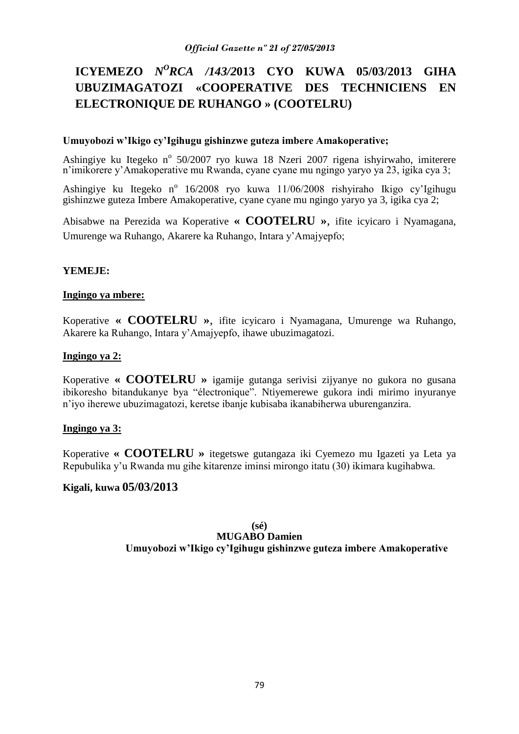# ICYEMEZO *N^O^RCA /143/*2013 CYO KUWA 05/03/2013 GIHA UBUZIMAGATOZI «COOPERATIVE DES TECHNICIENS EN ELECTRONIQUE DE RUHANGO » (COOTELRU)

**Umuyobozi w'Ikigo cy'Igihugu gishinzwe guteza imbere Amakoperative;**

Ashingiye ku Itegeko n° 50/2007 ryo kuwa 18 Nzeri 2007 rigena ishyirwaho, imiterere n'imikorere y'Amakoperative mu Rwanda, cyane cyane mu ngingo yaryo ya 23, igika cya 3;

Ashingiye ku Itegeko n° 16/2008 ryo kuwa 11/06/2008 rishyiraho Ikigo cy'Igihugu gishinzwe guteza Imbere Amakoperative, cyane cyane mu ngingo yaryo ya 3, igika cya 2;

Abisabwe na Perezida wa Koperative **« COOTELRU »**, ifite icyicaro i Nyamagana, Umurenge wa Ruhango, Akarere ka Ruhango, Intara y'Amajyepfo;

**YEMEJE:**

**Ingingo ya mbere:**

Koperative **« COOTELRU »**, ifite icyicaro i Nyamagana, Umurenge wa Ruhango, Akarere ka Ruhango, Intara y'Amajyepfo, ihawe ubuzimagatozi.

**Ingingo ya 2:**

Koperative **« COOTELRU »** igamije gutanga serivisi zijyanye no gukora no gusana ibikoresho bitandukanye bya "électronique". Ntiyemerewe gukora indi mirimo inyuranye n'iyo iherewe ubuzimagatozi, keretse ibanje kubisaba ikanabiherwa uburenganzira.

**Ingingo ya 3:**

Koperative **« COOTELRU »** itegetswe gutangaza iki Cyemezo mu Igazeti ya Leta ya Repubulika y'u Rwanda mu gihe kitarenze iminsi mirongo itatu (30) ikimara kugihabwa.

**Kigali, kuwa 05/03/2013**

**(sé)**
**MUGABO Damien**
**Umuyobozi w'Ikigo cy'Igihugu gishinzwe guteza imbere Amakoperative**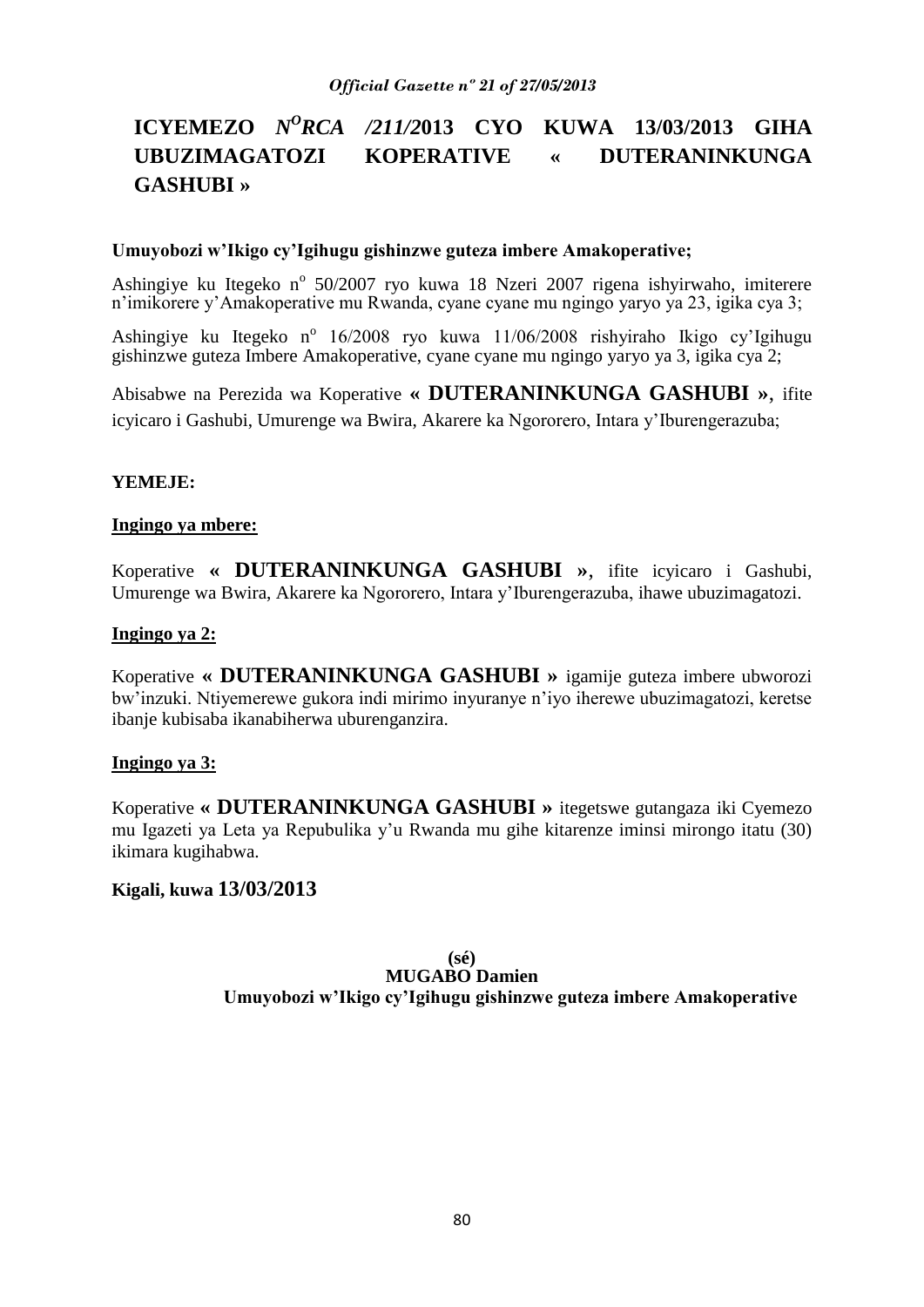**ICYEMEZO $N^{O}$*RCA /211/*2013 CYO KUWA 13/03/2013 GIHA UBUZIMAGATOZI KOPERATIVE « DUTERANINKUNGA GASHUBI »**

**Umuyobozi w'Ikigo cy'Igihugu gishinzwe guteza imbere Amakoperative;**

Ashingiye ku Itegeko n° 50/2007 ryo kuwa 18 Nzeri 2007 rigena ishyirwaho, imiterere n'imikorere y'Amakoperative mu Rwanda, cyane cyane mu ngingo yaryo ya 23, igika cya 3;

Ashingiye ku Itegeko n° 16/2008 ryo kuwa 11/06/2008 rishyiraho Ikigo cy'Igihugu gishinzwe guteza Imbere Amakoperative, cyane cyane mu ngingo yaryo ya 3, igika cya 2;

Abisabwe na Perezida wa Koperative **« DUTERANINKUNGA GASHUBI »**, ifite icyicaro i Gashubi, Umurenge wa Bwira, Akarere ka Ngororero, Intara y'Iburengerazuba;

**YEMEJE:**

**Ingingo ya mbere:**

Koperative **« DUTERANINKUNGA GASHUBI »**, ifite icyicaro i Gashubi, Umurenge wa Bwira, Akarere ka Ngororero, Intara y'Iburengerazuba, ihawe ubuzimagatozi.

**Ingingo ya 2:**

Koperative **« DUTERANINKUNGA GASHUBI »** igamije guteza imbere ubworozi bw'inzuki. Ntiyemerewe gukora indi mirimo inyuranye n'iyo iherewe ubuzimagatozi, keretse ibanje kubisaba ikanabiherwa uburenganzira.

**Ingingo ya 3:**

Koperative **« DUTERANINKUNGA GASHUBI »** itegetswe gutangaza iki Cyemezo mu Igazeti ya Leta ya Repubulika y'u Rwanda mu gihe kitarenze iminsi mirongo itatu (30) ikimara kugihabwa.

**Kigali, kuwa 13/03/2013**

**(sé)**
**MUGABO Damien**
**Umuyobozi w'Ikigo cy'Igihugu gishinzwe guteza imbere Amakoperative**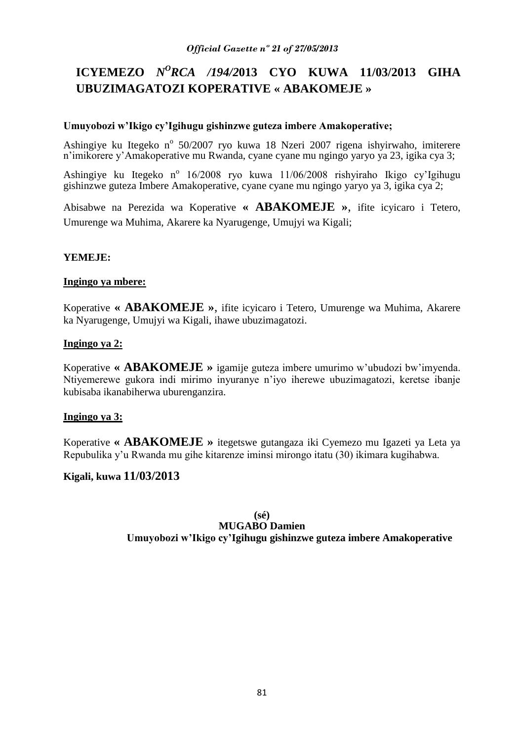# ICYEMEZO *N^O RCA /194/*2013 CYO KUWA 11/03/2013 GIHA UBUZIMAGATOZI KOPERATIVE « ABAKOMEJE »

**Umuyobozi w'Ikigo cy'Igihugu gishinzwe guteza imbere Amakoperative;**

Ashingiye ku Itegeko n° 50/2007 ryo kuwa 18 Nzeri 2007 rigena ishyirwaho, imiterere n'imikorere y'Amakoperative mu Rwanda, cyane cyane mu ngingo yaryo ya 23, igika cya 3;

Ashingiye ku Itegeko n° 16/2008 ryo kuwa 11/06/2008 rishyiraho Ikigo cy'Igihugu gishinzwe guteza Imbere Amakoperative, cyane cyane mu ngingo yaryo ya 3, igika cya 2;

Abisabwe na Perezida wa Koperative **« ABAKOMEJE »**, ifite icyicaro i Tetero, Umurenge wa Muhima, Akarere ka Nyarugenge, Umujyi wa Kigali;

**YEMEJE:**

**Ingingo ya mbere:**

Koperative **« ABAKOMEJE »**, ifite icyicaro i Tetero, Umurenge wa Muhima, Akarere ka Nyarugenge, Umujyi wa Kigali, ihawe ubuzimagatozi.

**Ingingo ya 2:**

Koperative **« ABAKOMEJE »** igamije guteza imbere umurimo w'ubudozi bw'imyenda. Ntiyemerewe gukora indi mirimo inyuranye n'iyo iherewe ubuzimagatozi, keretse ibanje kubisaba ikanabiherwa uburenganzira.

**Ingingo ya 3:**

Koperative **« ABAKOMEJE »** itegetswe gutangaza iki Cyemezo mu Igazeti ya Leta ya Repubulika y'u Rwanda mu gihe kitarenze iminsi mirongo itatu (30) ikimara kugihabwa.

**Kigali, kuwa 11/03/2013**

**(sé)**
**MUGABO Damien**
**Umuyobozi w'Ikigo cy'Igihugu gishinzwe guteza imbere Amakoperative**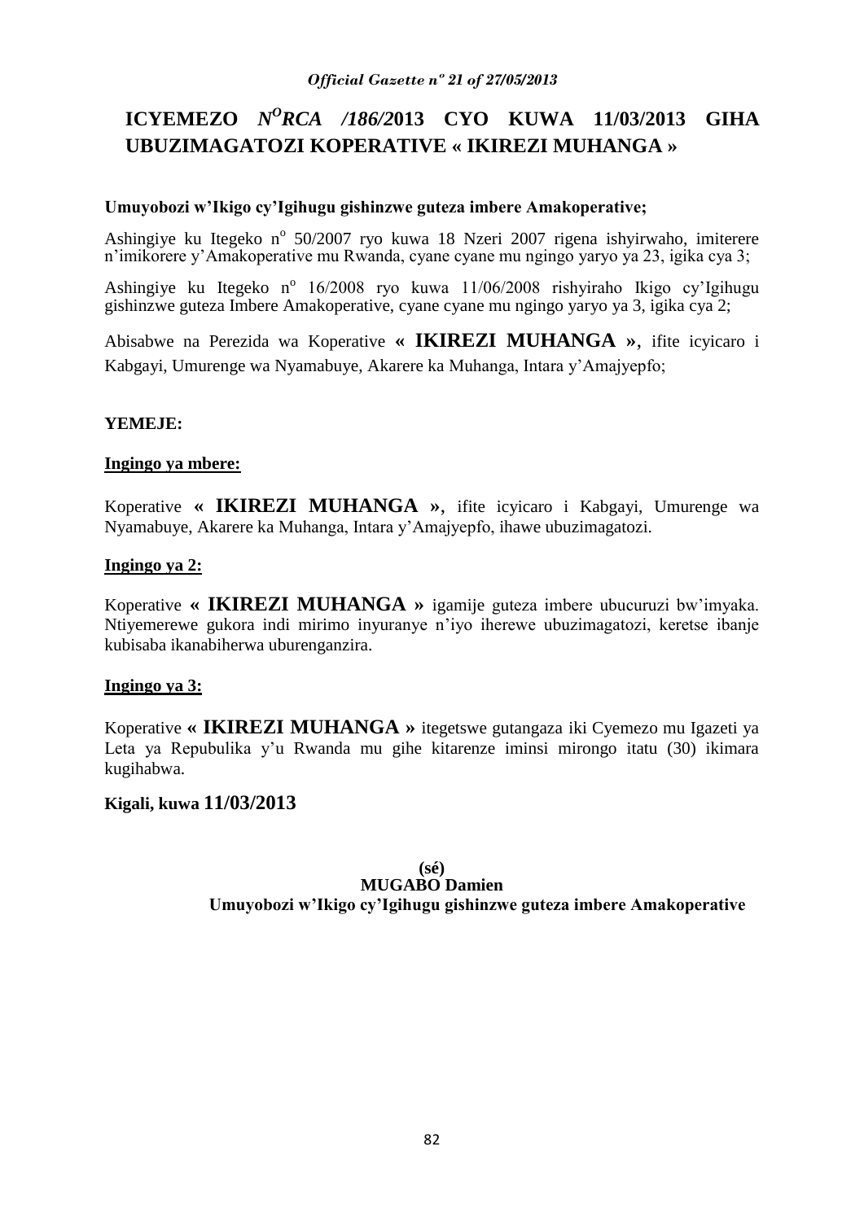# ICYEMEZO *N^O RCA /186/*2013 CYO KUWA 11/03/2013 GIHA UBUZIMAGATOZI KOPERATIVE « IKIREZI MUHANGA »

**Umuyobozi w'Ikigo cy'Igihugu gishinzwe guteza imbere Amakoperative;**

Ashingiye ku Itegeko n° 50/2007 ryo kuwa 18 Nzeri 2007 rigena ishyirwaho, imiterere n'imikorere y'Amakoperative mu Rwanda, cyane cyane mu ngingo yaryo ya 23, igika cya 3;

Ashingiye ku Itegeko n° 16/2008 ryo kuwa 11/06/2008 rishyiraho Ikigo cy'Igihugu gishinzwe guteza Imbere Amakoperative, cyane cyane mu ngingo yaryo ya 3, igika cya 2;

Abisabwe na Perezida wa Koperative **« IKIREZI MUHANGA »**, ifite icyicaro i Kabgayi, Umurenge wa Nyamabuye, Akarere ka Muhanga, Intara y'Amajyepfo;

**YEMEJE:**

**Ingingo ya mbere:**

Koperative **« IKIREZI MUHANGA »**, ifite icyicaro i Kabgayi, Umurenge wa Nyamabuye, Akarere ka Muhanga, Intara y'Amajyepfo, ihawe ubuzimagatozi.

**Ingingo ya 2:**

Koperative **« IKIREZI MUHANGA »** igamije guteza imbere ubucuruzi bw'imyaka. Ntiyemerewe gukora indi mirimo inyuranye n'iyo iherewe ubuzimagatozi, keretse ibanje kubisaba ikanabiherwa uburenganzira.

**Ingingo ya 3:**

Koperative **« IKIREZI MUHANGA »** itegetswe gutangaza iki Cyemezo mu Igazeti ya Leta ya Repubulika y'u Rwanda mu gihe kitarenze iminsi mirongo itatu (30) ikimara kugihabwa.

**Kigali, kuwa 11/03/2013**

**(sé)**
**MUGABO Damien**
**Umuyobozi w'Ikigo cy'Igihugu gishinzwe guteza imbere Amakoperative**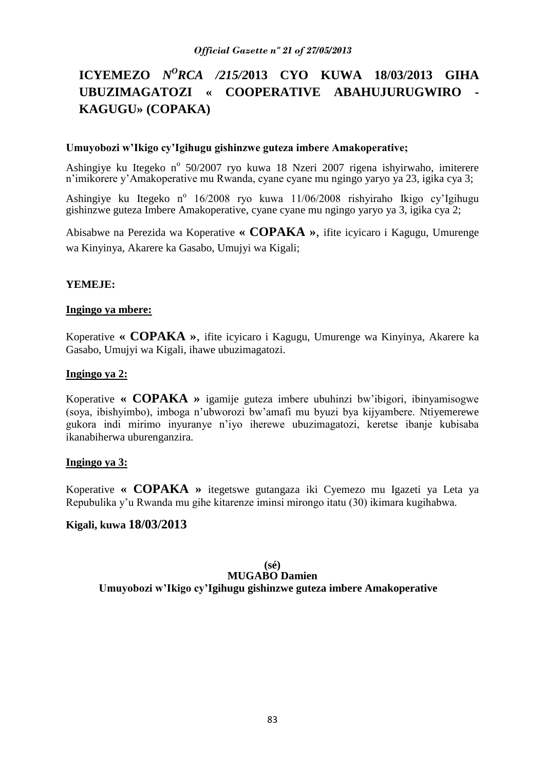# ICYEMEZO *N^O RCA /215/*2013 CYO KUWA 18/03/2013 GIHA UBUZIMAGATOZI « COOPERATIVE ABAHUJURUGWIRO - KAGUGU» (COPAKA)

**Umuyobozi w'Ikigo cy'Igihugu gishinzwe guteza imbere Amakoperative;**

Ashingiye ku Itegeko n° 50/2007 ryo kuwa 18 Nzeri 2007 rigena ishyirwaho, imiterere n'imikorere y'Amakoperative mu Rwanda, cyane cyane mu ngingo yaryo ya 23, igika cya 3;

Ashingiye ku Itegeko n° 16/2008 ryo kuwa 11/06/2008 rishyiraho Ikigo cy'Igihugu gishinzwe guteza Imbere Amakoperative, cyane cyane mu ngingo yaryo ya 3, igika cya 2;

Abisabwe na Perezida wa Koperative **« COPAKA »**, ifite icyicaro i Kagugu, Umurenge wa Kinyinya, Akarere ka Gasabo, Umujyi wa Kigali;

**YEMEJE:**

**Ingingo ya mbere:**

Koperative **« COPAKA »**, ifite icyicaro i Kagugu, Umurenge wa Kinyinya, Akarere ka Gasabo, Umujyi wa Kigali, ihawe ubuzimagatozi.

**Ingingo ya 2:**

Koperative **« COPAKA »** igamije guteza imbere ubuhinzi bw'ibigori, ibinyamisogwe (soya, ibishyimbo), imboga n'ubworozi bw'amafi mu byuzi bya kijyambere. Ntiyemerewe gukora indi mirimo inyuranye n'iyo iherewe ubuzimagatozi, keretse ibanje kubisaba ikanabiherwa uburenganzira.

**Ingingo ya 3:**

Koperative **« COPAKA »** itegetswe gutangaza iki Cyemezo mu Igazeti ya Leta ya Repubulika y'u Rwanda mu gihe kitarenze iminsi mirongo itatu (30) ikimara kugihabwa.

**Kigali, kuwa 18/03/2013**

**(sé)**
**MUGABO Damien**
**Umuyobozi w'Ikigo cy'Igihugu gishinzwe guteza imbere Amakoperative**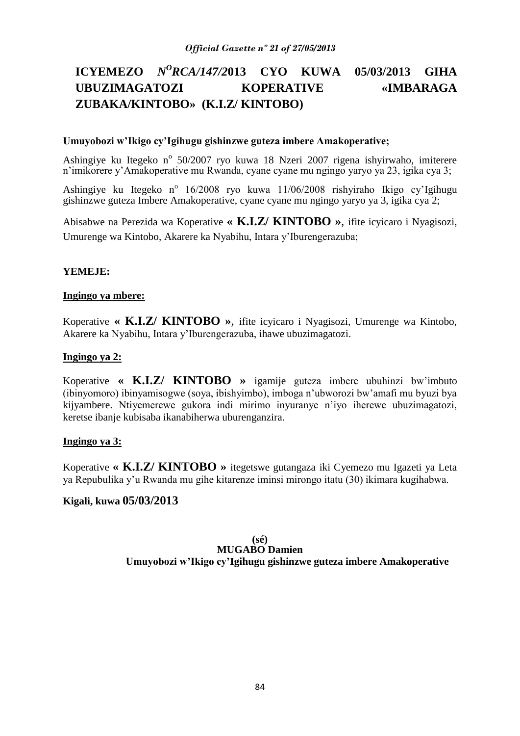# ICYEMEZO *N$^{O}$RCA/147/*2013 CYO KUWA 05/03/2013 GIHA UBUZIMAGATOZI KOPERATIVE «IMBARAGA ZUBAKA/KINTOBO» (K.I.Z/ KINTOBO)

**Umuyobozi w'Ikigo cy'Igihugu gishinzwe guteza imbere Amakoperative;**

Ashingiye ku Itegeko n$^{o}$ 50/2007 ryo kuwa 18 Nzeri 2007 rigena ishyirwaho, imiterere n'imikorere y'Amakoperative mu Rwanda, cyane cyane mu ngingo yaryo ya 23, igika cya 3;

Ashingiye ku Itegeko n$^{o}$ 16/2008 ryo kuwa 11/06/2008 rishyiraho Ikigo cy'Igihugu gishinzwe guteza Imbere Amakoperative, cyane cyane mu ngingo yaryo ya 3, igika cya 2;

Abisabwe na Perezida wa Koperative **« K.I.Z/ KINTOBO »**, ifite icyicaro i Nyagisozi, Umurenge wa Kintobo, Akarere ka Nyabihu, Intara y'Iburengerazuba;

**YEMEJE:**

**Ingingo ya mbere:**

Koperative **« K.I.Z/ KINTOBO »**, ifite icyicaro i Nyagisozi, Umurenge wa Kintobo, Akarere ka Nyabihu, Intara y'Iburengerazuba, ihawe ubuzimagatozi.

**Ingingo ya 2:**

Koperative **« K.I.Z/ KINTOBO »** igamije guteza imbere ubuhinzi bw'imbuto (ibinyomoro) ibinyamisogwe (soya, ibishyimbo), imboga n'ubworozi bw'amafi mu byuzi bya kijyambere. Ntiyemerewe gukora indi mirimo inyuranye n'iyo iherewe ubuzimagatozi, keretse ibanje kubisaba ikanabiherwa uburenganzira.

**Ingingo ya 3:**

Koperative **« K.I.Z/ KINTOBO »** itegetswe gutangaza iki Cyemezo mu Igazeti ya Leta ya Repubulika y'u Rwanda mu gihe kitarenze iminsi mirongo itatu (30) ikimara kugihabwa.

**Kigali, kuwa 05/03/2013**

**(sé)**
**MUGABO Damien**
**Umuyobozi w'Ikigo cy'Igihugu gishinzwe guteza imbere Amakoperative**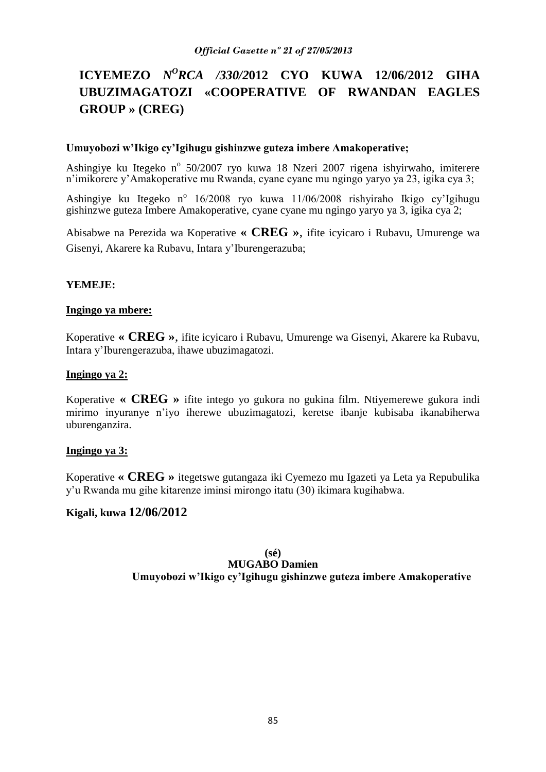# ICYEMEZO *N<sup>O</sup>RCA /330/2*012 CYO KUWA 12/06/2012 GIHA UBUZIMAGATOZI «COOPERATIVE OF RWANDAN EAGLES GROUP » (CREG)

**Umuyobozi w'Ikigo cy'Igihugu gishinzwe guteza imbere Amakoperative;**

Ashingiye ku Itegeko n° 50/2007 ryo kuwa 18 Nzeri 2007 rigena ishyirwaho, imiterere n'imikorere y'Amakoperative mu Rwanda, cyane cyane mu ngingo yaryo ya 23, igika cya 3;

Ashingiye ku Itegeko n° 16/2008 ryo kuwa 11/06/2008 rishyiraho Ikigo cy'Igihugu gishinzwe guteza Imbere Amakoperative, cyane cyane mu ngingo yaryo ya 3, igika cya 2;

Abisabwe na Perezida wa Koperative **« CREG »**, ifite icyicaro i Rubavu, Umurenge wa Gisenyi, Akarere ka Rubavu, Intara y'Iburengerazuba;

**YEMEJE:**

**Ingingo ya mbere:**

Koperative **« CREG »**, ifite icyicaro i Rubavu, Umurenge wa Gisenyi, Akarere ka Rubavu, Intara y'Iburengerazuba, ihawe ubuzimagatozi.

**Ingingo ya 2:**

Koperative **« CREG »** ifite intego yo gukora no gukina film. Ntiyemerewe gukora indi mirimo inyuranye n'iyo iherewe ubuzimagatozi, keretse ibanje kubisaba ikanabiherwa uburenganzira.

**Ingingo ya 3:**

Koperative **« CREG »** itegetswe gutangaza iki Cyemezo mu Igazeti ya Leta ya Repubulika y'u Rwanda mu gihe kitarenze iminsi mirongo itatu (30) ikimara kugihabwa.

**Kigali, kuwa 12/06/2012**

**(sé)**
**MUGABO Damien**
**Umuyobozi w'Ikigo cy'Igihugu gishinzwe guteza imbere Amakoperative**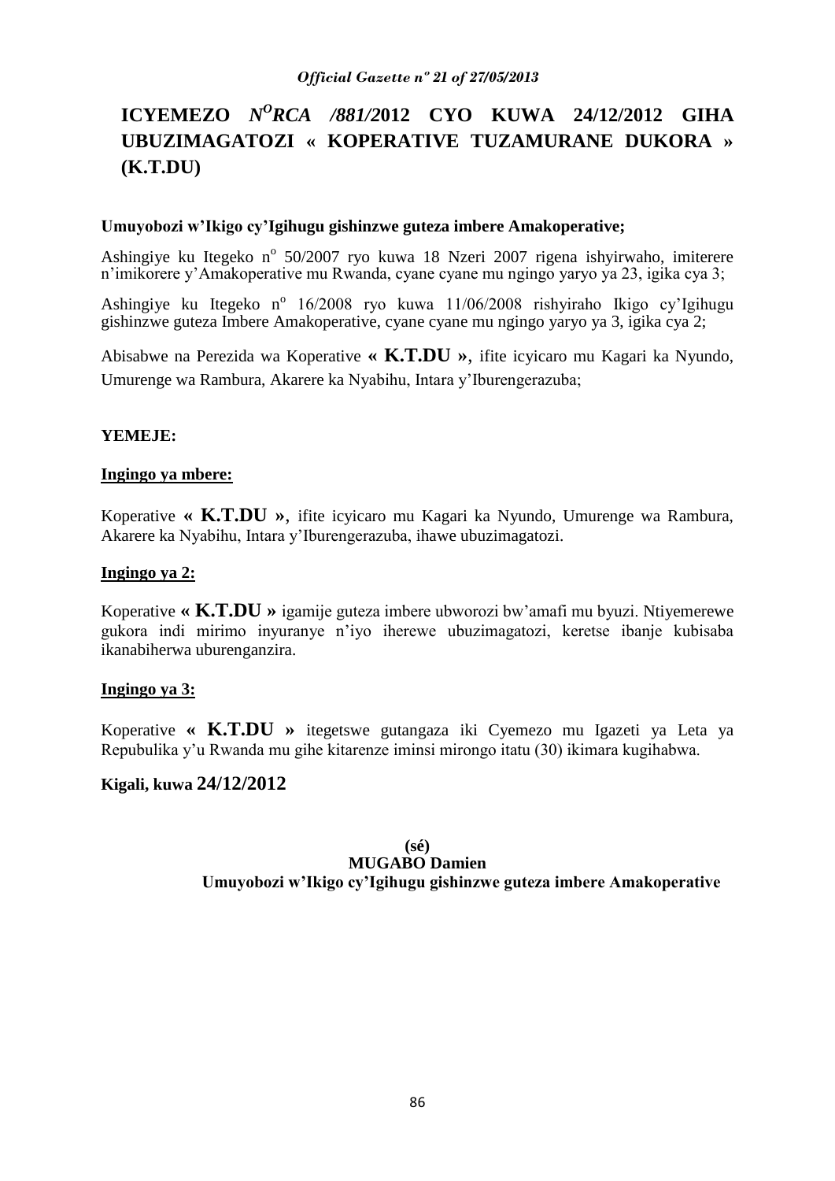# ICYEMEZO *N^O RCA /881/*2012 CYO KUWA 24/12/2012 GIHA UBUZIMAGATOZI « KOPERATIVE TUZAMURANE DUKORA » (K.T.DU)

**Umuyobozi w'Ikigo cy'Igihugu gishinzwe guteza imbere Amakoperative;**

Ashingiye ku Itegeko n° 50/2007 ryo kuwa 18 Nzeri 2007 rigena ishyirwaho, imiterere n'imikorere y'Amakoperative mu Rwanda, cyane cyane mu ngingo yaryo ya 23, igika cya 3;

Ashingiye ku Itegeko n° 16/2008 ryo kuwa 11/06/2008 rishyiraho Ikigo cy'Igihugu gishinzwe guteza Imbere Amakoperative, cyane cyane mu ngingo yaryo ya 3, igika cya 2;

Abisabwe na Perezida wa Koperative **« K.T.DU »**, ifite icyicaro mu Kagari ka Nyundo, Umurenge wa Rambura, Akarere ka Nyabihu, Intara y'Iburengerazuba;

**YEMEJE:**

**Ingingo ya mbere:**

Koperative **« K.T.DU »**, ifite icyicaro mu Kagari ka Nyundo, Umurenge wa Rambura, Akarere ka Nyabihu, Intara y'Iburengerazuba, ihawe ubuzimagatozi.

**Ingingo ya 2:**

Koperative **« K.T.DU »** igamije guteza imbere ubworozi bw'amafi mu byuzi. Ntiyemerewe gukora indi mirimo inyuranye n'iyo iherewe ubuzimagatozi, keretse ibanje kubisaba ikanabiherwa uburenganzira.

**Ingingo ya 3:**

Koperative **« K.T.DU »** itegetswe gutangaza iki Cyemezo mu Igazeti ya Leta ya Repubulika y'u Rwanda mu gihe kitarenze iminsi mirongo itatu (30) ikimara kugihabwa.

**Kigali, kuwa 24/12/2012**

**(sé)**
**MUGABO Damien**
**Umuyobozi w'Ikigo cy'Igihugu gishinzwe guteza imbere Amakoperative**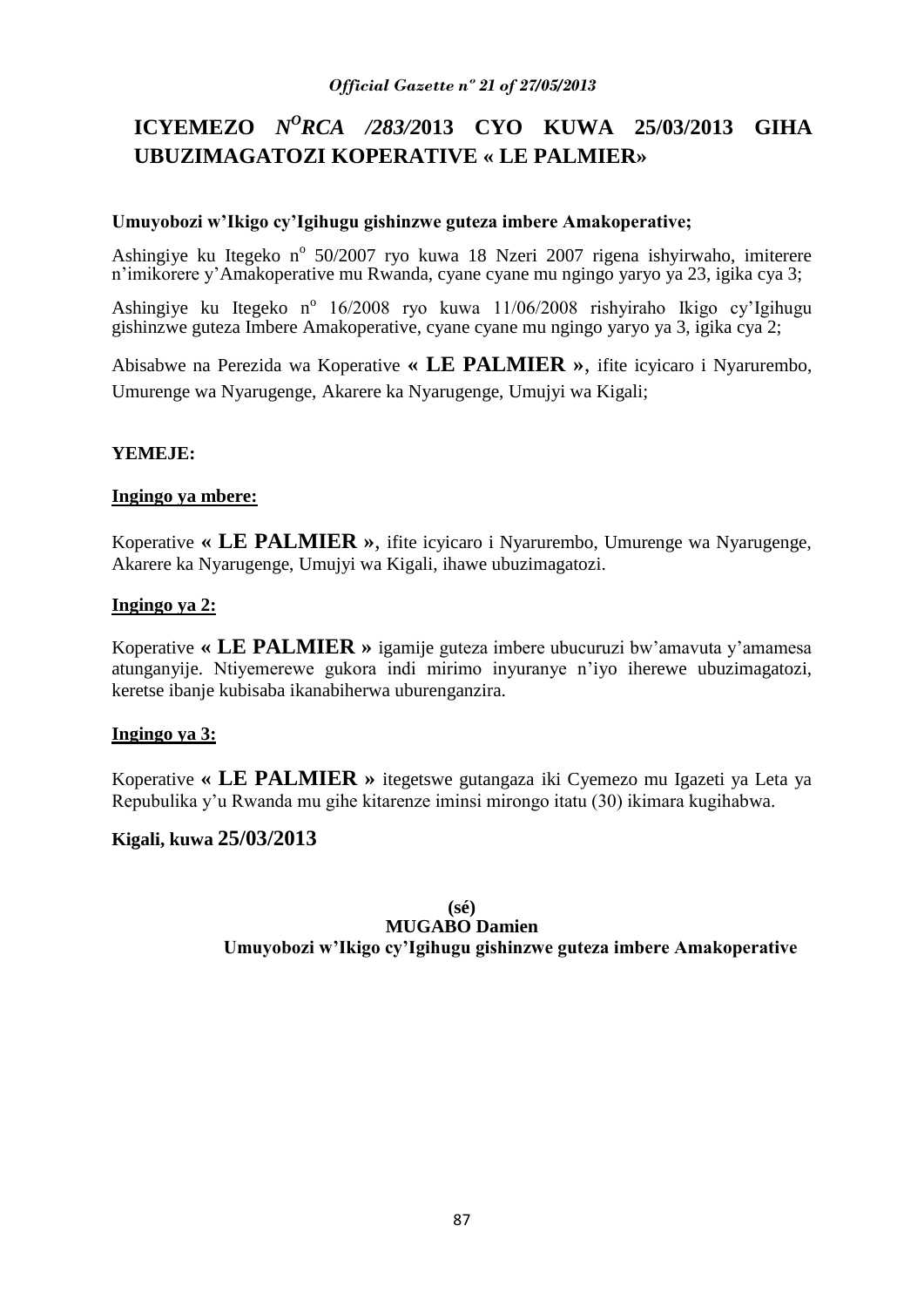# ICYEMEZO *N^O^RCA /283/*2013 CYO KUWA 25/03/2013 GIHA UBUZIMAGATOZI KOPERATIVE « LE PALMIER»

**Umuyobozi w'Ikigo cy'Igihugu gishinzwe guteza imbere Amakoperative;**

Ashingiye ku Itegeko n° 50/2007 ryo kuwa 18 Nzeri 2007 rigena ishyirwaho, imiterere n'imikorere y'Amakoperative mu Rwanda, cyane cyane mu ngingo yaryo ya 23, igika cya 3;

Ashingiye ku Itegeko n° 16/2008 ryo kuwa 11/06/2008 rishyiraho Ikigo cy'Igihugu gishinzwe guteza Imbere Amakoperative, cyane cyane mu ngingo yaryo ya 3, igika cya 2;

Abisabwe na Perezida wa Koperative **« LE PALMIER »**, ifite icyicaro i Nyarurembo, Umurenge wa Nyarugenge, Akarere ka Nyarugenge, Umujyi wa Kigali;

**YEMEJE:**

**Ingingo ya mbere:**

Koperative **« LE PALMIER »**, ifite icyicaro i Nyarurembo, Umurenge wa Nyarugenge, Akarere ka Nyarugenge, Umujyi wa Kigali, ihawe ubuzimagatozi.

**Ingingo ya 2:**

Koperative **« LE PALMIER »** igamije guteza imbere ubucuruzi bw'amavuta y'amamesa atunganyije. Ntiyemerewe gukora indi mirimo inyuranye n'iyo iherewe ubuzimagatozi, keretse ibanje kubisaba ikanabiherwa uburenganzira.

**Ingingo ya 3:**

Koperative **« LE PALMIER »** itegetswe gutangaza iki Cyemezo mu Igazeti ya Leta ya Repubulika y'u Rwanda mu gihe kitarenze iminsi mirongo itatu (30) ikimara kugihabwa.

**Kigali, kuwa 25/03/2013**

**(sé)**
**MUGABO Damien**
**Umuyobozi w'Ikigo cy'Igihugu gishinzwe guteza imbere Amakoperative**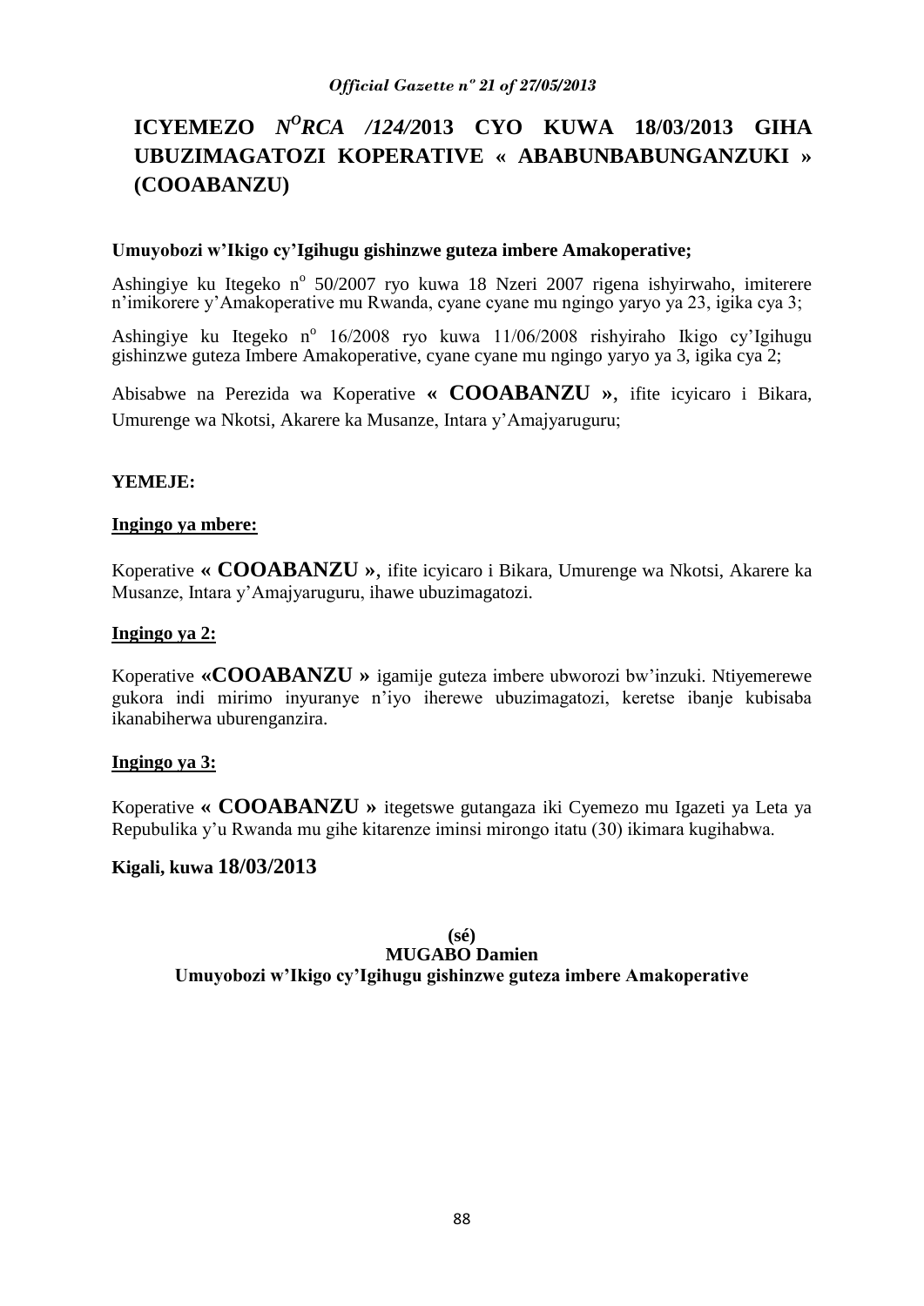# ICYEMEZO *N^O RCA /124/*2013 CYO KUWA 18/03/2013 GIHA UBUZIMAGATOZI KOPERATIVE « ABABUNBABUNGANZUKI » (COOABANZU)

**Umuyobozi w'Ikigo cy'Igihugu gishinzwe guteza imbere Amakoperative;**

Ashingiye ku Itegeko n° 50/2007 ryo kuwa 18 Nzeri 2007 rigena ishyirwaho, imiterere n'imikorere y'Amakoperative mu Rwanda, cyane cyane mu ngingo yaryo ya 23, igika cya 3;

Ashingiye ku Itegeko n° 16/2008 ryo kuwa 11/06/2008 rishyiraho Ikigo cy'Igihugu gishinzwe guteza Imbere Amakoperative, cyane cyane mu ngingo yaryo ya 3, igika cya 2;

Abisabwe na Perezida wa Koperative **« COOABANZU »**, ifite icyicaro i Bikara, Umurenge wa Nkotsi, Akarere ka Musanze, Intara y'Amajyaruguru;

**YEMEJE:**

**Ingingo ya mbere:**

Koperative **« COOABANZU »**, ifite icyicaro i Bikara, Umurenge wa Nkotsi, Akarere ka Musanze, Intara y'Amajyaruguru, ihawe ubuzimagatozi.

**Ingingo ya 2:**

Koperative **«COOABANZU »** igamije guteza imbere ubworozi bw'inzuki. Ntiyemerewe gukora indi mirimo inyuranye n'iyo iherewe ubuzimagatozi, keretse ibanje kubisaba ikanabiherwa uburenganzira.

**Ingingo ya 3:**

Koperative **« COOABANZU »** itegetswe gutangaza iki Cyemezo mu Igazeti ya Leta ya Repubulika y'u Rwanda mu gihe kitarenze iminsi mirongo itatu (30) ikimara kugihabwa.

**Kigali, kuwa 18/03/2013**

**(sé)**
**MUGABO Damien**
**Umuyobozi w'Ikigo cy'Igihugu gishinzwe guteza imbere Amakoperative**